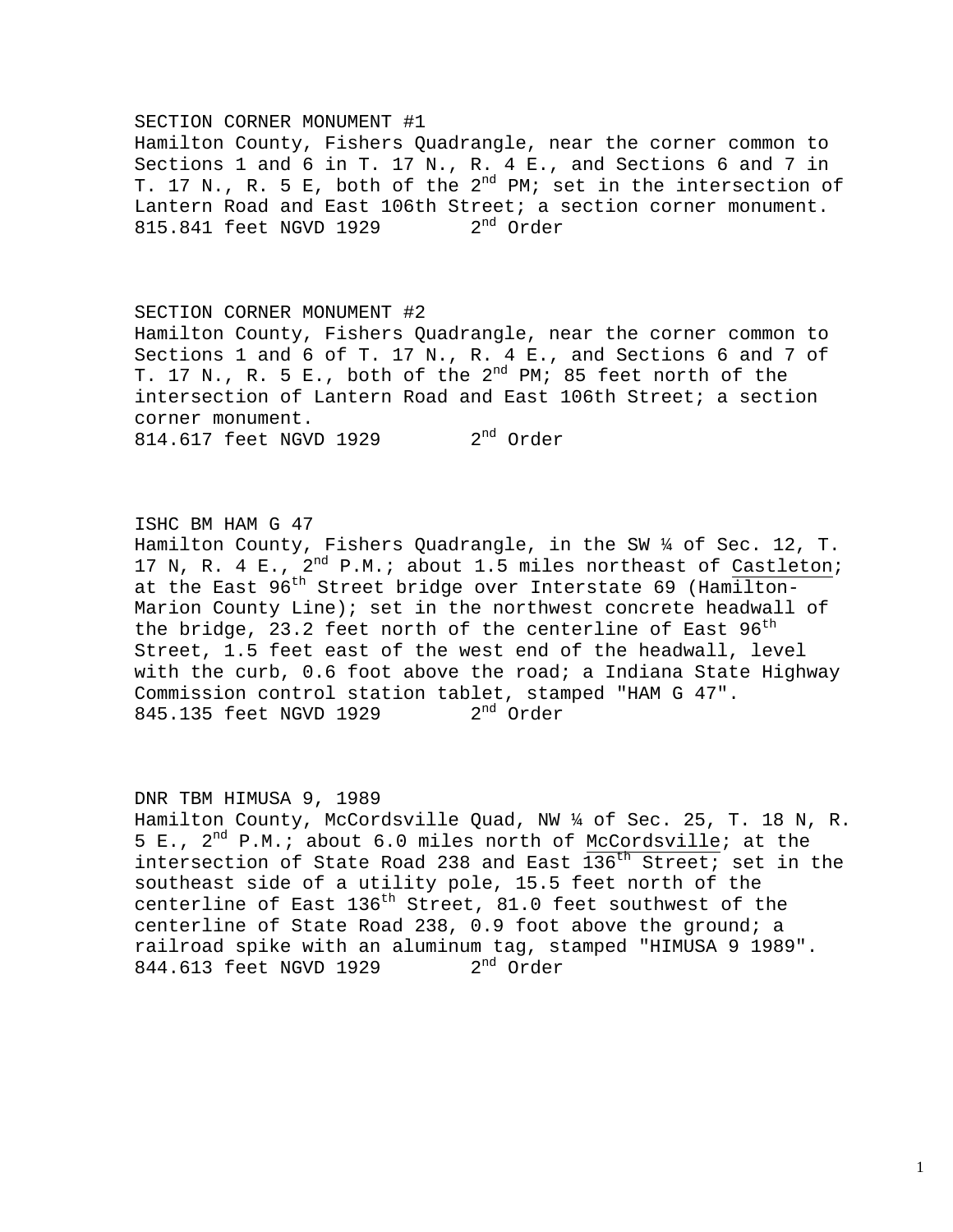SECTION CORNER MONUMENT #1

Hamilton County, Fishers Quadrangle, near the corner common to Sections 1 and 6 in T. 17 N., R. 4 E., and Sections 6 and 7 in T. 17 N., R. 5 E, both of the 2nd PM; set in the intersection of Lantern Road and East 106th Street; a section corner monument.

815.841 feet NGVD 1929 2nd Order

SECTION CORNER MONUMENT #2

Hamilton County, Fishers Quadrangle, near the corner common to Sections 1 and 6 of T. 17 N., R. 4 E., and Sections 6 and 7 of T. 17 N., R. 5 E., both of the 2nd PM; 85 feet north of the intersection of Lantern Road and East 106th Street; a section corner monument.

814.617 feet NGVD 1929 2nd Order

ISHC BM HAM G 47

Hamilton County, Fishers Quadrangle, in the SW ¼ of Sec. 12, T. 17 N, R. 4 E., 2nd P.M.; about 1.5 miles northeast of Castleton; at the East 96th Street bridge over Interstate 69 (Hamilton-Marion County Line); set in the northwest concrete headwall of the bridge, 23.2 feet north of the centerline of East 96th Street, 1.5 feet east of the west end of the headwall, level with the curb, 0.6 foot above the road; a Indiana State Highway Commission control station tablet, stamped "HAM G 47".

845.135 feet NGVD 1929 2nd Order

DNR TBM HIMUSA 9, 1989

Hamilton County, McCordsville Quad, NW ¼ of Sec. 25, T. 18 N, R. 5 E., 2nd P.M.; about 6.0 miles north of McCordsville; at the intersection of State Road 238 and East 136th Street; set in the southeast side of a utility pole, 15.5 feet north of the centerline of East 136th Street, 81.0 feet southwest of the centerline of State Road 238, 0.9 foot above the ground; a railroad spike with an aluminum tag, stamped "HIMUSA 9 1989".

844.613 feet NGVD 1929 2nd Order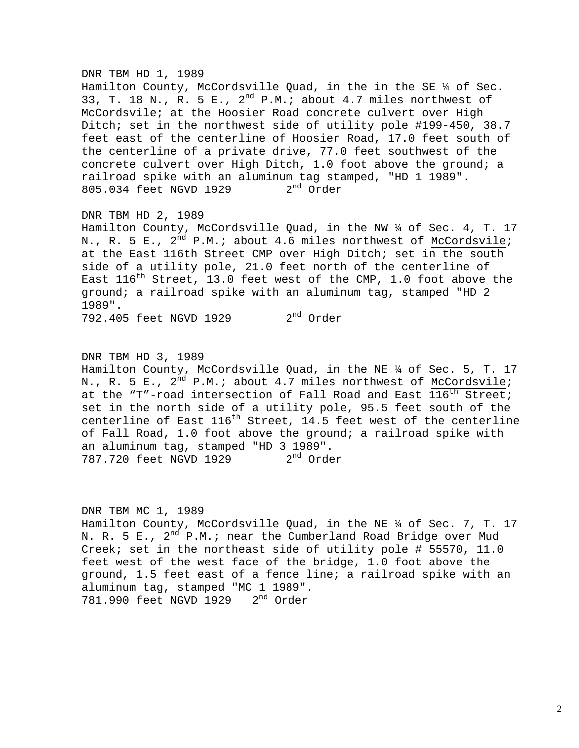DNR TBM HD 1, 1989
Hamilton County, McCordsville Quad, in the in the SE ¼ of Sec. 33, T. 18 N., R. 5 E., 2nd P.M.; about 4.7 miles northwest of McCordsvile; at the Hoosier Road concrete culvert over High Ditch; set in the northwest side of utility pole #199-450, 38.7 feet east of the centerline of Hoosier Road, 17.0 feet south of the centerline of a private drive, 77.0 feet southwest of the concrete culvert over High Ditch, 1.0 foot above the ground; a railroad spike with an aluminum tag stamped, "HD 1 1989".
805.034 feet NGVD 1929        2nd Order

DNR TBM HD 2, 1989
Hamilton County, McCordsville Quad, in the NW ¼ of Sec. 4, T. 17 N., R. 5 E., 2nd P.M.; about 4.6 miles northwest of McCordsvile; at the East 116th Street CMP over High Ditch; set in the south side of a utility pole, 21.0 feet north of the centerline of East 116th Street, 13.0 feet west of the CMP, 1.0 foot above the ground; a railroad spike with an aluminum tag, stamped "HD 2 1989".
792.405 feet NGVD 1929        2nd Order

DNR TBM HD 3, 1989
Hamilton County, McCordsville Quad, in the NE ¼ of Sec. 5, T. 17 N., R. 5 E., 2nd P.M.; about 4.7 miles northwest of McCordsvile; at the "T"-road intersection of Fall Road and East 116th Street; set in the north side of a utility pole, 95.5 feet south of the centerline of East 116th Street, 14.5 feet west of the centerline of Fall Road, 1.0 foot above the ground; a railroad spike with an aluminum tag, stamped "HD 3 1989".
787.720 feet NGVD 1929        2nd Order

DNR TBM MC 1, 1989
Hamilton County, McCordsville Quad, in the NE ¼ of Sec. 7, T. 17 N. R. 5 E., 2nd P.M.; near the Cumberland Road Bridge over Mud Creek; set in the northeast side of utility pole # 55570, 11.0 feet west of the west face of the bridge, 1.0 foot above the ground, 1.5 feet east of a fence line; a railroad spike with an aluminum tag, stamped "MC 1 1989".
781.990 feet NGVD 1929   2nd Order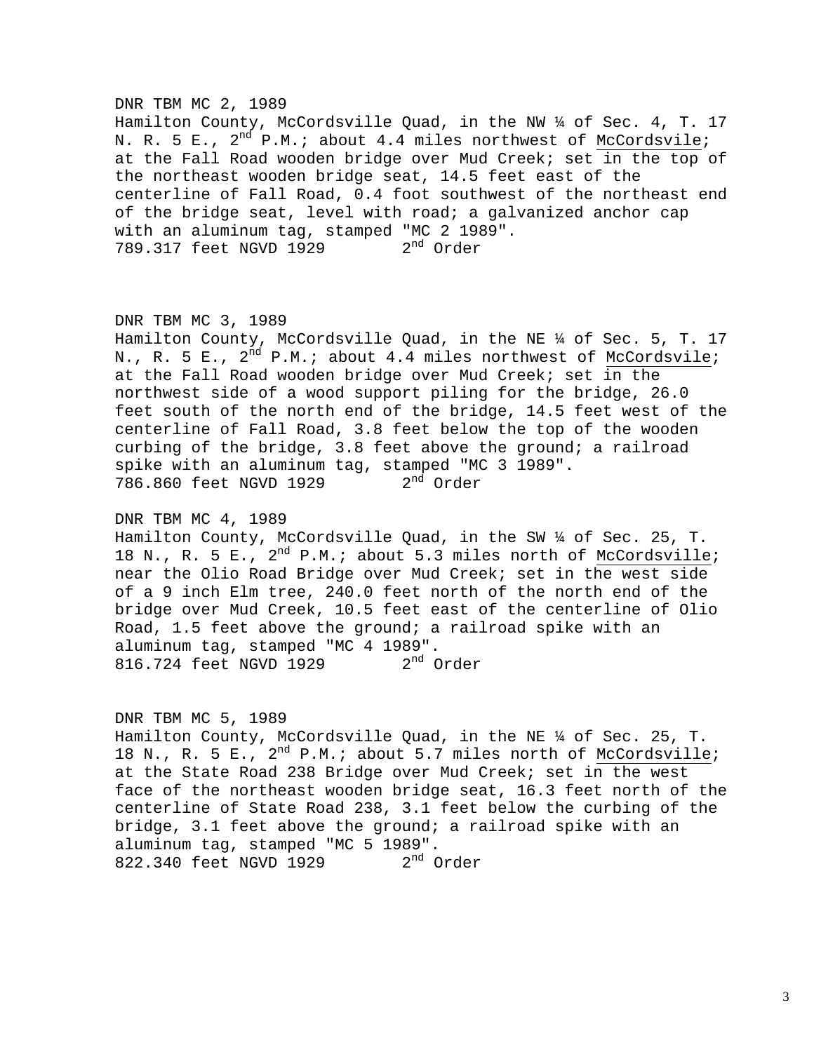DNR TBM MC 2, 1989
Hamilton County, McCordsville Quad, in the NW ¼ of Sec. 4, T. 17 N. R. 5 E., 2nd P.M.; about 4.4 miles northwest of McCordsvile; at the Fall Road wooden bridge over Mud Creek; set in the top of the northeast wooden bridge seat, 14.5 feet east of the centerline of Fall Road, 0.4 foot southwest of the northeast end of the bridge seat, level with road; a galvanized anchor cap with an aluminum tag, stamped "MC 2 1989".
789.317 feet NGVD 1929 2nd Order

DNR TBM MC 3, 1989
Hamilton County, McCordsville Quad, in the NE ¼ of Sec. 5, T. 17 N., R. 5 E., 2nd P.M.; about 4.4 miles northwest of McCordsvile; at the Fall Road wooden bridge over Mud Creek; set in the northwest side of a wood support piling for the bridge, 26.0 feet south of the north end of the bridge, 14.5 feet west of the centerline of Fall Road, 3.8 feet below the top of the wooden curbing of the bridge, 3.8 feet above the ground; a railroad spike with an aluminum tag, stamped "MC 3 1989".
786.860 feet NGVD 1929 2nd Order

DNR TBM MC 4, 1989
Hamilton County, McCordsville Quad, in the SW ¼ of Sec. 25, T. 18 N., R. 5 E., 2nd P.M.; about 5.3 miles north of McCordsville; near the Olio Road Bridge over Mud Creek; set in the west side of a 9 inch Elm tree, 240.0 feet north of the north end of the bridge over Mud Creek, 10.5 feet east of the centerline of Olio Road, 1.5 feet above the ground; a railroad spike with an aluminum tag, stamped "MC 4 1989".
816.724 feet NGVD 1929 2nd Order

DNR TBM MC 5, 1989
Hamilton County, McCordsville Quad, in the NE ¼ of Sec. 25, T. 18 N., R. 5 E., 2nd P.M.; about 5.7 miles north of McCordsville; at the State Road 238 Bridge over Mud Creek; set in the west face of the northeast wooden bridge seat, 16.3 feet north of the centerline of State Road 238, 3.1 feet below the curbing of the bridge, 3.1 feet above the ground; a railroad spike with an aluminum tag, stamped "MC 5 1989".
822.340 feet NGVD 1929 2nd Order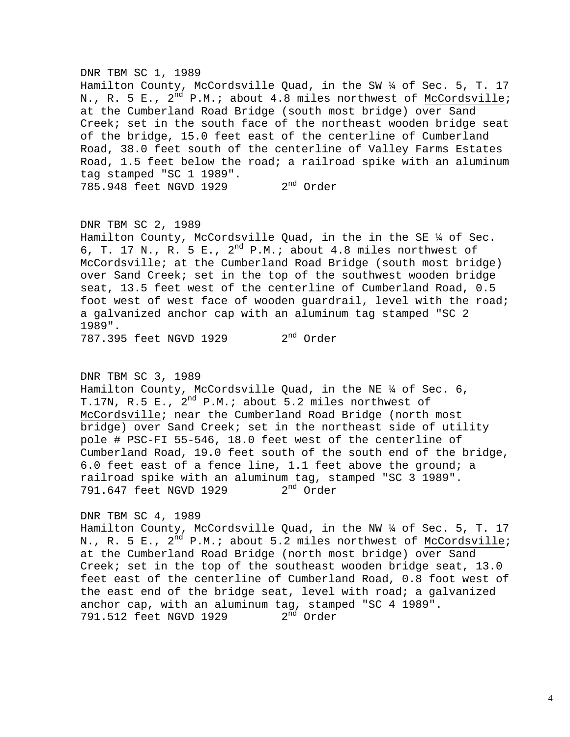DNR TBM SC 1, 1989
Hamilton County, McCordsville Quad, in the SW ¼ of Sec. 5, T. 17 N., R. 5 E., 2nd P.M.; about 4.8 miles northwest of McCordsville; at the Cumberland Road Bridge (south most bridge) over Sand Creek; set in the south face of the northeast wooden bridge seat of the bridge, 15.0 feet east of the centerline of Cumberland Road, 38.0 feet south of the centerline of Valley Farms Estates Road, 1.5 feet below the road; a railroad spike with an aluminum tag stamped "SC 1 1989".
785.948 feet NGVD 1929 2nd Order

DNR TBM SC 2, 1989
Hamilton County, McCordsville Quad, in the in the SE ¼ of Sec. 6, T. 17 N., R. 5 E., 2nd P.M.; about 4.8 miles northwest of McCordsville; at the Cumberland Road Bridge (south most bridge) over Sand Creek; set in the top of the southwest wooden bridge seat, 13.5 feet west of the centerline of Cumberland Road, 0.5 foot west of west face of wooden guardrail, level with the road; a galvanized anchor cap with an aluminum tag stamped "SC 2 1989".
787.395 feet NGVD 1929 2nd Order

DNR TBM SC 3, 1989
Hamilton County, McCordsville Quad, in the NE ¼ of Sec. 6, T.17N, R.5 E., 2nd P.M.; about 5.2 miles northwest of McCordsville; near the Cumberland Road Bridge (north most bridge) over Sand Creek; set in the northeast side of utility pole # PSC-FI 55-546, 18.0 feet west of the centerline of Cumberland Road, 19.0 feet south of the south end of the bridge, 6.0 feet east of a fence line, 1.1 feet above the ground; a railroad spike with an aluminum tag, stamped "SC 3 1989".
791.647 feet NGVD 1929 2nd Order

DNR TBM SC 4, 1989
Hamilton County, McCordsville Quad, in the NW ¼ of Sec. 5, T. 17 N., R. 5 E., 2nd P.M.; about 5.2 miles northwest of McCordsville; at the Cumberland Road Bridge (north most bridge) over Sand Creek; set in the top of the southeast wooden bridge seat, 13.0 feet east of the centerline of Cumberland Road, 0.8 foot west of the east end of the bridge seat, level with road; a galvanized anchor cap, with an aluminum tag, stamped "SC 4 1989".
791.512 feet NGVD 1929 2nd Order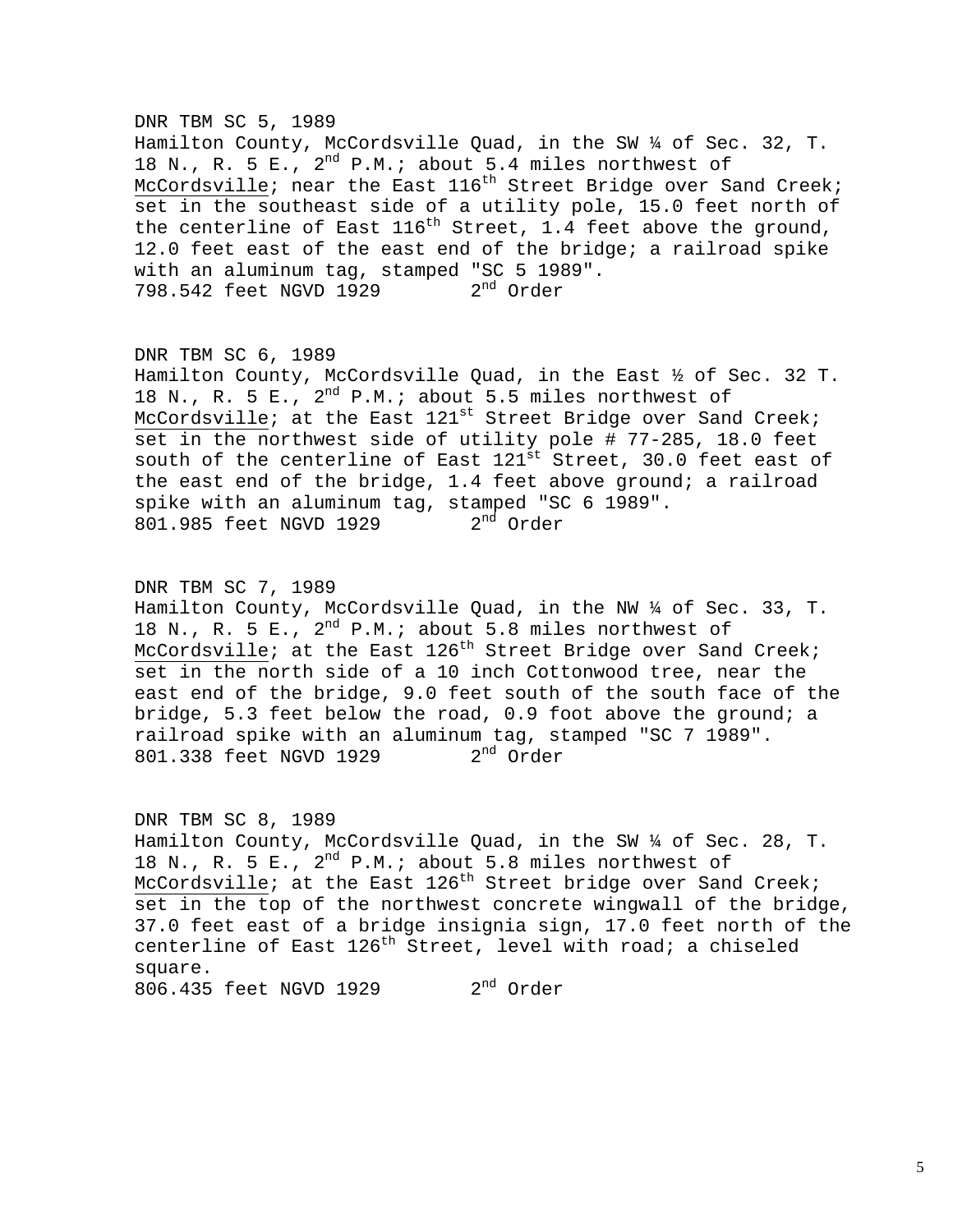DNR TBM SC 5, 1989
Hamilton County, McCordsville Quad, in the SW ¼ of Sec. 32, T. 18 N., R. 5 E., 2nd P.M.; about 5.4 miles northwest of McCordsville; near the East 116th Street Bridge over Sand Creek; set in the southeast side of a utility pole, 15.0 feet north of the centerline of East 116th Street, 1.4 feet above the ground, 12.0 feet east of the east end of the bridge; a railroad spike with an aluminum tag, stamped "SC 5 1989".
798.542 feet NGVD 1929 2nd Order

DNR TBM SC 6, 1989
Hamilton County, McCordsville Quad, in the East ½ of Sec. 32 T. 18 N., R. 5 E., 2nd P.M.; about 5.5 miles northwest of McCordsville; at the East 121st Street Bridge over Sand Creek; set in the northwest side of utility pole # 77-285, 18.0 feet south of the centerline of East 121st Street, 30.0 feet east of the east end of the bridge, 1.4 feet above ground; a railroad spike with an aluminum tag, stamped "SC 6 1989".
801.985 feet NGVD 1929 2nd Order

DNR TBM SC 7, 1989
Hamilton County, McCordsville Quad, in the NW ¼ of Sec. 33, T. 18 N., R. 5 E., 2nd P.M.; about 5.8 miles northwest of McCordsville; at the East 126th Street Bridge over Sand Creek; set in the north side of a 10 inch Cottonwood tree, near the east end of the bridge, 9.0 feet south of the south face of the bridge, 5.3 feet below the road, 0.9 foot above the ground; a railroad spike with an aluminum tag, stamped "SC 7 1989".
801.338 feet NGVD 1929 2nd Order

DNR TBM SC 8, 1989
Hamilton County, McCordsville Quad, in the SW ¼ of Sec. 28, T. 18 N., R. 5 E., 2nd P.M.; about 5.8 miles northwest of McCordsville; at the East 126th Street bridge over Sand Creek; set in the top of the northwest concrete wingwall of the bridge, 37.0 feet east of a bridge insignia sign, 17.0 feet north of the centerline of East 126th Street, level with road; a chiseled square.
806.435 feet NGVD 1929 2nd Order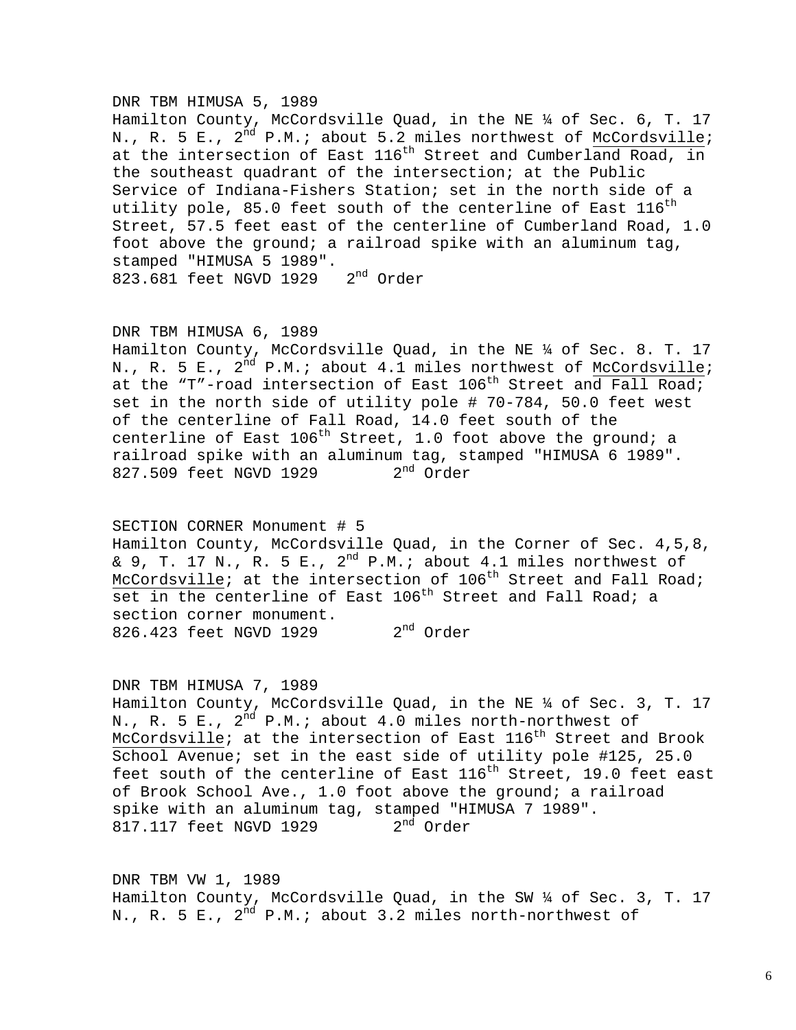DNR TBM HIMUSA 5, 1989
Hamilton County, McCordsville Quad, in the NE ¼ of Sec. 6, T. 17 N., R. 5 E., 2nd P.M.; about 5.2 miles northwest of McCordsville; at the intersection of East 116th Street and Cumberland Road, in the southeast quadrant of the intersection; at the Public Service of Indiana-Fishers Station; set in the north side of a utility pole, 85.0 feet south of the centerline of East 116th Street, 57.5 feet east of the centerline of Cumberland Road, 1.0 foot above the ground; a railroad spike with an aluminum tag, stamped "HIMUSA 5 1989".
823.681 feet NGVD 1929   2nd Order

DNR TBM HIMUSA 6, 1989
Hamilton County, McCordsville Quad, in the NE ¼ of Sec. 8. T. 17 N., R. 5 E., 2nd P.M.; about 4.1 miles northwest of McCordsville; at the "T"-road intersection of East 106th Street and Fall Road; set in the north side of utility pole # 70-784, 50.0 feet west of the centerline of Fall Road, 14.0 feet south of the centerline of East 106th Street, 1.0 foot above the ground; a railroad spike with an aluminum tag, stamped "HIMUSA 6 1989".
827.509 feet NGVD 1929   2nd Order

SECTION CORNER Monument # 5
Hamilton County, McCordsville Quad, in the Corner of Sec. 4,5,8, & 9, T. 17 N., R. 5 E., 2nd P.M.; about 4.1 miles northwest of McCordsville; at the intersection of 106th Street and Fall Road; set in the centerline of East 106th Street and Fall Road; a section corner monument.
826.423 feet NGVD 1929   2nd Order

DNR TBM HIMUSA 7, 1989
Hamilton County, McCordsville Quad, in the NE ¼ of Sec. 3, T. 17 N., R. 5 E., 2nd P.M.; about 4.0 miles north-northwest of McCordsville; at the intersection of East 116th Street and Brook School Avenue; set in the east side of utility pole #125, 25.0 feet south of the centerline of East 116th Street, 19.0 feet east of Brook School Ave., 1.0 foot above the ground; a railroad spike with an aluminum tag, stamped "HIMUSA 7 1989".
817.117 feet NGVD 1929   2nd Order

DNR TBM VW 1, 1989
Hamilton County, McCordsville Quad, in the SW ¼ of Sec. 3, T. 17 N., R. 5 E., 2nd P.M.; about 3.2 miles north-northwest of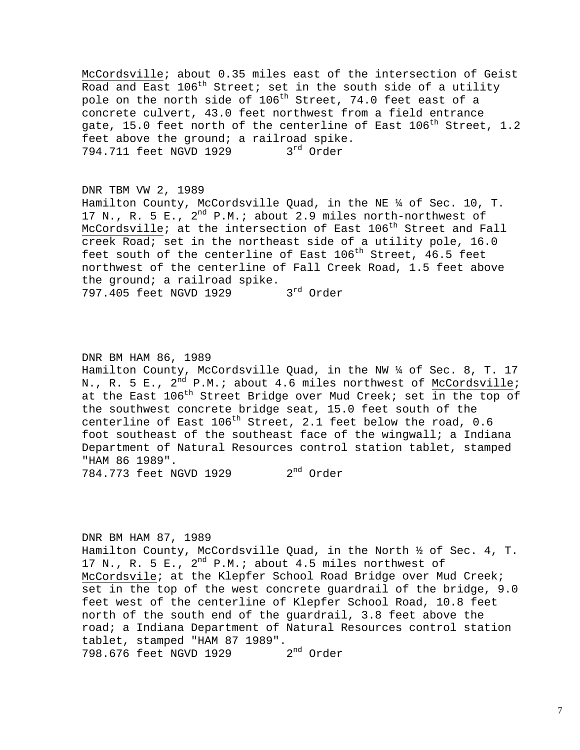McCordsville; about 0.35 miles east of the intersection of Geist Road and East 106th Street; set in the south side of a utility pole on the north side of 106th Street, 74.0 feet east of a concrete culvert, 43.0 feet northwest from a field entrance gate, 15.0 feet north of the centerline of East 106th Street, 1.2 feet above the ground; a railroad spike.
794.711 feet NGVD 1929 3rd Order

DNR TBM VW 2, 1989
Hamilton County, McCordsville Quad, in the NE ¼ of Sec. 10, T. 17 N., R. 5 E., 2nd P.M.; about 2.9 miles north-northwest of McCordsville; at the intersection of East 106th Street and Fall creek Road; set in the northeast side of a utility pole, 16.0 feet south of the centerline of East 106th Street, 46.5 feet northwest of the centerline of Fall Creek Road, 1.5 feet above the ground; a railroad spike.
797.405 feet NGVD 1929 3rd Order

DNR BM HAM 86, 1989
Hamilton County, McCordsville Quad, in the NW ¼ of Sec. 8, T. 17 N., R. 5 E., 2nd P.M.; about 4.6 miles northwest of McCordsville; at the East 106th Street Bridge over Mud Creek; set in the top of the southwest concrete bridge seat, 15.0 feet south of the centerline of East 106th Street, 2.1 feet below the road, 0.6 foot southeast of the southeast face of the wingwall; a Indiana Department of Natural Resources control station tablet, stamped "HAM 86 1989".
784.773 feet NGVD 1929 2nd Order

DNR BM HAM 87, 1989
Hamilton County, McCordsville Quad, in the North ½ of Sec. 4, T. 17 N., R. 5 E., 2nd P.M.; about 4.5 miles northwest of McCordsvile; at the Klepfer School Road Bridge over Mud Creek; set in the top of the west concrete guardrail of the bridge, 9.0 feet west of the centerline of Klepfer School Road, 10.8 feet north of the south end of the guardrail, 3.8 feet above the road; a Indiana Department of Natural Resources control station tablet, stamped "HAM 87 1989".
798.676 feet NGVD 1929 2nd Order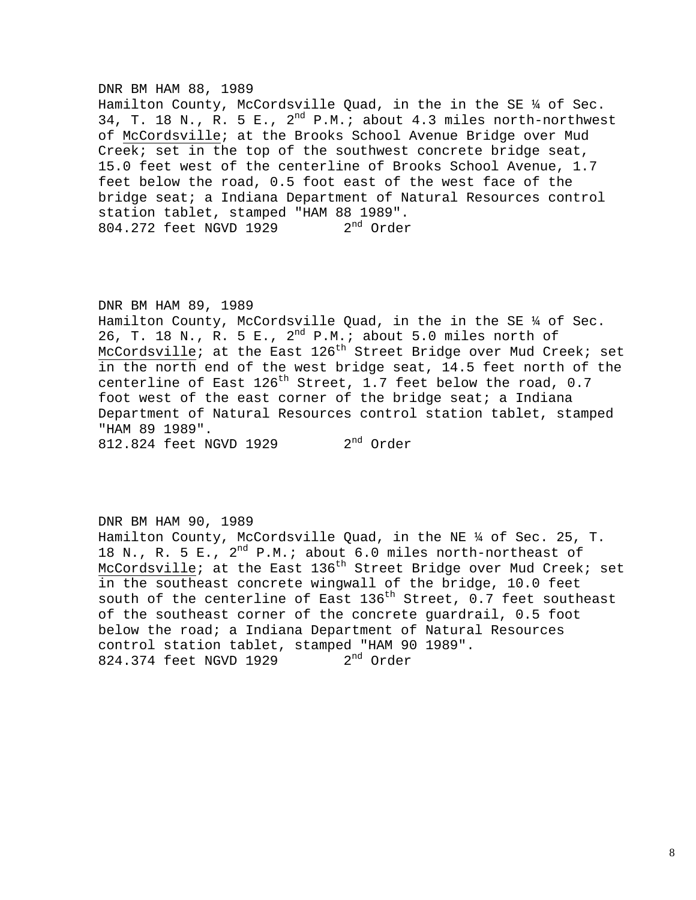DNR BM HAM 88, 1989
Hamilton County, McCordsville Quad, in the in the SE ¼ of Sec. 34, T. 18 N., R. 5 E., 2nd P.M.; about 4.3 miles north-northwest of McCordsville; at the Brooks School Avenue Bridge over Mud Creek; set in the top of the southwest concrete bridge seat, 15.0 feet west of the centerline of Brooks School Avenue, 1.7 feet below the road, 0.5 foot east of the west face of the bridge seat; a Indiana Department of Natural Resources control station tablet, stamped "HAM 88 1989".
804.272 feet NGVD 1929 2nd Order

DNR BM HAM 89, 1989
Hamilton County, McCordsville Quad, in the in the SE ¼ of Sec. 26, T. 18 N., R. 5 E., 2nd P.M.; about 5.0 miles north of McCordsville; at the East 126th Street Bridge over Mud Creek; set in the north end of the west bridge seat, 14.5 feet north of the centerline of East 126th Street, 1.7 feet below the road, 0.7 foot west of the east corner of the bridge seat; a Indiana Department of Natural Resources control station tablet, stamped "HAM 89 1989".
812.824 feet NGVD 1929 2nd Order

DNR BM HAM 90, 1989
Hamilton County, McCordsville Quad, in the NE ¼ of Sec. 25, T. 18 N., R. 5 E., 2nd P.M.; about 6.0 miles north-northeast of McCordsville; at the East 136th Street Bridge over Mud Creek; set in the southeast concrete wingwall of the bridge, 10.0 feet south of the centerline of East 136th Street, 0.7 feet southeast of the southeast corner of the concrete guardrail, 0.5 foot below the road; a Indiana Department of Natural Resources control station tablet, stamped "HAM 90 1989".
824.374 feet NGVD 1929 2nd Order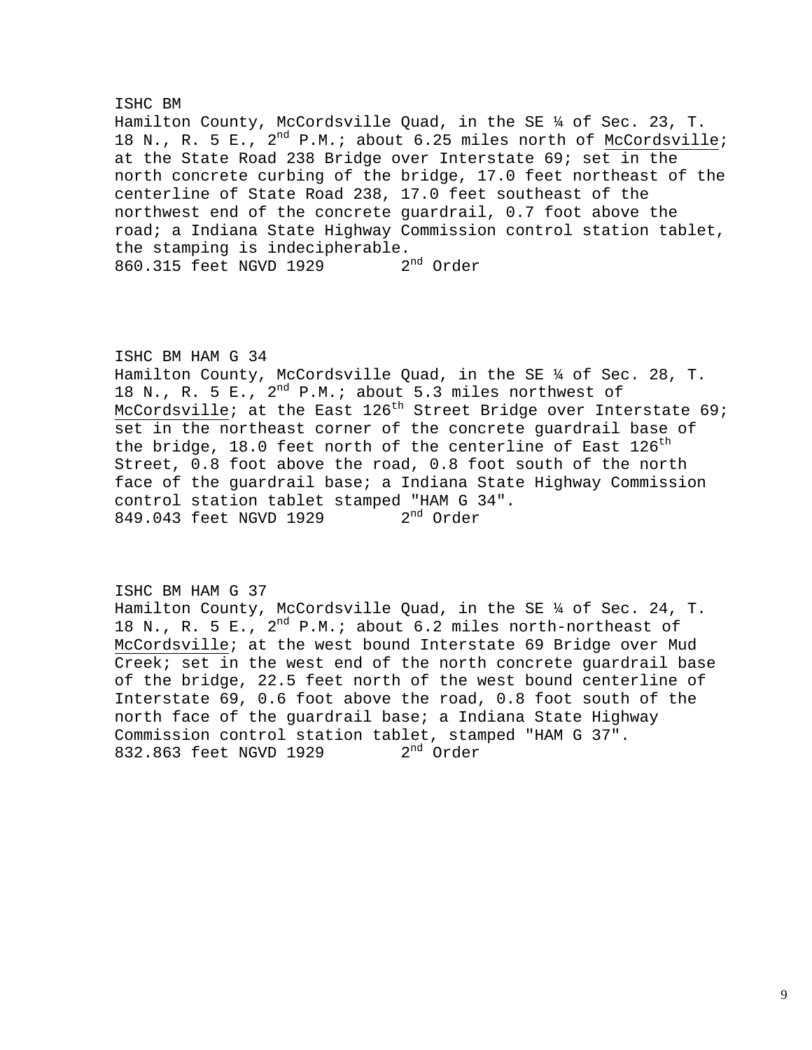ISHC BM
Hamilton County, McCordsville Quad, in the SE ¼ of Sec. 23, T. 18 N., R. 5 E., 2nd P.M.; about 6.25 miles north of McCordsville; at the State Road 238 Bridge over Interstate 69; set in the north concrete curbing of the bridge, 17.0 feet northeast of the centerline of State Road 238, 17.0 feet southeast of the northwest end of the concrete guardrail, 0.7 foot above the road; a Indiana State Highway Commission control station tablet, the stamping is indecipherable.
860.315 feet NGVD 1929 2nd Order

ISHC BM HAM G 34
Hamilton County, McCordsville Quad, in the SE ¼ of Sec. 28, T. 18 N., R. 5 E., 2nd P.M.; about 5.3 miles northwest of McCordsville; at the East 126th Street Bridge over Interstate 69; set in the northeast corner of the concrete guardrail base of the bridge, 18.0 feet north of the centerline of East 126th Street, 0.8 foot above the road, 0.8 foot south of the north face of the guardrail base; a Indiana State Highway Commission control station tablet stamped "HAM G 34".
849.043 feet NGVD 1929 2nd Order

ISHC BM HAM G 37
Hamilton County, McCordsville Quad, in the SE ¼ of Sec. 24, T. 18 N., R. 5 E., 2nd P.M.; about 6.2 miles north-northeast of McCordsville; at the west bound Interstate 69 Bridge over Mud Creek; set in the west end of the north concrete guardrail base of the bridge, 22.5 feet north of the west bound centerline of Interstate 69, 0.6 foot above the road, 0.8 foot south of the north face of the guardrail base; a Indiana State Highway Commission control station tablet, stamped "HAM G 37".
832.863 feet NGVD 1929 2nd Order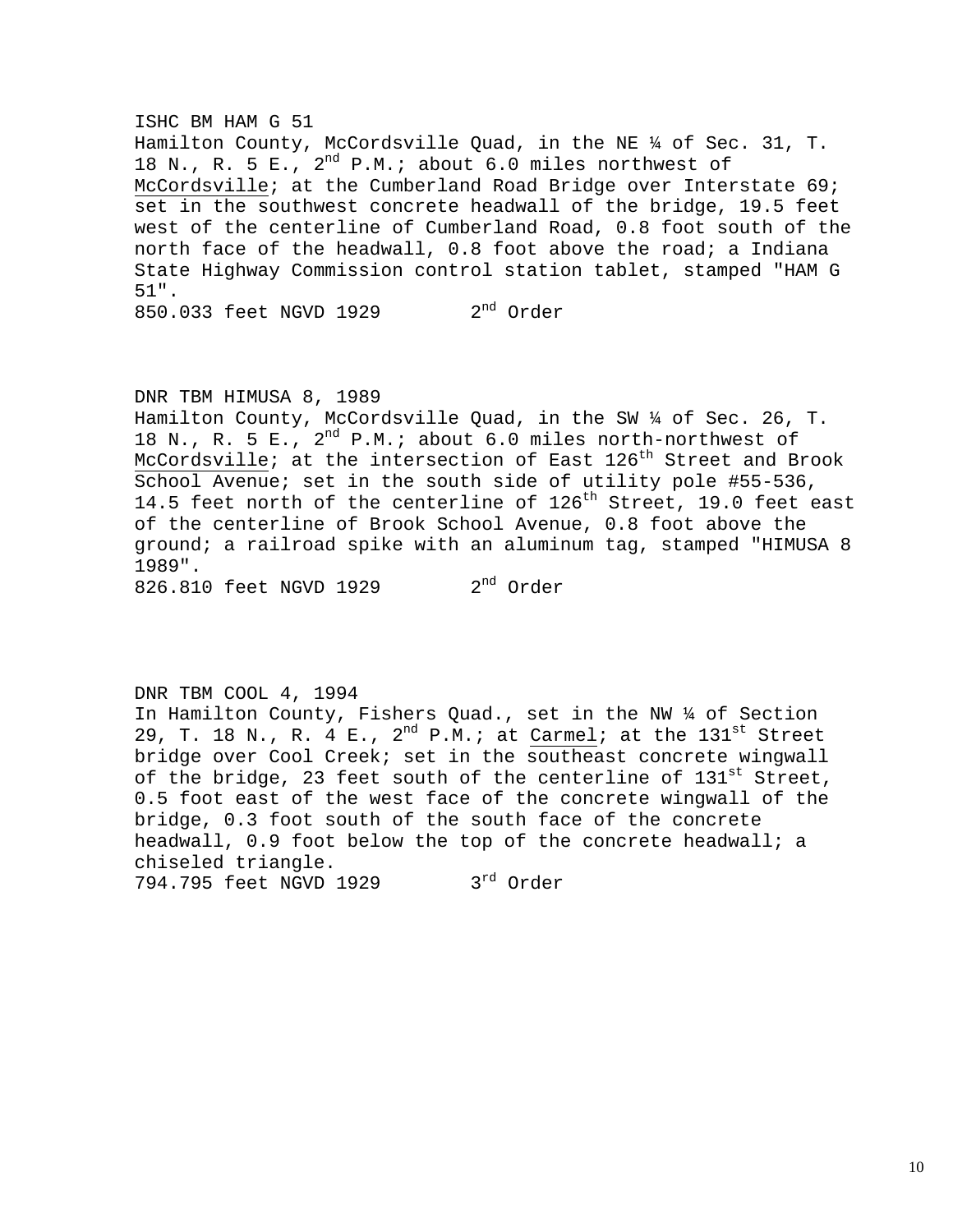ISHC BM HAM G 51
Hamilton County, McCordsville Quad, in the NE ¼ of Sec. 31, T. 18 N., R. 5 E., 2nd P.M.; about 6.0 miles northwest of McCordsville; at the Cumberland Road Bridge over Interstate 69; set in the southwest concrete headwall of the bridge, 19.5 feet west of the centerline of Cumberland Road, 0.8 foot south of the north face of the headwall, 0.8 foot above the road; a Indiana State Highway Commission control station tablet, stamped "HAM G 51".
850.033 feet NGVD 1929        2nd Order

DNR TBM HIMUSA 8, 1989
Hamilton County, McCordsville Quad, in the SW ¼ of Sec. 26, T. 18 N., R. 5 E., 2nd P.M.; about 6.0 miles north-northwest of McCordsville; at the intersection of East 126th Street and Brook School Avenue; set in the south side of utility pole #55-536, 14.5 feet north of the centerline of 126th Street, 19.0 feet east of the centerline of Brook School Avenue, 0.8 foot above the ground; a railroad spike with an aluminum tag, stamped "HIMUSA 8 1989".
826.810 feet NGVD 1929        2nd Order

DNR TBM COOL 4, 1994
In Hamilton County, Fishers Quad., set in the NW ¼ of Section 29, T. 18 N., R. 4 E., 2nd P.M.; at Carmel; at the 131st Street bridge over Cool Creek; set in the southeast concrete wingwall of the bridge, 23 feet south of the centerline of 131st Street, 0.5 foot east of the west face of the concrete wingwall of the bridge, 0.3 foot south of the south face of the concrete headwall, 0.9 foot below the top of the concrete headwall; a chiseled triangle.
794.795 feet NGVD 1929        3rd Order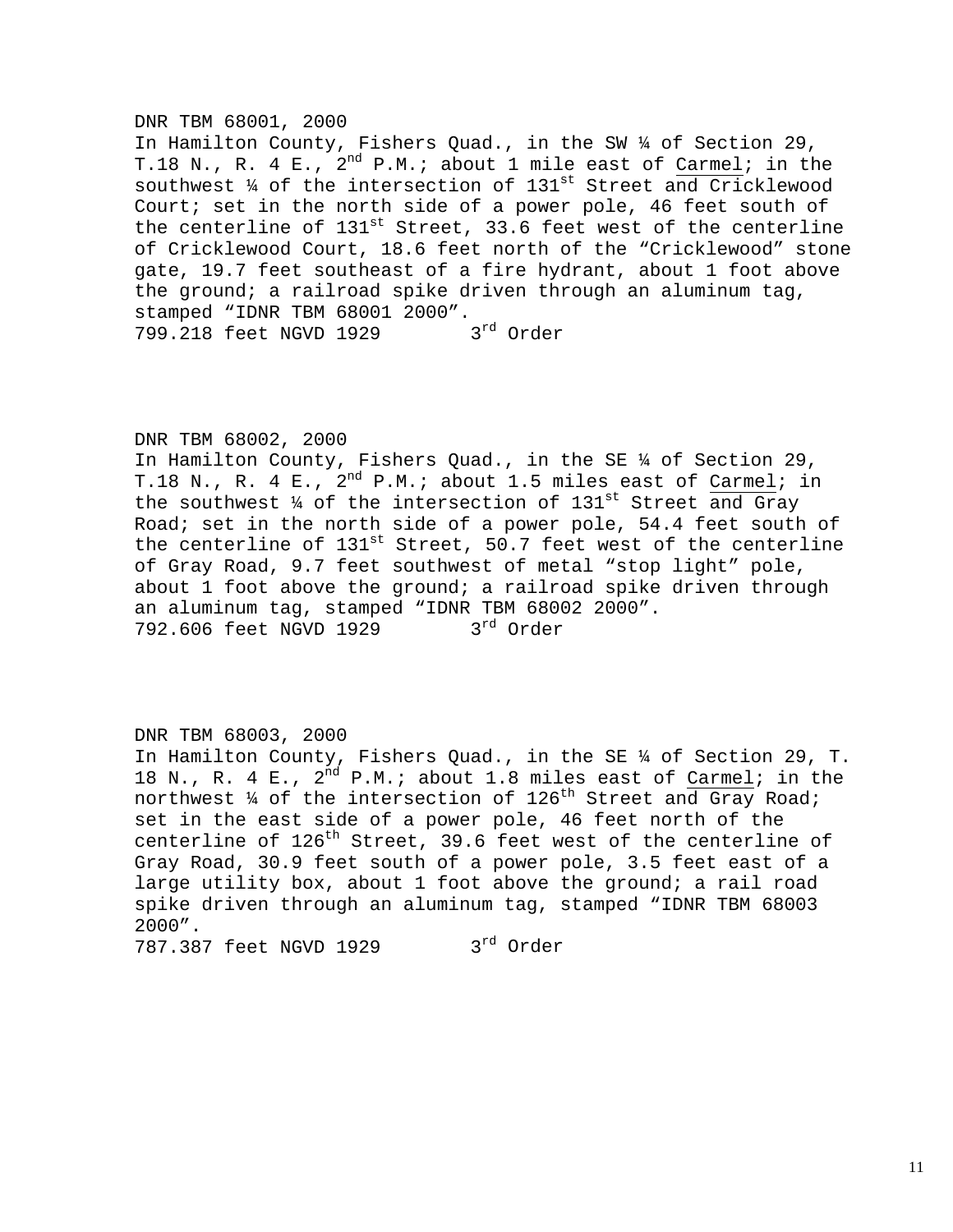DNR TBM 68001, 2000
In Hamilton County, Fishers Quad., in the SW ¼ of Section 29, T.18 N., R. 4 E., 2nd P.M.; about 1 mile east of Carmel; in the southwest ¼ of the intersection of 131st Street and Cricklewood Court; set in the north side of a power pole, 46 feet south of the centerline of 131st Street, 33.6 feet west of the centerline of Cricklewood Court, 18.6 feet north of the “Cricklewood” stone gate, 19.7 feet southeast of a fire hydrant, about 1 foot above the ground; a railroad spike driven through an aluminum tag, stamped “IDNR TBM 68001 2000”.
799.218 feet NGVD 1929 3rd Order

DNR TBM 68002, 2000
In Hamilton County, Fishers Quad., in the SE ¼ of Section 29, T.18 N., R. 4 E., 2nd P.M.; about 1.5 miles east of Carmel; in the southwest ¼ of the intersection of 131st Street and Gray Road; set in the north side of a power pole, 54.4 feet south of the centerline of 131st Street, 50.7 feet west of the centerline of Gray Road, 9.7 feet southwest of metal “stop light” pole, about 1 foot above the ground; a railroad spike driven through an aluminum tag, stamped “IDNR TBM 68002 2000”.
792.606 feet NGVD 1929 3rd Order

DNR TBM 68003, 2000
In Hamilton County, Fishers Quad., in the SE ¼ of Section 29, T. 18 N., R. 4 E., 2nd P.M.; about 1.8 miles east of Carmel; in the northwest ¼ of the intersection of 126th Street and Gray Road; set in the east side of a power pole, 46 feet north of the centerline of 126th Street, 39.6 feet west of the centerline of Gray Road, 30.9 feet south of a power pole, 3.5 feet east of a large utility box, about 1 foot above the ground; a rail road spike driven through an aluminum tag, stamped “IDNR TBM 68003 2000”.
787.387 feet NGVD 1929 3rd Order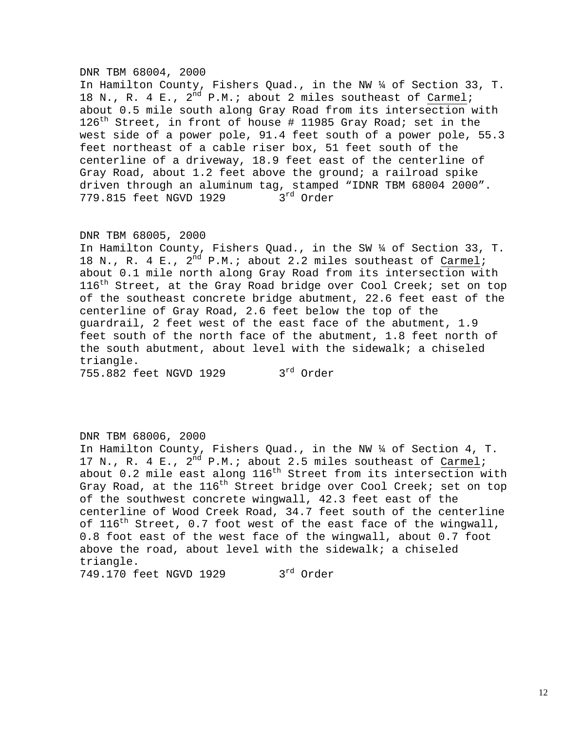DNR TBM 68004, 2000
In Hamilton County, Fishers Quad., in the NW ¼ of Section 33, T. 18 N., R. 4 E., 2nd P.M.; about 2 miles southeast of Carmel; about 0.5 mile south along Gray Road from its intersection with 126th Street, in front of house # 11985 Gray Road; set in the west side of a power pole, 91.4 feet south of a power pole, 55.3 feet northeast of a cable riser box, 51 feet south of the centerline of a driveway, 18.9 feet east of the centerline of Gray Road, about 1.2 feet above the ground; a railroad spike driven through an aluminum tag, stamped “IDNR TBM 68004 2000”.
779.815 feet NGVD 1929 3rd Order

DNR TBM 68005, 2000
In Hamilton County, Fishers Quad., in the SW ¼ of Section 33, T. 18 N., R. 4 E., 2nd P.M.; about 2.2 miles southeast of Carmel; about 0.1 mile north along Gray Road from its intersection with 116th Street, at the Gray Road bridge over Cool Creek; set on top of the southeast concrete bridge abutment, 22.6 feet east of the centerline of Gray Road, 2.6 feet below the top of the guardrail, 2 feet west of the east face of the abutment, 1.9 feet south of the north face of the abutment, 1.8 feet north of the south abutment, about level with the sidewalk; a chiseled triangle.
755.882 feet NGVD 1929 3rd Order

DNR TBM 68006, 2000
In Hamilton County, Fishers Quad., in the NW ¼ of Section 4, T. 17 N., R. 4 E., 2nd P.M.; about 2.5 miles southeast of Carmel; about 0.2 mile east along 116th Street from its intersection with Gray Road, at the 116th Street bridge over Cool Creek; set on top of the southwest concrete wingwall, 42.3 feet east of the centerline of Wood Creek Road, 34.7 feet south of the centerline of 116th Street, 0.7 foot west of the east face of the wingwall, 0.8 foot east of the west face of the wingwall, about 0.7 foot above the road, about level with the sidewalk; a chiseled triangle.
749.170 feet NGVD 1929 3rd Order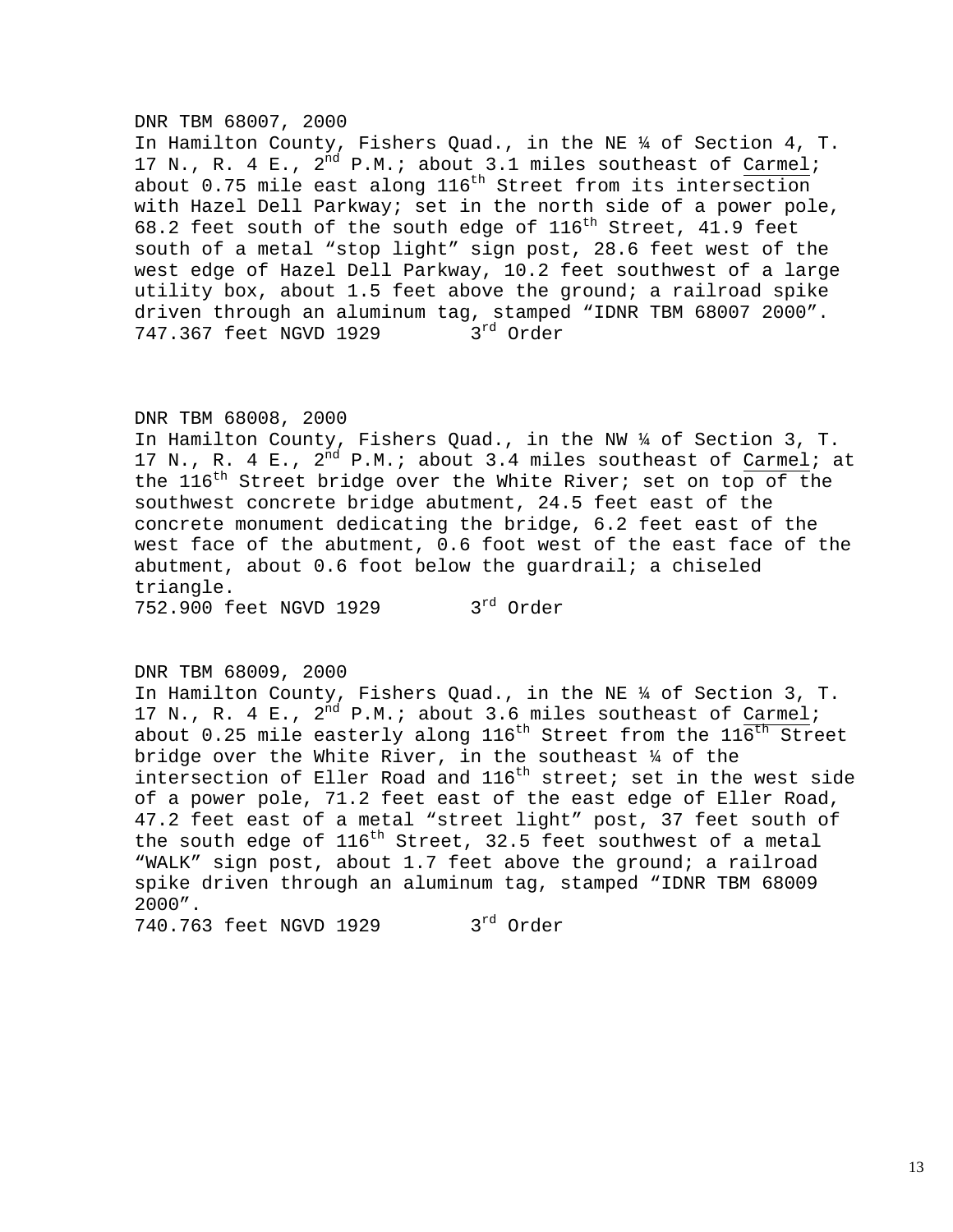DNR TBM 68007, 2000
In Hamilton County, Fishers Quad., in the NE ¼ of Section 4, T. 17 N., R. 4 E., 2nd P.M.; about 3.1 miles southeast of Carmel; about 0.75 mile east along 116th Street from its intersection with Hazel Dell Parkway; set in the north side of a power pole, 68.2 feet south of the south edge of 116th Street, 41.9 feet south of a metal “stop light” sign post, 28.6 feet west of the west edge of Hazel Dell Parkway, 10.2 feet southwest of a large utility box, about 1.5 feet above the ground; a railroad spike driven through an aluminum tag, stamped “IDNR TBM 68007 2000”.
747.367 feet NGVD 1929 3rd Order

DNR TBM 68008, 2000
In Hamilton County, Fishers Quad., in the NW ¼ of Section 3, T. 17 N., R. 4 E., 2nd P.M.; about 3.4 miles southeast of Carmel; at the 116th Street bridge over the White River; set on top of the southwest concrete bridge abutment, 24.5 feet east of the concrete monument dedicating the bridge, 6.2 feet east of the west face of the abutment, 0.6 foot west of the east face of the abutment, about 0.6 foot below the guardrail; a chiseled triangle.
752.900 feet NGVD 1929 3rd Order

DNR TBM 68009, 2000
In Hamilton County, Fishers Quad., in the NE ¼ of Section 3, T. 17 N., R. 4 E., 2nd P.M.; about 3.6 miles southeast of Carmel; about 0.25 mile easterly along 116th Street from the 116th Street bridge over the White River, in the southeast ¼ of the intersection of Eller Road and 116th street; set in the west side of a power pole, 71.2 feet east of the east edge of Eller Road, 47.2 feet east of a metal “street light” post, 37 feet south of the south edge of 116th Street, 32.5 feet southwest of a metal “WALK” sign post, about 1.7 feet above the ground; a railroad spike driven through an aluminum tag, stamped “IDNR TBM 68009 2000”.
740.763 feet NGVD 1929 3rd Order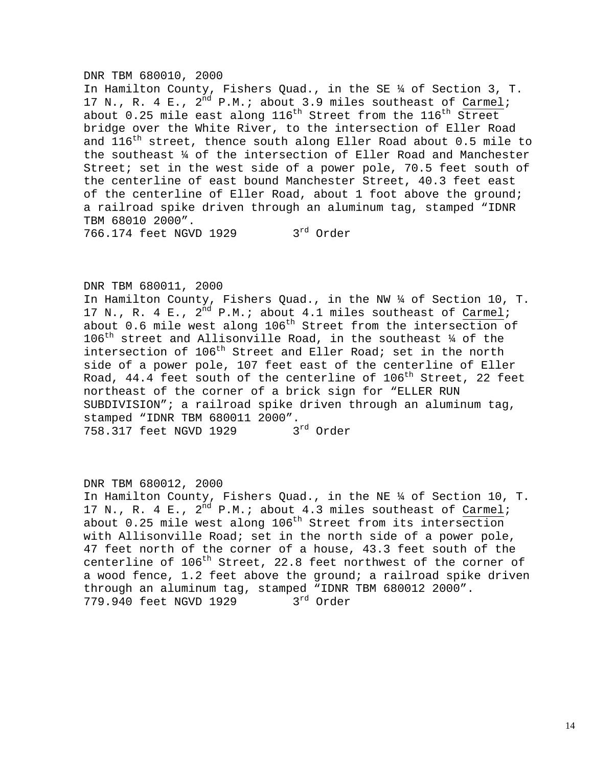DNR TBM 680010, 2000

In Hamilton County, Fishers Quad., in the SE ¼ of Section 3, T. 17 N., R. 4 E., 2nd P.M.; about 3.9 miles southeast of Carmel; about 0.25 mile east along 116th Street from the 116th Street bridge over the White River, to the intersection of Eller Road and 116th street, thence south along Eller Road about 0.5 mile to the southeast ¼ of the intersection of Eller Road and Manchester Street; set in the west side of a power pole, 70.5 feet south of the centerline of east bound Manchester Street, 40.3 feet east of the centerline of Eller Road, about 1 foot above the ground; a railroad spike driven through an aluminum tag, stamped “IDNR TBM 68010 2000”.

766.174 feet NGVD 1929 3rd Order

DNR TBM 680011, 2000

In Hamilton County, Fishers Quad., in the NW ¼ of Section 10, T. 17 N., R. 4 E., 2nd P.M.; about 4.1 miles southeast of Carmel; about 0.6 mile west along 106th Street from the intersection of 106th street and Allisonville Road, in the southeast ¼ of the intersection of 106th Street and Eller Road; set in the north side of a power pole, 107 feet east of the centerline of Eller Road, 44.4 feet south of the centerline of 106th Street, 22 feet northeast of the corner of a brick sign for “ELLER RUN SUBDIVISION”; a railroad spike driven through an aluminum tag, stamped “IDNR TBM 680011 2000”.

758.317 feet NGVD 1929 3rd Order

DNR TBM 680012, 2000

In Hamilton County, Fishers Quad., in the NE ¼ of Section 10, T. 17 N., R. 4 E., 2nd P.M.; about 4.3 miles southeast of Carmel; about 0.25 mile west along 106th Street from its intersection with Allisonville Road; set in the north side of a power pole, 47 feet north of the corner of a house, 43.3 feet south of the centerline of 106th Street, 22.8 feet northwest of the corner of a wood fence, 1.2 feet above the ground; a railroad spike driven through an aluminum tag, stamped “IDNR TBM 680012 2000”.

779.940 feet NGVD 1929 3rd Order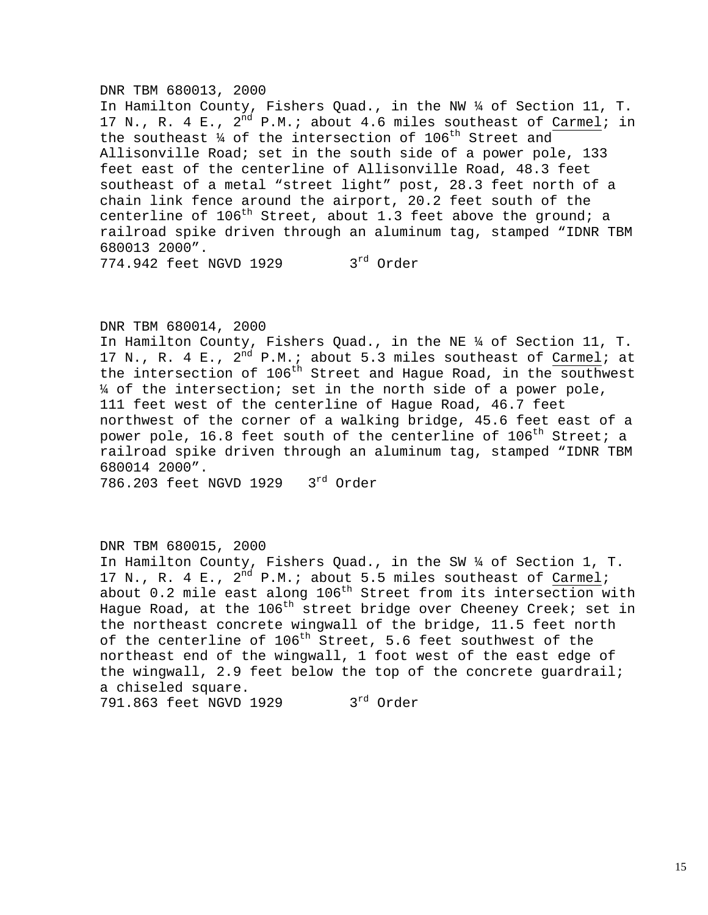DNR TBM 680013, 2000
In Hamilton County, Fishers Quad., in the NW ¼ of Section 11, T. 17 N., R. 4 E., 2nd P.M.; about 4.6 miles southeast of Carmel; in the southeast ¼ of the intersection of 106th Street and Allisonville Road; set in the south side of a power pole, 133 feet east of the centerline of Allisonville Road, 48.3 feet southeast of a metal "street light" post, 28.3 feet north of a chain link fence around the airport, 20.2 feet south of the centerline of 106th Street, about 1.3 feet above the ground; a railroad spike driven through an aluminum tag, stamped "IDNR TBM 680013 2000".
774.942 feet NGVD 1929 3rd Order

DNR TBM 680014, 2000
In Hamilton County, Fishers Quad., in the NE ¼ of Section 11, T. 17 N., R. 4 E., 2nd P.M.; about 5.3 miles southeast of Carmel; at the intersection of 106th Street and Hague Road, in the southwest ¼ of the intersection; set in the north side of a power pole, 111 feet west of the centerline of Hague Road, 46.7 feet northwest of the corner of a walking bridge, 45.6 feet east of a power pole, 16.8 feet south of the centerline of 106th Street; a railroad spike driven through an aluminum tag, stamped "IDNR TBM 680014 2000".
786.203 feet NGVD 1929 3rd Order

DNR TBM 680015, 2000
In Hamilton County, Fishers Quad., in the SW ¼ of Section 1, T. 17 N., R. 4 E., 2nd P.M.; about 5.5 miles southeast of Carmel; about 0.2 mile east along 106th Street from its intersection with Hague Road, at the 106th street bridge over Cheeney Creek; set in the northeast concrete wingwall of the bridge, 11.5 feet north of the centerline of 106th Street, 5.6 feet southwest of the northeast end of the wingwall, 1 foot west of the east edge of the wingwall, 2.9 feet below the top of the concrete guardrail; a chiseled square.
791.863 feet NGVD 1929 3rd Order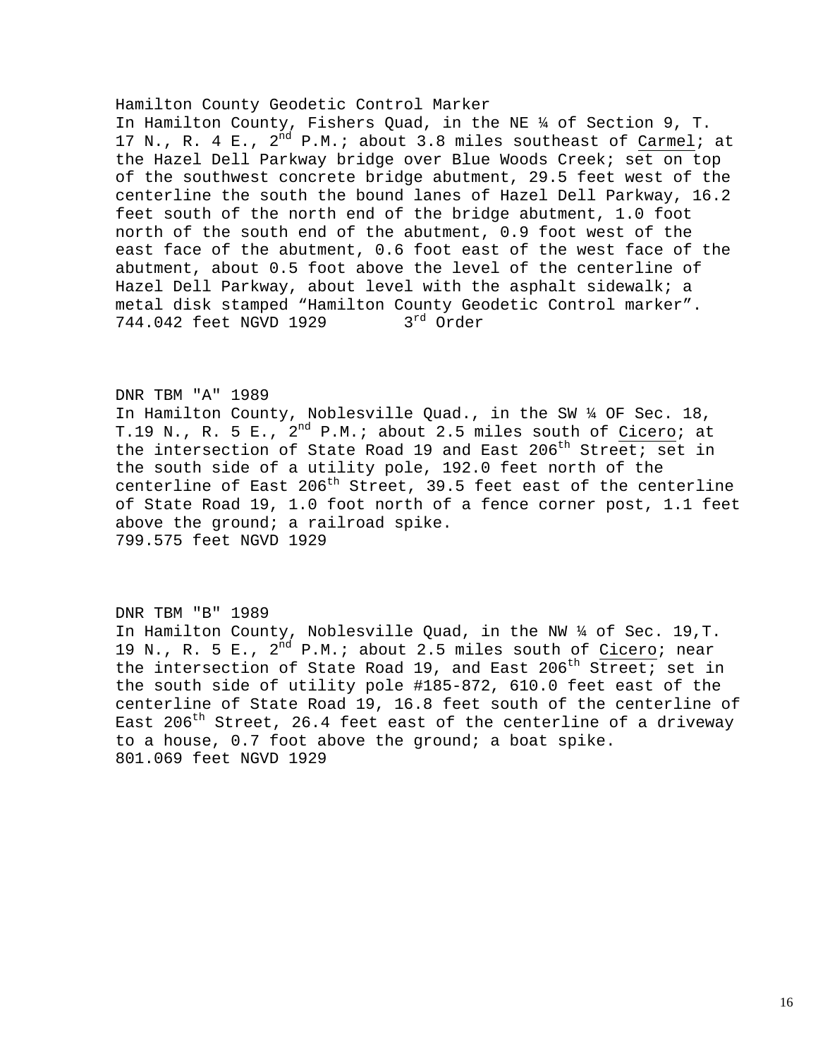Hamilton County Geodetic Control Marker
In Hamilton County, Fishers Quad, in the NE ¼ of Section 9, T. 17 N., R. 4 E., 2nd P.M.; about 3.8 miles southeast of Carmel; at the Hazel Dell Parkway bridge over Blue Woods Creek; set on top of the southwest concrete bridge abutment, 29.5 feet west of the centerline the south the bound lanes of Hazel Dell Parkway, 16.2 feet south of the north end of the bridge abutment, 1.0 foot north of the south end of the abutment, 0.9 foot west of the east face of the abutment, 0.6 foot east of the west face of the abutment, about 0.5 foot above the level of the centerline of Hazel Dell Parkway, about level with the asphalt sidewalk; a metal disk stamped "Hamilton County Geodetic Control marker".
744.042 feet NGVD 1929 3rd Order

DNR TBM "A" 1989
In Hamilton County, Noblesville Quad., in the SW ¼ OF Sec. 18, T.19 N., R. 5 E., 2nd P.M.; about 2.5 miles south of Cicero; at the intersection of State Road 19 and East 206th Street; set in the south side of a utility pole, 192.0 feet north of the centerline of East 206th Street, 39.5 feet east of the centerline of State Road 19, 1.0 foot north of a fence corner post, 1.1 feet above the ground; a railroad spike.
799.575 feet NGVD 1929

DNR TBM "B" 1989
In Hamilton County, Noblesville Quad, in the NW ¼ of Sec. 19,T. 19 N., R. 5 E., 2nd P.M.; about 2.5 miles south of Cicero; near the intersection of State Road 19, and East 206th Street; set in the south side of utility pole #185-872, 610.0 feet east of the centerline of State Road 19, 16.8 feet south of the centerline of East 206th Street, 26.4 feet east of the centerline of a driveway to a house, 0.7 foot above the ground; a boat spike.
801.069 feet NGVD 1929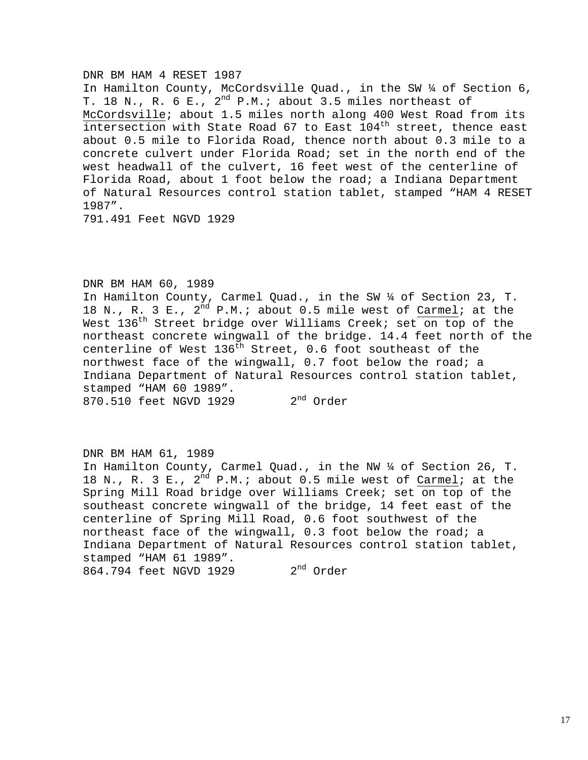DNR BM HAM 4 RESET 1987
In Hamilton County, McCordsville Quad., in the SW ¼ of Section 6, T. 18 N., R. 6 E., 2nd P.M.; about 3.5 miles northeast of McCordsville; about 1.5 miles north along 400 West Road from its intersection with State Road 67 to East 104th street, thence east about 0.5 mile to Florida Road, thence north about 0.3 mile to a concrete culvert under Florida Road; set in the north end of the west headwall of the culvert, 16 feet west of the centerline of Florida Road, about 1 foot below the road; a Indiana Department of Natural Resources control station tablet, stamped “HAM 4 RESET 1987”.
791.491 Feet NGVD 1929

DNR BM HAM 60, 1989
In Hamilton County, Carmel Quad., in the SW ¼ of Section 23, T. 18 N., R. 3 E., 2nd P.M.; about 0.5 mile west of Carmel; at the West 136th Street bridge over Williams Creek; set on top of the northeast concrete wingwall of the bridge. 14.4 feet north of the centerline of West 136th Street, 0.6 foot southeast of the northwest face of the wingwall, 0.7 foot below the road; a Indiana Department of Natural Resources control station tablet, stamped “HAM 60 1989”.
870.510 feet NGVD 1929 2nd Order

DNR BM HAM 61, 1989
In Hamilton County, Carmel Quad., in the NW ¼ of Section 26, T. 18 N., R. 3 E., 2nd P.M.; about 0.5 mile west of Carmel; at the Spring Mill Road bridge over Williams Creek; set on top of the southeast concrete wingwall of the bridge, 14 feet east of the centerline of Spring Mill Road, 0.6 foot southwest of the northeast face of the wingwall, 0.3 foot below the road; a Indiana Department of Natural Resources control station tablet, stamped “HAM 61 1989”.
864.794 feet NGVD 1929 2nd Order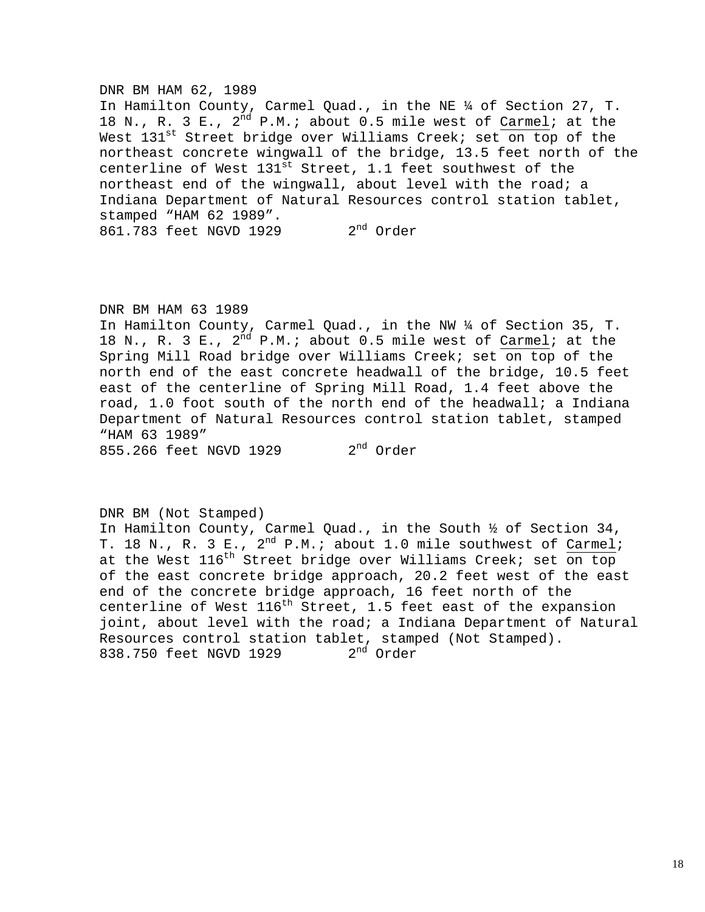DNR BM HAM 62, 1989
In Hamilton County, Carmel Quad., in the NE ¼ of Section 27, T. 18 N., R. 3 E., 2nd P.M.; about 0.5 mile west of Carmel; at the West 131st Street bridge over Williams Creek; set on top of the northeast concrete wingwall of the bridge, 13.5 feet north of the centerline of West 131st Street, 1.1 feet southwest of the northeast end of the wingwall, about level with the road; a Indiana Department of Natural Resources control station tablet, stamped “HAM 62 1989”.
861.783 feet NGVD 1929 2nd Order

DNR BM HAM 63 1989
In Hamilton County, Carmel Quad., in the NW ¼ of Section 35, T. 18 N., R. 3 E., 2nd P.M.; about 0.5 mile west of Carmel; at the Spring Mill Road bridge over Williams Creek; set on top of the north end of the east concrete headwall of the bridge, 10.5 feet east of the centerline of Spring Mill Road, 1.4 feet above the road, 1.0 foot south of the north end of the headwall; a Indiana Department of Natural Resources control station tablet, stamped “HAM 63 1989”
855.266 feet NGVD 1929 2nd Order

DNR BM (Not Stamped)
In Hamilton County, Carmel Quad., in the South ½ of Section 34, T. 18 N., R. 3 E., 2nd P.M.; about 1.0 mile southwest of Carmel; at the West 116th Street bridge over Williams Creek; set on top of the east concrete bridge approach, 20.2 feet west of the east end of the concrete bridge approach, 16 feet north of the centerline of West 116th Street, 1.5 feet east of the expansion joint, about level with the road; a Indiana Department of Natural Resources control station tablet, stamped (Not Stamped).
838.750 feet NGVD 1929 2nd Order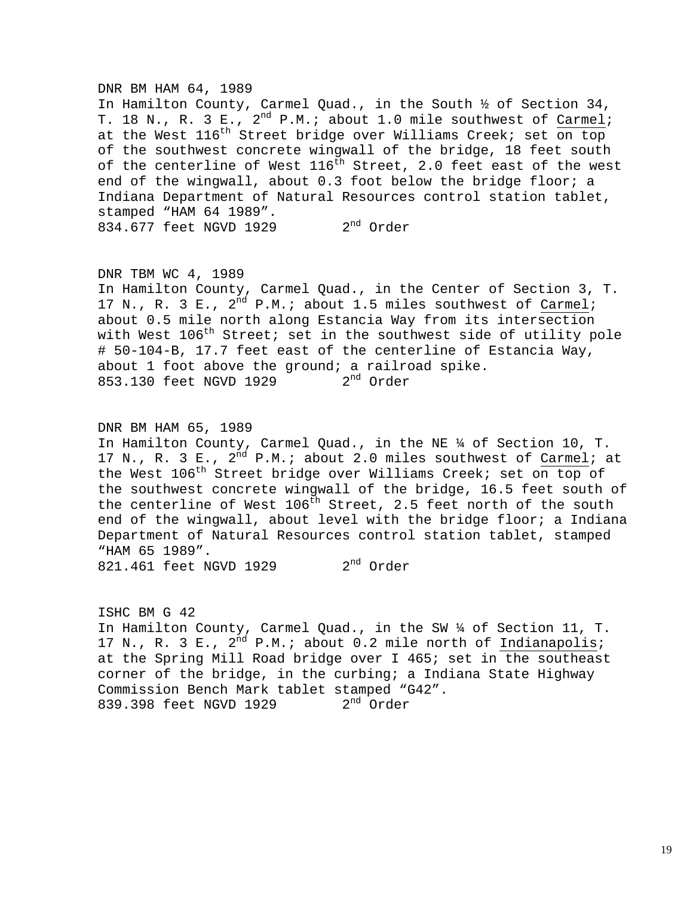DNR BM HAM 64, 1989
In Hamilton County, Carmel Quad., in the South ½ of Section 34, T. 18 N., R. 3 E., 2nd P.M.; about 1.0 mile southwest of Carmel; at the West 116th Street bridge over Williams Creek; set on top of the southwest concrete wingwall of the bridge, 18 feet south of the centerline of West 116th Street, 2.0 feet east of the west end of the wingwall, about 0.3 foot below the bridge floor; a Indiana Department of Natural Resources control station tablet, stamped "HAM 64 1989".
834.677 feet NGVD 1929 2nd Order

DNR TBM WC 4, 1989
In Hamilton County, Carmel Quad., in the Center of Section 3, T. 17 N., R. 3 E., 2nd P.M.; about 1.5 miles southwest of Carmel; about 0.5 mile north along Estancia Way from its intersection with West 106th Street; set in the southwest side of utility pole # 50-104-B, 17.7 feet east of the centerline of Estancia Way, about 1 foot above the ground; a railroad spike.
853.130 feet NGVD 1929 2nd Order

DNR BM HAM 65, 1989
In Hamilton County, Carmel Quad., in the NE ¼ of Section 10, T. 17 N., R. 3 E., 2nd P.M.; about 2.0 miles southwest of Carmel; at the West 106th Street bridge over Williams Creek; set on top of the southwest concrete wingwall of the bridge, 16.5 feet south of the centerline of West 106th Street, 2.5 feet north of the south end of the wingwall, about level with the bridge floor; a Indiana Department of Natural Resources control station tablet, stamped "HAM 65 1989".
821.461 feet NGVD 1929 2nd Order

ISHC BM G 42
In Hamilton County, Carmel Quad., in the SW ¼ of Section 11, T. 17 N., R. 3 E., 2nd P.M.; about 0.2 mile north of Indianapolis; at the Spring Mill Road bridge over I 465; set in the southeast corner of the bridge, in the curbing; a Indiana State Highway Commission Bench Mark tablet stamped "G42".
839.398 feet NGVD 1929 2nd Order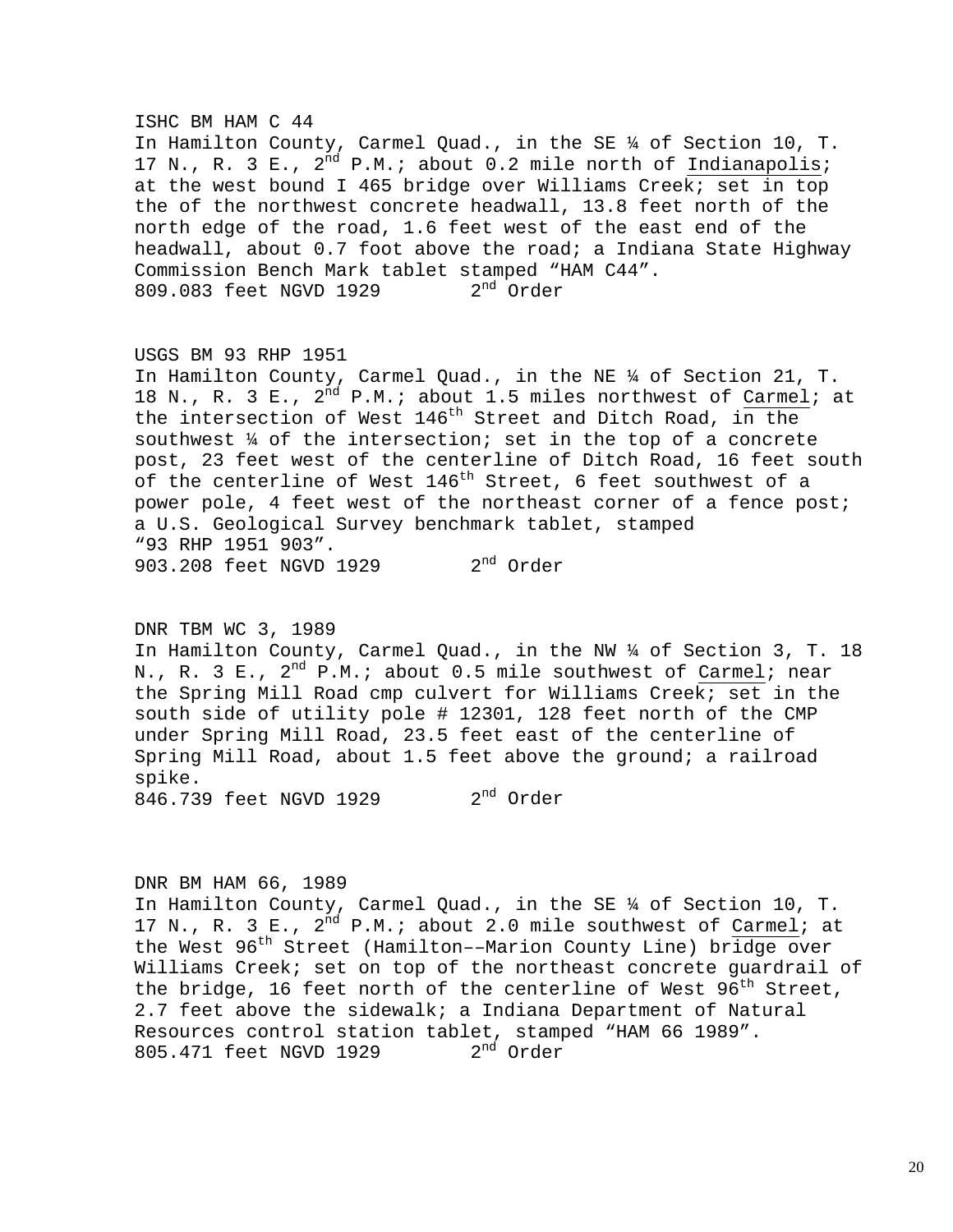ISHC BM HAM C 44
In Hamilton County, Carmel Quad., in the SE ¼ of Section 10, T. 17 N., R. 3 E., 2nd P.M.; about 0.2 mile north of Indianapolis; at the west bound I 465 bridge over Williams Creek; set in top the of the northwest concrete headwall, 13.8 feet north of the north edge of the road, 1.6 feet west of the east end of the headwall, about 0.7 foot above the road; a Indiana State Highway Commission Bench Mark tablet stamped "HAM C44".
809.083 feet NGVD 1929 2nd Order

USGS BM 93 RHP 1951
In Hamilton County, Carmel Quad., in the NE ¼ of Section 21, T. 18 N., R. 3 E., 2nd P.M.; about 1.5 miles northwest of Carmel; at the intersection of West 146th Street and Ditch Road, in the southwest ¼ of the intersection; set in the top of a concrete post, 23 feet west of the centerline of Ditch Road, 16 feet south of the centerline of West 146th Street, 6 feet southwest of a power pole, 4 feet west of the northeast corner of a fence post; a U.S. Geological Survey benchmark tablet, stamped "93 RHP 1951 903".
903.208 feet NGVD 1929 2nd Order

DNR TBM WC 3, 1989
In Hamilton County, Carmel Quad., in the NW ¼ of Section 3, T. 18 N., R. 3 E., 2nd P.M.; about 0.5 mile southwest of Carmel; near the Spring Mill Road cmp culvert for Williams Creek; set in the south side of utility pole # 12301, 128 feet north of the CMP under Spring Mill Road, 23.5 feet east of the centerline of Spring Mill Road, about 1.5 feet above the ground; a railroad spike.
846.739 feet NGVD 1929 2nd Order

DNR BM HAM 66, 1989
In Hamilton County, Carmel Quad., in the SE ¼ of Section 10, T. 17 N., R. 3 E., 2nd P.M.; about 2.0 mile southwest of Carmel; at the West 96th Street (Hamilton––Marion County Line) bridge over Williams Creek; set on top of the northeast concrete guardrail of the bridge, 16 feet north of the centerline of West 96th Street, 2.7 feet above the sidewalk; a Indiana Department of Natural Resources control station tablet, stamped "HAM 66 1989".
805.471 feet NGVD 1929 2nd Order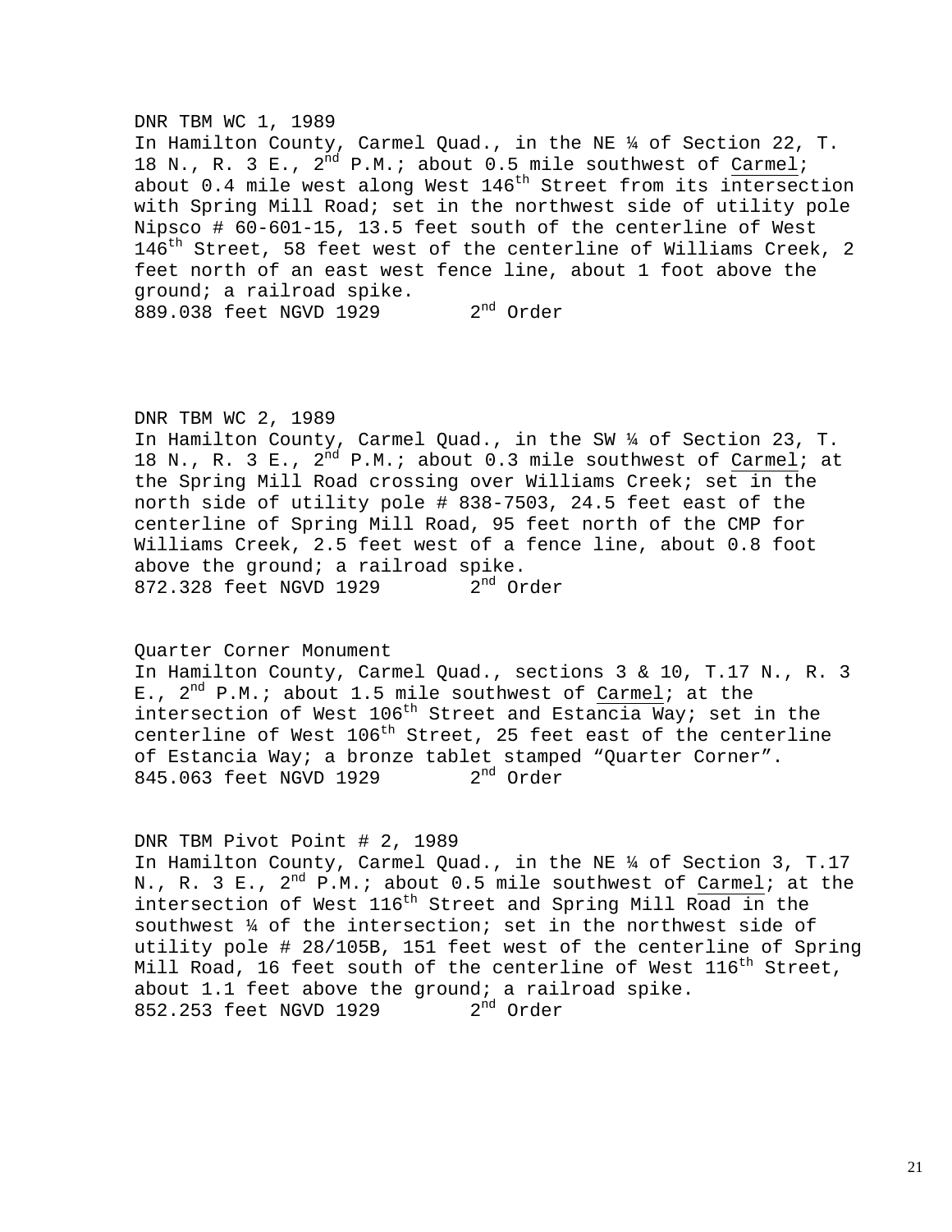DNR TBM WC 1, 1989
In Hamilton County, Carmel Quad., in the NE ¼ of Section 22, T. 18 N., R. 3 E., 2nd P.M.; about 0.5 mile southwest of Carmel; about 0.4 mile west along West 146th Street from its intersection with Spring Mill Road; set in the northwest side of utility pole Nipsco # 60-601-15, 13.5 feet south of the centerline of West 146th Street, 58 feet west of the centerline of Williams Creek, 2 feet north of an east west fence line, about 1 foot above the ground; a railroad spike.
889.038 feet NGVD 1929 2nd Order

DNR TBM WC 2, 1989
In Hamilton County, Carmel Quad., in the SW ¼ of Section 23, T. 18 N., R. 3 E., 2nd P.M.; about 0.3 mile southwest of Carmel; at the Spring Mill Road crossing over Williams Creek; set in the north side of utility pole # 838-7503, 24.5 feet east of the centerline of Spring Mill Road, 95 feet north of the CMP for Williams Creek, 2.5 feet west of a fence line, about 0.8 foot above the ground; a railroad spike.
872.328 feet NGVD 1929 2nd Order

Quarter Corner Monument
In Hamilton County, Carmel Quad., sections 3 & 10, T.17 N., R. 3 E., 2nd P.M.; about 1.5 mile southwest of Carmel; at the intersection of West 106th Street and Estancia Way; set in the centerline of West 106th Street, 25 feet east of the centerline of Estancia Way; a bronze tablet stamped "Quarter Corner".
845.063 feet NGVD 1929 2nd Order

DNR TBM Pivot Point # 2, 1989
In Hamilton County, Carmel Quad., in the NE ¼ of Section 3, T.17 N., R. 3 E., 2nd P.M.; about 0.5 mile southwest of Carmel; at the intersection of West 116th Street and Spring Mill Road in the southwest ¼ of the intersection; set in the northwest side of utility pole # 28/105B, 151 feet west of the centerline of Spring Mill Road, 16 feet south of the centerline of West 116th Street, about 1.1 feet above the ground; a railroad spike.
852.253 feet NGVD 1929 2nd Order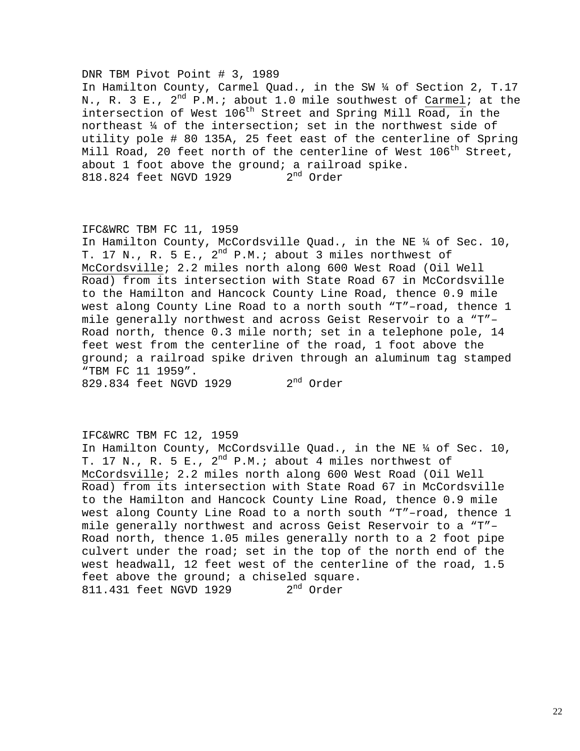DNR TBM Pivot Point # 3, 1989
In Hamilton County, Carmel Quad., in the SW ¼ of Section 2, T.17 N., R. 3 E., 2nd P.M.; about 1.0 mile southwest of Carmel; at the intersection of West 106th Street and Spring Mill Road, in the northeast ¼ of the intersection; set in the northwest side of utility pole # 80 135A, 25 feet east of the centerline of Spring Mill Road, 20 feet north of the centerline of West 106th Street, about 1 foot above the ground; a railroad spike.
818.824 feet NGVD 1929 2nd Order

IFC&WRC TBM FC 11, 1959
In Hamilton County, McCordsville Quad., in the NE ¼ of Sec. 10, T. 17 N., R. 5 E., 2nd P.M.; about 3 miles northwest of McCordsville; 2.2 miles north along 600 West Road (Oil Well Road) from its intersection with State Road 67 in McCordsville to the Hamilton and Hancock County Line Road, thence 0.9 mile west along County Line Road to a north south "T"–road, thence 1 mile generally northwest and across Geist Reservoir to a "T"–Road north, thence 0.3 mile north; set in a telephone pole, 14 feet west from the centerline of the road, 1 foot above the ground; a railroad spike driven through an aluminum tag stamped "TBM FC 11 1959".
829.834 feet NGVD 1929 2nd Order

IFC&WRC TBM FC 12, 1959
In Hamilton County, McCordsville Quad., in the NE ¼ of Sec. 10, T. 17 N., R. 5 E., 2nd P.M.; about 4 miles northwest of McCordsville; 2.2 miles north along 600 West Road (Oil Well Road) from its intersection with State Road 67 in McCordsville to the Hamilton and Hancock County Line Road, thence 0.9 mile west along County Line Road to a north south "T"–road, thence 1 mile generally northwest and across Geist Reservoir to a "T"–Road north, thence 1.05 miles generally north to a 2 foot pipe culvert under the road; set in the top of the north end of the west headwall, 12 feet west of the centerline of the road, 1.5 feet above the ground; a chiseled square.
811.431 feet NGVD 1929 2nd Order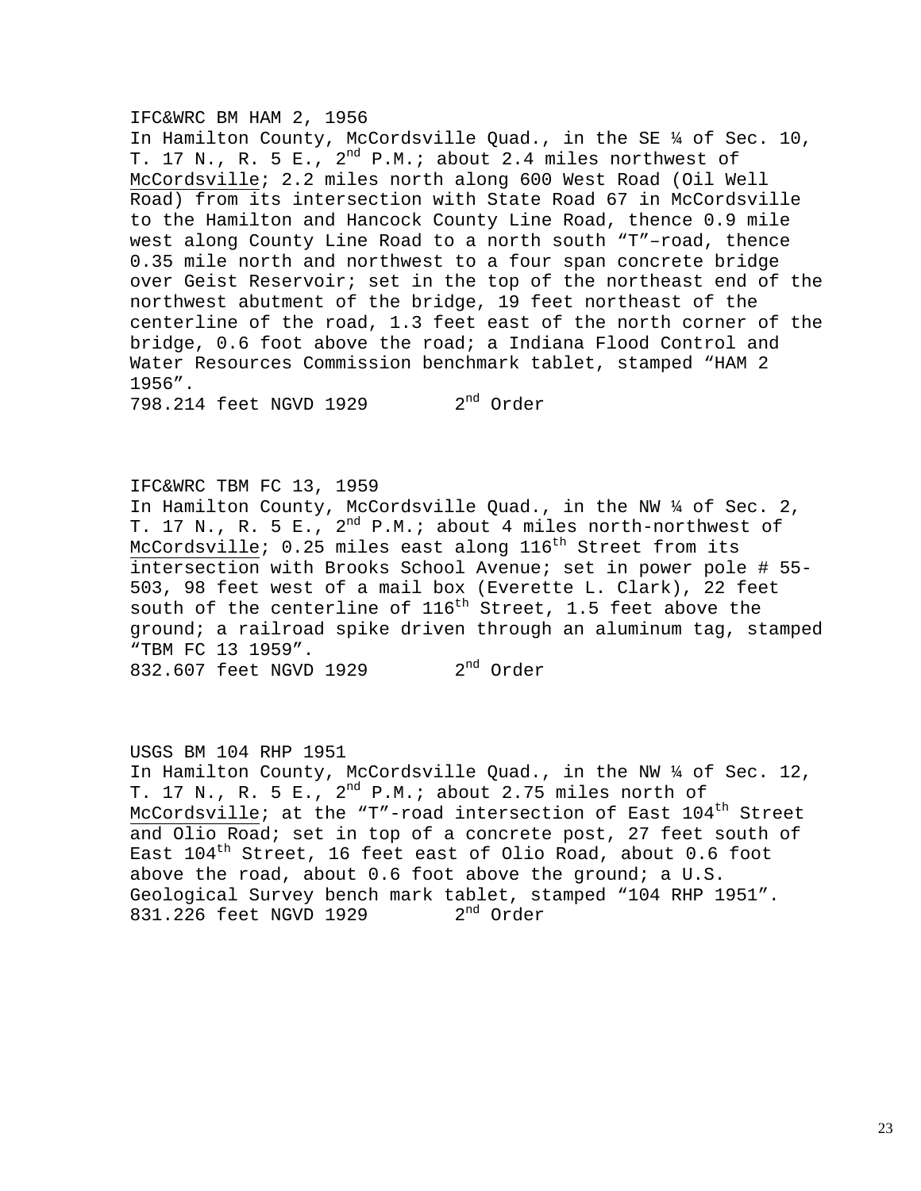IFC&WRC BM HAM 2, 1956
In Hamilton County, McCordsville Quad., in the SE ¼ of Sec. 10, T. 17 N., R. 5 E., 2nd P.M.; about 2.4 miles northwest of McCordsville; 2.2 miles north along 600 West Road (Oil Well Road) from its intersection with State Road 67 in McCordsville to the Hamilton and Hancock County Line Road, thence 0.9 mile west along County Line Road to a north south “T”–road, thence 0.35 mile north and northwest to a four span concrete bridge over Geist Reservoir; set in the top of the northeast end of the northwest abutment of the bridge, 19 feet northeast of the centerline of the road, 1.3 feet east of the north corner of the bridge, 0.6 foot above the road; a Indiana Flood Control and Water Resources Commission benchmark tablet, stamped “HAM 2 1956”.
798.214 feet NGVD 1929 2nd Order

IFC&WRC TBM FC 13, 1959
In Hamilton County, McCordsville Quad., in the NW ¼ of Sec. 2, T. 17 N., R. 5 E., 2nd P.M.; about 4 miles north-northwest of McCordsville; 0.25 miles east along 116th Street from its intersection with Brooks School Avenue; set in power pole # 55-503, 98 feet west of a mail box (Everette L. Clark), 22 feet south of the centerline of 116th Street, 1.5 feet above the ground; a railroad spike driven through an aluminum tag, stamped “TBM FC 13 1959”.
832.607 feet NGVD 1929 2nd Order

USGS BM 104 RHP 1951
In Hamilton County, McCordsville Quad., in the NW ¼ of Sec. 12, T. 17 N., R. 5 E., 2nd P.M.; about 2.75 miles north of McCordsville; at the “T”-road intersection of East 104th Street and Olio Road; set in top of a concrete post, 27 feet south of East 104th Street, 16 feet east of Olio Road, about 0.6 foot above the road, about 0.6 foot above the ground; a U.S. Geological Survey bench mark tablet, stamped “104 RHP 1951”.
831.226 feet NGVD 1929 2nd Order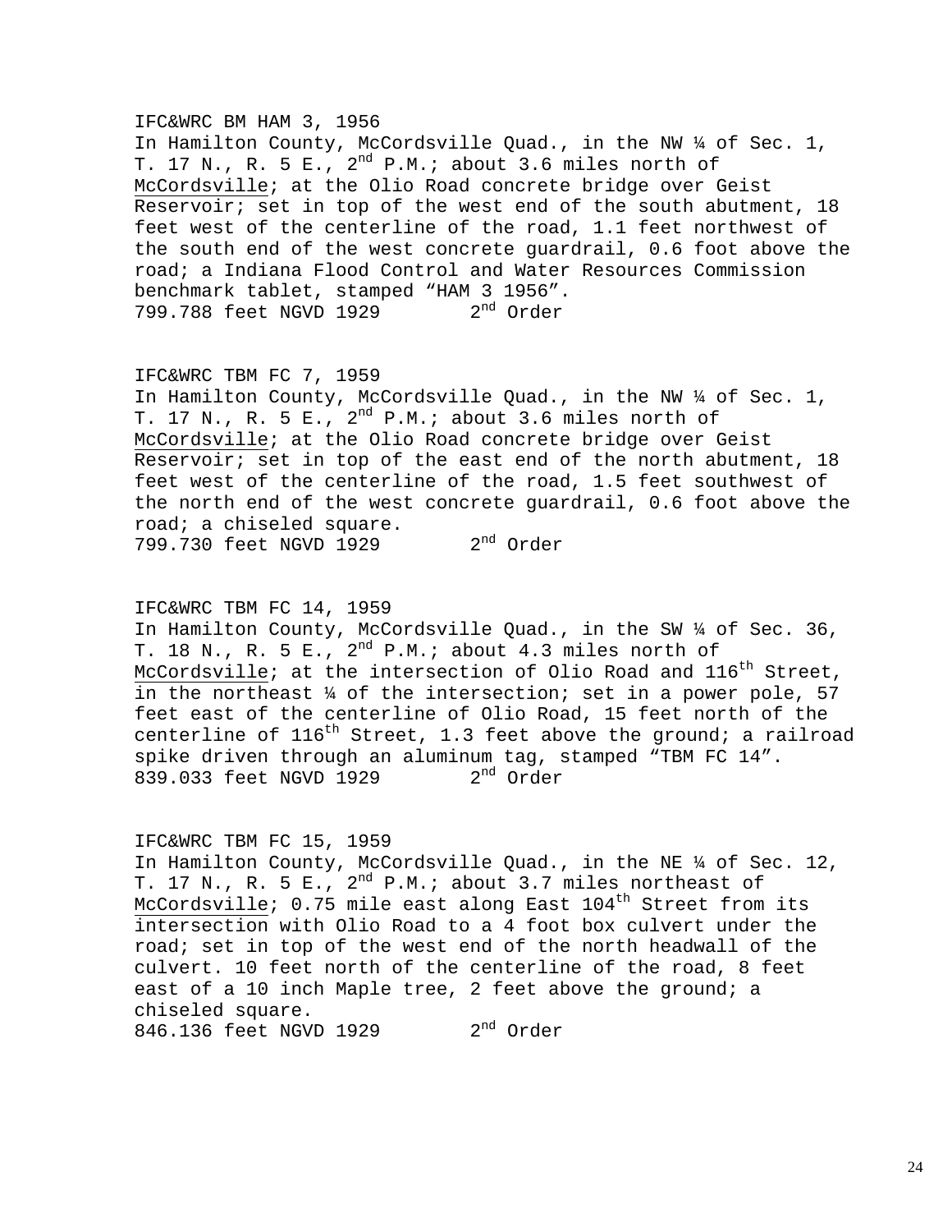IFC&WRC BM HAM 3, 1956
In Hamilton County, McCordsville Quad., in the NW ¼ of Sec. 1, T. 17 N., R. 5 E., 2nd P.M.; about 3.6 miles north of McCordsville; at the Olio Road concrete bridge over Geist Reservoir; set in top of the west end of the south abutment, 18 feet west of the centerline of the road, 1.1 feet northwest of the south end of the west concrete guardrail, 0.6 foot above the road; a Indiana Flood Control and Water Resources Commission benchmark tablet, stamped “HAM 3 1956”.
799.788 feet NGVD 1929        2nd Order

IFC&WRC TBM FC 7, 1959
In Hamilton County, McCordsville Quad., in the NW ¼ of Sec. 1, T. 17 N., R. 5 E., 2nd P.M.; about 3.6 miles north of McCordsville; at the Olio Road concrete bridge over Geist Reservoir; set in top of the east end of the north abutment, 18 feet west of the centerline of the road, 1.5 feet southwest of the north end of the west concrete guardrail, 0.6 foot above the road; a chiseled square.
799.730 feet NGVD 1929        2nd Order

IFC&WRC TBM FC 14, 1959
In Hamilton County, McCordsville Quad., in the SW ¼ of Sec. 36, T. 18 N., R. 5 E., 2nd P.M.; about 4.3 miles north of McCordsville; at the intersection of Olio Road and 116th Street, in the northeast ¼ of the intersection; set in a power pole, 57 feet east of the centerline of Olio Road, 15 feet north of the centerline of 116th Street, 1.3 feet above the ground; a railroad spike driven through an aluminum tag, stamped “TBM FC 14”.
839.033 feet NGVD 1929        2nd Order

IFC&WRC TBM FC 15, 1959
In Hamilton County, McCordsville Quad., in the NE ¼ of Sec. 12, T. 17 N., R. 5 E., 2nd P.M.; about 3.7 miles northeast of McCordsville; 0.75 mile east along East 104th Street from its intersection with Olio Road to a 4 foot box culvert under the road; set in top of the west end of the north headwall of the culvert. 10 feet north of the centerline of the road, 8 feet east of a 10 inch Maple tree, 2 feet above the ground; a chiseled square.
846.136 feet NGVD 1929        2nd Order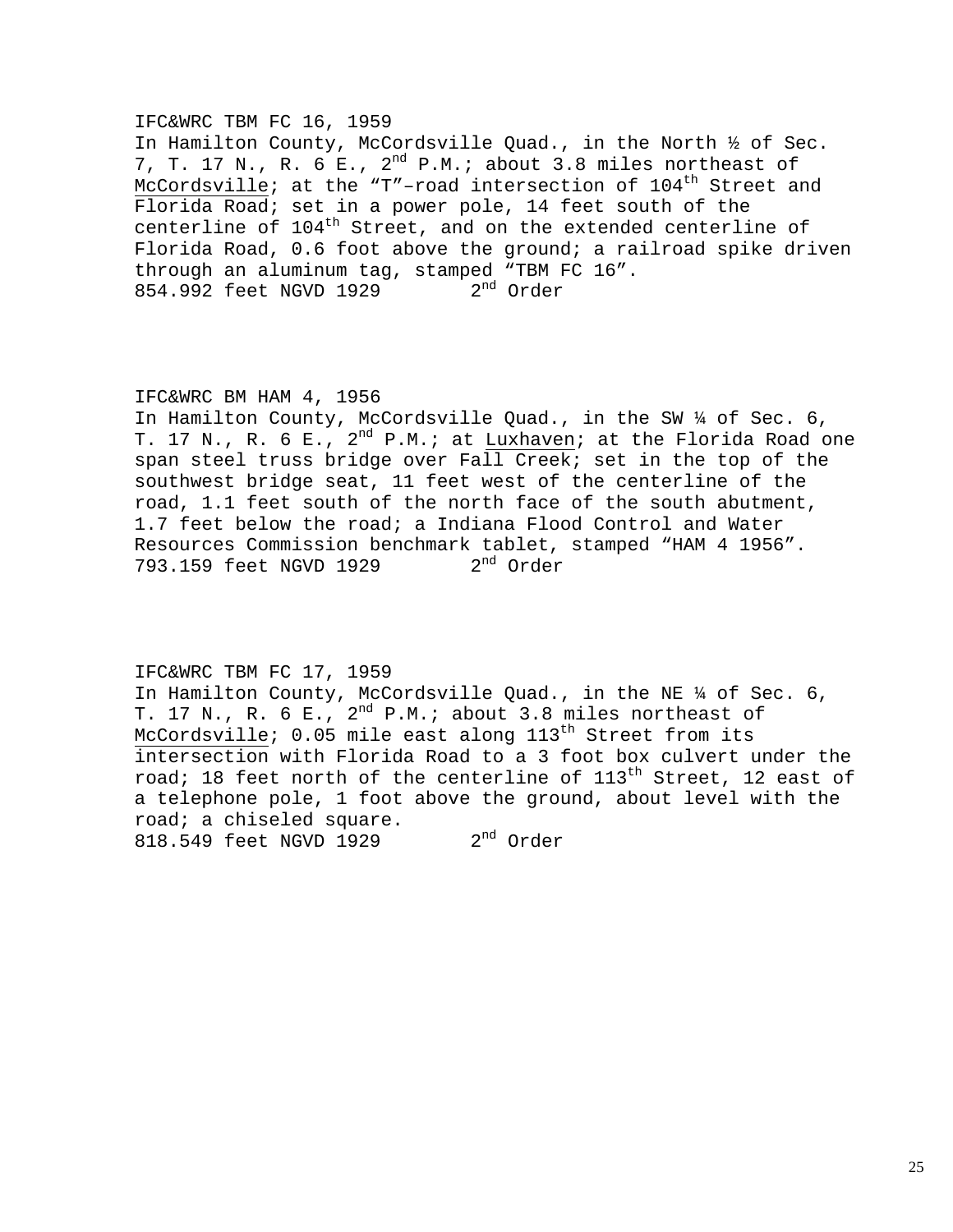IFC&WRC TBM FC 16, 1959
In Hamilton County, McCordsville Quad., in the North ½ of Sec. 7, T. 17 N., R. 6 E., 2nd P.M.; about 3.8 miles northeast of McCordsville; at the “T”–road intersection of 104th Street and Florida Road; set in a power pole, 14 feet south of the centerline of 104th Street, and on the extended centerline of Florida Road, 0.6 foot above the ground; a railroad spike driven through an aluminum tag, stamped “TBM FC 16”.
854.992 feet NGVD 1929    2nd Order

IFC&WRC BM HAM 4, 1956
In Hamilton County, McCordsville Quad., in the SW ¼ of Sec. 6, T. 17 N., R. 6 E., 2nd P.M.; at Luxhaven; at the Florida Road one span steel truss bridge over Fall Creek; set in the top of the southwest bridge seat, 11 feet west of the centerline of the road, 1.1 feet south of the north face of the south abutment, 1.7 feet below the road; a Indiana Flood Control and Water Resources Commission benchmark tablet, stamped “HAM 4 1956”.
793.159 feet NGVD 1929    2nd Order

IFC&WRC TBM FC 17, 1959
In Hamilton County, McCordsville Quad., in the NE ¼ of Sec. 6, T. 17 N., R. 6 E., 2nd P.M.; about 3.8 miles northeast of McCordsville; 0.05 mile east along 113th Street from its intersection with Florida Road to a 3 foot box culvert under the road; 18 feet north of the centerline of 113th Street, 12 east of a telephone pole, 1 foot above the ground, about level with the road; a chiseled square.
818.549 feet NGVD 1929    2nd Order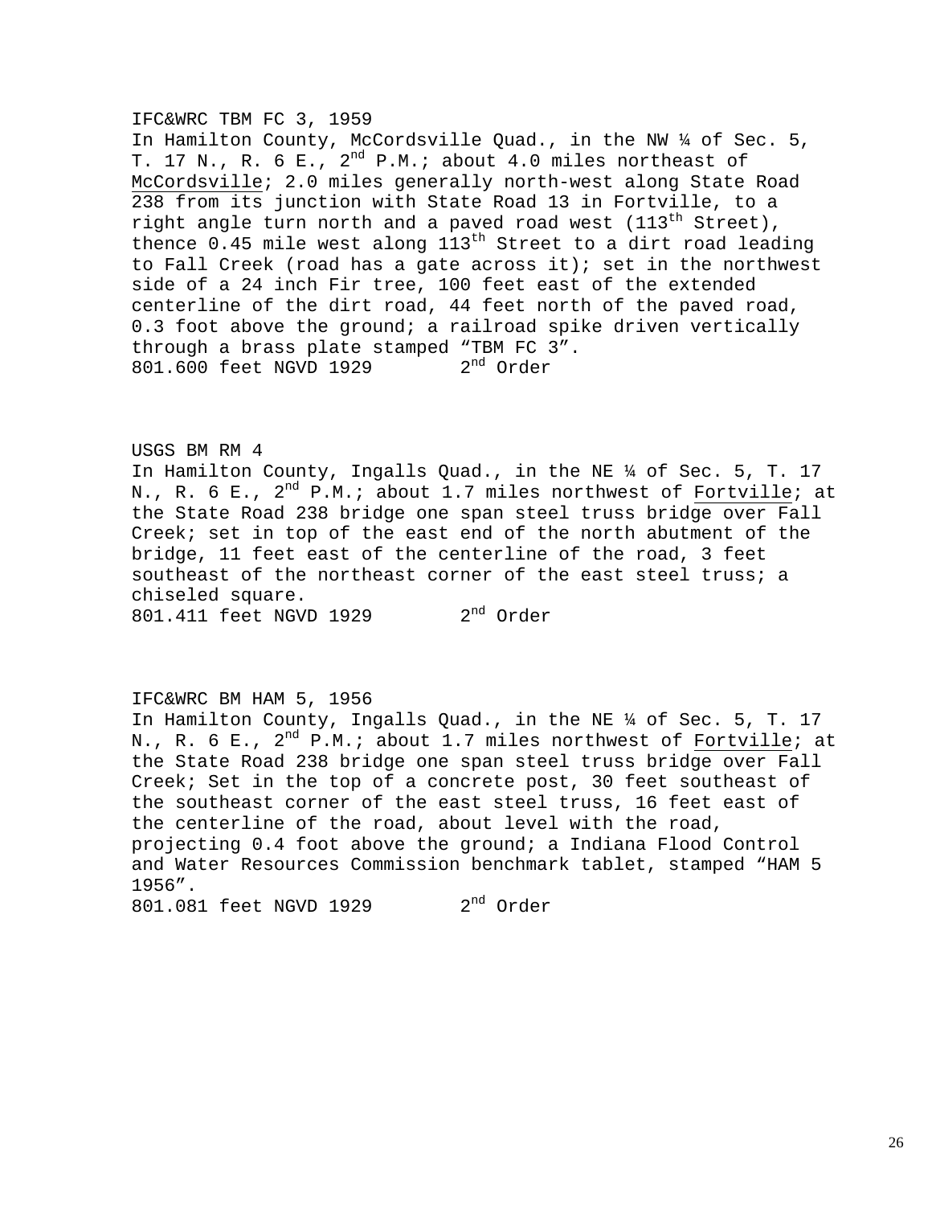IFC&WRC TBM FC 3, 1959
In Hamilton County, McCordsville Quad., in the NW ¼ of Sec. 5, T. 17 N., R. 6 E., 2nd P.M.; about 4.0 miles northeast of McCordsville; 2.0 miles generally north-west along State Road 238 from its junction with State Road 13 in Fortville, to a right angle turn north and a paved road west (113th Street), thence 0.45 mile west along 113th Street to a dirt road leading to Fall Creek (road has a gate across it); set in the northwest side of a 24 inch Fir tree, 100 feet east of the extended centerline of the dirt road, 44 feet north of the paved road, 0.3 foot above the ground; a railroad spike driven vertically through a brass plate stamped “TBM FC 3”.
801.600 feet NGVD 1929        2nd Order

USGS BM RM 4
In Hamilton County, Ingalls Quad., in the NE ¼ of Sec. 5, T. 17 N., R. 6 E., 2nd P.M.; about 1.7 miles northwest of Fortville; at the State Road 238 bridge one span steel truss bridge over Fall Creek; set in top of the east end of the north abutment of the bridge, 11 feet east of the centerline of the road, 3 feet southeast of the northeast corner of the east steel truss; a chiseled square.
801.411 feet NGVD 1929        2nd Order

IFC&WRC BM HAM 5, 1956
In Hamilton County, Ingalls Quad., in the NE ¼ of Sec. 5, T. 17 N., R. 6 E., 2nd P.M.; about 1.7 miles northwest of Fortville; at the State Road 238 bridge one span steel truss bridge over Fall Creek; Set in the top of a concrete post, 30 feet southeast of the southeast corner of the east steel truss, 16 feet east of the centerline of the road, about level with the road, projecting 0.4 foot above the ground; a Indiana Flood Control and Water Resources Commission benchmark tablet, stamped “HAM 5 1956”.
801.081 feet NGVD 1929        2nd Order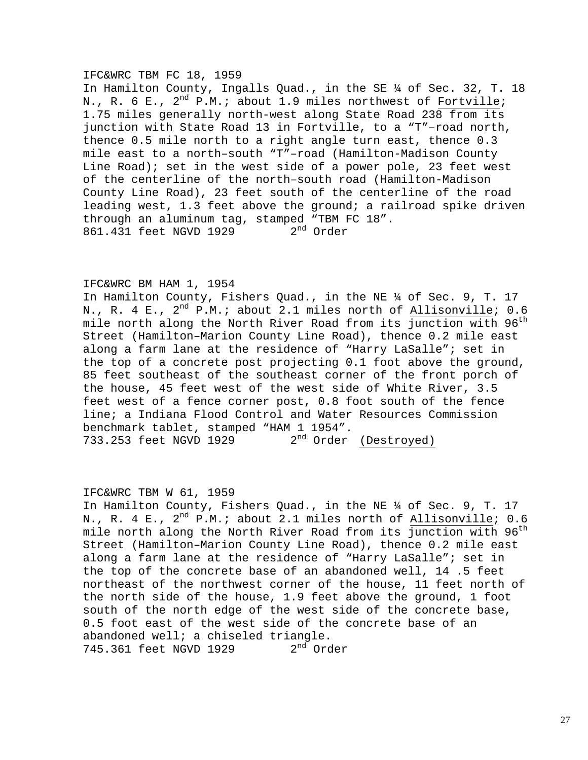IFC&WRC TBM FC 18, 1959
In Hamilton County, Ingalls Quad., in the SE ¼ of Sec. 32, T. 18 N., R. 6 E., 2nd P.M.; about 1.9 miles northwest of Fortville; 1.75 miles generally north-west along State Road 238 from its junction with State Road 13 in Fortville, to a "T"–road north, thence 0.5 mile north to a right angle turn east, thence 0.3 mile east to a north–south "T"–road (Hamilton-Madison County Line Road); set in the west side of a power pole, 23 feet west of the centerline of the north–south road (Hamilton-Madison County Line Road), 23 feet south of the centerline of the road leading west, 1.3 feet above the ground; a railroad spike driven through an aluminum tag, stamped "TBM FC 18".
861.431 feet NGVD 1929 2nd Order

IFC&WRC BM HAM 1, 1954
In Hamilton County, Fishers Quad., in the NE ¼ of Sec. 9, T. 17 N., R. 4 E., 2nd P.M.; about 2.1 miles north of Allisonville; 0.6 mile north along the North River Road from its junction with 96th Street (Hamilton–Marion County Line Road), thence 0.2 mile east along a farm lane at the residence of "Harry LaSalle"; set in the top of a concrete post projecting 0.1 foot above the ground, 85 feet southeast of the southeast corner of the front porch of the house, 45 feet west of the west side of White River, 3.5 feet west of a fence corner post, 0.8 foot south of the fence line; a Indiana Flood Control and Water Resources Commission benchmark tablet, stamped "HAM 1 1954".
733.253 feet NGVD 1929 2nd Order (Destroyed)

IFC&WRC TBM W 61, 1959
In Hamilton County, Fishers Quad., in the NE ¼ of Sec. 9, T. 17 N., R. 4 E., 2nd P.M.; about 2.1 miles north of Allisonville; 0.6 mile north along the North River Road from its junction with 96th Street (Hamilton–Marion County Line Road), thence 0.2 mile east along a farm lane at the residence of "Harry LaSalle"; set in the top of the concrete base of an abandoned well, 14 .5 feet northeast of the northwest corner of the house, 11 feet north of the north side of the house, 1.9 feet above the ground, 1 foot south of the north edge of the west side of the concrete base, 0.5 foot east of the west side of the concrete base of an abandoned well; a chiseled triangle.
745.361 feet NGVD 1929 2nd Order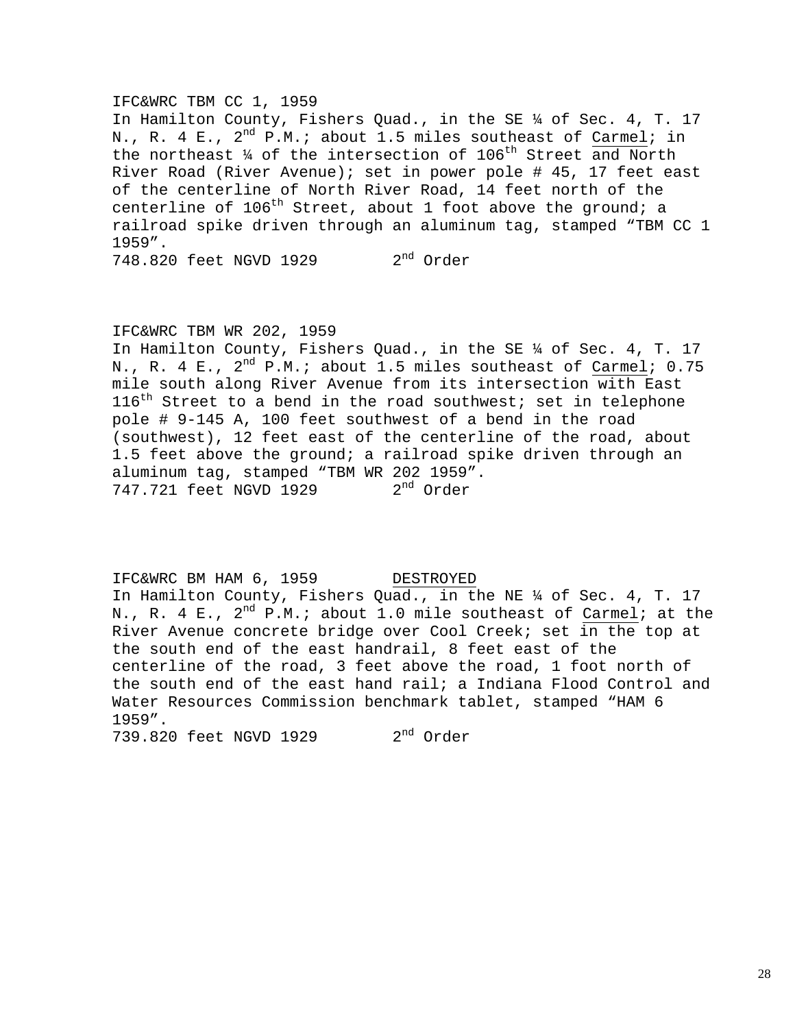IFC&WRC TBM CC 1, 1959
In Hamilton County, Fishers Quad., in the SE ¼ of Sec. 4, T. 17 N., R. 4 E., 2nd P.M.; about 1.5 miles southeast of Carmel; in the northeast ¼ of the intersection of 106th Street and North River Road (River Avenue); set in power pole # 45, 17 feet east of the centerline of North River Road, 14 feet north of the centerline of 106th Street, about 1 foot above the ground; a railroad spike driven through an aluminum tag, stamped "TBM CC 1 1959".
748.820 feet NGVD 1929 2nd Order

IFC&WRC TBM WR 202, 1959
In Hamilton County, Fishers Quad., in the SE ¼ of Sec. 4, T. 17 N., R. 4 E., 2nd P.M.; about 1.5 miles southeast of Carmel; 0.75 mile south along River Avenue from its intersection with East 116th Street to a bend in the road southwest; set in telephone pole # 9-145 A, 100 feet southwest of a bend in the road (southwest), 12 feet east of the centerline of the road, about 1.5 feet above the ground; a railroad spike driven through an aluminum tag, stamped "TBM WR 202 1959".
747.721 feet NGVD 1929 2nd Order

IFC&WRC BM HAM 6, 1959 DESTROYED
In Hamilton County, Fishers Quad., in the NE ¼ of Sec. 4, T. 17 N., R. 4 E., 2nd P.M.; about 1.0 mile southeast of Carmel; at the River Avenue concrete bridge over Cool Creek; set in the top at the south end of the east handrail, 8 feet east of the centerline of the road, 3 feet above the road, 1 foot north of the south end of the east hand rail; a Indiana Flood Control and Water Resources Commission benchmark tablet, stamped "HAM 6 1959".
739.820 feet NGVD 1929 2nd Order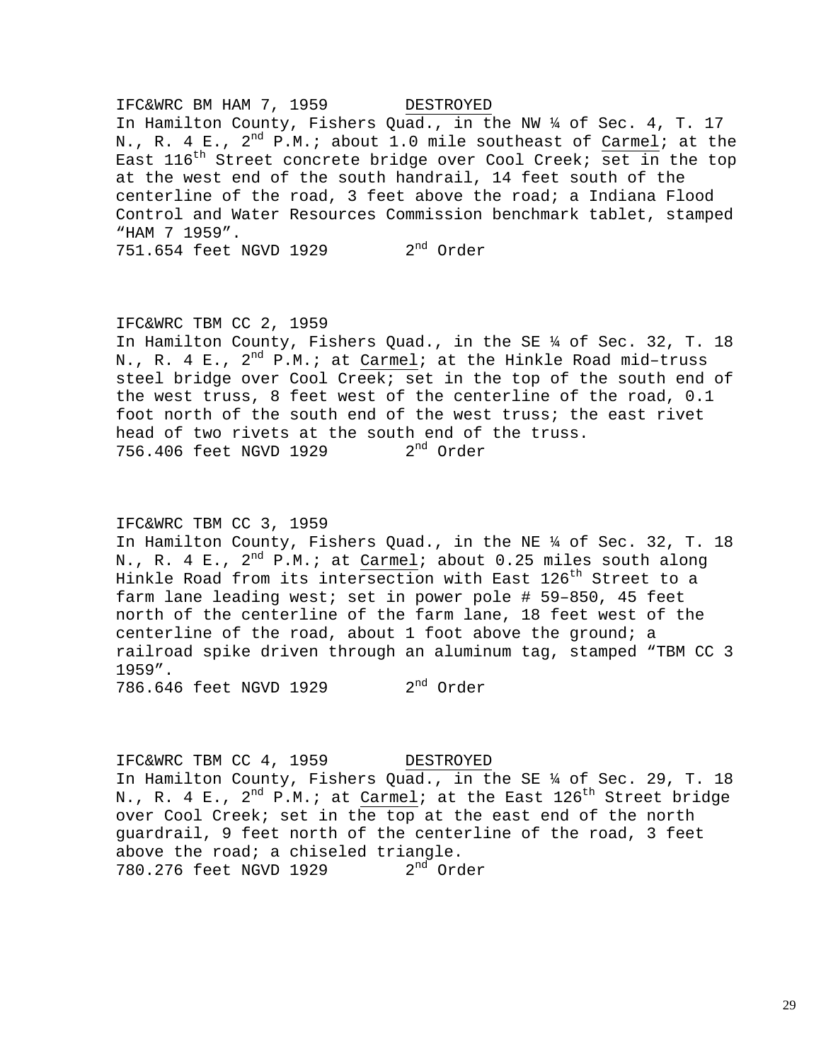IFC&WRC BM HAM 7, 1959 <u>DESTROYED</u>
In Hamilton County, Fishers Quad., in the NW ¼ of Sec. 4, T. 17 N., R. 4 E., 2nd P.M.; about 1.0 mile southeast of <u>Carmel</u>; at the East 116th Street concrete bridge over Cool Creek; set in the top at the west end of the south handrail, 14 feet south of the centerline of the road, 3 feet above the road; a Indiana Flood Control and Water Resources Commission benchmark tablet, stamped "HAM 7 1959".
751.654 feet NGVD 1929 2nd Order

IFC&WRC TBM CC 2, 1959
In Hamilton County, Fishers Quad., in the SE ¼ of Sec. 32, T. 18 N., R. 4 E., 2nd P.M.; at <u>Carmel</u>; at the Hinkle Road mid–truss steel bridge over Cool Creek; set in the top of the south end of the west truss, 8 feet west of the centerline of the road, 0.1 foot north of the south end of the west truss; the east rivet head of two rivets at the south end of the truss.
756.406 feet NGVD 1929 2nd Order

IFC&WRC TBM CC 3, 1959
In Hamilton County, Fishers Quad., in the NE ¼ of Sec. 32, T. 18 N., R. 4 E., 2nd P.M.; at <u>Carmel</u>; about 0.25 miles south along Hinkle Road from its intersection with East 126th Street to a farm lane leading west; set in power pole # 59–850, 45 feet north of the centerline of the farm lane, 18 feet west of the centerline of the road, about 1 foot above the ground; a railroad spike driven through an aluminum tag, stamped "TBM CC 3 1959".
786.646 feet NGVD 1929 2nd Order

IFC&WRC TBM CC 4, 1959 <u>DESTROYED</u>
In Hamilton County, Fishers Quad., in the SE ¼ of Sec. 29, T. 18 N., R. 4 E., 2nd P.M.; at <u>Carmel</u>; at the East 126th Street bridge over Cool Creek; set in the top at the east end of the north guardrail, 9 feet north of the centerline of the road, 3 feet above the road; a chiseled triangle.
780.276 feet NGVD 1929 2nd Order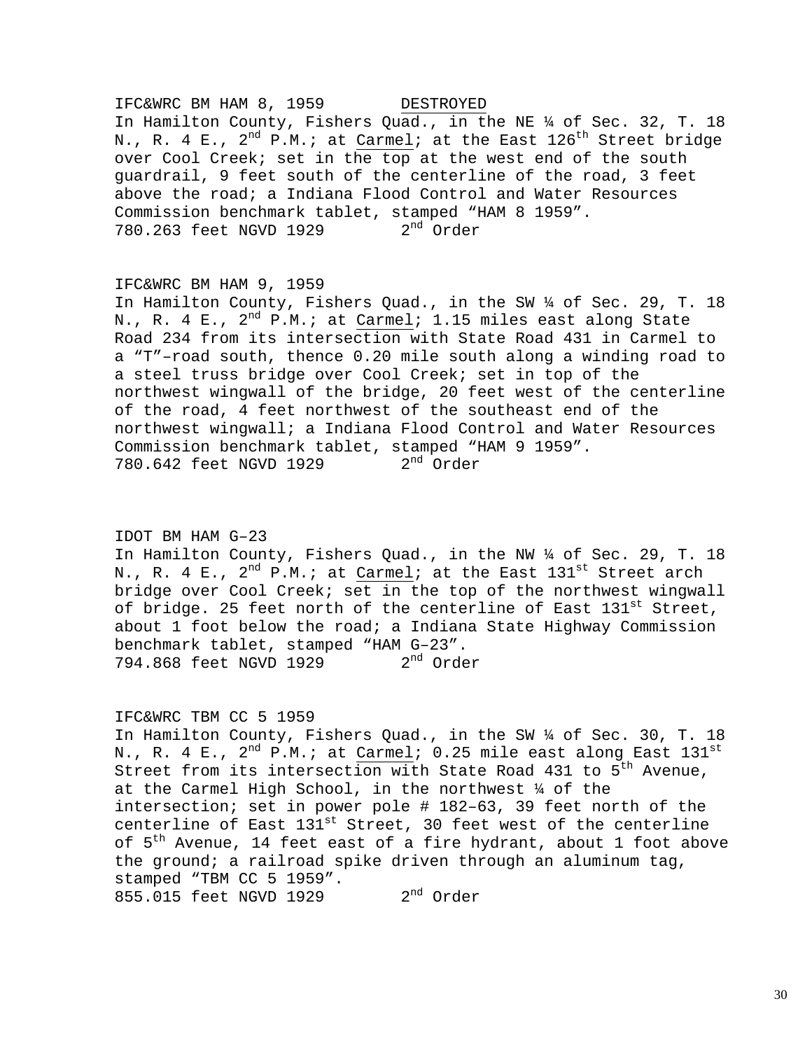IFC&WRC BM HAM 8, 1959 <u>DESTROYED</u>
In Hamilton County, Fishers Quad., in the NE ¼ of Sec. 32, T. 18 N., R. 4 E., 2nd P.M.; at <u>Carmel</u>; at the East 126th Street bridge over Cool Creek; set in the top at the west end of the south guardrail, 9 feet south of the centerline of the road, 3 feet above the road; a Indiana Flood Control and Water Resources Commission benchmark tablet, stamped "HAM 8 1959".
780.263 feet NGVD 1929 2nd Order

IFC&WRC BM HAM 9, 1959
In Hamilton County, Fishers Quad., in the SW ¼ of Sec. 29, T. 18 N., R. 4 E., 2nd P.M.; at <u>Carmel</u>; 1.15 miles east along State Road 234 from its intersection with State Road 431 in Carmel to a "T"–road south, thence 0.20 mile south along a winding road to a steel truss bridge over Cool Creek; set in top of the northwest wingwall of the bridge, 20 feet west of the centerline of the road, 4 feet northwest of the southeast end of the northwest wingwall; a Indiana Flood Control and Water Resources Commission benchmark tablet, stamped "HAM 9 1959".
780.642 feet NGVD 1929 2nd Order

IDOT BM HAM G–23
In Hamilton County, Fishers Quad., in the NW ¼ of Sec. 29, T. 18 N., R. 4 E., 2nd P.M.; at <u>Carmel</u>; at the East 131st Street arch bridge over Cool Creek; set in the top of the northwest wingwall of bridge. 25 feet north of the centerline of East 131st Street, about 1 foot below the road; a Indiana State Highway Commission benchmark tablet, stamped "HAM G–23".
794.868 feet NGVD 1929 2nd Order

IFC&WRC TBM CC 5 1959
In Hamilton County, Fishers Quad., in the SW ¼ of Sec. 30, T. 18 N., R. 4 E., 2nd P.M.; at <u>Carmel</u>; 0.25 mile east along East 131st Street from its intersection with State Road 431 to 5th Avenue, at the Carmel High School, in the northwest ¼ of the intersection; set in power pole # 182–63, 39 feet north of the centerline of East 131st Street, 30 feet west of the centerline of 5th Avenue, 14 feet east of a fire hydrant, about 1 foot above the ground; a railroad spike driven through an aluminum tag, stamped "TBM CC 5 1959".
855.015 feet NGVD 1929 2nd Order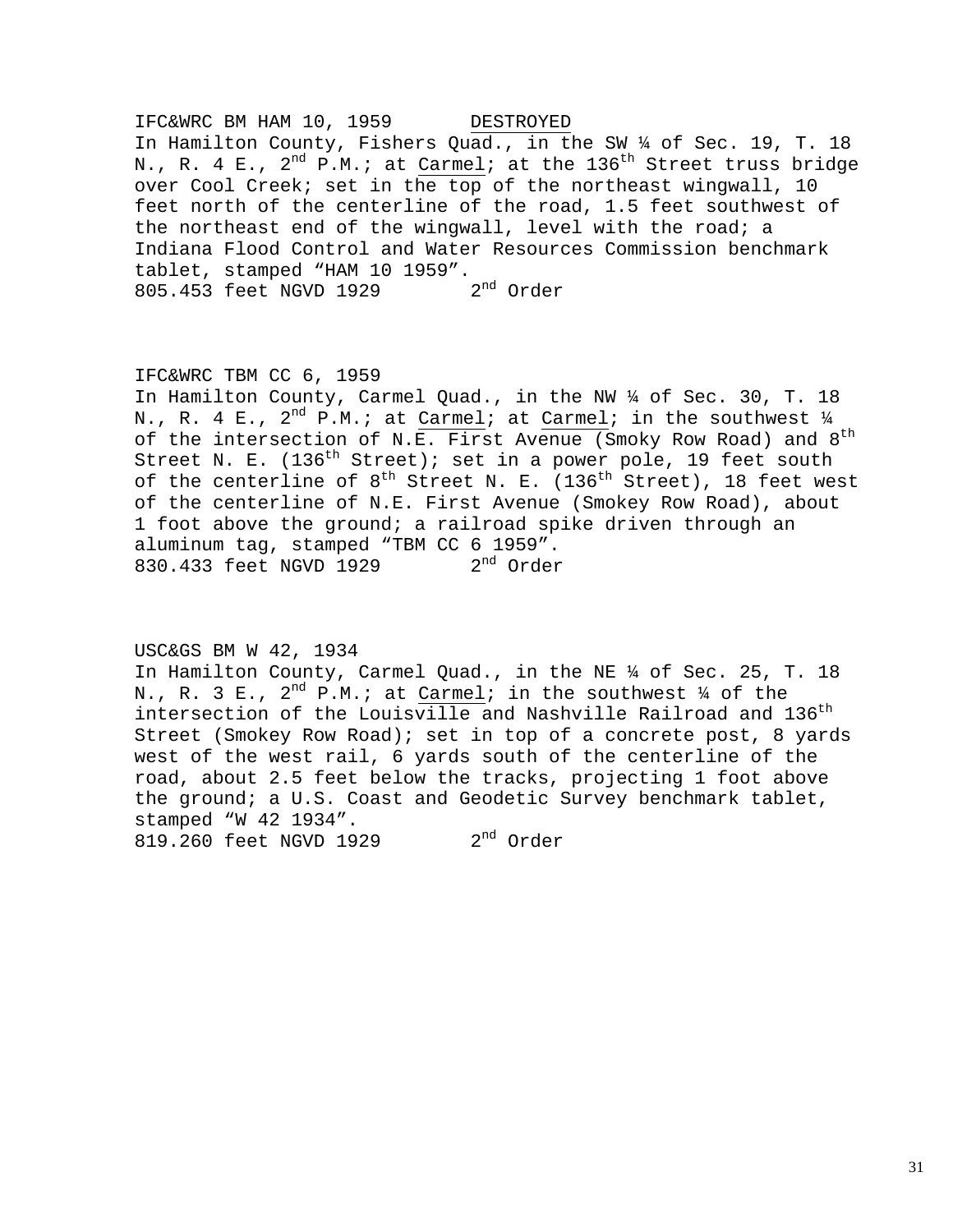IFC&WRC BM HAM 10, 1959 DESTROYED
In Hamilton County, Fishers Quad., in the SW ¼ of Sec. 19, T. 18 N., R. 4 E., 2nd P.M.; at Carmel; at the 136th Street truss bridge over Cool Creek; set in the top of the northeast wingwall, 10 feet north of the centerline of the road, 1.5 feet southwest of the northeast end of the wingwall, level with the road; a Indiana Flood Control and Water Resources Commission benchmark tablet, stamped "HAM 10 1959".
805.453 feet NGVD 1929 2nd Order

IFC&WRC TBM CC 6, 1959
In Hamilton County, Carmel Quad., in the NW ¼ of Sec. 30, T. 18 N., R. 4 E., 2nd P.M.; at Carmel; at Carmel; in the southwest ¼ of the intersection of N.E. First Avenue (Smoky Row Road) and 8th Street N. E. (136th Street); set in a power pole, 19 feet south of the centerline of 8th Street N. E. (136th Street), 18 feet west of the centerline of N.E. First Avenue (Smokey Row Road), about 1 foot above the ground; a railroad spike driven through an aluminum tag, stamped "TBM CC 6 1959".
830.433 feet NGVD 1929 2nd Order

USC&GS BM W 42, 1934
In Hamilton County, Carmel Quad., in the NE ¼ of Sec. 25, T. 18 N., R. 3 E., 2nd P.M.; at Carmel; in the southwest ¼ of the intersection of the Louisville and Nashville Railroad and 136th Street (Smokey Row Road); set in top of a concrete post, 8 yards west of the west rail, 6 yards south of the centerline of the road, about 2.5 feet below the tracks, projecting 1 foot above the ground; a U.S. Coast and Geodetic Survey benchmark tablet, stamped "W 42 1934".
819.260 feet NGVD 1929 2nd Order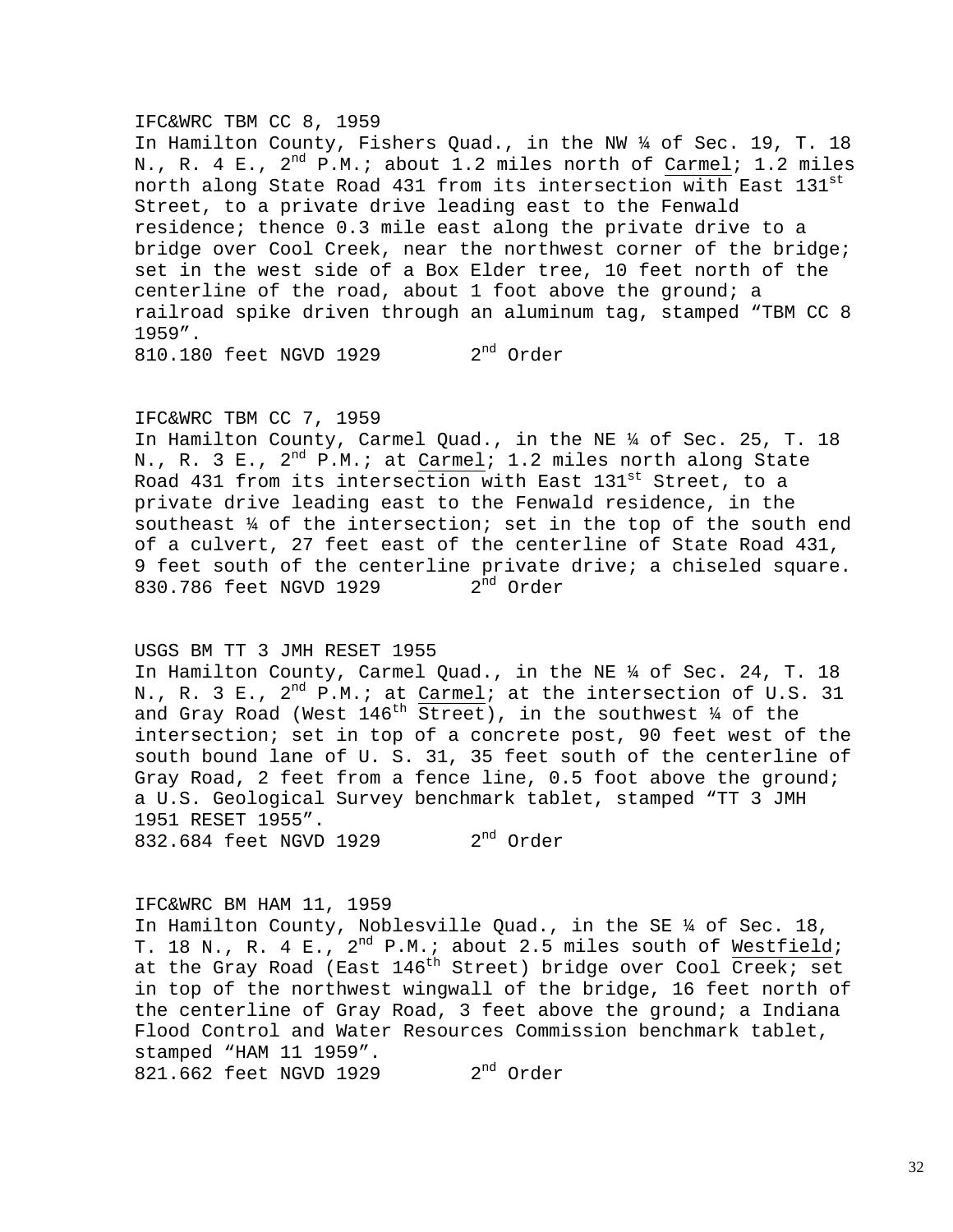IFC&WRC TBM CC 8, 1959
In Hamilton County, Fishers Quad., in the NW ¼ of Sec. 19, T. 18 N., R. 4 E., 2nd P.M.; about 1.2 miles north of Carmel; 1.2 miles north along State Road 431 from its intersection with East 131st Street, to a private drive leading east to the Fenwald residence; thence 0.3 mile east along the private drive to a bridge over Cool Creek, near the northwest corner of the bridge; set in the west side of a Box Elder tree, 10 feet north of the centerline of the road, about 1 foot above the ground; a railroad spike driven through an aluminum tag, stamped "TBM CC 8 1959".
810.180 feet NGVD 1929 2nd Order

IFC&WRC TBM CC 7, 1959
In Hamilton County, Carmel Quad., in the NE ¼ of Sec. 25, T. 18 N., R. 3 E., 2nd P.M.; at Carmel; 1.2 miles north along State Road 431 from its intersection with East 131st Street, to a private drive leading east to the Fenwald residence, in the southeast ¼ of the intersection; set in the top of the south end of a culvert, 27 feet east of the centerline of State Road 431, 9 feet south of the centerline private drive; a chiseled square.
830.786 feet NGVD 1929 2nd Order

USGS BM TT 3 JMH RESET 1955
In Hamilton County, Carmel Quad., in the NE ¼ of Sec. 24, T. 18 N., R. 3 E., 2nd P.M.; at Carmel; at the intersection of U.S. 31 and Gray Road (West 146th Street), in the southwest ¼ of the intersection; set in top of a concrete post, 90 feet west of the south bound lane of U. S. 31, 35 feet south of the centerline of Gray Road, 2 feet from a fence line, 0.5 foot above the ground; a U.S. Geological Survey benchmark tablet, stamped "TT 3 JMH 1951 RESET 1955".
832.684 feet NGVD 1929 2nd Order

IFC&WRC BM HAM 11, 1959
In Hamilton County, Noblesville Quad., in the SE ¼ of Sec. 18, T. 18 N., R. 4 E., 2nd P.M.; about 2.5 miles south of Westfield; at the Gray Road (East 146th Street) bridge over Cool Creek; set in top of the northwest wingwall of the bridge, 16 feet north of the centerline of Gray Road, 3 feet above the ground; a Indiana Flood Control and Water Resources Commission benchmark tablet, stamped "HAM 11 1959".
821.662 feet NGVD 1929 2nd Order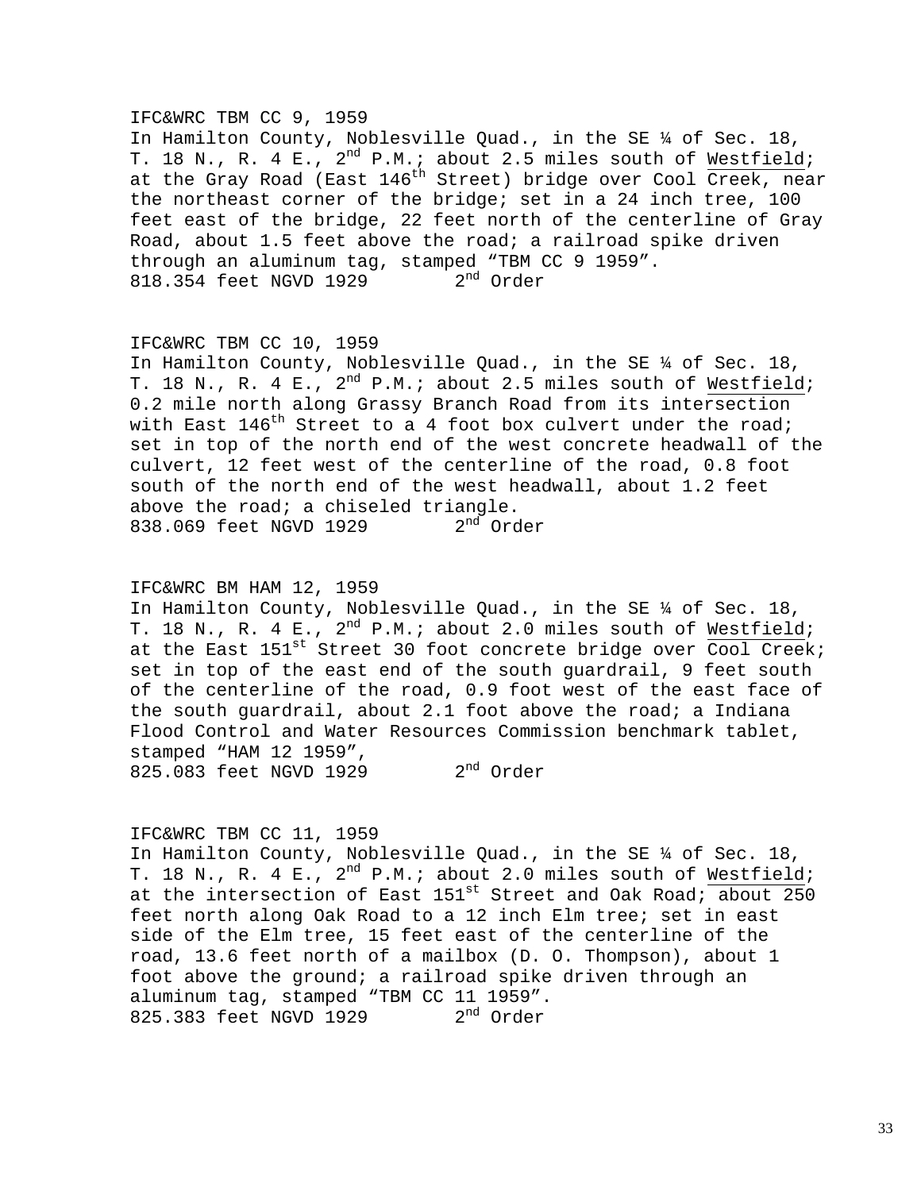IFC&WRC TBM CC 9, 1959
In Hamilton County, Noblesville Quad., in the SE ¼ of Sec. 18, T. 18 N., R. 4 E., 2nd P.M.; about 2.5 miles south of Westfield; at the Gray Road (East 146th Street) bridge over Cool Creek, near the northeast corner of the bridge; set in a 24 inch tree, 100 feet east of the bridge, 22 feet north of the centerline of Gray Road, about 1.5 feet above the road; a railroad spike driven through an aluminum tag, stamped "TBM CC 9 1959".
818.354 feet NGVD 1929 2nd Order

IFC&WRC TBM CC 10, 1959
In Hamilton County, Noblesville Quad., in the SE ¼ of Sec. 18, T. 18 N., R. 4 E., 2nd P.M.; about 2.5 miles south of Westfield; 0.2 mile north along Grassy Branch Road from its intersection with East 146th Street to a 4 foot box culvert under the road; set in top of the north end of the west concrete headwall of the culvert, 12 feet west of the centerline of the road, 0.8 foot south of the north end of the west headwall, about 1.2 feet above the road; a chiseled triangle.
838.069 feet NGVD 1929 2nd Order

IFC&WRC BM HAM 12, 1959
In Hamilton County, Noblesville Quad., in the SE ¼ of Sec. 18, T. 18 N., R. 4 E., 2nd P.M.; about 2.0 miles south of Westfield; at the East 151st Street 30 foot concrete bridge over Cool Creek; set in top of the east end of the south guardrail, 9 feet south of the centerline of the road, 0.9 foot west of the east face of the south guardrail, about 2.1 foot above the road; a Indiana Flood Control and Water Resources Commission benchmark tablet, stamped "HAM 12 1959",
825.083 feet NGVD 1929 2nd Order

IFC&WRC TBM CC 11, 1959
In Hamilton County, Noblesville Quad., in the SE ¼ of Sec. 18, T. 18 N., R. 4 E., 2nd P.M.; about 2.0 miles south of Westfield; at the intersection of East 151st Street and Oak Road; about 250 feet north along Oak Road to a 12 inch Elm tree; set in east side of the Elm tree, 15 feet east of the centerline of the road, 13.6 feet north of a mailbox (D. O. Thompson), about 1 foot above the ground; a railroad spike driven through an aluminum tag, stamped "TBM CC 11 1959".
825.383 feet NGVD 1929 2nd Order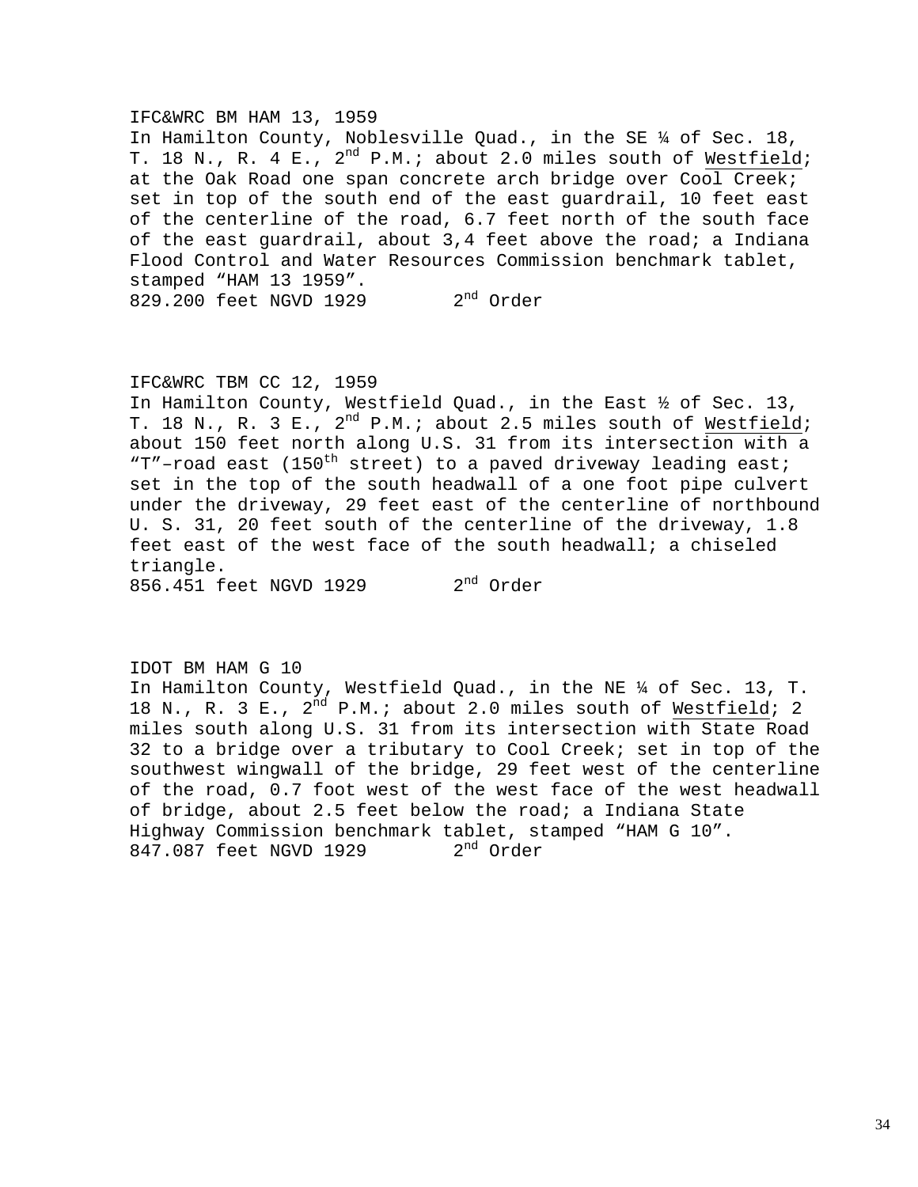IFC&WRC BM HAM 13, 1959
In Hamilton County, Noblesville Quad., in the SE ¼ of Sec. 18, T. 18 N., R. 4 E., 2nd P.M.; about 2.0 miles south of Westfield; at the Oak Road one span concrete arch bridge over Cool Creek; set in top of the south end of the east guardrail, 10 feet east of the centerline of the road, 6.7 feet north of the south face of the east guardrail, about 3,4 feet above the road; a Indiana Flood Control and Water Resources Commission benchmark tablet, stamped “HAM 13 1959”.
829.200 feet NGVD 1929 2nd Order

IFC&WRC TBM CC 12, 1959
In Hamilton County, Westfield Quad., in the East ½ of Sec. 13, T. 18 N., R. 3 E., 2nd P.M.; about 2.5 miles south of Westfield; about 150 feet north along U.S. 31 from its intersection with a “T”–road east (150th street) to a paved driveway leading east; set in the top of the south headwall of a one foot pipe culvert under the driveway, 29 feet east of the centerline of northbound U. S. 31, 20 feet south of the centerline of the driveway, 1.8 feet east of the west face of the south headwall; a chiseled triangle.
856.451 feet NGVD 1929 2nd Order

IDOT BM HAM G 10
In Hamilton County, Westfield Quad., in the NE ¼ of Sec. 13, T. 18 N., R. 3 E., 2nd P.M.; about 2.0 miles south of Westfield; 2 miles south along U.S. 31 from its intersection with State Road 32 to a bridge over a tributary to Cool Creek; set in top of the southwest wingwall of the bridge, 29 feet west of the centerline of the road, 0.7 foot west of the west face of the west headwall of bridge, about 2.5 feet below the road; a Indiana State Highway Commission benchmark tablet, stamped “HAM G 10”.
847.087 feet NGVD 1929 2nd Order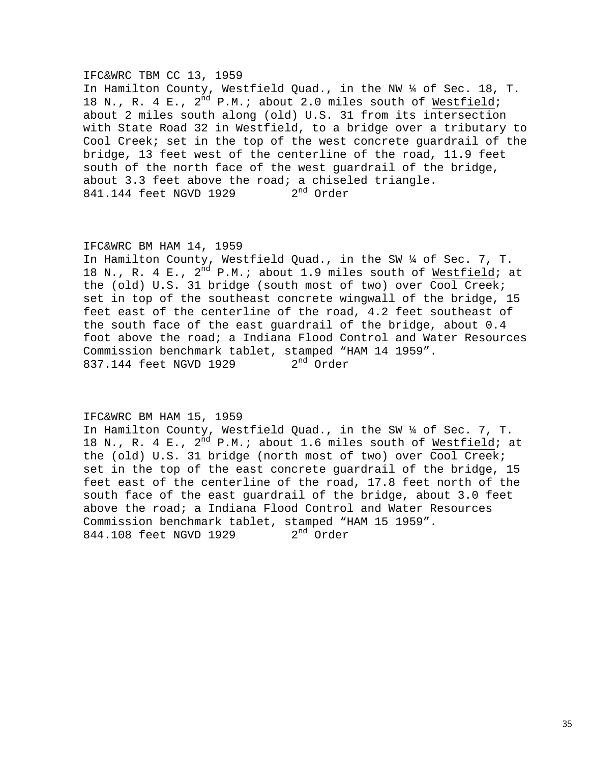IFC&WRC TBM CC 13, 1959
In Hamilton County, Westfield Quad., in the NW ¼ of Sec. 18, T. 18 N., R. 4 E., 2nd P.M.; about 2.0 miles south of Westfield; about 2 miles south along (old) U.S. 31 from its intersection with State Road 32 in Westfield, to a bridge over a tributary to Cool Creek; set in the top of the west concrete guardrail of the bridge, 13 feet west of the centerline of the road, 11.9 feet south of the north face of the west guardrail of the bridge, about 3.3 feet above the road; a chiseled triangle.
841.144 feet NGVD 1929 2nd Order

IFC&WRC BM HAM 14, 1959
In Hamilton County, Westfield Quad., in the SW ¼ of Sec. 7, T. 18 N., R. 4 E., 2nd P.M.; about 1.9 miles south of Westfield; at the (old) U.S. 31 bridge (south most of two) over Cool Creek; set in top of the southeast concrete wingwall of the bridge, 15 feet east of the centerline of the road, 4.2 feet southeast of the south face of the east guardrail of the bridge, about 0.4 foot above the road; a Indiana Flood Control and Water Resources Commission benchmark tablet, stamped "HAM 14 1959".
837.144 feet NGVD 1929 2nd Order

IFC&WRC BM HAM 15, 1959
In Hamilton County, Westfield Quad., in the SW ¼ of Sec. 7, T. 18 N., R. 4 E., 2nd P.M.; about 1.6 miles south of Westfield; at the (old) U.S. 31 bridge (north most of two) over Cool Creek; set in the top of the east concrete guardrail of the bridge, 15 feet east of the centerline of the road, 17.8 feet north of the south face of the east guardrail of the bridge, about 3.0 feet above the road; a Indiana Flood Control and Water Resources Commission benchmark tablet, stamped "HAM 15 1959".
844.108 feet NGVD 1929 2nd Order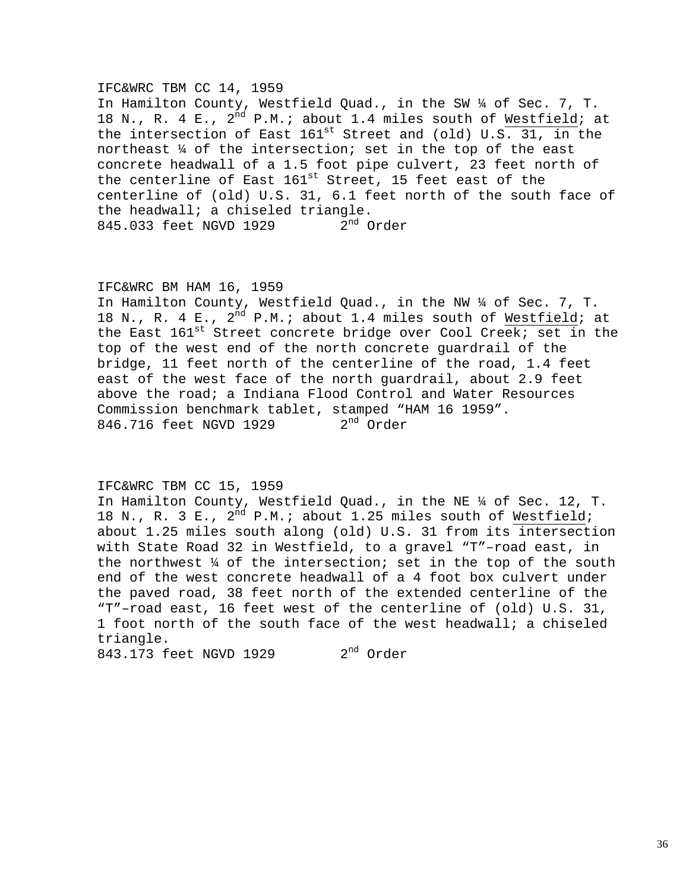IFC&WRC TBM CC 14, 1959
In Hamilton County, Westfield Quad., in the SW ¼ of Sec. 7, T. 18 N., R. 4 E., 2nd P.M.; about 1.4 miles south of Westfield; at the intersection of East 161st Street and (old) U.S. 31, in the northeast ¼ of the intersection; set in the top of the east concrete headwall of a 1.5 foot pipe culvert, 23 feet north of the centerline of East 161st Street, 15 feet east of the centerline of (old) U.S. 31, 6.1 feet north of the south face of the headwall; a chiseled triangle.
845.033 feet NGVD 1929 2nd Order

IFC&WRC BM HAM 16, 1959
In Hamilton County, Westfield Quad., in the NW ¼ of Sec. 7, T. 18 N., R. 4 E., 2nd P.M.; about 1.4 miles south of Westfield; at the East 161st Street concrete bridge over Cool Creek; set in the top of the west end of the north concrete guardrail of the bridge, 11 feet north of the centerline of the road, 1.4 feet east of the west face of the north guardrail, about 2.9 feet above the road; a Indiana Flood Control and Water Resources Commission benchmark tablet, stamped "HAM 16 1959".
846.716 feet NGVD 1929 2nd Order

IFC&WRC TBM CC 15, 1959
In Hamilton County, Westfield Quad., in the NE ¼ of Sec. 12, T. 18 N., R. 3 E., 2nd P.M.; about 1.25 miles south of Westfield; about 1.25 miles south along (old) U.S. 31 from its intersection with State Road 32 in Westfield, to a gravel "T"–road east, in the northwest ¼ of the intersection; set in the top of the south end of the west concrete headwall of a 4 foot box culvert under the paved road, 38 feet north of the extended centerline of the "T"–road east, 16 feet west of the centerline of (old) U.S. 31, 1 foot north of the south face of the west headwall; a chiseled triangle.
843.173 feet NGVD 1929 2nd Order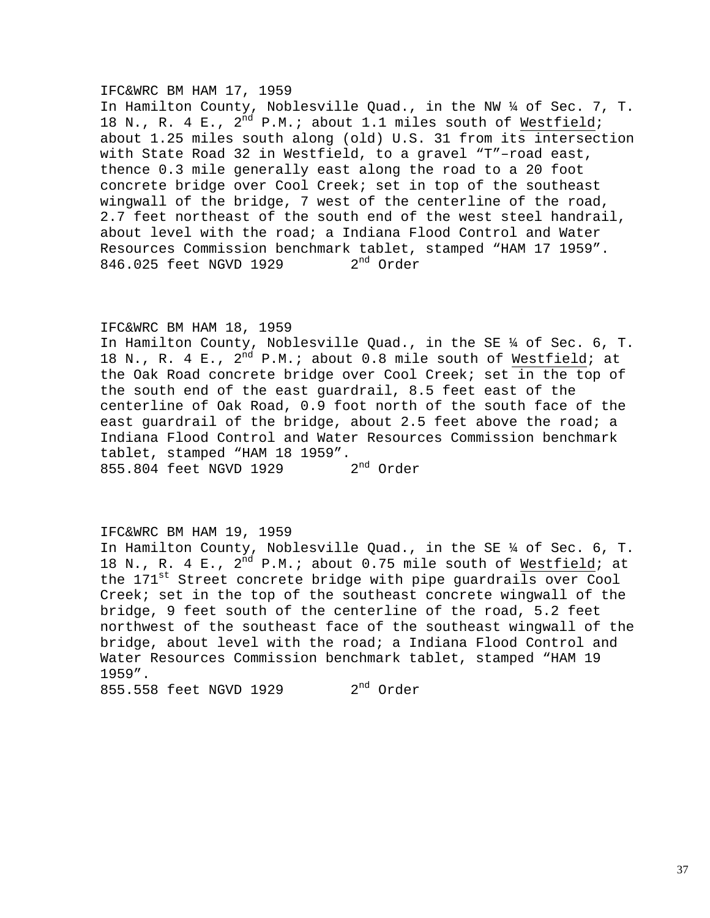IFC&WRC BM HAM 17, 1959
In Hamilton County, Noblesville Quad., in the NW ¼ of Sec. 7, T. 18 N., R. 4 E., 2nd P.M.; about 1.1 miles south of Westfield; about 1.25 miles south along (old) U.S. 31 from its intersection with State Road 32 in Westfield, to a gravel “T”–road east, thence 0.3 mile generally east along the road to a 20 foot concrete bridge over Cool Creek; set in top of the southeast wingwall of the bridge, 7 west of the centerline of the road, 2.7 feet northeast of the south end of the west steel handrail, about level with the road; a Indiana Flood Control and Water Resources Commission benchmark tablet, stamped “HAM 17 1959”.
846.025 feet NGVD 1929 2nd Order

IFC&WRC BM HAM 18, 1959
In Hamilton County, Noblesville Quad., in the SE ¼ of Sec. 6, T. 18 N., R. 4 E., 2nd P.M.; about 0.8 mile south of Westfield; at the Oak Road concrete bridge over Cool Creek; set in the top of the south end of the east guardrail, 8.5 feet east of the centerline of Oak Road, 0.9 foot north of the south face of the east guardrail of the bridge, about 2.5 feet above the road; a Indiana Flood Control and Water Resources Commission benchmark tablet, stamped “HAM 18 1959”.
855.804 feet NGVD 1929 2nd Order

IFC&WRC BM HAM 19, 1959
In Hamilton County, Noblesville Quad., in the SE ¼ of Sec. 6, T. 18 N., R. 4 E., 2nd P.M.; about 0.75 mile south of Westfield; at the 171st Street concrete bridge with pipe guardrails over Cool Creek; set in the top of the southeast concrete wingwall of the bridge, 9 feet south of the centerline of the road, 5.2 feet northwest of the southeast face of the southeast wingwall of the bridge, about level with the road; a Indiana Flood Control and Water Resources Commission benchmark tablet, stamped “HAM 19 1959”.
855.558 feet NGVD 1929 2nd Order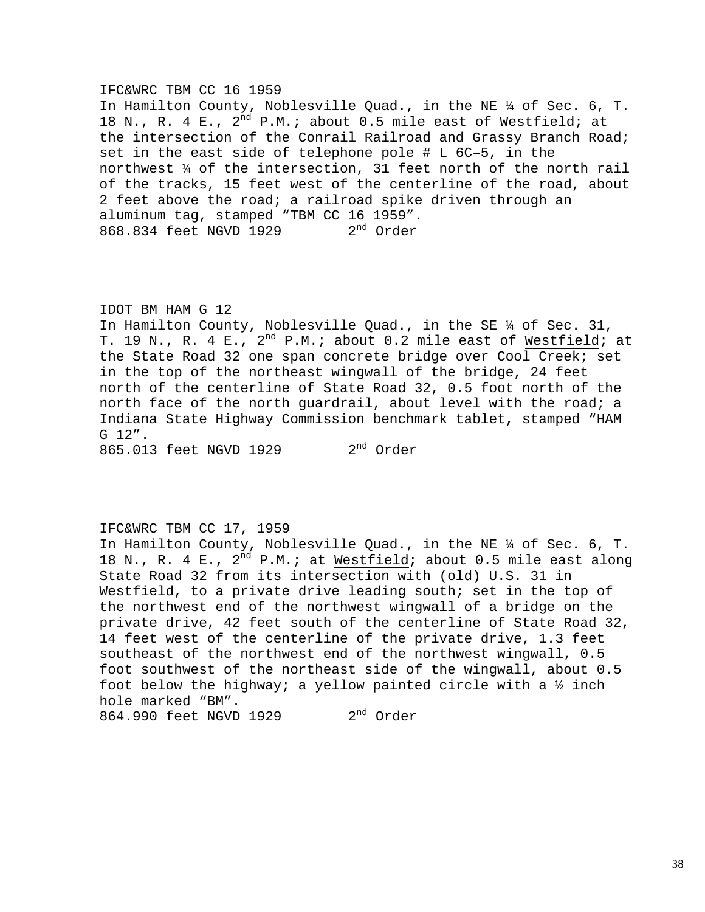IFC&WRC TBM CC 16 1959
In Hamilton County, Noblesville Quad., in the NE ¼ of Sec. 6, T. 18 N., R. 4 E., 2nd P.M.; about 0.5 mile east of Westfield; at the intersection of the Conrail Railroad and Grassy Branch Road; set in the east side of telephone pole # L 6C–5, in the northwest ¼ of the intersection, 31 feet north of the north rail of the tracks, 15 feet west of the centerline of the road, about 2 feet above the road; a railroad spike driven through an aluminum tag, stamped “TBM CC 16 1959”.
868.834 feet NGVD 1929 2nd Order

IDOT BM HAM G 12
In Hamilton County, Noblesville Quad., in the SE ¼ of Sec. 31, T. 19 N., R. 4 E., 2nd P.M.; about 0.2 mile east of Westfield; at the State Road 32 one span concrete bridge over Cool Creek; set in the top of the northeast wingwall of the bridge, 24 feet north of the centerline of State Road 32, 0.5 foot north of the north face of the north guardrail, about level with the road; a Indiana State Highway Commission benchmark tablet, stamped “HAM G 12”.
865.013 feet NGVD 1929 2nd Order

IFC&WRC TBM CC 17, 1959
In Hamilton County, Noblesville Quad., in the NE ¼ of Sec. 6, T. 18 N., R. 4 E., 2nd P.M.; at Westfield; about 0.5 mile east along State Road 32 from its intersection with (old) U.S. 31 in Westfield, to a private drive leading south; set in the top of the northwest end of the northwest wingwall of a bridge on the private drive, 42 feet south of the centerline of State Road 32, 14 feet west of the centerline of the private drive, 1.3 feet southeast of the northwest end of the northwest wingwall, 0.5 foot southwest of the northeast side of the wingwall, about 0.5 foot below the highway; a yellow painted circle with a ½ inch hole marked “BM”.
864.990 feet NGVD 1929 2nd Order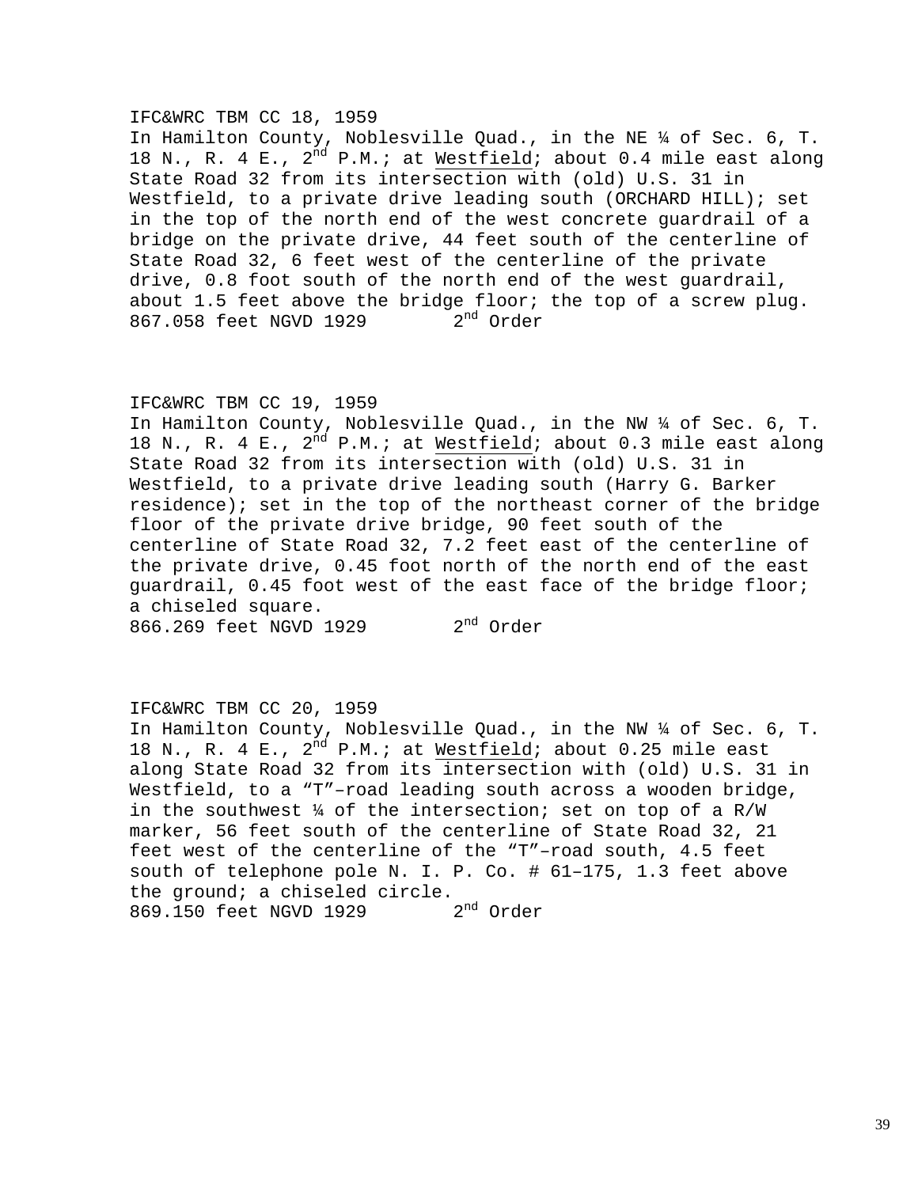IFC&WRC TBM CC 18, 1959
In Hamilton County, Noblesville Quad., in the NE ¼ of Sec. 6, T. 18 N., R. 4 E., 2nd P.M.; at Westfield; about 0.4 mile east along State Road 32 from its intersection with (old) U.S. 31 in Westfield, to a private drive leading south (ORCHARD HILL); set in the top of the north end of the west concrete guardrail of a bridge on the private drive, 44 feet south of the centerline of State Road 32, 6 feet west of the centerline of the private drive, 0.8 foot south of the north end of the west guardrail, about 1.5 feet above the bridge floor; the top of a screw plug.
867.058 feet NGVD 1929 2nd Order

IFC&WRC TBM CC 19, 1959
In Hamilton County, Noblesville Quad., in the NW ¼ of Sec. 6, T. 18 N., R. 4 E., 2nd P.M.; at Westfield; about 0.3 mile east along State Road 32 from its intersection with (old) U.S. 31 in Westfield, to a private drive leading south (Harry G. Barker residence); set in the top of the northeast corner of the bridge floor of the private drive bridge, 90 feet south of the centerline of State Road 32, 7.2 feet east of the centerline of the private drive, 0.45 foot north of the north end of the east guardrail, 0.45 foot west of the east face of the bridge floor; a chiseled square.
866.269 feet NGVD 1929 2nd Order

IFC&WRC TBM CC 20, 1959
In Hamilton County, Noblesville Quad., in the NW ¼ of Sec. 6, T. 18 N., R. 4 E., 2nd P.M.; at Westfield; about 0.25 mile east along State Road 32 from its intersection with (old) U.S. 31 in Westfield, to a "T"–road leading south across a wooden bridge, in the southwest ¼ of the intersection; set on top of a R/W marker, 56 feet south of the centerline of State Road 32, 21 feet west of the centerline of the "T"–road south, 4.5 feet south of telephone pole N. I. P. Co. # 61–175, 1.3 feet above the ground; a chiseled circle.
869.150 feet NGVD 1929 2nd Order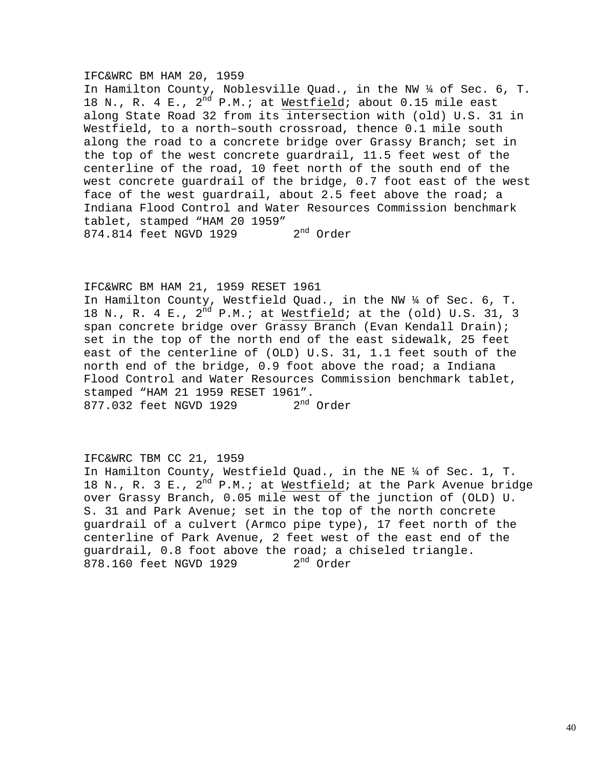IFC&WRC BM HAM 20, 1959
In Hamilton County, Noblesville Quad., in the NW ¼ of Sec. 6, T. 18 N., R. 4 E., 2nd P.M.; at Westfield; about 0.15 mile east along State Road 32 from its intersection with (old) U.S. 31 in Westfield, to a north–south crossroad, thence 0.1 mile south along the road to a concrete bridge over Grassy Branch; set in the top of the west concrete guardrail, 11.5 feet west of the centerline of the road, 10 feet north of the south end of the west concrete guardrail of the bridge, 0.7 foot east of the west face of the west guardrail, about 2.5 feet above the road; a Indiana Flood Control and Water Resources Commission benchmark tablet, stamped “HAM 20 1959”
874.814 feet NGVD 1929 2nd Order

IFC&WRC BM HAM 21, 1959 RESET 1961
In Hamilton County, Westfield Quad., in the NW ¼ of Sec. 6, T. 18 N., R. 4 E., 2nd P.M.; at Westfield; at the (old) U.S. 31, 3 span concrete bridge over Grassy Branch (Evan Kendall Drain); set in the top of the north end of the east sidewalk, 25 feet east of the centerline of (OLD) U.S. 31, 1.1 feet south of the north end of the bridge, 0.9 foot above the road; a Indiana Flood Control and Water Resources Commission benchmark tablet, stamped “HAM 21 1959 RESET 1961”.
877.032 feet NGVD 1929 2nd Order

IFC&WRC TBM CC 21, 1959
In Hamilton County, Westfield Quad., in the NE ¼ of Sec. 1, T. 18 N., R. 3 E., 2nd P.M.; at Westfield; at the Park Avenue bridge over Grassy Branch, 0.05 mile west of the junction of (OLD) U. S. 31 and Park Avenue; set in the top of the north concrete guardrail of a culvert (Armco pipe type), 17 feet north of the centerline of Park Avenue, 2 feet west of the east end of the guardrail, 0.8 foot above the road; a chiseled triangle.
878.160 feet NGVD 1929 2nd Order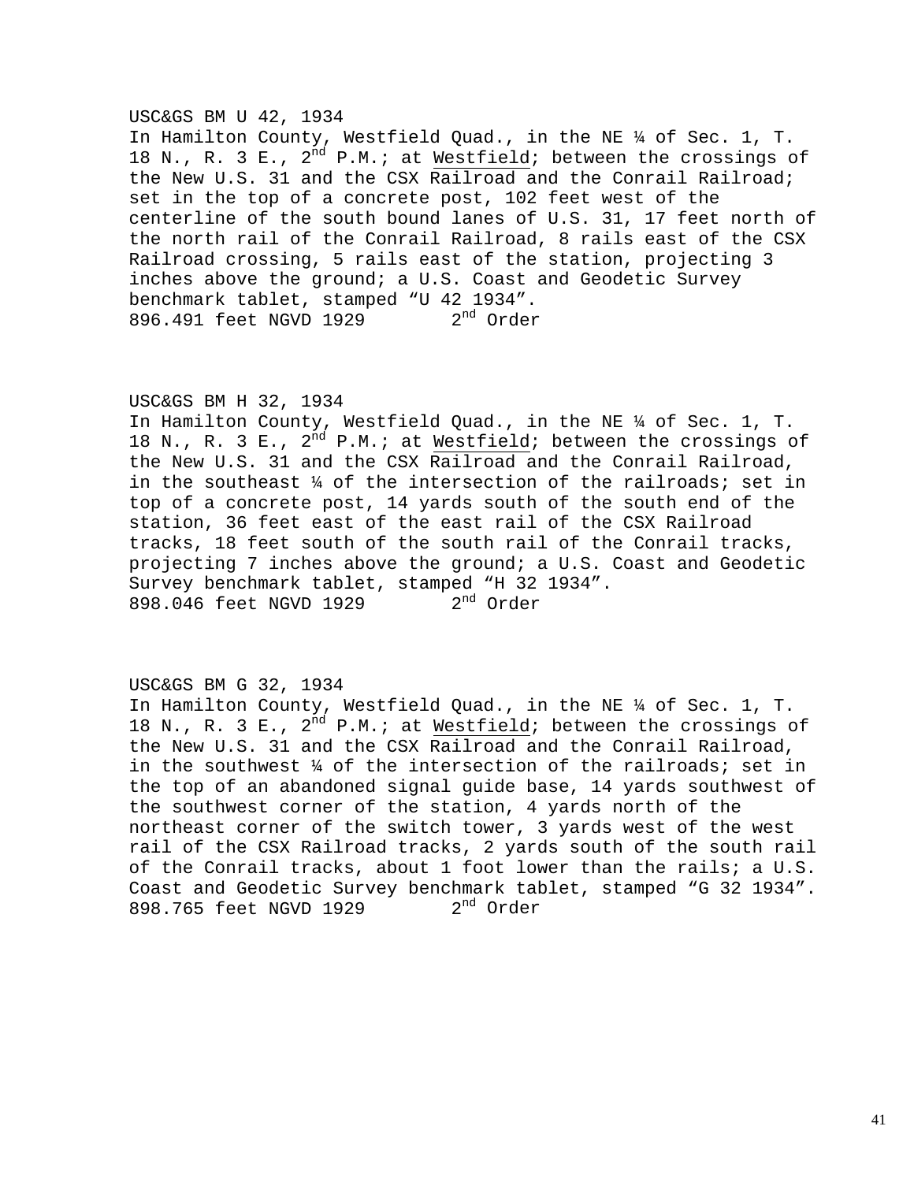USC&GS BM U 42, 1934
In Hamilton County, Westfield Quad., in the NE ¼ of Sec. 1, T. 18 N., R. 3 E., 2nd P.M.; at Westfield; between the crossings of the New U.S. 31 and the CSX Railroad and the Conrail Railroad; set in the top of a concrete post, 102 feet west of the centerline of the south bound lanes of U.S. 31, 17 feet north of the north rail of the Conrail Railroad, 8 rails east of the CSX Railroad crossing, 5 rails east of the station, projecting 3 inches above the ground; a U.S. Coast and Geodetic Survey benchmark tablet, stamped “U 42 1934”.
896.491 feet NGVD 1929 2nd Order

USC&GS BM H 32, 1934
In Hamilton County, Westfield Quad., in the NE ¼ of Sec. 1, T. 18 N., R. 3 E., 2nd P.M.; at Westfield; between the crossings of the New U.S. 31 and the CSX Railroad and the Conrail Railroad, in the southeast ¼ of the intersection of the railroads; set in top of a concrete post, 14 yards south of the south end of the station, 36 feet east of the east rail of the CSX Railroad tracks, 18 feet south of the south rail of the Conrail tracks, projecting 7 inches above the ground; a U.S. Coast and Geodetic Survey benchmark tablet, stamped “H 32 1934”.
898.046 feet NGVD 1929 2nd Order

USC&GS BM G 32, 1934
In Hamilton County, Westfield Quad., in the NE ¼ of Sec. 1, T. 18 N., R. 3 E., 2nd P.M.; at Westfield; between the crossings of the New U.S. 31 and the CSX Railroad and the Conrail Railroad, in the southwest ¼ of the intersection of the railroads; set in the top of an abandoned signal guide base, 14 yards southwest of the southwest corner of the station, 4 yards north of the northeast corner of the switch tower, 3 yards west of the west rail of the CSX Railroad tracks, 2 yards south of the south rail of the Conrail tracks, about 1 foot lower than the rails; a U.S. Coast and Geodetic Survey benchmark tablet, stamped “G 32 1934”.
898.765 feet NGVD 1929 2nd Order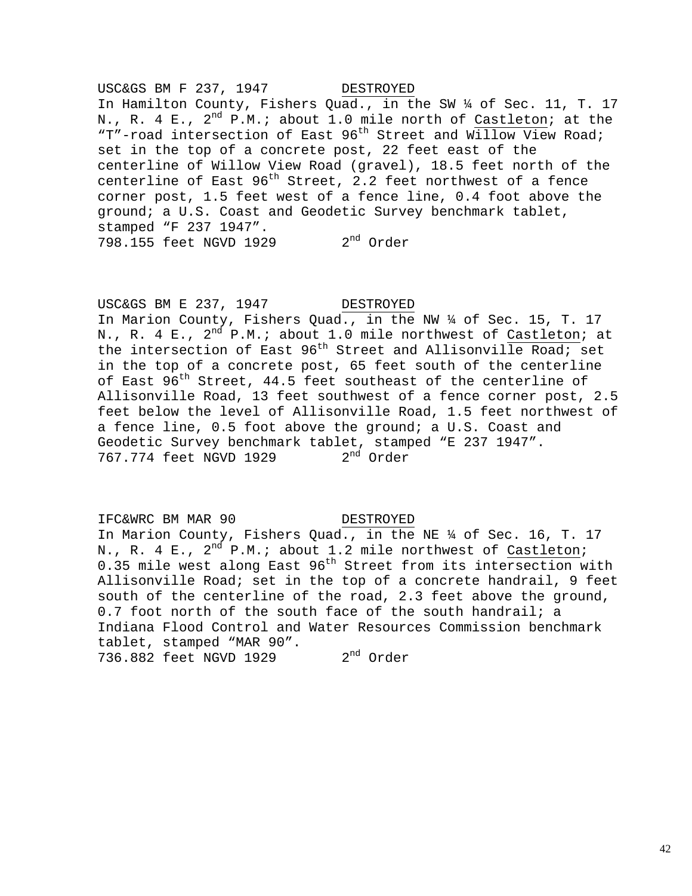USC&GS BM F 237, 1947        DESTROYED

In Hamilton County, Fishers Quad., in the SW ¼ of Sec. 11, T. 17 N., R. 4 E., 2nd P.M.; about 1.0 mile north of Castleton; at the "T"-road intersection of East 96th Street and Willow View Road; set in the top of a concrete post, 22 feet east of the centerline of Willow View Road (gravel), 18.5 feet north of the centerline of East 96th Street, 2.2 feet northwest of a fence corner post, 1.5 feet west of a fence line, 0.4 foot above the ground; a U.S. Coast and Geodetic Survey benchmark tablet, stamped "F 237 1947".

798.155 feet NGVD 1929        2nd Order

USC&GS BM E 237, 1947        DESTROYED

In Marion County, Fishers Quad., in the NW ¼ of Sec. 15, T. 17 N., R. 4 E., 2nd P.M.; about 1.0 mile northwest of Castleton; at the intersection of East 96th Street and Allisonville Road; set in the top of a concrete post, 65 feet south of the centerline of East 96th Street, 44.5 feet southeast of the centerline of Allisonville Road, 13 feet southwest of a fence corner post, 2.5 feet below the level of Allisonville Road, 1.5 feet northwest of a fence line, 0.5 foot above the ground; a U.S. Coast and Geodetic Survey benchmark tablet, stamped "E 237 1947".

767.774 feet NGVD 1929        2nd Order

IFC&WRC BM MAR 90        DESTROYED

In Marion County, Fishers Quad., in the NE ¼ of Sec. 16, T. 17 N., R. 4 E., 2nd P.M.; about 1.2 mile northwest of Castleton; 0.35 mile west along East 96th Street from its intersection with Allisonville Road; set in the top of a concrete handrail, 9 feet south of the centerline of the road, 2.3 feet above the ground, 0.7 foot north of the south face of the south handrail; a Indiana Flood Control and Water Resources Commission benchmark tablet, stamped "MAR 90".

736.882 feet NGVD 1929        2nd Order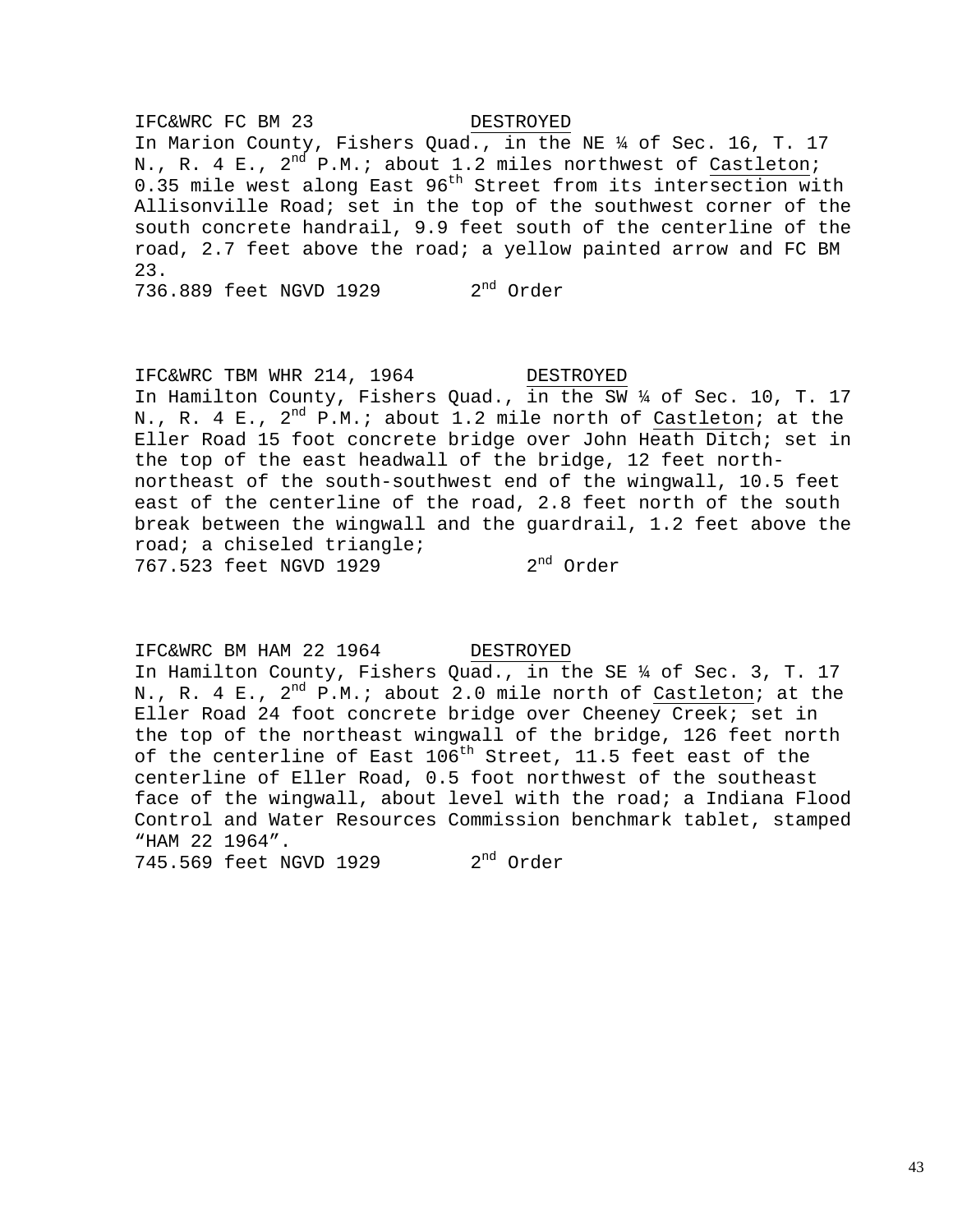IFC&WRC FC BM 23 DESTROYED

In Marion County, Fishers Quad., in the NE ¼ of Sec. 16, T. 17 N., R. 4 E., 2nd P.M.; about 1.2 miles northwest of Castleton; 0.35 mile west along East 96th Street from its intersection with Allisonville Road; set in the top of the southwest corner of the south concrete handrail, 9.9 feet south of the centerline of the road, 2.7 feet above the road; a yellow painted arrow and FC BM 23.

736.889 feet NGVD 1929 2nd Order

IFC&WRC TBM WHR 214, 1964 DESTROYED

In Hamilton County, Fishers Quad., in the SW ¼ of Sec. 10, T. 17 N., R. 4 E., 2nd P.M.; about 1.2 mile north of Castleton; at the Eller Road 15 foot concrete bridge over John Heath Ditch; set in the top of the east headwall of the bridge, 12 feet north-northeast of the south-southwest end of the wingwall, 10.5 feet east of the centerline of the road, 2.8 feet north of the south break between the wingwall and the guardrail, 1.2 feet above the road; a chiseled triangle;

767.523 feet NGVD 1929 2nd Order

IFC&WRC BM HAM 22 1964 DESTROYED

In Hamilton County, Fishers Quad., in the SE ¼ of Sec. 3, T. 17 N., R. 4 E., 2nd P.M.; about 2.0 mile north of Castleton; at the Eller Road 24 foot concrete bridge over Cheeney Creek; set in the top of the northeast wingwall of the bridge, 126 feet north of the centerline of East 106th Street, 11.5 feet east of the centerline of Eller Road, 0.5 foot northwest of the southeast face of the wingwall, about level with the road; a Indiana Flood Control and Water Resources Commission benchmark tablet, stamped "HAM 22 1964".

745.569 feet NGVD 1929 2nd Order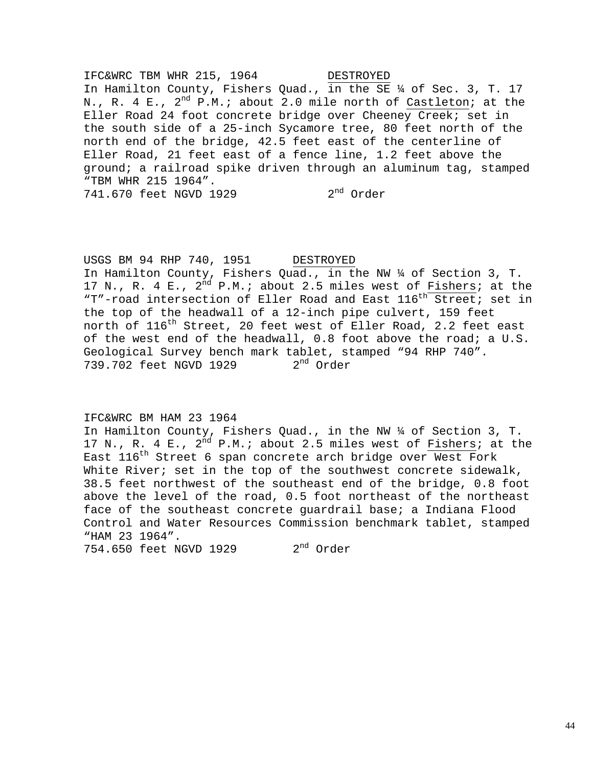IFC&WRC TBM WHR 215, 1964 DESTROYED
In Hamilton County, Fishers Quad., in the SE ¼ of Sec. 3, T. 17 N., R. 4 E., 2nd P.M.; about 2.0 mile north of Castleton; at the Eller Road 24 foot concrete bridge over Cheeney Creek; set in the south side of a 25-inch Sycamore tree, 80 feet north of the north end of the bridge, 42.5 feet east of the centerline of Eller Road, 21 feet east of a fence line, 1.2 feet above the ground; a railroad spike driven through an aluminum tag, stamped "TBM WHR 215 1964".
741.670 feet NGVD 1929 2nd Order

USGS BM 94 RHP 740, 1951 DESTROYED
In Hamilton County, Fishers Quad., in the NW ¼ of Section 3, T. 17 N., R. 4 E., 2nd P.M.; about 2.5 miles west of Fishers; at the "T"-road intersection of Eller Road and East 116th Street; set in the top of the headwall of a 12-inch pipe culvert, 159 feet north of 116th Street, 20 feet west of Eller Road, 2.2 feet east of the west end of the headwall, 0.8 foot above the road; a U.S. Geological Survey bench mark tablet, stamped "94 RHP 740".
739.702 feet NGVD 1929 2nd Order

IFC&WRC BM HAM 23 1964
In Hamilton County, Fishers Quad., in the NW ¼ of Section 3, T. 17 N., R. 4 E., 2nd P.M.; about 2.5 miles west of Fishers; at the East 116th Street 6 span concrete arch bridge over West Fork White River; set in the top of the southwest concrete sidewalk, 38.5 feet northwest of the southeast end of the bridge, 0.8 foot above the level of the road, 0.5 foot northeast of the northeast face of the southeast concrete guardrail base; a Indiana Flood Control and Water Resources Commission benchmark tablet, stamped "HAM 23 1964".
754.650 feet NGVD 1929 2nd Order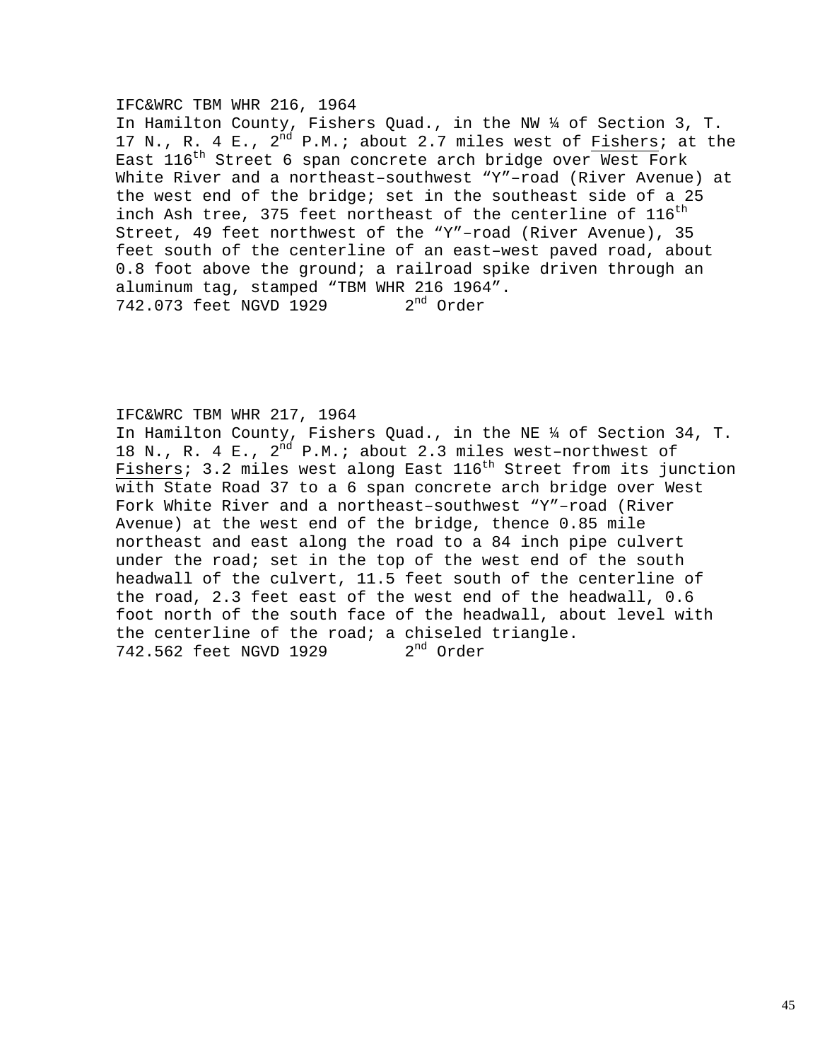IFC&WRC TBM WHR 216, 1964
In Hamilton County, Fishers Quad., in the NW ¼ of Section 3, T. 17 N., R. 4 E., 2nd P.M.; about 2.7 miles west of Fishers; at the East 116th Street 6 span concrete arch bridge over West Fork White River and a northeast–southwest “Y”–road (River Avenue) at the west end of the bridge; set in the southeast side of a 25 inch Ash tree, 375 feet northeast of the centerline of 116th Street, 49 feet northwest of the “Y”–road (River Avenue), 35 feet south of the centerline of an east–west paved road, about 0.8 foot above the ground; a railroad spike driven through an aluminum tag, stamped “TBM WHR 216 1964”.
742.073 feet NGVD 1929 2nd Order

IFC&WRC TBM WHR 217, 1964
In Hamilton County, Fishers Quad., in the NE ¼ of Section 34, T. 18 N., R. 4 E., 2nd P.M.; about 2.3 miles west–northwest of Fishers; 3.2 miles west along East 116th Street from its junction with State Road 37 to a 6 span concrete arch bridge over West Fork White River and a northeast–southwest “Y”–road (River Avenue) at the west end of the bridge, thence 0.85 mile northeast and east along the road to a 84 inch pipe culvert under the road; set in the top of the west end of the south headwall of the culvert, 11.5 feet south of the centerline of the road, 2.3 feet east of the west end of the headwall, 0.6 foot north of the south face of the headwall, about level with the centerline of the road; a chiseled triangle.
742.562 feet NGVD 1929 2nd Order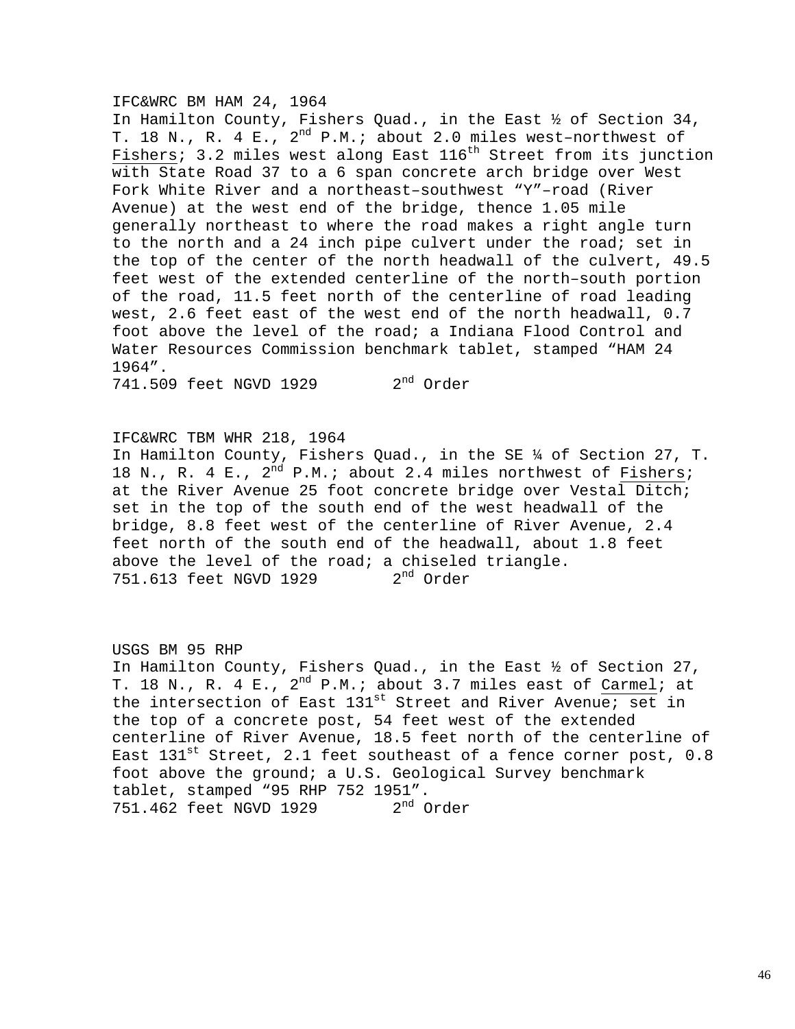IFC&WRC BM HAM 24, 1964
In Hamilton County, Fishers Quad., in the East ½ of Section 34, T. 18 N., R. 4 E., 2nd P.M.; about 2.0 miles west–northwest of Fishers; 3.2 miles west along East 116th Street from its junction with State Road 37 to a 6 span concrete arch bridge over West Fork White River and a northeast–southwest "Y"–road (River Avenue) at the west end of the bridge, thence 1.05 mile generally northeast to where the road makes a right angle turn to the north and a 24 inch pipe culvert under the road; set in the top of the center of the north headwall of the culvert, 49.5 feet west of the extended centerline of the north–south portion of the road, 11.5 feet north of the centerline of road leading west, 2.6 feet east of the west end of the north headwall, 0.7 foot above the level of the road; a Indiana Flood Control and Water Resources Commission benchmark tablet, stamped "HAM 24 1964".
741.509 feet NGVD 1929 2nd Order

IFC&WRC TBM WHR 218, 1964
In Hamilton County, Fishers Quad., in the SE ¼ of Section 27, T. 18 N., R. 4 E., 2nd P.M.; about 2.4 miles northwest of Fishers; at the River Avenue 25 foot concrete bridge over Vestal Ditch; set in the top of the south end of the west headwall of the bridge, 8.8 feet west of the centerline of River Avenue, 2.4 feet north of the south end of the headwall, about 1.8 feet above the level of the road; a chiseled triangle.
751.613 feet NGVD 1929 2nd Order

USGS BM 95 RHP
In Hamilton County, Fishers Quad., in the East ½ of Section 27, T. 18 N., R. 4 E., 2nd P.M.; about 3.7 miles east of Carmel; at the intersection of East 131st Street and River Avenue; set in the top of a concrete post, 54 feet west of the extended centerline of River Avenue, 18.5 feet north of the centerline of East 131st Street, 2.1 feet southeast of a fence corner post, 0.8 foot above the ground; a U.S. Geological Survey benchmark tablet, stamped "95 RHP 752 1951".
751.462 feet NGVD 1929 2nd Order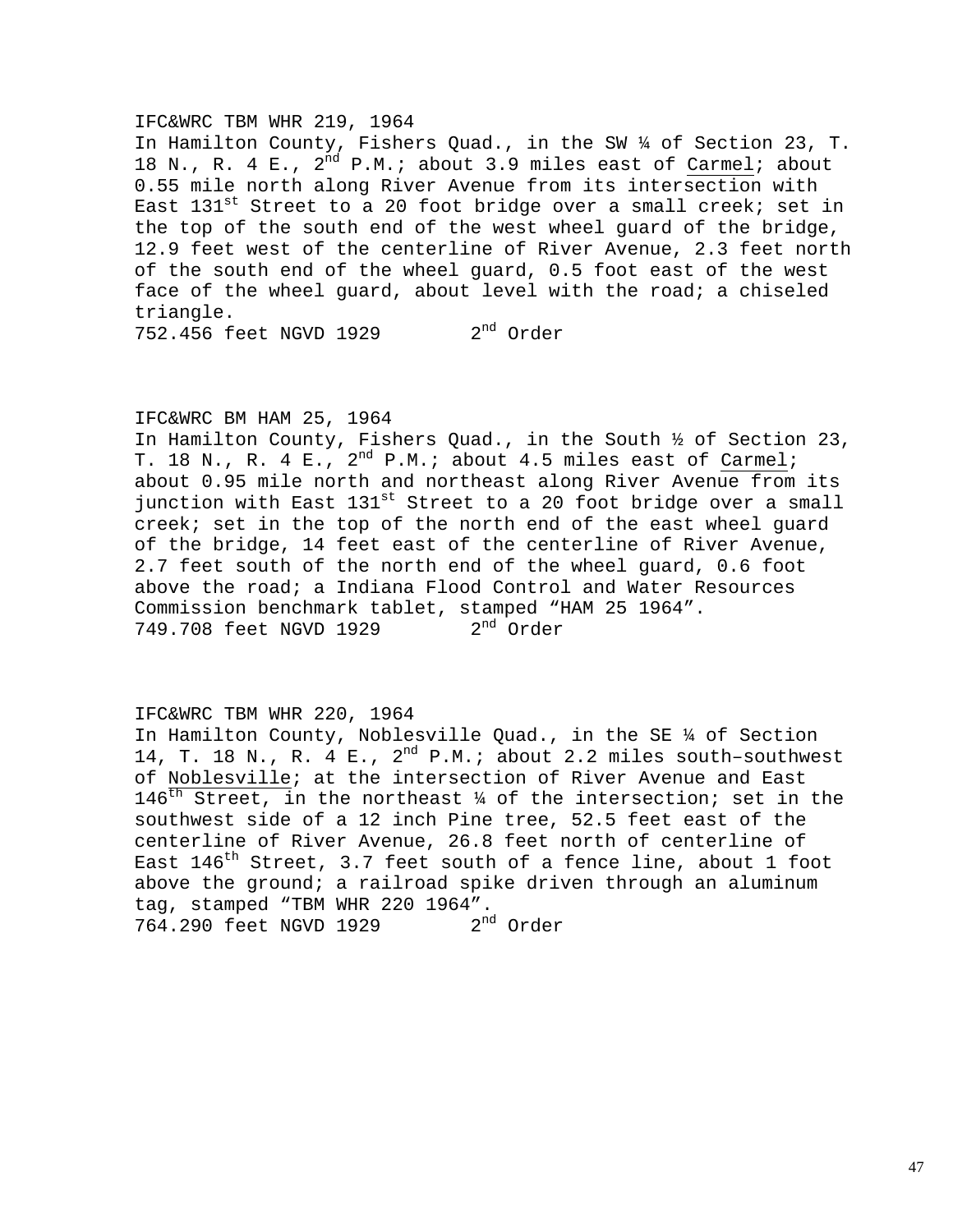IFC&WRC TBM WHR 219, 1964
In Hamilton County, Fishers Quad., in the SW ¼ of Section 23, T. 18 N., R. 4 E., 2nd P.M.; about 3.9 miles east of Carmel; about 0.55 mile north along River Avenue from its intersection with East 131st Street to a 20 foot bridge over a small creek; set in the top of the south end of the west wheel guard of the bridge, 12.9 feet west of the centerline of River Avenue, 2.3 feet north of the south end of the wheel guard, 0.5 foot east of the west face of the wheel guard, about level with the road; a chiseled triangle.
752.456 feet NGVD 1929 2nd Order

IFC&WRC BM HAM 25, 1964
In Hamilton County, Fishers Quad., in the South ½ of Section 23, T. 18 N., R. 4 E., 2nd P.M.; about 4.5 miles east of Carmel; about 0.95 mile north and northeast along River Avenue from its junction with East 131st Street to a 20 foot bridge over a small creek; set in the top of the north end of the east wheel guard of the bridge, 14 feet east of the centerline of River Avenue, 2.7 feet south of the north end of the wheel guard, 0.6 foot above the road; a Indiana Flood Control and Water Resources Commission benchmark tablet, stamped "HAM 25 1964".
749.708 feet NGVD 1929 2nd Order

IFC&WRC TBM WHR 220, 1964
In Hamilton County, Noblesville Quad., in the SE ¼ of Section 14, T. 18 N., R. 4 E., 2nd P.M.; about 2.2 miles south–southwest of Noblesville; at the intersection of River Avenue and East 146th Street, in the northeast ¼ of the intersection; set in the southwest side of a 12 inch Pine tree, 52.5 feet east of the centerline of River Avenue, 26.8 feet north of centerline of East 146th Street, 3.7 feet south of a fence line, about 1 foot above the ground; a railroad spike driven through an aluminum tag, stamped "TBM WHR 220 1964".
764.290 feet NGVD 1929 2nd Order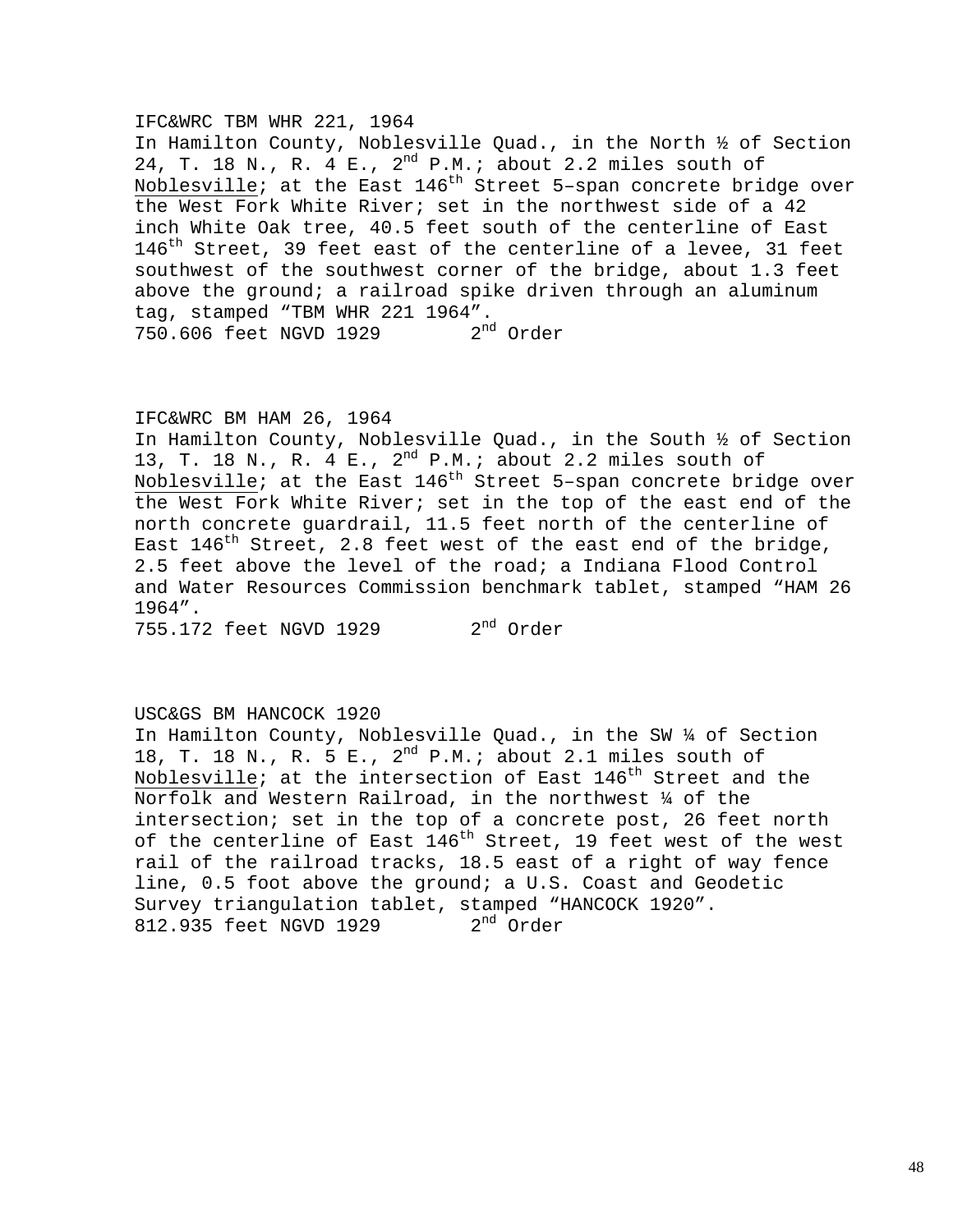IFC&WRC TBM WHR 221, 1964
In Hamilton County, Noblesville Quad., in the North ½ of Section 24, T. 18 N., R. 4 E., 2nd P.M.; about 2.2 miles south of Noblesville; at the East 146th Street 5–span concrete bridge over the West Fork White River; set in the northwest side of a 42 inch White Oak tree, 40.5 feet south of the centerline of East 146th Street, 39 feet east of the centerline of a levee, 31 feet southwest of the southwest corner of the bridge, about 1.3 feet above the ground; a railroad spike driven through an aluminum tag, stamped "TBM WHR 221 1964".
750.606 feet NGVD 1929 2nd Order

IFC&WRC BM HAM 26, 1964
In Hamilton County, Noblesville Quad., in the South ½ of Section 13, T. 18 N., R. 4 E., 2nd P.M.; about 2.2 miles south of Noblesville; at the East 146th Street 5–span concrete bridge over the West Fork White River; set in the top of the east end of the north concrete guardrail, 11.5 feet north of the centerline of East 146th Street, 2.8 feet west of the east end of the bridge, 2.5 feet above the level of the road; a Indiana Flood Control and Water Resources Commission benchmark tablet, stamped "HAM 26 1964".
755.172 feet NGVD 1929 2nd Order

USC&GS BM HANCOCK 1920
In Hamilton County, Noblesville Quad., in the SW ¼ of Section 18, T. 18 N., R. 5 E., 2nd P.M.; about 2.1 miles south of Noblesville; at the intersection of East 146th Street and the Norfolk and Western Railroad, in the northwest ¼ of the intersection; set in the top of a concrete post, 26 feet north of the centerline of East 146th Street, 19 feet west of the west rail of the railroad tracks, 18.5 east of a right of way fence line, 0.5 foot above the ground; a U.S. Coast and Geodetic Survey triangulation tablet, stamped "HANCOCK 1920".
812.935 feet NGVD 1929 2nd Order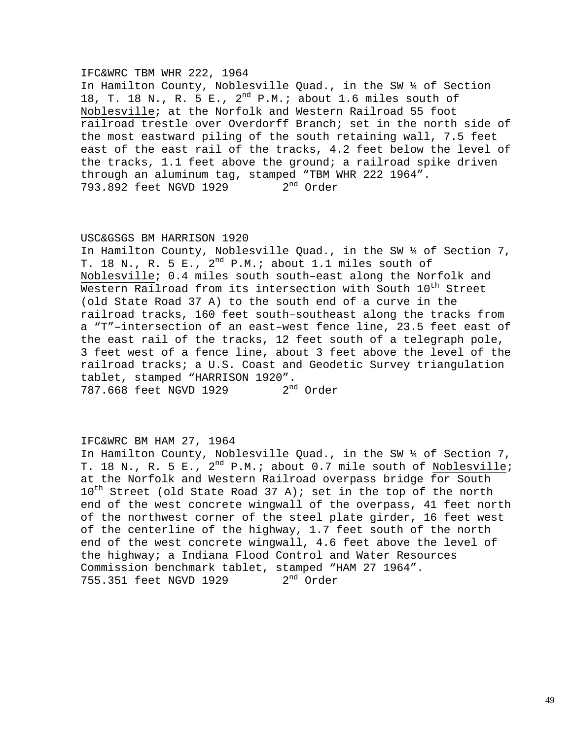IFC&WRC TBM WHR 222, 1964
In Hamilton County, Noblesville Quad., in the SW ¼ of Section 18, T. 18 N., R. 5 E., 2nd P.M.; about 1.6 miles south of Noblesville; at the Norfolk and Western Railroad 55 foot railroad trestle over Overdorff Branch; set in the north side of the most eastward piling of the south retaining wall, 7.5 feet east of the east rail of the tracks, 4.2 feet below the level of the tracks, 1.1 feet above the ground; a railroad spike driven through an aluminum tag, stamped “TBM WHR 222 1964”.
793.892 feet NGVD 1929 2nd Order

USC&GSGS BM HARRISON 1920
In Hamilton County, Noblesville Quad., in the SW ¼ of Section 7, T. 18 N., R. 5 E., 2nd P.M.; about 1.1 miles south of Noblesville; 0.4 miles south south–east along the Norfolk and Western Railroad from its intersection with South 10th Street (old State Road 37 A) to the south end of a curve in the railroad tracks, 160 feet south–southeast along the tracks from a “T”–intersection of an east–west fence line, 23.5 feet east of the east rail of the tracks, 12 feet south of a telegraph pole, 3 feet west of a fence line, about 3 feet above the level of the railroad tracks; a U.S. Coast and Geodetic Survey triangulation tablet, stamped “HARRISON 1920”.
787.668 feet NGVD 1929 2nd Order

IFC&WRC BM HAM 27, 1964
In Hamilton County, Noblesville Quad., in the SW ¼ of Section 7, T. 18 N., R. 5 E., 2nd P.M.; about 0.7 mile south of Noblesville; at the Norfolk and Western Railroad overpass bridge for South 10th Street (old State Road 37 A); set in the top of the north end of the west concrete wingwall of the overpass, 41 feet north of the northwest corner of the steel plate girder, 16 feet west of the centerline of the highway, 1.7 feet south of the north end of the west concrete wingwall, 4.6 feet above the level of the highway; a Indiana Flood Control and Water Resources Commission benchmark tablet, stamped “HAM 27 1964”.
755.351 feet NGVD 1929 2nd Order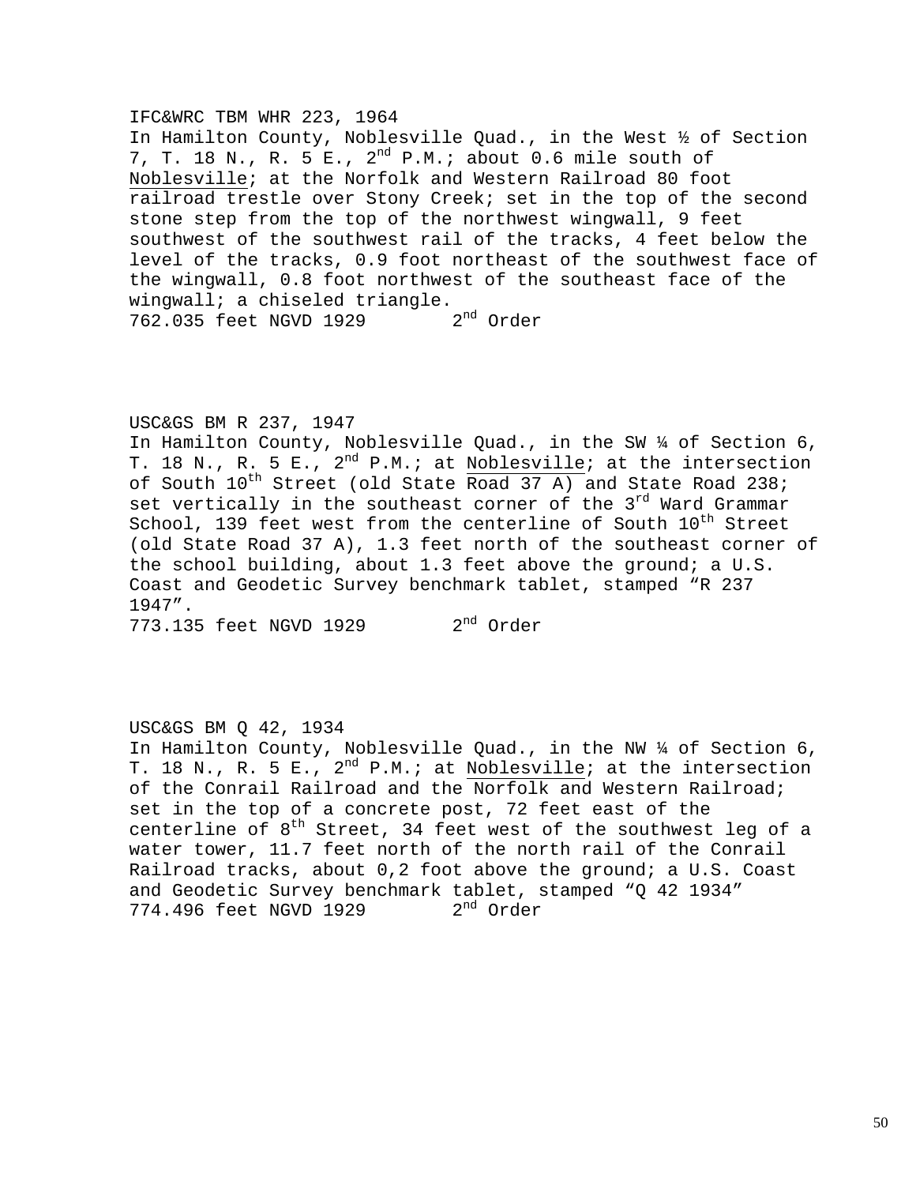IFC&WRC TBM WHR 223, 1964
In Hamilton County, Noblesville Quad., in the West ½ of Section 7, T. 18 N., R. 5 E., 2nd P.M.; about 0.6 mile south of Noblesville; at the Norfolk and Western Railroad 80 foot railroad trestle over Stony Creek; set in the top of the second stone step from the top of the northwest wingwall, 9 feet southwest of the southwest rail of the tracks, 4 feet below the level of the tracks, 0.9 foot northeast of the southwest face of the wingwall, 0.8 foot northwest of the southeast face of the wingwall; a chiseled triangle.
762.035 feet NGVD 1929 2nd Order

USC&GS BM R 237, 1947
In Hamilton County, Noblesville Quad., in the SW ¼ of Section 6, T. 18 N., R. 5 E., 2nd P.M.; at Noblesville; at the intersection of South 10th Street (old State Road 37 A) and State Road 238; set vertically in the southeast corner of the 3rd Ward Grammar School, 139 feet west from the centerline of South 10th Street (old State Road 37 A), 1.3 feet north of the southeast corner of the school building, about 1.3 feet above the ground; a U.S. Coast and Geodetic Survey benchmark tablet, stamped "R 237 1947".
773.135 feet NGVD 1929 2nd Order

USC&GS BM Q 42, 1934
In Hamilton County, Noblesville Quad., in the NW ¼ of Section 6, T. 18 N., R. 5 E., 2nd P.M.; at Noblesville; at the intersection of the Conrail Railroad and the Norfolk and Western Railroad; set in the top of a concrete post, 72 feet east of the centerline of 8th Street, 34 feet west of the southwest leg of a water tower, 11.7 feet north of the north rail of the Conrail Railroad tracks, about 0,2 foot above the ground; a U.S. Coast and Geodetic Survey benchmark tablet, stamped "Q 42 1934"
774.496 feet NGVD 1929 2nd Order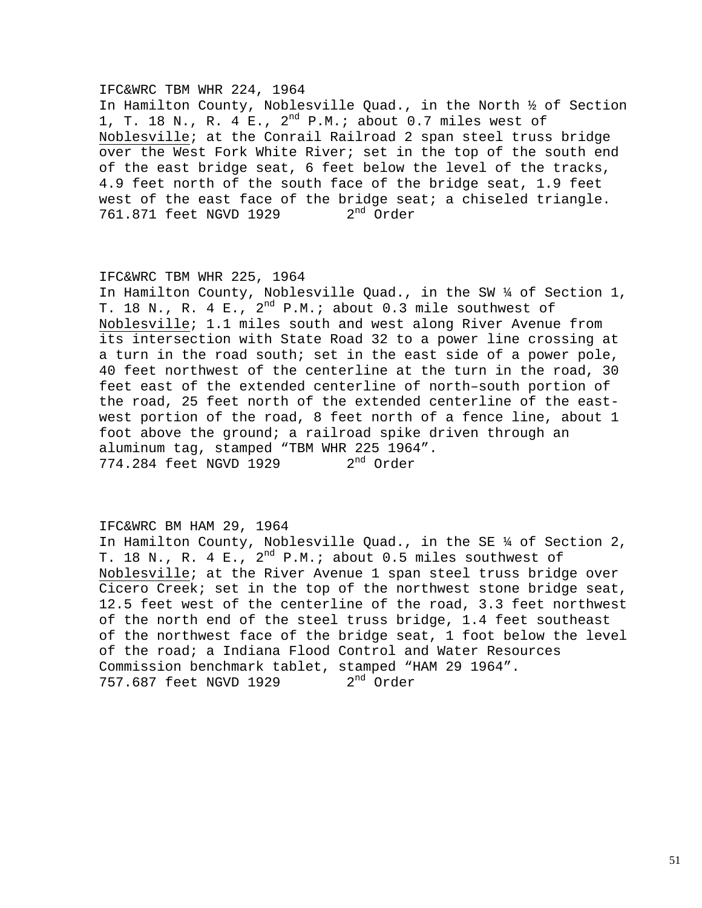IFC&WRC TBM WHR 224, 1964
In Hamilton County, Noblesville Quad., in the North ½ of Section 1, T. 18 N., R. 4 E., 2nd P.M.; about 0.7 miles west of Noblesville; at the Conrail Railroad 2 span steel truss bridge over the West Fork White River; set in the top of the south end of the east bridge seat, 6 feet below the level of the tracks, 4.9 feet north of the south face of the bridge seat, 1.9 feet west of the east face of the bridge seat; a chiseled triangle.
761.871 feet NGVD 1929 2nd Order

IFC&WRC TBM WHR 225, 1964
In Hamilton County, Noblesville Quad., in the SW ¼ of Section 1, T. 18 N., R. 4 E., 2nd P.M.; about 0.3 mile southwest of Noblesville; 1.1 miles south and west along River Avenue from its intersection with State Road 32 to a power line crossing at a turn in the road south; set in the east side of a power pole, 40 feet northwest of the centerline at the turn in the road, 30 feet east of the extended centerline of north–south portion of the road, 25 feet north of the extended centerline of the east-west portion of the road, 8 feet north of a fence line, about 1 foot above the ground; a railroad spike driven through an aluminum tag, stamped "TBM WHR 225 1964".
774.284 feet NGVD 1929 2nd Order

IFC&WRC BM HAM 29, 1964
In Hamilton County, Noblesville Quad., in the SE ¼ of Section 2, T. 18 N., R. 4 E., 2nd P.M.; about 0.5 miles southwest of Noblesville; at the River Avenue 1 span steel truss bridge over Cicero Creek; set in the top of the northwest stone bridge seat, 12.5 feet west of the centerline of the road, 3.3 feet northwest of the north end of the steel truss bridge, 1.4 feet southeast of the northwest face of the bridge seat, 1 foot below the level of the road; a Indiana Flood Control and Water Resources Commission benchmark tablet, stamped "HAM 29 1964".
757.687 feet NGVD 1929 2nd Order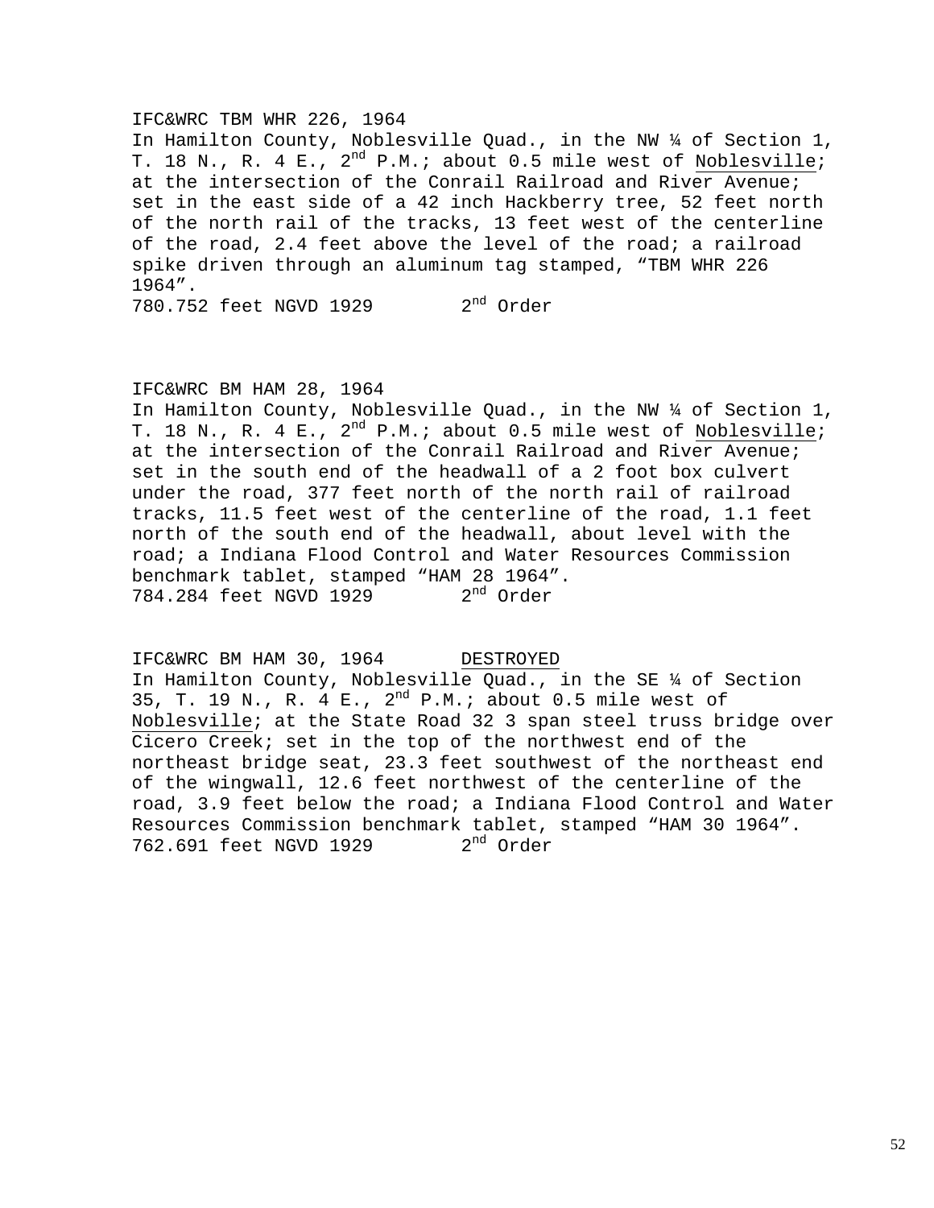IFC&WRC TBM WHR 226, 1964
In Hamilton County, Noblesville Quad., in the NW ¼ of Section 1, T. 18 N., R. 4 E., 2nd P.M.; about 0.5 mile west of Noblesville; at the intersection of the Conrail Railroad and River Avenue; set in the east side of a 42 inch Hackberry tree, 52 feet north of the north rail of the tracks, 13 feet west of the centerline of the road, 2.4 feet above the level of the road; a railroad spike driven through an aluminum tag stamped, "TBM WHR 226 1964".
780.752 feet NGVD 1929 2nd Order

IFC&WRC BM HAM 28, 1964
In Hamilton County, Noblesville Quad., in the NW ¼ of Section 1, T. 18 N., R. 4 E., 2nd P.M.; about 0.5 mile west of Noblesville; at the intersection of the Conrail Railroad and River Avenue; set in the south end of the headwall of a 2 foot box culvert under the road, 377 feet north of the north rail of railroad tracks, 11.5 feet west of the centerline of the road, 1.1 feet north of the south end of the headwall, about level with the road; a Indiana Flood Control and Water Resources Commission benchmark tablet, stamped "HAM 28 1964".
784.284 feet NGVD 1929 2nd Order

IFC&WRC BM HAM 30, 1964 DESTROYED
In Hamilton County, Noblesville Quad., in the SE ¼ of Section 35, T. 19 N., R. 4 E., 2nd P.M.; about 0.5 mile west of Noblesville; at the State Road 32 3 span steel truss bridge over Cicero Creek; set in the top of the northwest end of the northeast bridge seat, 23.3 feet southwest of the northeast end of the wingwall, 12.6 feet northwest of the centerline of the road, 3.9 feet below the road; a Indiana Flood Control and Water Resources Commission benchmark tablet, stamped "HAM 30 1964".
762.691 feet NGVD 1929 2nd Order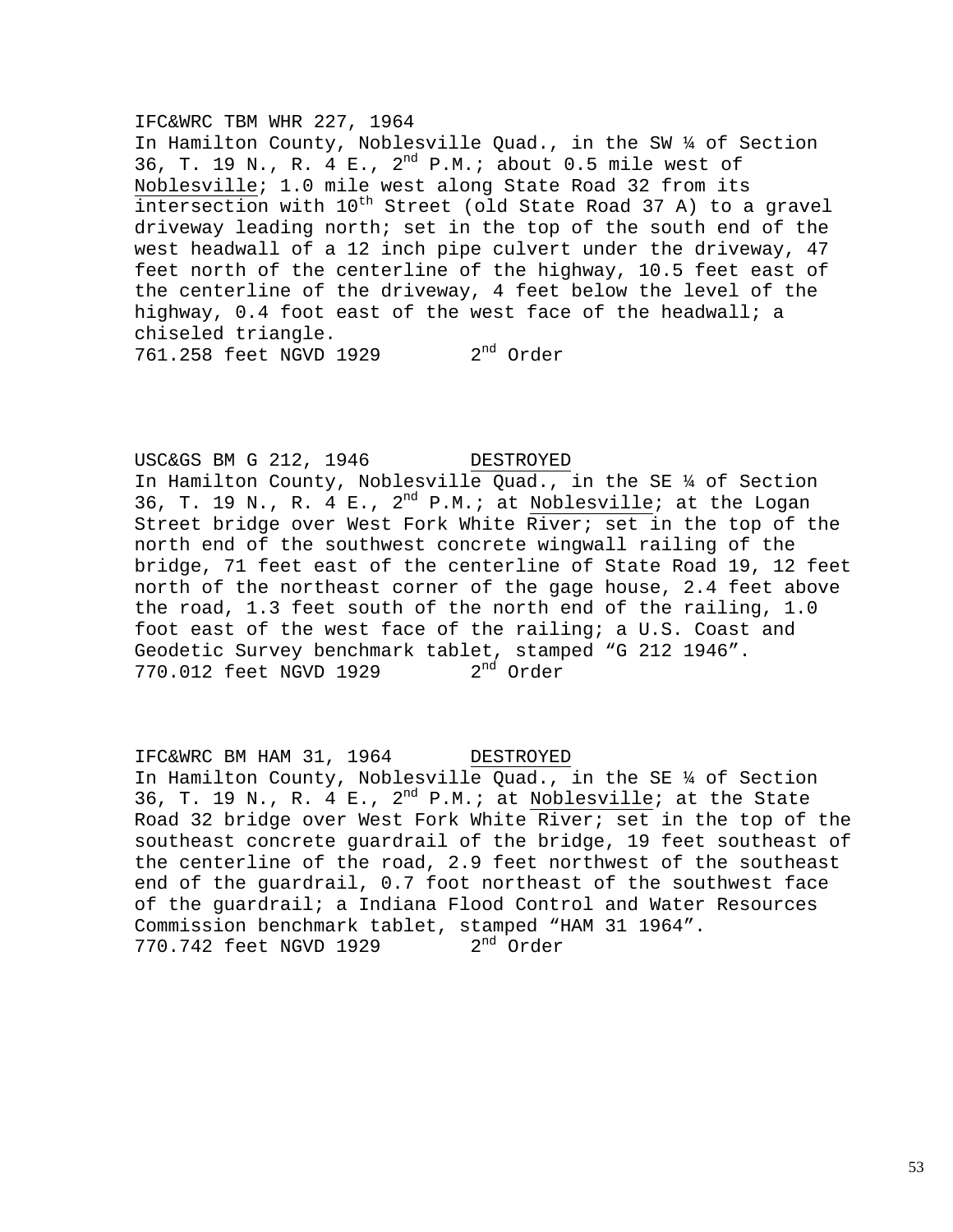IFC&WRC TBM WHR 227, 1964
In Hamilton County, Noblesville Quad., in the SW ¼ of Section 36, T. 19 N., R. 4 E., 2nd P.M.; about 0.5 mile west of Noblesville; 1.0 mile west along State Road 32 from its intersection with 10th Street (old State Road 37 A) to a gravel driveway leading north; set in the top of the south end of the west headwall of a 12 inch pipe culvert under the driveway, 47 feet north of the centerline of the highway, 10.5 feet east of the centerline of the driveway, 4 feet below the level of the highway, 0.4 foot east of the west face of the headwall; a chiseled triangle.
761.258 feet NGVD 1929 2nd Order

USC&GS BM G 212, 1946 DESTROYED
In Hamilton County, Noblesville Quad., in the SE ¼ of Section 36, T. 19 N., R. 4 E., 2nd P.M.; at Noblesville; at the Logan Street bridge over West Fork White River; set in the top of the north end of the southwest concrete wingwall railing of the bridge, 71 feet east of the centerline of State Road 19, 12 feet north of the northeast corner of the gage house, 2.4 feet above the road, 1.3 feet south of the north end of the railing, 1.0 foot east of the west face of the railing; a U.S. Coast and Geodetic Survey benchmark tablet, stamped “G 212 1946”.
770.012 feet NGVD 1929 2nd Order

IFC&WRC BM HAM 31, 1964 DESTROYED
In Hamilton County, Noblesville Quad., in the SE ¼ of Section 36, T. 19 N., R. 4 E., 2nd P.M.; at Noblesville; at the State Road 32 bridge over West Fork White River; set in the top of the southeast concrete guardrail of the bridge, 19 feet southeast of the centerline of the road, 2.9 feet northwest of the southeast end of the guardrail, 0.7 foot northeast of the southwest face of the guardrail; a Indiana Flood Control and Water Resources Commission benchmark tablet, stamped “HAM 31 1964”.
770.742 feet NGVD 1929 2nd Order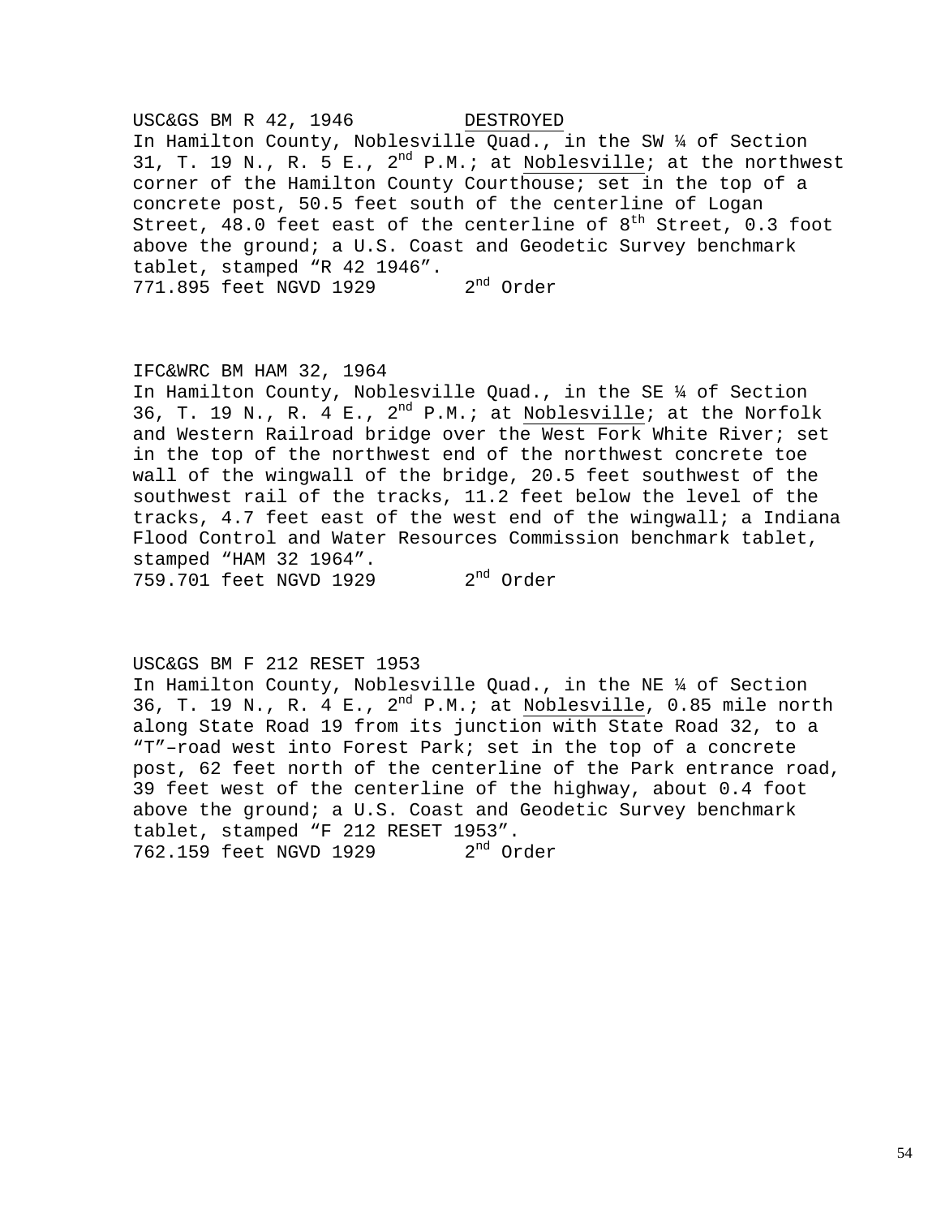USC&GS BM R 42, 1946 DESTROYED
In Hamilton County, Noblesville Quad., in the SW ¼ of Section 31, T. 19 N., R. 5 E., 2nd P.M.; at Noblesville; at the northwest corner of the Hamilton County Courthouse; set in the top of a concrete post, 50.5 feet south of the centerline of Logan Street, 48.0 feet east of the centerline of 8th Street, 0.3 foot above the ground; a U.S. Coast and Geodetic Survey benchmark tablet, stamped “R 42 1946”.
771.895 feet NGVD 1929 2nd Order

IFC&WRC BM HAM 32, 1964
In Hamilton County, Noblesville Quad., in the SE ¼ of Section 36, T. 19 N., R. 4 E., 2nd P.M.; at Noblesville; at the Norfolk and Western Railroad bridge over the West Fork White River; set in the top of the northwest end of the northwest concrete toe wall of the wingwall of the bridge, 20.5 feet southwest of the southwest rail of the tracks, 11.2 feet below the level of the tracks, 4.7 feet east of the west end of the wingwall; a Indiana Flood Control and Water Resources Commission benchmark tablet, stamped “HAM 32 1964”.
759.701 feet NGVD 1929 2nd Order

USC&GS BM F 212 RESET 1953
In Hamilton County, Noblesville Quad., in the NE ¼ of Section 36, T. 19 N., R. 4 E., 2nd P.M.; at Noblesville, 0.85 mile north along State Road 19 from its junction with State Road 32, to a “T”–road west into Forest Park; set in the top of a concrete post, 62 feet north of the centerline of the Park entrance road, 39 feet west of the centerline of the highway, about 0.4 foot above the ground; a U.S. Coast and Geodetic Survey benchmark tablet, stamped “F 212 RESET 1953”.
762.159 feet NGVD 1929 2nd Order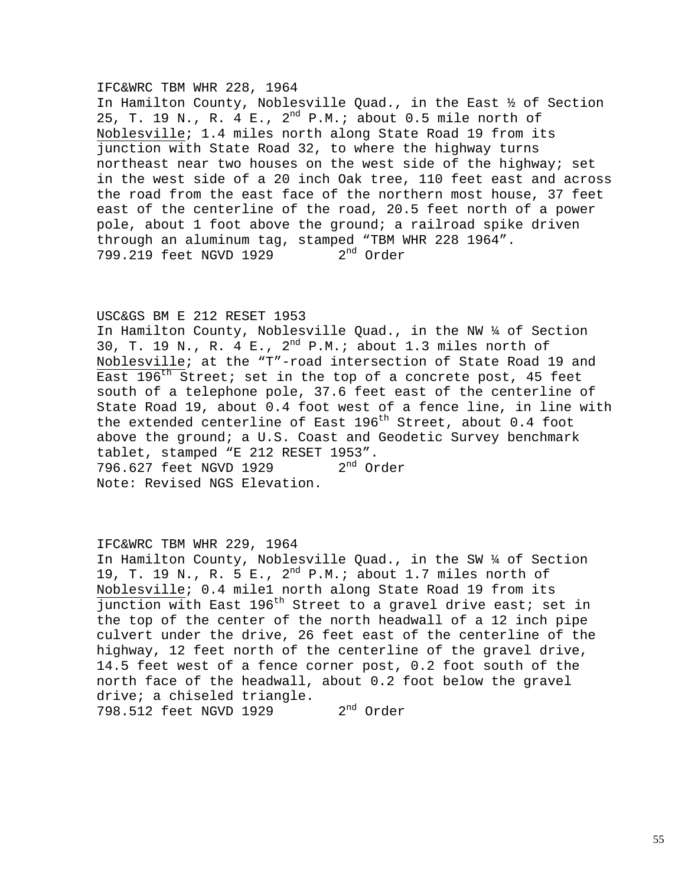IFC&WRC TBM WHR 228, 1964
In Hamilton County, Noblesville Quad., in the East ½ of Section 25, T. 19 N., R. 4 E., 2nd P.M.; about 0.5 mile north of Noblesville; 1.4 miles north along State Road 19 from its junction with State Road 32, to where the highway turns northeast near two houses on the west side of the highway; set in the west side of a 20 inch Oak tree, 110 feet east and across the road from the east face of the northern most house, 37 feet east of the centerline of the road, 20.5 feet north of a power pole, about 1 foot above the ground; a railroad spike driven through an aluminum tag, stamped "TBM WHR 228 1964".
799.219 feet NGVD 1929 2nd Order

USC&GS BM E 212 RESET 1953
In Hamilton County, Noblesville Quad., in the NW ¼ of Section 30, T. 19 N., R. 4 E., 2nd P.M.; about 1.3 miles north of Noblesville; at the "T"-road intersection of State Road 19 and East 196th Street; set in the top of a concrete post, 45 feet south of a telephone pole, 37.6 feet east of the centerline of State Road 19, about 0.4 foot west of a fence line, in line with the extended centerline of East 196th Street, about 0.4 foot above the ground; a U.S. Coast and Geodetic Survey benchmark tablet, stamped "E 212 RESET 1953".
796.627 feet NGVD 1929 2nd Order
Note: Revised NGS Elevation.

IFC&WRC TBM WHR 229, 1964
In Hamilton County, Noblesville Quad., in the SW ¼ of Section 19, T. 19 N., R. 5 E., 2nd P.M.; about 1.7 miles north of Noblesville; 0.4 mile1 north along State Road 19 from its junction with East 196th Street to a gravel drive east; set in the top of the center of the north headwall of a 12 inch pipe culvert under the drive, 26 feet east of the centerline of the highway, 12 feet north of the centerline of the gravel drive, 14.5 feet west of a fence corner post, 0.2 foot south of the north face of the headwall, about 0.2 foot below the gravel drive; a chiseled triangle.
798.512 feet NGVD 1929 2nd Order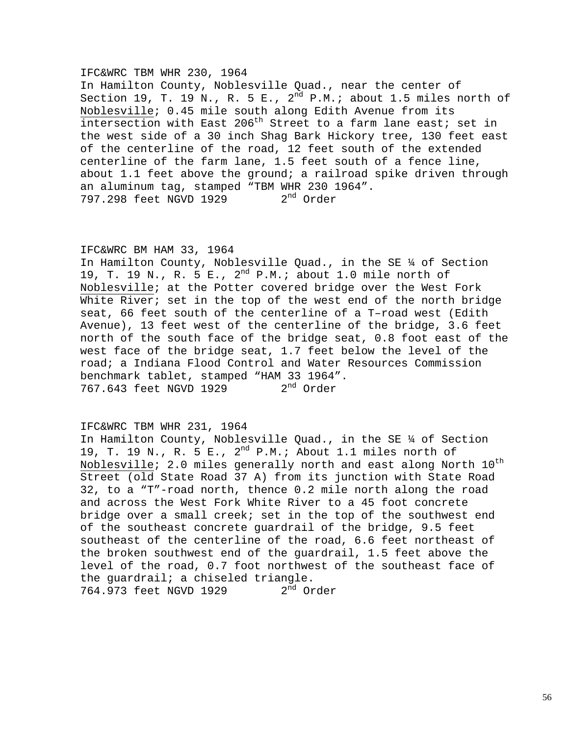IFC&WRC TBM WHR 230, 1964
In Hamilton County, Noblesville Quad., near the center of Section 19, T. 19 N., R. 5 E., 2nd P.M.; about 1.5 miles north of Noblesville; 0.45 mile south along Edith Avenue from its intersection with East 206th Street to a farm lane east; set in the west side of a 30 inch Shag Bark Hickory tree, 130 feet east of the centerline of the road, 12 feet south of the extended centerline of the farm lane, 1.5 feet south of a fence line, about 1.1 feet above the ground; a railroad spike driven through an aluminum tag, stamped "TBM WHR 230 1964".
797.298 feet NGVD 1929 2nd Order

IFC&WRC BM HAM 33, 1964
In Hamilton County, Noblesville Quad., in the SE ¼ of Section 19, T. 19 N., R. 5 E., 2nd P.M.; about 1.0 mile north of Noblesville; at the Potter covered bridge over the West Fork White River; set in the top of the west end of the north bridge seat, 66 feet south of the centerline of a T–road west (Edith Avenue), 13 feet west of the centerline of the bridge, 3.6 feet north of the south face of the bridge seat, 0.8 foot east of the west face of the bridge seat, 1.7 feet below the level of the road; a Indiana Flood Control and Water Resources Commission benchmark tablet, stamped "HAM 33 1964".
767.643 feet NGVD 1929 2nd Order

IFC&WRC TBM WHR 231, 1964
In Hamilton County, Noblesville Quad., in the SE ¼ of Section 19, T. 19 N., R. 5 E., 2nd P.M.; About 1.1 miles north of Noblesville; 2.0 miles generally north and east along North 10th Street (old State Road 37 A) from its junction with State Road 32, to a "T"-road north, thence 0.2 mile north along the road and across the West Fork White River to a 45 foot concrete bridge over a small creek; set in the top of the southwest end of the southeast concrete guardrail of the bridge, 9.5 feet southeast of the centerline of the road, 6.6 feet northeast of the broken southwest end of the guardrail, 1.5 feet above the level of the road, 0.7 foot northwest of the southeast face of the guardrail; a chiseled triangle.
764.973 feet NGVD 1929 2nd Order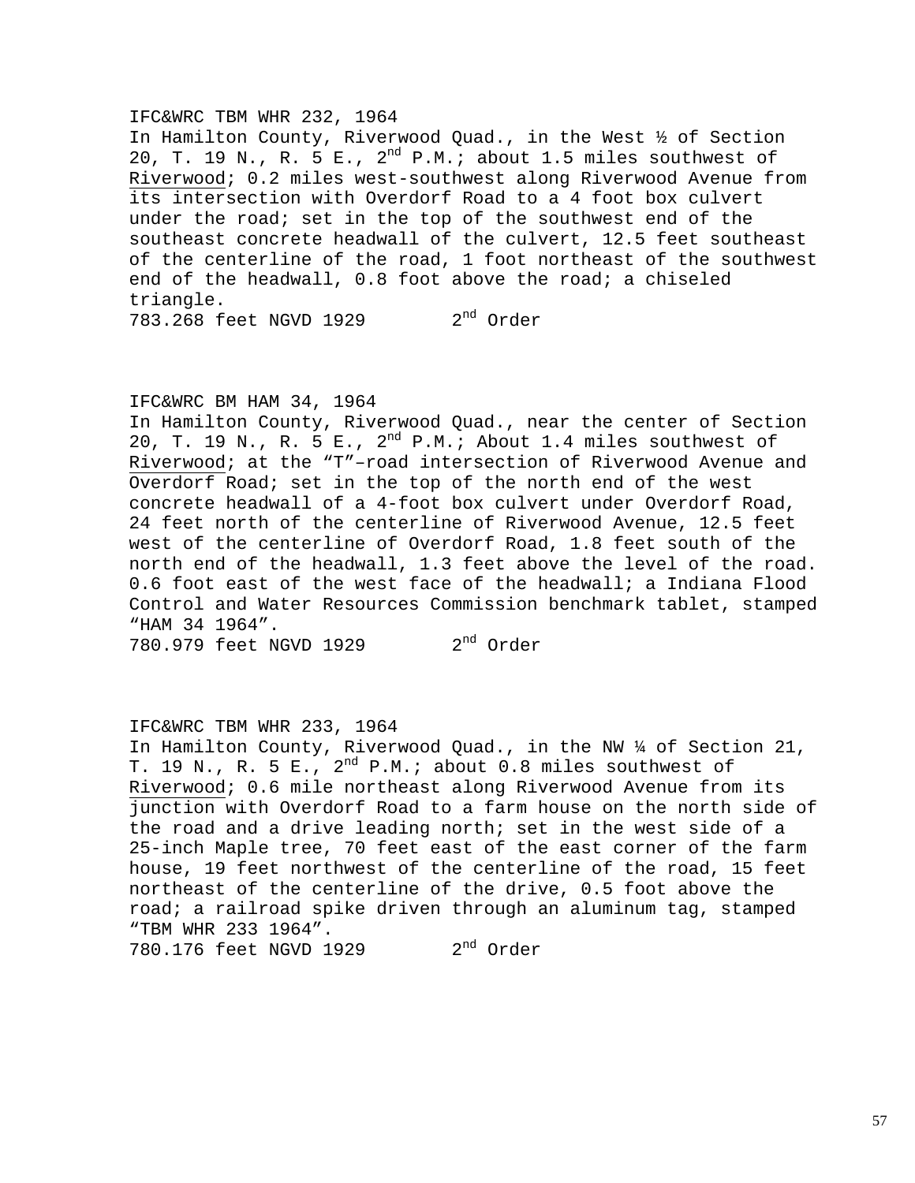IFC&WRC TBM WHR 232, 1964
In Hamilton County, Riverwood Quad., in the West ½ of Section 20, T. 19 N., R. 5 E., 2nd P.M.; about 1.5 miles southwest of Riverwood; 0.2 miles west-southwest along Riverwood Avenue from its intersection with Overdorf Road to a 4 foot box culvert under the road; set in the top of the southwest end of the southeast concrete headwall of the culvert, 12.5 feet southeast of the centerline of the road, 1 foot northeast of the southwest end of the headwall, 0.8 foot above the road; a chiseled triangle.
783.268 feet NGVD 1929 2nd Order

IFC&WRC BM HAM 34, 1964
In Hamilton County, Riverwood Quad., near the center of Section 20, T. 19 N., R. 5 E., 2nd P.M.; About 1.4 miles southwest of Riverwood; at the "T"–road intersection of Riverwood Avenue and Overdorf Road; set in the top of the north end of the west concrete headwall of a 4-foot box culvert under Overdorf Road, 24 feet north of the centerline of Riverwood Avenue, 12.5 feet west of the centerline of Overdorf Road, 1.8 feet south of the north end of the headwall, 1.3 feet above the level of the road. 0.6 foot east of the west face of the headwall; a Indiana Flood Control and Water Resources Commission benchmark tablet, stamped "HAM 34 1964".
780.979 feet NGVD 1929 2nd Order

IFC&WRC TBM WHR 233, 1964
In Hamilton County, Riverwood Quad., in the NW ¼ of Section 21, T. 19 N., R. 5 E., 2nd P.M.; about 0.8 miles southwest of Riverwood; 0.6 mile northeast along Riverwood Avenue from its junction with Overdorf Road to a farm house on the north side of the road and a drive leading north; set in the west side of a 25-inch Maple tree, 70 feet east of the east corner of the farm house, 19 feet northwest of the centerline of the road, 15 feet northeast of the centerline of the drive, 0.5 foot above the road; a railroad spike driven through an aluminum tag, stamped "TBM WHR 233 1964".
780.176 feet NGVD 1929 2nd Order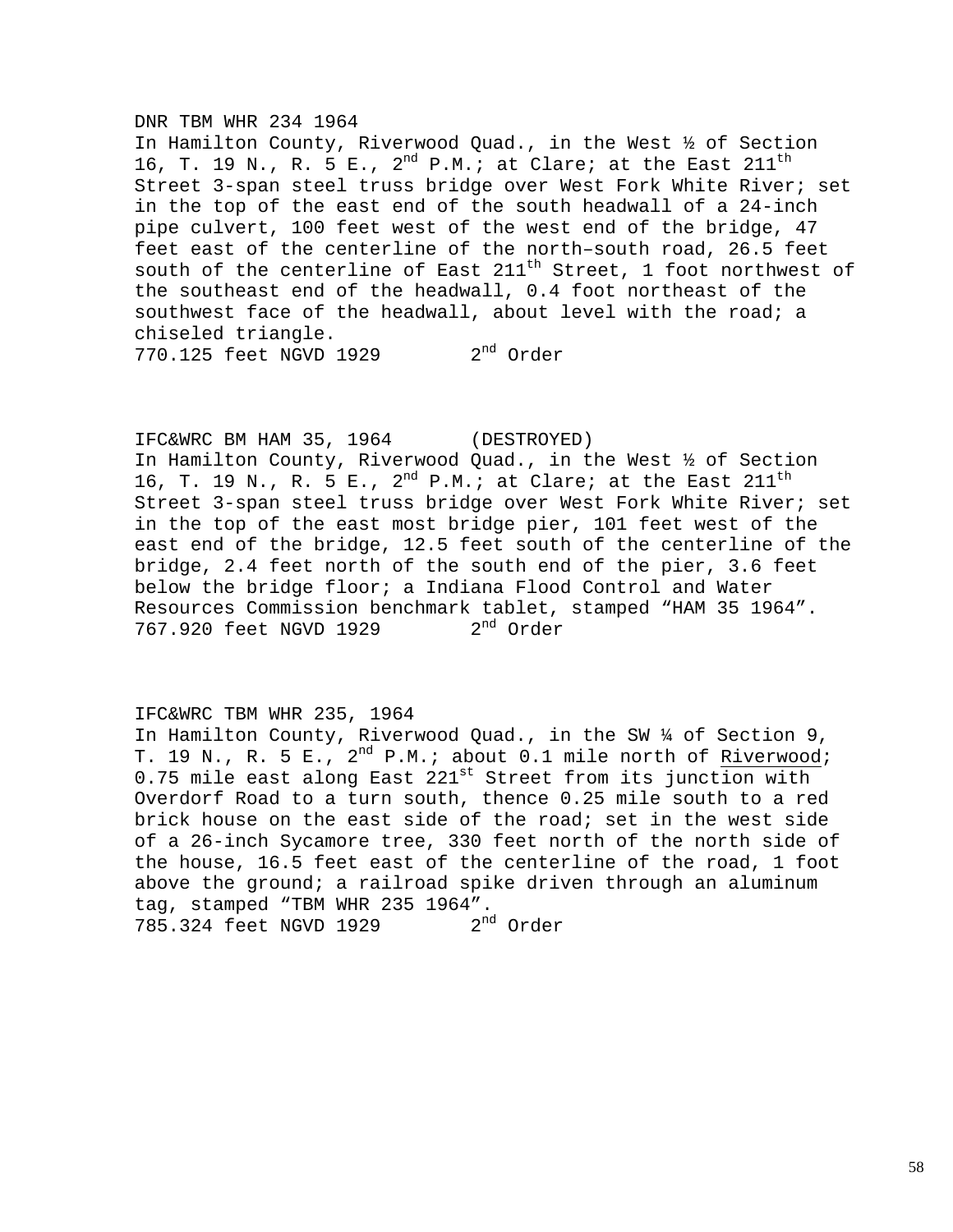DNR TBM WHR 234 1964
In Hamilton County, Riverwood Quad., in the West ½ of Section 16, T. 19 N., R. 5 E., 2nd P.M.; at Clare; at the East 211th Street 3-span steel truss bridge over West Fork White River; set in the top of the east end of the south headwall of a 24-inch pipe culvert, 100 feet west of the west end of the bridge, 47 feet east of the centerline of the north–south road, 26.5 feet south of the centerline of East 211th Street, 1 foot northwest of the southeast end of the headwall, 0.4 foot northeast of the southwest face of the headwall, about level with the road; a chiseled triangle.
770.125 feet NGVD 1929 2nd Order

IFC&WRC BM HAM 35, 1964 (DESTROYED)
In Hamilton County, Riverwood Quad., in the West ½ of Section 16, T. 19 N., R. 5 E., 2nd P.M.; at Clare; at the East 211th Street 3-span steel truss bridge over West Fork White River; set in the top of the east most bridge pier, 101 feet west of the east end of the bridge, 12.5 feet south of the centerline of the bridge, 2.4 feet north of the south end of the pier, 3.6 feet below the bridge floor; a Indiana Flood Control and Water Resources Commission benchmark tablet, stamped “HAM 35 1964”.
767.920 feet NGVD 1929 2nd Order

IFC&WRC TBM WHR 235, 1964
In Hamilton County, Riverwood Quad., in the SW ¼ of Section 9, T. 19 N., R. 5 E., 2nd P.M.; about 0.1 mile north of Riverwood; 0.75 mile east along East 221st Street from its junction with Overdorf Road to a turn south, thence 0.25 mile south to a red brick house on the east side of the road; set in the west side of a 26-inch Sycamore tree, 330 feet north of the north side of the house, 16.5 feet east of the centerline of the road, 1 foot above the ground; a railroad spike driven through an aluminum tag, stamped “TBM WHR 235 1964”.
785.324 feet NGVD 1929 2nd Order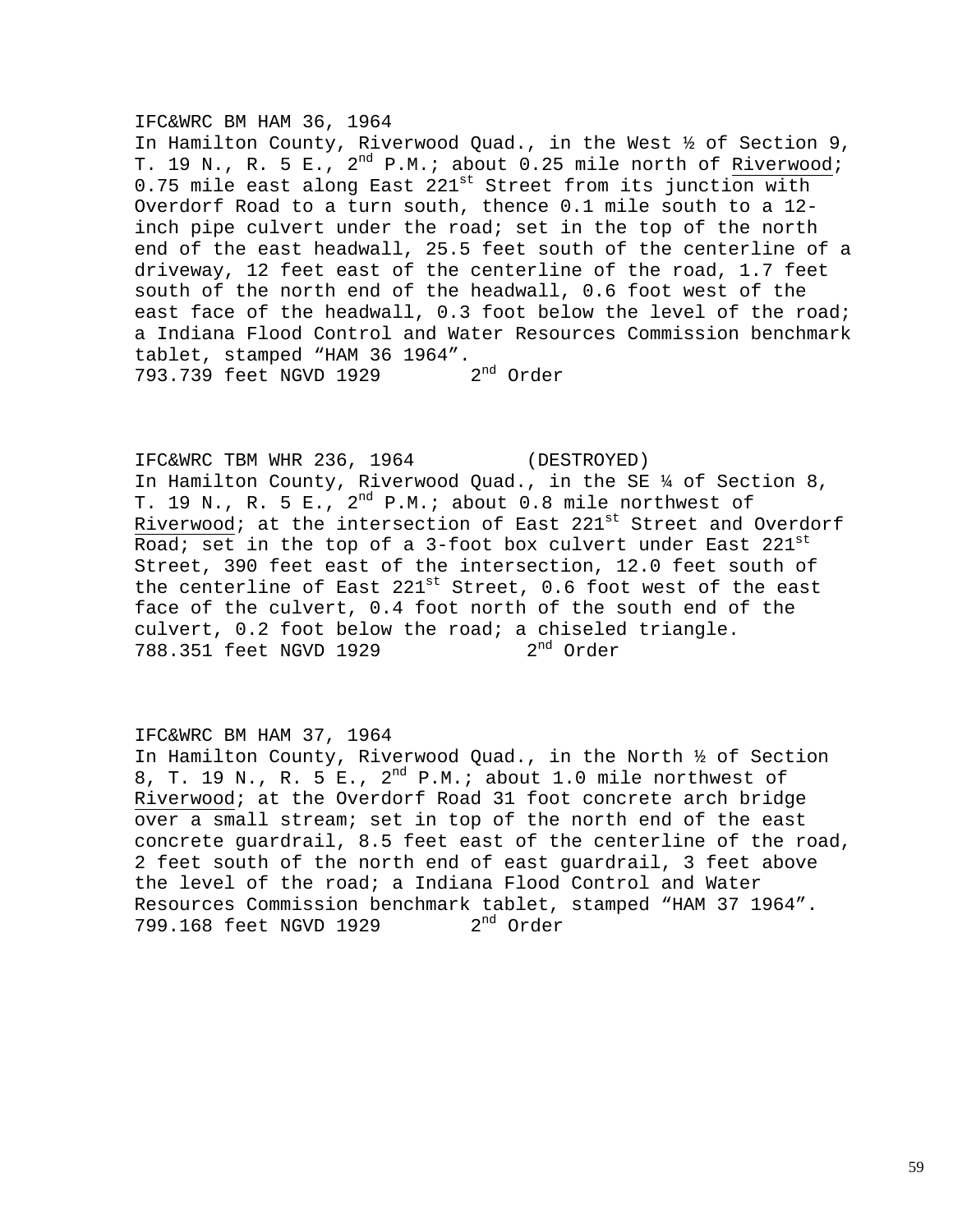IFC&WRC BM HAM 36, 1964
In Hamilton County, Riverwood Quad., in the West ½ of Section 9, T. 19 N., R. 5 E., 2nd P.M.; about 0.25 mile north of Riverwood; 0.75 mile east along East 221st Street from its junction with Overdorf Road to a turn south, thence 0.1 mile south to a 12-inch pipe culvert under the road; set in the top of the north end of the east headwall, 25.5 feet south of the centerline of a driveway, 12 feet east of the centerline of the road, 1.7 feet south of the north end of the headwall, 0.6 foot west of the east face of the headwall, 0.3 foot below the level of the road; a Indiana Flood Control and Water Resources Commission benchmark tablet, stamped “HAM 36 1964”.
793.739 feet NGVD 1929 2nd Order

IFC&WRC TBM WHR 236, 1964 (DESTROYED)
In Hamilton County, Riverwood Quad., in the SE ¼ of Section 8, T. 19 N., R. 5 E., 2nd P.M.; about 0.8 mile northwest of Riverwood; at the intersection of East 221st Street and Overdorf Road; set in the top of a 3-foot box culvert under East 221st Street, 390 feet east of the intersection, 12.0 feet south of the centerline of East 221st Street, 0.6 foot west of the east face of the culvert, 0.4 foot north of the south end of the culvert, 0.2 foot below the road; a chiseled triangle.
788.351 feet NGVD 1929 2nd Order

IFC&WRC BM HAM 37, 1964
In Hamilton County, Riverwood Quad., in the North ½ of Section 8, T. 19 N., R. 5 E., 2nd P.M.; about 1.0 mile northwest of Riverwood; at the Overdorf Road 31 foot concrete arch bridge over a small stream; set in top of the north end of the east concrete guardrail, 8.5 feet east of the centerline of the road, 2 feet south of the north end of east guardrail, 3 feet above the level of the road; a Indiana Flood Control and Water Resources Commission benchmark tablet, stamped “HAM 37 1964”.
799.168 feet NGVD 1929 2nd Order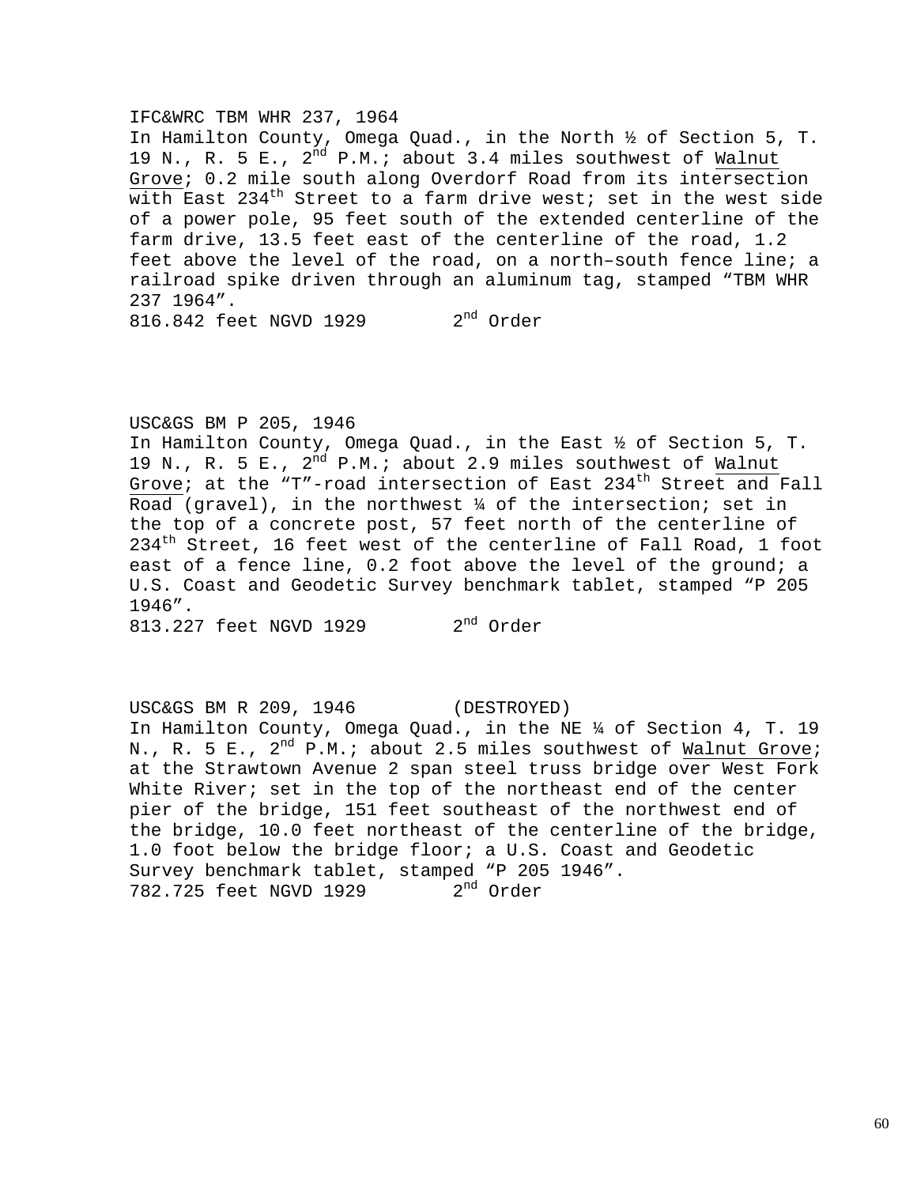IFC&WRC TBM WHR 237, 1964
In Hamilton County, Omega Quad., in the North ½ of Section 5, T. 19 N., R. 5 E., 2nd P.M.; about 3.4 miles southwest of Walnut Grove; 0.2 mile south along Overdorf Road from its intersection with East 234th Street to a farm drive west; set in the west side of a power pole, 95 feet south of the extended centerline of the farm drive, 13.5 feet east of the centerline of the road, 1.2 feet above the level of the road, on a north–south fence line; a railroad spike driven through an aluminum tag, stamped "TBM WHR 237 1964".
816.842 feet NGVD 1929        2nd Order

USC&GS BM P 205, 1946
In Hamilton County, Omega Quad., in the East ½ of Section 5, T. 19 N., R. 5 E., 2nd P.M.; about 2.9 miles southwest of Walnut Grove; at the "T"-road intersection of East 234th Street and Fall Road (gravel), in the northwest ¼ of the intersection; set in the top of a concrete post, 57 feet north of the centerline of 234th Street, 16 feet west of the centerline of Fall Road, 1 foot east of a fence line, 0.2 foot above the level of the ground; a U.S. Coast and Geodetic Survey benchmark tablet, stamped "P 205 1946".
813.227 feet NGVD 1929        2nd Order

USC&GS BM R 209, 1946        (DESTROYED)
In Hamilton County, Omega Quad., in the NE ¼ of Section 4, T. 19 N., R. 5 E., 2nd P.M.; about 2.5 miles southwest of Walnut Grove; at the Strawtown Avenue 2 span steel truss bridge over West Fork White River; set in the top of the northeast end of the center pier of the bridge, 151 feet southeast of the northwest end of the bridge, 10.0 feet northeast of the centerline of the bridge, 1.0 foot below the bridge floor; a U.S. Coast and Geodetic Survey benchmark tablet, stamped "P 205 1946".
782.725 feet NGVD 1929        2nd Order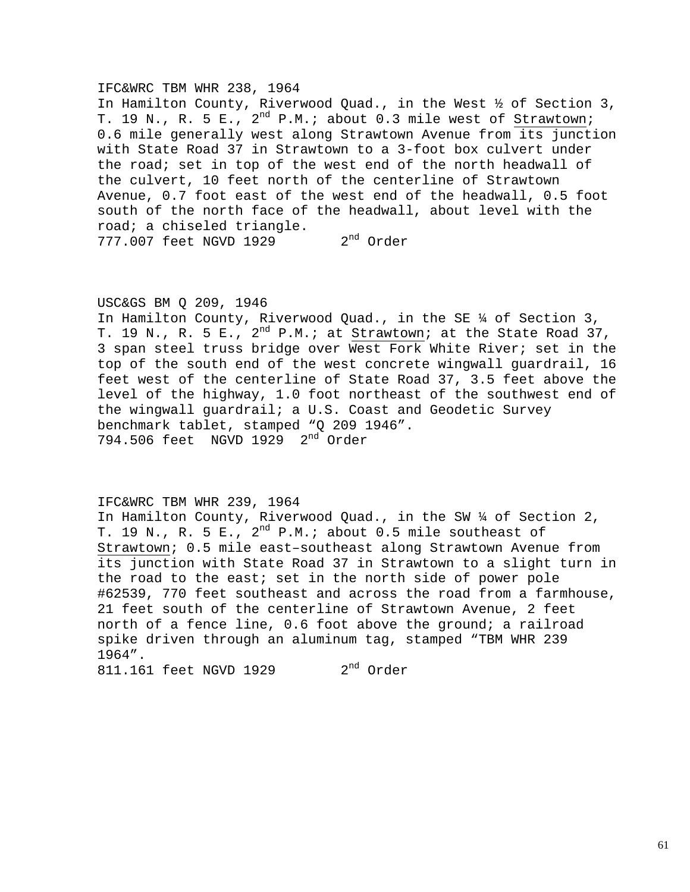IFC&WRC TBM WHR 238, 1964
In Hamilton County, Riverwood Quad., in the West ½ of Section 3, T. 19 N., R. 5 E., 2nd P.M.; about 0.3 mile west of Strawtown; 0.6 mile generally west along Strawtown Avenue from its junction with State Road 37 in Strawtown to a 3-foot box culvert under the road; set in top of the west end of the north headwall of the culvert, 10 feet north of the centerline of Strawtown Avenue, 0.7 foot east of the west end of the headwall, 0.5 foot south of the north face of the headwall, about level with the road; a chiseled triangle.
777.007 feet NGVD 1929 2nd Order

USC&GS BM Q 209, 1946
In Hamilton County, Riverwood Quad., in the SE ¼ of Section 3, T. 19 N., R. 5 E., 2nd P.M.; at Strawtown; at the State Road 37, 3 span steel truss bridge over West Fork White River; set in the top of the south end of the west concrete wingwall guardrail, 16 feet west of the centerline of State Road 37, 3.5 feet above the level of the highway, 1.0 foot northeast of the southwest end of the wingwall guardrail; a U.S. Coast and Geodetic Survey benchmark tablet, stamped “Q 209 1946”.
794.506 feet NGVD 1929 2nd Order

IFC&WRC TBM WHR 239, 1964
In Hamilton County, Riverwood Quad., in the SW ¼ of Section 2, T. 19 N., R. 5 E., 2nd P.M.; about 0.5 mile southeast of Strawtown; 0.5 mile east–southeast along Strawtown Avenue from its junction with State Road 37 in Strawtown to a slight turn in the road to the east; set in the north side of power pole #62539, 770 feet southeast and across the road from a farmhouse, 21 feet south of the centerline of Strawtown Avenue, 2 feet north of a fence line, 0.6 foot above the ground; a railroad spike driven through an aluminum tag, stamped “TBM WHR 239 1964”.
811.161 feet NGVD 1929 2nd Order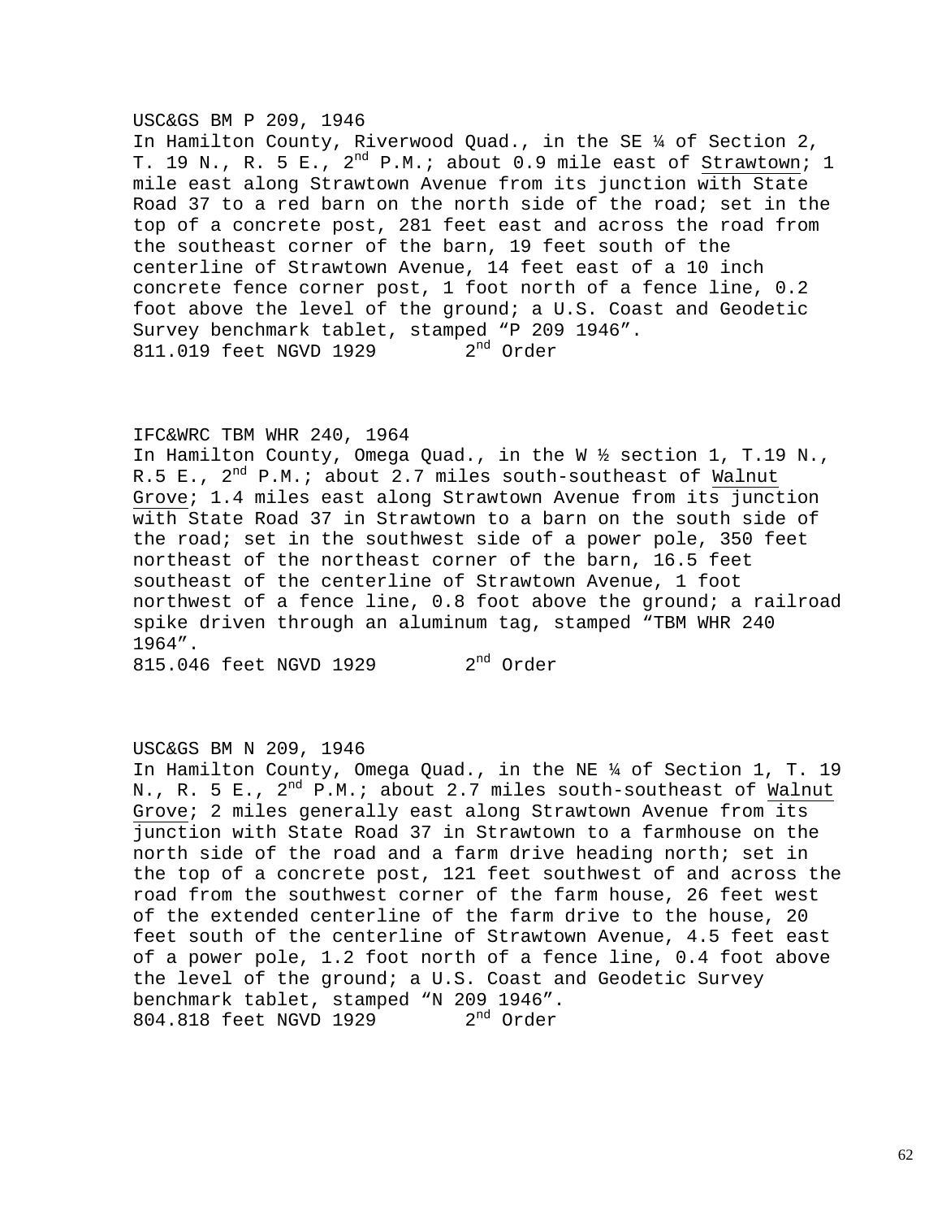USC&GS BM P 209, 1946
In Hamilton County, Riverwood Quad., in the SE ¼ of Section 2, T. 19 N., R. 5 E., 2nd P.M.; about 0.9 mile east of Strawtown; 1 mile east along Strawtown Avenue from its junction with State Road 37 to a red barn on the north side of the road; set in the top of a concrete post, 281 feet east and across the road from the southeast corner of the barn, 19 feet south of the centerline of Strawtown Avenue, 14 feet east of a 10 inch concrete fence corner post, 1 foot north of a fence line, 0.2 foot above the level of the ground; a U.S. Coast and Geodetic Survey benchmark tablet, stamped “P 209 1946”.
811.019 feet NGVD 1929        2nd Order

IFC&WRC TBM WHR 240, 1964
In Hamilton County, Omega Quad., in the W ½ section 1, T.19 N., R.5 E., 2nd P.M.; about 2.7 miles south-southeast of Walnut Grove; 1.4 miles east along Strawtown Avenue from its junction with State Road 37 in Strawtown to a barn on the south side of the road; set in the southwest side of a power pole, 350 feet northeast of the northeast corner of the barn, 16.5 feet southeast of the centerline of Strawtown Avenue, 1 foot northwest of a fence line, 0.8 foot above the ground; a railroad spike driven through an aluminum tag, stamped “TBM WHR 240 1964”.
815.046 feet NGVD 1929        2nd Order

USC&GS BM N 209, 1946
In Hamilton County, Omega Quad., in the NE ¼ of Section 1, T. 19 N., R. 5 E., 2nd P.M.; about 2.7 miles south-southeast of Walnut Grove; 2 miles generally east along Strawtown Avenue from its junction with State Road 37 in Strawtown to a farmhouse on the north side of the road and a farm drive heading north; set in the top of a concrete post, 121 feet southwest of and across the road from the southwest corner of the farm house, 26 feet west of the extended centerline of the farm drive to the house, 20 feet south of the centerline of Strawtown Avenue, 4.5 feet east of a power pole, 1.2 foot north of a fence line, 0.4 foot above the level of the ground; a U.S. Coast and Geodetic Survey benchmark tablet, stamped “N 209 1946”.
804.818 feet NGVD 1929        2nd Order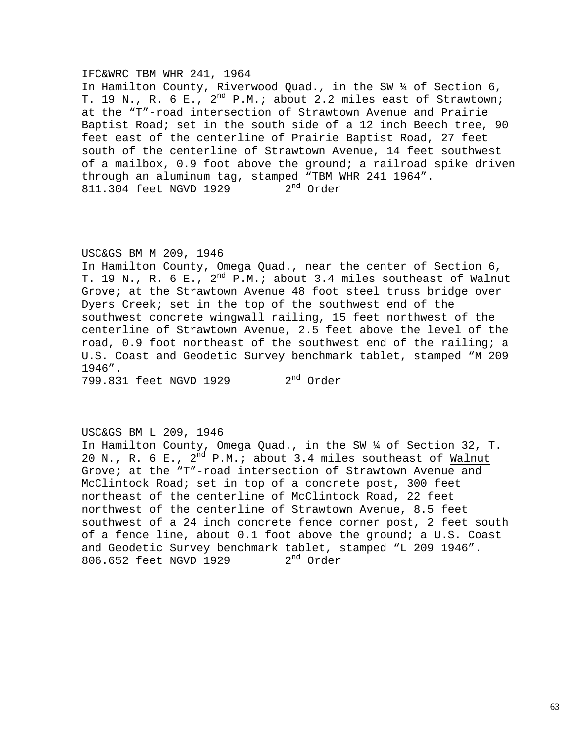IFC&WRC TBM WHR 241, 1964
In Hamilton County, Riverwood Quad., in the SW ¼ of Section 6, T. 19 N., R. 6 E., 2nd P.M.; about 2.2 miles east of Strawtown; at the "T"-road intersection of Strawtown Avenue and Prairie Baptist Road; set in the south side of a 12 inch Beech tree, 90 feet east of the centerline of Prairie Baptist Road, 27 feet south of the centerline of Strawtown Avenue, 14 feet southwest of a mailbox, 0.9 foot above the ground; a railroad spike driven through an aluminum tag, stamped "TBM WHR 241 1964".
811.304 feet NGVD 1929 2nd Order

USC&GS BM M 209, 1946
In Hamilton County, Omega Quad., near the center of Section 6, T. 19 N., R. 6 E., 2nd P.M.; about 3.4 miles southeast of Walnut Grove; at the Strawtown Avenue 48 foot steel truss bridge over Dyers Creek; set in the top of the southwest end of the southwest concrete wingwall railing, 15 feet northwest of the centerline of Strawtown Avenue, 2.5 feet above the level of the road, 0.9 foot northeast of the southwest end of the railing; a U.S. Coast and Geodetic Survey benchmark tablet, stamped "M 209 1946".
799.831 feet NGVD 1929 2nd Order

USC&GS BM L 209, 1946
In Hamilton County, Omega Quad., in the SW ¼ of Section 32, T. 20 N., R. 6 E., 2nd P.M.; about 3.4 miles southeast of Walnut Grove; at the "T"-road intersection of Strawtown Avenue and McClintock Road; set in top of a concrete post, 300 feet northeast of the centerline of McClintock Road, 22 feet northwest of the centerline of Strawtown Avenue, 8.5 feet southwest of a 24 inch concrete fence corner post, 2 feet south of a fence line, about 0.1 foot above the ground; a U.S. Coast and Geodetic Survey benchmark tablet, stamped "L 209 1946".
806.652 feet NGVD 1929 2nd Order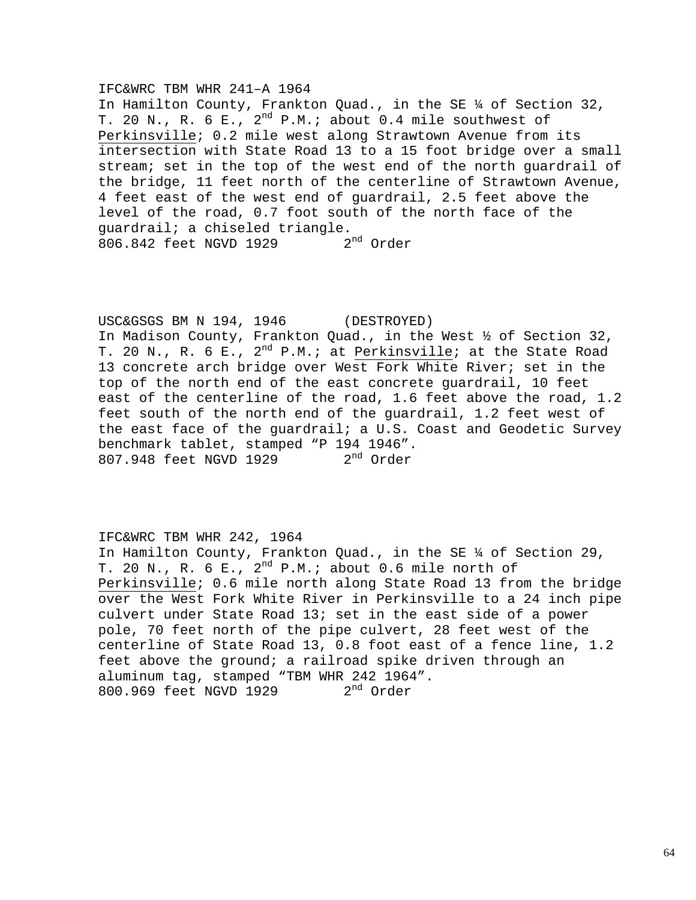IFC&WRC TBM WHR 241–A 1964
In Hamilton County, Frankton Quad., in the SE ¼ of Section 32, T. 20 N., R. 6 E., 2nd P.M.; about 0.4 mile southwest of Perkinsville; 0.2 mile west along Strawtown Avenue from its intersection with State Road 13 to a 15 foot bridge over a small stream; set in the top of the west end of the north guardrail of the bridge, 11 feet north of the centerline of Strawtown Avenue, 4 feet east of the west end of guardrail, 2.5 feet above the level of the road, 0.7 foot south of the north face of the guardrail; a chiseled triangle.
806.842 feet NGVD 1929 2nd Order

USC&GSGS BM N 194, 1946 (DESTROYED)
In Madison County, Frankton Quad., in the West ½ of Section 32, T. 20 N., R. 6 E., 2nd P.M.; at Perkinsville; at the State Road 13 concrete arch bridge over West Fork White River; set in the top of the north end of the east concrete guardrail, 10 feet east of the centerline of the road, 1.6 feet above the road, 1.2 feet south of the north end of the guardrail, 1.2 feet west of the east face of the guardrail; a U.S. Coast and Geodetic Survey benchmark tablet, stamped “P 194 1946”.
807.948 feet NGVD 1929 2nd Order

IFC&WRC TBM WHR 242, 1964
In Hamilton County, Frankton Quad., in the SE ¼ of Section 29, T. 20 N., R. 6 E., 2nd P.M.; about 0.6 mile north of Perkinsville; 0.6 mile north along State Road 13 from the bridge over the West Fork White River in Perkinsville to a 24 inch pipe culvert under State Road 13; set in the east side of a power pole, 70 feet north of the pipe culvert, 28 feet west of the centerline of State Road 13, 0.8 foot east of a fence line, 1.2 feet above the ground; a railroad spike driven through an aluminum tag, stamped “TBM WHR 242 1964”.
800.969 feet NGVD 1929 2nd Order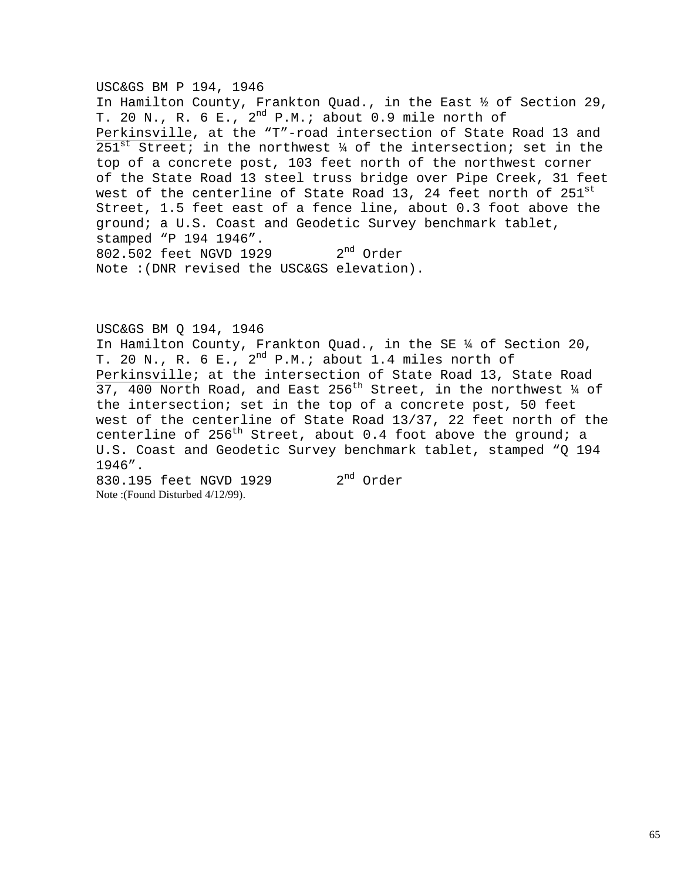USC&GS BM P 194, 1946
In Hamilton County, Frankton Quad., in the East ½ of Section 29, T. 20 N., R. 6 E., 2nd P.M.; about 0.9 mile north of Perkinsville, at the "T"-road intersection of State Road 13 and 251st Street; in the northwest ¼ of the intersection; set in the top of a concrete post, 103 feet north of the northwest corner of the State Road 13 steel truss bridge over Pipe Creek, 31 feet west of the centerline of State Road 13, 24 feet north of 251st Street, 1.5 feet east of a fence line, about 0.3 foot above the ground; a U.S. Coast and Geodetic Survey benchmark tablet, stamped "P 194 1946".
802.502 feet NGVD 1929 2nd Order
Note :(DNR revised the USC&GS elevation).

USC&GS BM Q 194, 1946
In Hamilton County, Frankton Quad., in the SE ¼ of Section 20, T. 20 N., R. 6 E., 2nd P.M.; about 1.4 miles north of Perkinsville; at the intersection of State Road 13, State Road 37, 400 North Road, and East 256th Street, in the northwest ¼ of the intersection; set in the top of a concrete post, 50 feet west of the centerline of State Road 13/37, 22 feet north of the centerline of 256th Street, about 0.4 foot above the ground; a U.S. Coast and Geodetic Survey benchmark tablet, stamped "Q 194 1946".
830.195 feet NGVD 1929 2nd Order
Note :(Found Disturbed 4/12/99).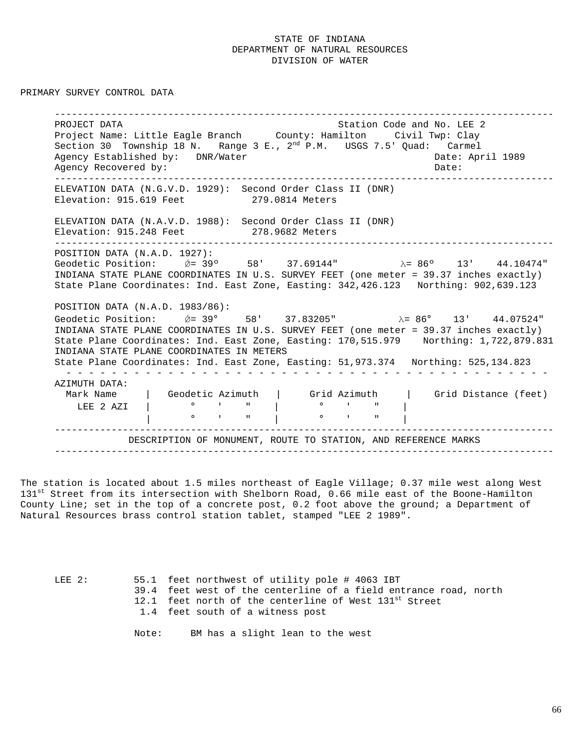STATE OF INDIANA
DEPARTMENT OF NATURAL RESOURCES
DIVISION OF WATER

PRIMARY SURVEY CONTROL DATA

---

PROJECT DATA Station Code and No. LEE 2
Project Name: Little Eagle Branch County: Hamilton Civil Twp: Clay
Section 30 Township 18 N. Range 3 E., 2nd P.M. USGS 7.5' Quad: Carmel
Agency Established by: DNR/Water Date: April 1989
Agency Recovered by: Date:

---

ELEVATION DATA (N.G.V.D. 1929): Second Order Class II (DNR)
Elevation: 915.619 Feet 279.0814 Meters

ELEVATION DATA (N.A.V.D. 1988): Second Order Class II (DNR)
Elevation: 915.248 Feet 278.9682 Meters

---

POSITION DATA (N.A.D. 1927):
Geodetic Position: Ø= 39° 58' 37.69144" λ= 86° 13' 44.10474"
INDIANA STATE PLANE COORDINATES IN U.S. SURVEY FEET (one meter = 39.37 inches exactly)
State Plane Coordinates: Ind. East Zone, Easting: 342,426.123 Northing: 902,639.123

POSITION DATA (N.A.D. 1983/86):
Geodetic Position: Ø= 39° 58' 37.83205" λ= 86° 13' 44.07524"
INDIANA STATE PLANE COORDINATES IN U.S. SURVEY FEET (one meter = 39.37 inches exactly)
State Plane Coordinates: Ind. East Zone, Easting: 170,515.979 Northing: 1,722,879.831
INDIANA STATE PLANE COORDINATES IN METERS
State Plane Coordinates: Ind. East Zone, Easting: 51,973.374 Northing: 525,134.823

AZIMUTH DATA:

| Mark Name | Geodetic Azimuth | Grid Azimuth | Grid Distance (feet) |
|---|---|---|---|
| LEE 2 AZI | ° ' " | ° ' " | |
| | ° ' " | ° ' " | |

---

DESCRIPTION OF MONUMENT, ROUTE TO STATION, AND REFERENCE MARKS

---

The station is located about 1.5 miles northeast of Eagle Village; 0.37 mile west along West 131st Street from its intersection with Shelborn Road, 0.66 mile east of the Boone-Hamilton County Line; set in the top of a concrete post, 0.2 foot above the ground; a Department of Natural Resources brass control station tablet, stamped "LEE 2 1989".

LEE 2:
55.1 feet northwest of utility pole # 4063 IBT
39.4 feet west of the centerline of a field entrance road, north
12.1 feet north of the centerline of West 131st Street
1.4 feet south of a witness post

Note: BM has a slight lean to the west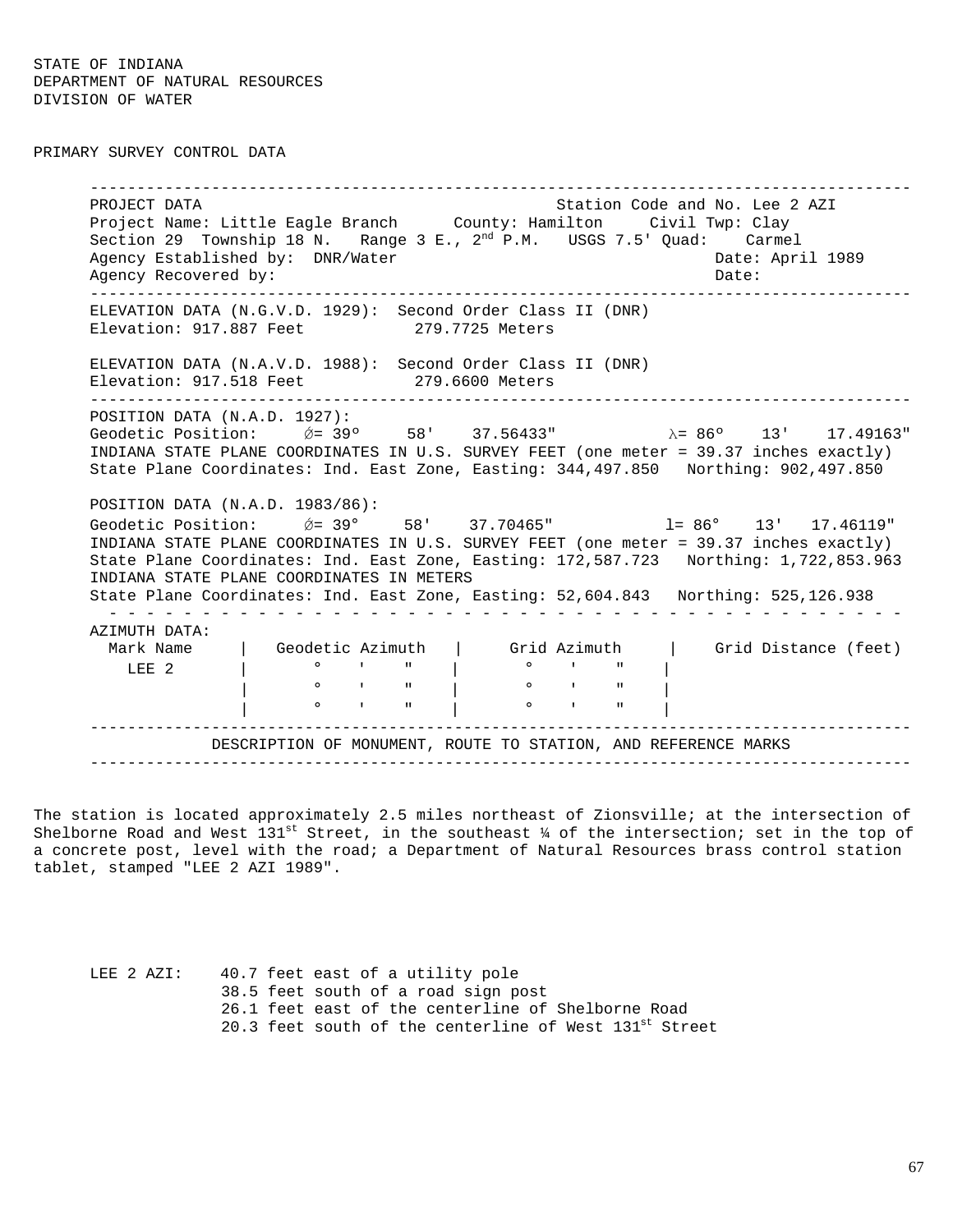STATE OF INDIANA
DEPARTMENT OF NATURAL RESOURCES
DIVISION OF WATER

PRIMARY SURVEY CONTROL DATA

---

PROJECT DATA — Station Code and No. Lee 2 AZI

Project Name: Little Eagle Branch  County: Hamilton  Civil Twp: Clay
Section 29 Township 18 N. Range 3 E., 2nd P.M. USGS 7.5' Quad: Carmel
Agency Established by: DNR/Water  Date: April 1989
Agency Recovered by:  Date:

---

ELEVATION DATA (N.G.V.D. 1929): Second Order Class II (DNR)
Elevation: 917.887 Feet  279.7725 Meters

ELEVATION DATA (N.A.V.D. 1988): Second Order Class II (DNR)
Elevation: 917.518 Feet  279.6600 Meters

---

POSITION DATA (N.A.D. 1927):
Geodetic Position: Ø= 39º 58' 37.56433"  λ= 86º 13' 17.49163"
INDIANA STATE PLANE COORDINATES IN U.S. SURVEY FEET (one meter = 39.37 inches exactly)
State Plane Coordinates: Ind. East Zone, Easting: 344,497.850 Northing: 902,497.850

POSITION DATA (N.A.D. 1983/86):
Geodetic Position: Ø= 39° 58' 37.70465"  l= 86° 13' 17.46119"
INDIANA STATE PLANE COORDINATES IN U.S. SURVEY FEET (one meter = 39.37 inches exactly)
State Plane Coordinates: Ind. East Zone, Easting: 172,587.723 Northing: 1,722,853.963
INDIANA STATE PLANE COORDINATES IN METERS
State Plane Coordinates: Ind. East Zone, Easting: 52,604.843 Northing: 525,126.938

AZIMUTH DATA:

| Mark Name | Geodetic Azimuth | Grid Azimuth | Grid Distance (feet) |
|---|---|---|---|
| LEE 2 | ° ' " | ° ' " | |
| | ° ' " | ° ' " | |
| | ° ' " | ° ' " | |

---

DESCRIPTION OF MONUMENT, ROUTE TO STATION, AND REFERENCE MARKS

---

The station is located approximately 2.5 miles northeast of Zionsville; at the intersection of Shelborne Road and West 131st Street, in the southeast ¼ of the intersection; set in the top of a concrete post, level with the road; a Department of Natural Resources brass control station tablet, stamped "LEE 2 AZI 1989".

LEE 2 AZI:
40.7 feet east of a utility pole
38.5 feet south of a road sign post
26.1 feet east of the centerline of Shelborne Road
20.3 feet south of the centerline of West 131st Street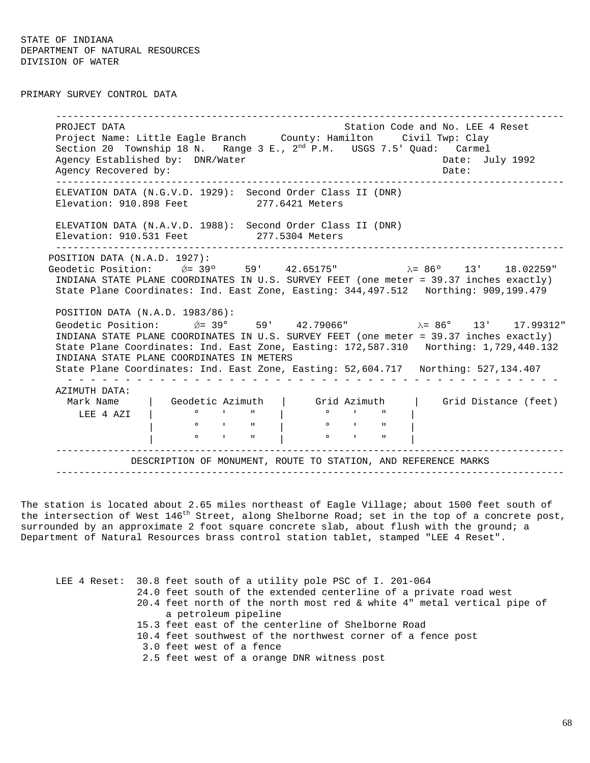STATE OF INDIANA
DEPARTMENT OF NATURAL RESOURCES
DIVISION OF WATER

PRIMARY SURVEY CONTROL DATA

---

PROJECT DATA Station Code and No. LEE 4 Reset
Project Name: Little Eagle Branch County: Hamilton Civil Twp: Clay
Section 20 Township 18 N. Range 3 E., 2nd P.M. USGS 7.5' Quad: Carmel
Agency Established by: DNR/Water Date: July 1992
Agency Recovered by: Date:

---

ELEVATION DATA (N.G.V.D. 1929): Second Order Class II (DNR)
Elevation: 910.898 Feet 277.6421 Meters

ELEVATION DATA (N.A.V.D. 1988): Second Order Class II (DNR)
Elevation: 910.531 Feet 277.5304 Meters

---

POSITION DATA (N.A.D. 1927):
Geodetic Position: Ø= 39º 59' 42.65175" λ= 86º 13' 18.02259"
INDIANA STATE PLANE COORDINATES IN U.S. SURVEY FEET (one meter = 39.37 inches exactly)
State Plane Coordinates: Ind. East Zone, Easting: 344,497.512 Northing: 909,199.479

POSITION DATA (N.A.D. 1983/86):
Geodetic Position: Ø= 39° 59' 42.79066" λ= 86° 13' 17.99312"
INDIANA STATE PLANE COORDINATES IN U.S. SURVEY FEET (one meter = 39.37 inches exactly)
State Plane Coordinates: Ind. East Zone, Easting: 172,587.310 Northing: 1,729,440.132
INDIANA STATE PLANE COORDINATES IN METERS
State Plane Coordinates: Ind. East Zone, Easting: 52,604.717 Northing: 527,134.407

AZIMUTH DATA:

| Mark Name | Geodetic Azimuth | Grid Azimuth | Grid Distance (feet) |
|---|---|---|---|
| LEE 4 AZI | ° ' " | ° ' " | |
| | ° ' " | ° ' " | |
| | ° ' " | ° ' " | |

---

DESCRIPTION OF MONUMENT, ROUTE TO STATION, AND REFERENCE MARKS

---

The station is located about 2.65 miles northeast of Eagle Village; about 1500 feet south of the intersection of West 146th Street, along Shelborne Road; set in the top of a concrete post, surrounded by an approximate 2 foot square concrete slab, about flush with the ground; a Department of Natural Resources brass control station tablet, stamped "LEE 4 Reset".

LEE 4 Reset:
- 30.8 feet south of a utility pole PSC of I. 201-064
- 24.0 feet south of the extended centerline of a private road west
- 20.4 feet north of the north most red & white 4" metal vertical pipe of a petroleum pipeline
- 15.3 feet east of the centerline of Shelborne Road
- 10.4 feet southwest of the northwest corner of a fence post
- 3.0 feet west of a fence
- 2.5 feet west of a orange DNR witness post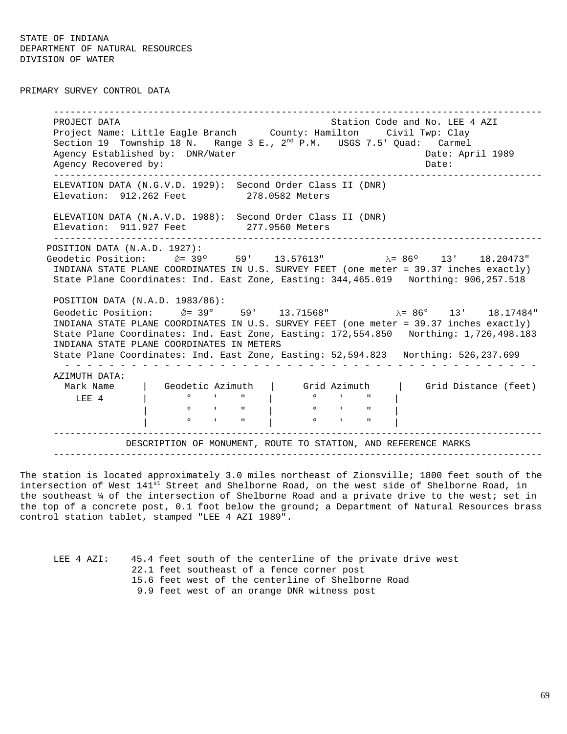STATE OF INDIANA
DEPARTMENT OF NATURAL RESOURCES
DIVISION OF WATER

PRIMARY SURVEY CONTROL DATA

---

PROJECT DATA　　　　　　　　　　　　　　　　　　　　Station Code and No. LEE 4 AZI

Project Name: Little Eagle Branch　　County: Hamilton　　Civil Twp: Clay

Section 19　Township 18 N.　Range 3 E., 2nd P.M.　USGS 7.5' Quad: Carmel

Agency Established by: DNR/Water　　　　　　　　　　　　Date: April 1989

Agency Recovered by:　　　　　　　　　　　　　　　　　　Date:

---

ELEVATION DATA (N.G.V.D. 1929): Second Order Class II (DNR)

Elevation: 912.262 Feet　　　278.0582 Meters

ELEVATION DATA (N.A.V.D. 1988): Second Order Class II (DNR)

Elevation: 911.927 Feet　　　277.9560 Meters

---

POSITION DATA (N.A.D. 1927):

Geodetic Position: $\phi$= 39° 59' 13.57613"　　$\lambda$= 86° 13' 18.20473"

INDIANA STATE PLANE COORDINATES IN U.S. SURVEY FEET (one meter = 39.37 inches exactly)

State Plane Coordinates: Ind. East Zone, Easting: 344,465.019　Northing: 906,257.518

POSITION DATA (N.A.D. 1983/86):

Geodetic Position: $\phi$= 39° 59' 13.71568"　　$\lambda$= 86° 13' 18.17484"

INDIANA STATE PLANE COORDINATES IN U.S. SURVEY FEET (one meter = 39.37 inches exactly)

State Plane Coordinates: Ind. East Zone, Easting: 172,554.850　Northing: 1,726,498.183

INDIANA STATE PLANE COORDINATES IN METERS

State Plane Coordinates: Ind. East Zone, Easting: 52,594.823　Northing: 526,237.699

---

AZIMUTH DATA:

| Mark Name | Geodetic Azimuth | Grid Azimuth | Grid Distance (feet) |
|---|---|---|---|
| LEE 4 | ° ' " | ° ' " | |
| | ° ' " | ° ' " | |
| | ° ' " | ° ' " | |

---

DESCRIPTION OF MONUMENT, ROUTE TO STATION, AND REFERENCE MARKS

---

The station is located approximately 3.0 miles northeast of Zionsville; 1800 feet south of the intersection of West 141st Street and Shelborne Road, on the west side of Shelborne Road, in the southeast ¼ of the intersection of Shelborne Road and a private drive to the west; set in the top of a concrete post, 0.1 foot below the ground; a Department of Natural Resources brass control station tablet, stamped "LEE 4 AZI 1989".

LEE 4 AZI:
- 45.4 feet south of the centerline of the private drive west
- 22.1 feet southeast of a fence corner post
- 15.6 feet west of the centerline of Shelborne Road
- 9.9 feet west of an orange DNR witness post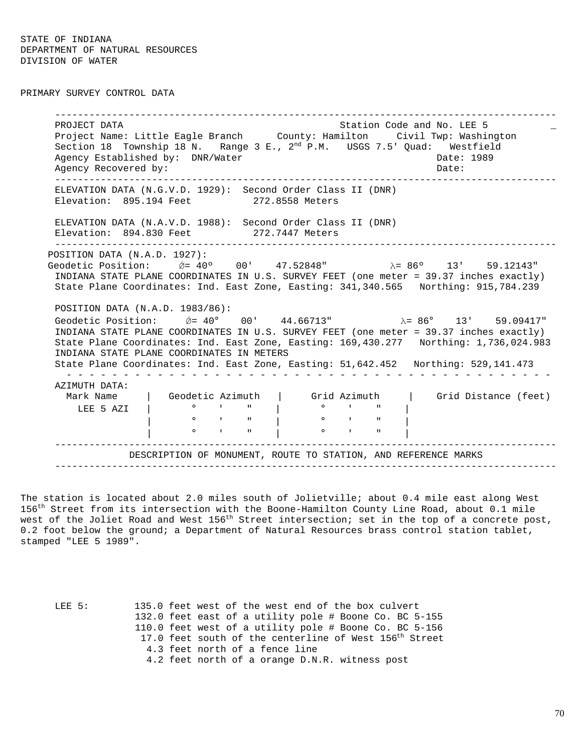STATE OF INDIANA
DEPARTMENT OF NATURAL RESOURCES
DIVISION OF WATER

PRIMARY SURVEY CONTROL DATA

---

PROJECT DATA                                        Station Code and No. LEE 5

Project Name: Little Eagle Branch      County: Hamilton     Civil Twp: Washington

Section 18  Township 18 N.   Range 3 E., 2nd P.M.   USGS 7.5' Quad:   Westfield

Agency Established by:  DNR/Water                                    Date: 1989

Agency Recovered by:                                                 Date:

---

ELEVATION DATA (N.G.V.D. 1929):  Second Order Class II (DNR)

Elevation:  895.194 Feet          272.8558 Meters

ELEVATION DATA (N.A.V.D. 1988):  Second Order Class II (DNR)

Elevation:  894.830 Feet          272.7447 Meters

---

POSITION DATA (N.A.D. 1927):

Geodetic Position:     Ø= 40º    00'    47.52848"          λ= 86º    13'    59.12143"

INDIANA STATE PLANE COORDINATES IN U.S. SURVEY FEET (one meter = 39.37 inches exactly)

State Plane Coordinates: Ind. East Zone, Easting: 341,340.565   Northing: 915,784.239

POSITION DATA (N.A.D. 1983/86):

Geodetic Position:     Ø= 40°    00'    44.66713"          λ= 86°    13'    59.09417"

INDIANA STATE PLANE COORDINATES IN U.S. SURVEY FEET (one meter = 39.37 inches exactly)

State Plane Coordinates: Ind. East Zone, Easting: 169,430.277   Northing: 1,736,024.983

INDIANA STATE PLANE COORDINATES IN METERS

State Plane Coordinates: Ind. East Zone, Easting: 51,642.452   Northing: 529,141.473

---

AZIMUTH DATA:

| Mark Name | Geodetic Azimuth | Grid Azimuth | Grid Distance (feet) |
|---|---|---|---|
| LEE 5 AZI | °  '  " | °  '  " | |
| | °  '  " | °  '  " | |
| | °  '  " | °  '  " | |

---

DESCRIPTION OF MONUMENT, ROUTE TO STATION, AND REFERENCE MARKS

---

The station is located about 2.0 miles south of Jolietville; about 0.4 mile east along West 156th Street from its intersection with the Boone-Hamilton County Line Road, about 0.1 mile west of the Joliet Road and West 156th Street intersection; set in the top of a concrete post, 0.2 foot below the ground; a Department of Natural Resources brass control station tablet, stamped "LEE 5 1989".

LEE 5:
- 135.0 feet west of the west end of the box culvert
- 132.0 feet east of a utility pole # Boone Co. BC 5-155
- 110.0 feet west of a utility pole # Boone Co. BC 5-156
- 17.0 feet south of the centerline of West 156th Street
- 4.3 feet north of a fence line
- 4.2 feet north of a orange D.N.R. witness post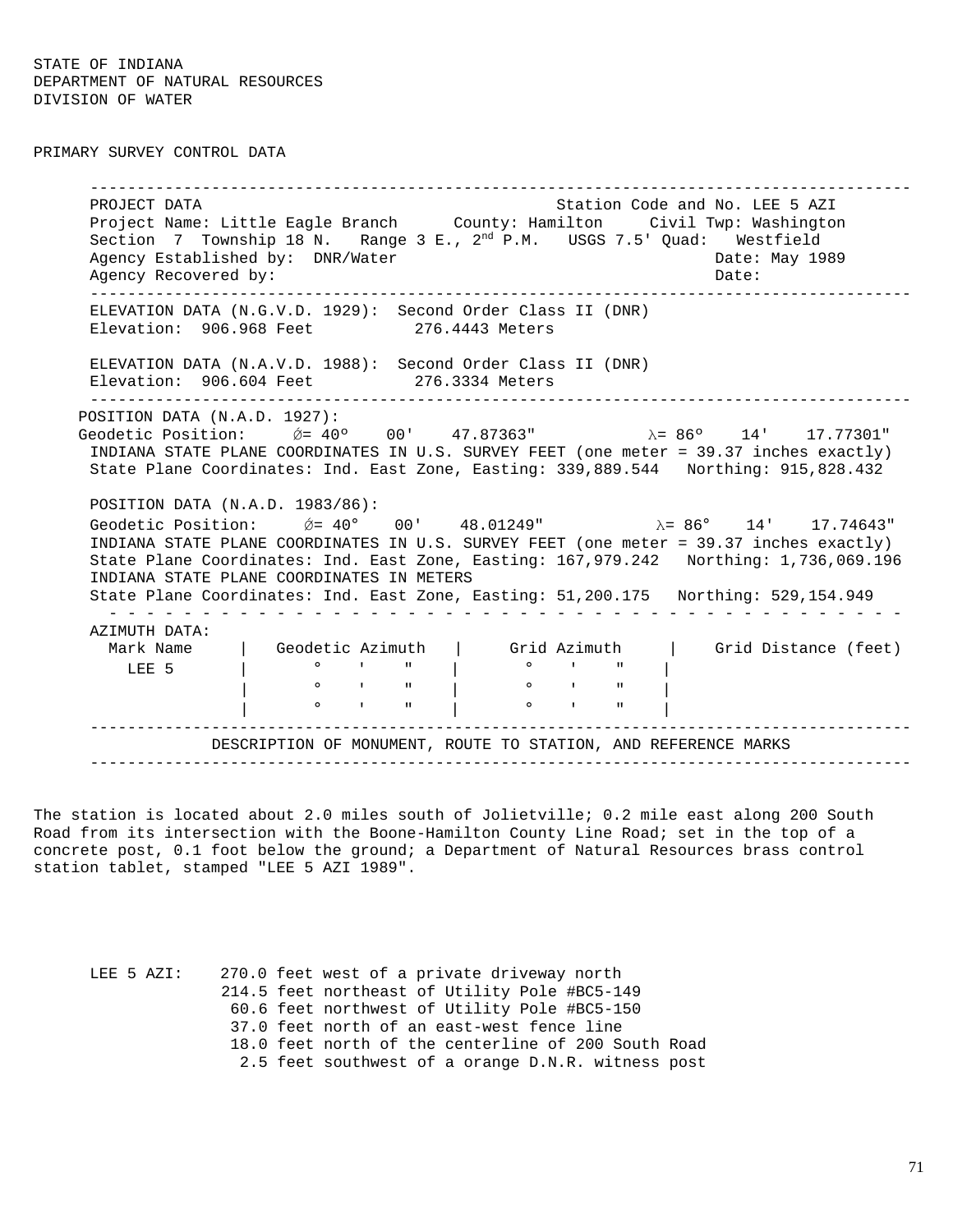STATE OF INDIANA
DEPARTMENT OF NATURAL RESOURCES
DIVISION OF WATER

PRIMARY SURVEY CONTROL DATA

---

PROJECT DATA — Station Code and No. LEE 5 AZI

Project Name: Little Eagle Branch  County: Hamilton  Civil Twp: Washington

Section 7 Township 18 N. Range 3 E., 2nd P.M. USGS 7.5' Quad: Westfield

Agency Established by: DNR/Water  Date: May 1989

Agency Recovered by:  Date:

---

ELEVATION DATA (N.G.V.D. 1929): Second Order Class II (DNR)

Elevation: 906.968 Feet  276.4443 Meters

ELEVATION DATA (N.A.V.D. 1988): Second Order Class II (DNR)

Elevation: 906.604 Feet  276.3334 Meters

---

POSITION DATA (N.A.D. 1927):

Geodetic Position: Ø= 40° 00' 47.87363"  λ= 86° 14' 17.77301"

INDIANA STATE PLANE COORDINATES IN U.S. SURVEY FEET (one meter = 39.37 inches exactly)

State Plane Coordinates: Ind. East Zone, Easting: 339,889.544 Northing: 915,828.432

POSITION DATA (N.A.D. 1983/86):

Geodetic Position: Ø= 40° 00' 48.01249"  λ= 86° 14' 17.74643"

INDIANA STATE PLANE COORDINATES IN U.S. SURVEY FEET (one meter = 39.37 inches exactly)

State Plane Coordinates: Ind. East Zone, Easting: 167,979.242 Northing: 1,736,069.196

INDIANA STATE PLANE COORDINATES IN METERS

State Plane Coordinates: Ind. East Zone, Easting: 51,200.175 Northing: 529,154.949

AZIMUTH DATA:

| Mark Name | Geodetic Azimuth | Grid Azimuth | Grid Distance (feet) |
|---|---|---|---|
| LEE 5 | ° ' " | ° ' " | |
| | ° ' " | ° ' " | |
| | ° ' " | ° ' " | |

---

DESCRIPTION OF MONUMENT, ROUTE TO STATION, AND REFERENCE MARKS

---

The station is located about 2.0 miles south of Jolietville; 0.2 mile east along 200 South Road from its intersection with the Boone-Hamilton County Line Road; set in the top of a concrete post, 0.1 foot below the ground; a Department of Natural Resources brass control station tablet, stamped "LEE 5 AZI 1989".

LEE 5 AZI:
- 270.0 feet west of a private driveway north
- 214.5 feet northeast of Utility Pole #BC5-149
- 60.6 feet northwest of Utility Pole #BC5-150
- 37.0 feet north of an east-west fence line
- 18.0 feet north of the centerline of 200 South Road
- 2.5 feet southwest of a orange D.N.R. witness post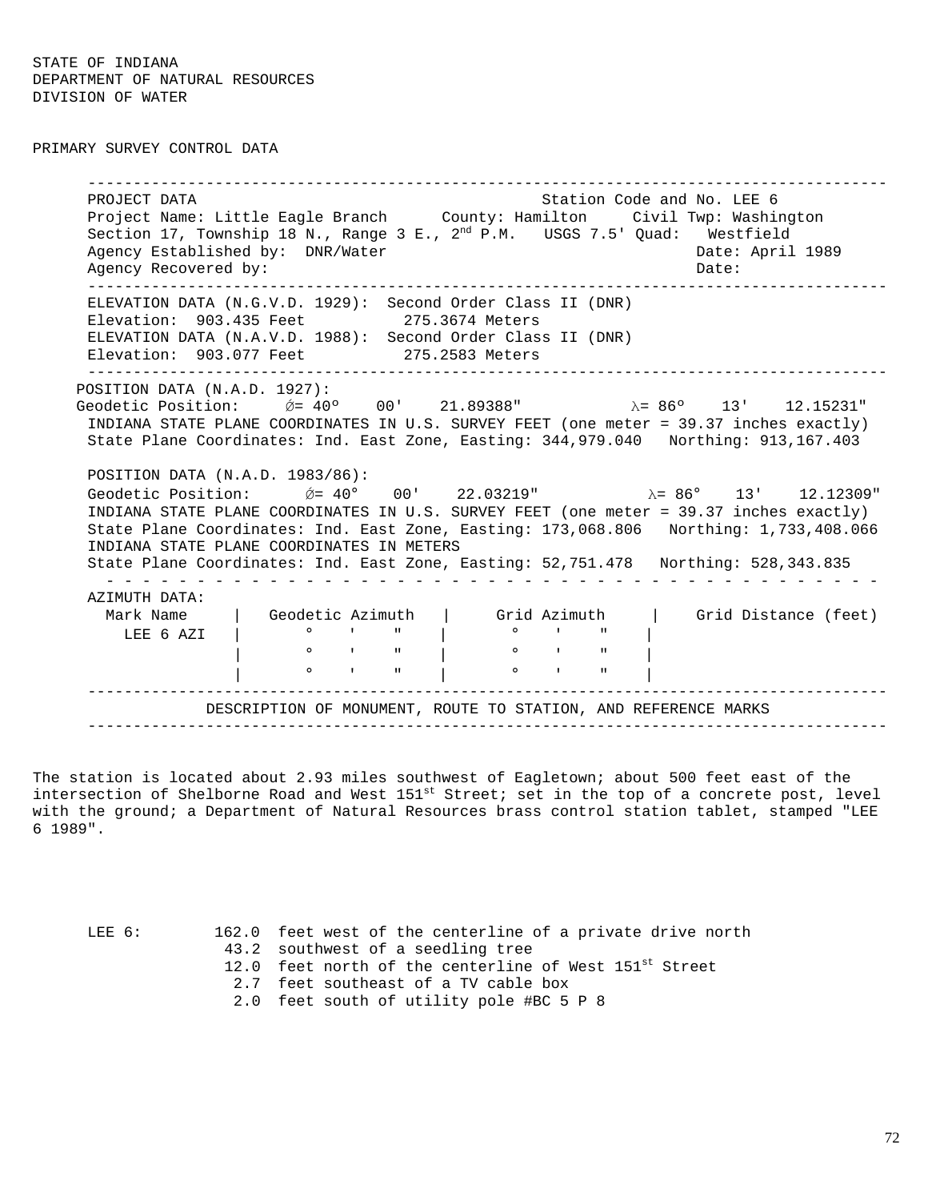STATE OF INDIANA
DEPARTMENT OF NATURAL RESOURCES
DIVISION OF WATER

PRIMARY SURVEY CONTROL DATA

---

PROJECT DATA — Station Code and No. LEE 6

Project Name: Little Eagle Branch    County: Hamilton    Civil Twp: Washington

Section 17, Township 18 N., Range 3 E., 2nd P.M.    USGS 7.5' Quad: Westfield

Agency Established by: DNR/Water    Date: April 1989

Agency Recovered by:    Date:

---

ELEVATION DATA (N.G.V.D. 1929): Second Order Class II (DNR)

Elevation: 903.435 Feet    275.3674 Meters

ELEVATION DATA (N.A.V.D. 1988): Second Order Class II (DNR)

Elevation: 903.077 Feet    275.2583 Meters

---

POSITION DATA (N.A.D. 1927):

Geodetic Position: Ø= 40° 00' 21.89388"    λ= 86° 13' 12.15231"

INDIANA STATE PLANE COORDINATES IN U.S. SURVEY FEET (one meter = 39.37 inches exactly)

State Plane Coordinates: Ind. East Zone, Easting: 344,979.040    Northing: 913,167.403

POSITION DATA (N.A.D. 1983/86):

Geodetic Position: Ø= 40° 00' 22.03219"    λ= 86° 13' 12.12309"

INDIANA STATE PLANE COORDINATES IN U.S. SURVEY FEET (one meter = 39.37 inches exactly)

State Plane Coordinates: Ind. East Zone, Easting: 173,068.806    Northing: 1,733,408.066

INDIANA STATE PLANE COORDINATES IN METERS

State Plane Coordinates: Ind. East Zone, Easting: 52,751.478    Northing: 528,343.835

AZIMUTH DATA:

| Mark Name | Geodetic Azimuth | Grid Azimuth | Grid Distance (feet) |
|---|---|---|---|
| LEE 6 AZI | ° ' " | ° ' " | |
| | ° ' " | ° ' " | |
| | ° ' " | ° ' " | |

---

DESCRIPTION OF MONUMENT, ROUTE TO STATION, AND REFERENCE MARKS

---

The station is located about 2.93 miles southwest of Eagletown; about 500 feet east of the intersection of Shelborne Road and West 151st Street; set in the top of a concrete post, level with the ground; a Department of Natural Resources brass control station tablet, stamped "LEE 6 1989".

LEE 6:
- 162.0 feet west of the centerline of a private drive north
- 43.2 southwest of a seedling tree
- 12.0 feet north of the centerline of West 151st Street
- 2.7 feet southeast of a TV cable box
- 2.0 feet south of utility pole #BC 5 P 8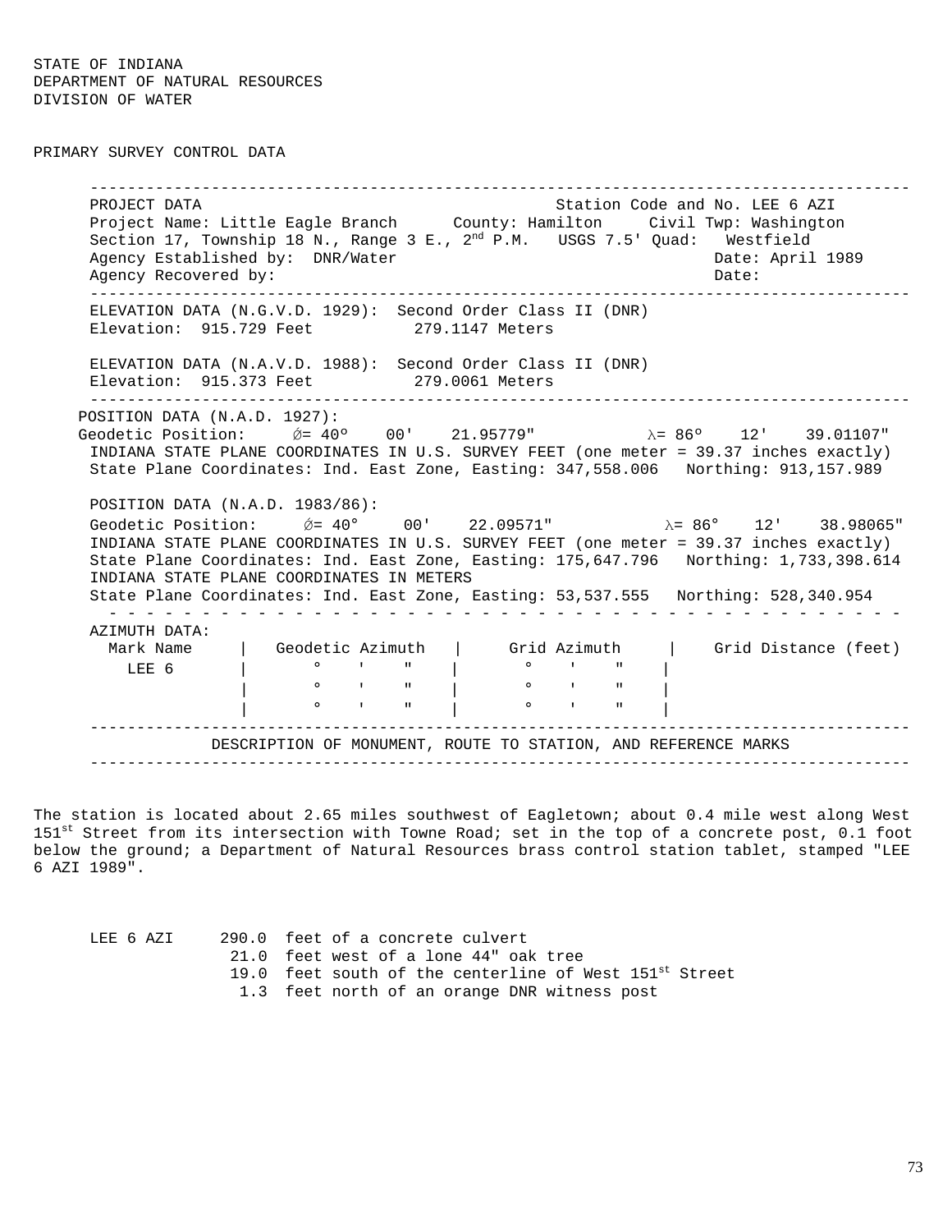STATE OF INDIANA
DEPARTMENT OF NATURAL RESOURCES
DIVISION OF WATER

PRIMARY SURVEY CONTROL DATA

---

PROJECT DATA — Station Code and No. LEE 6 AZI

Project Name: Little Eagle Branch     County: Hamilton     Civil Twp: Washington

Section 17, Township 18 N., Range 3 E., 2nd P.M.     USGS 7.5' Quad: Westfield

Agency Established by: DNR/Water     Date: April 1989

Agency Recovered by:     Date:

---

ELEVATION DATA (N.G.V.D. 1929): Second Order Class II (DNR)

Elevation: 915.729 Feet     279.1147 Meters

ELEVATION DATA (N.A.V.D. 1988): Second Order Class II (DNR)

Elevation: 915.373 Feet     279.0061 Meters

---

POSITION DATA (N.A.D. 1927):

Geodetic Position: Ø= 40° 00' 21.95779"     λ= 86° 12' 39.01107"

INDIANA STATE PLANE COORDINATES IN U.S. SURVEY FEET (one meter = 39.37 inches exactly)

State Plane Coordinates: Ind. East Zone, Easting: 347,558.006     Northing: 913,157.989

POSITION DATA (N.A.D. 1983/86):

Geodetic Position: Ø= 40° 00' 22.09571"     λ= 86° 12' 38.98065"

INDIANA STATE PLANE COORDINATES IN U.S. SURVEY FEET (one meter = 39.37 inches exactly)

State Plane Coordinates: Ind. East Zone, Easting: 175,647.796     Northing: 1,733,398.614

INDIANA STATE PLANE COORDINATES IN METERS

State Plane Coordinates: Ind. East Zone, Easting: 53,537.555     Northing: 528,340.954

AZIMUTH DATA:

| Mark Name | Geodetic Azimuth | Grid Azimuth | Grid Distance (feet) |
|---|---|---|---|
| LEE 6 | ° ' " | ° ' " | |
| | ° ' " | ° ' " | |
| | ° ' " | ° ' " | |

---

DESCRIPTION OF MONUMENT, ROUTE TO STATION, AND REFERENCE MARKS

---

The station is located about 2.65 miles southwest of Eagletown; about 0.4 mile west along West 151st Street from its intersection with Towne Road; set in the top of a concrete post, 0.1 foot below the ground; a Department of Natural Resources brass control station tablet, stamped "LEE 6 AZI 1989".

LEE 6 AZI
- 290.0 feet of a concrete culvert
- 21.0 feet west of a lone 44" oak tree
- 19.0 feet south of the centerline of West 151st Street
- 1.3 feet north of an orange DNR witness post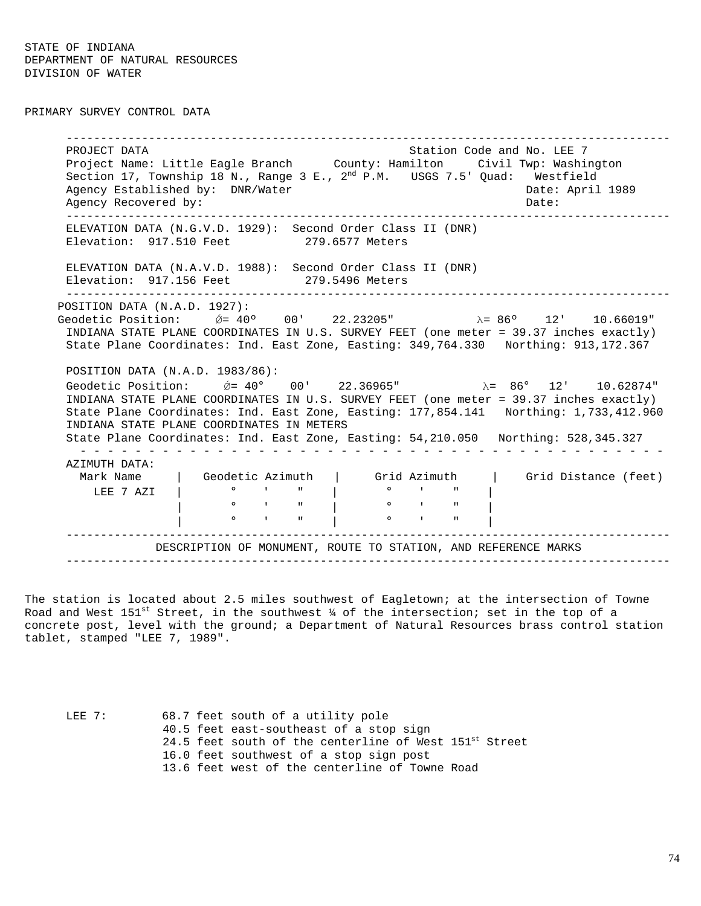STATE OF INDIANA
DEPARTMENT OF NATURAL RESOURCES
DIVISION OF WATER

PRIMARY SURVEY CONTROL DATA

---

PROJECT DATA Station Code and No. LEE 7
Project Name: Little Eagle Branch County: Hamilton Civil Twp: Washington
Section 17, Township 18 N., Range 3 E., 2nd P.M. USGS 7.5' Quad: Westfield
Agency Established by: DNR/Water Date: April 1989
Agency Recovered by: Date:

---

ELEVATION DATA (N.G.V.D. 1929): Second Order Class II (DNR)
Elevation: 917.510 Feet 279.6577 Meters

ELEVATION DATA (N.A.V.D. 1988): Second Order Class II (DNR)
Elevation: 917.156 Feet 279.5496 Meters

---

POSITION DATA (N.A.D. 1927):
Geodetic Position: Ø= 40º 00' 22.23205" λ= 86º 12' 10.66019"
INDIANA STATE PLANE COORDINATES IN U.S. SURVEY FEET (one meter = 39.37 inches exactly)
State Plane Coordinates: Ind. East Zone, Easting: 349,764.330 Northing: 913,172.367

POSITION DATA (N.A.D. 1983/86):
Geodetic Position: Ø= 40° 00' 22.36965" λ= 86° 12' 10.62874"
INDIANA STATE PLANE COORDINATES IN U.S. SURVEY FEET (one meter = 39.37 inches exactly)
State Plane Coordinates: Ind. East Zone, Easting: 177,854.141 Northing: 1,733,412.960
INDIANA STATE PLANE COORDINATES IN METERS
State Plane Coordinates: Ind. East Zone, Easting: 54,210.050 Northing: 528,345.327

---

AZIMUTH DATA:

| Mark Name | Geodetic Azimuth | Grid Azimuth | Grid Distance (feet) |
|---|---|---|---|
| LEE 7 AZI | ° ' " | ° ' " | |
| | ° ' " | ° ' " | |
| | ° ' " | ° ' " | |

---

DESCRIPTION OF MONUMENT, ROUTE TO STATION, AND REFERENCE MARKS

---

The station is located about 2.5 miles southwest of Eagletown; at the intersection of Towne Road and West 151st Street, in the southwest ¼ of the intersection; set in the top of a concrete post, level with the ground; a Department of Natural Resources brass control station tablet, stamped "LEE 7, 1989".

LEE 7:
68.7 feet south of a utility pole
40.5 feet east-southeast of a stop sign
24.5 feet south of the centerline of West 151st Street
16.0 feet southwest of a stop sign post
13.6 feet west of the centerline of Towne Road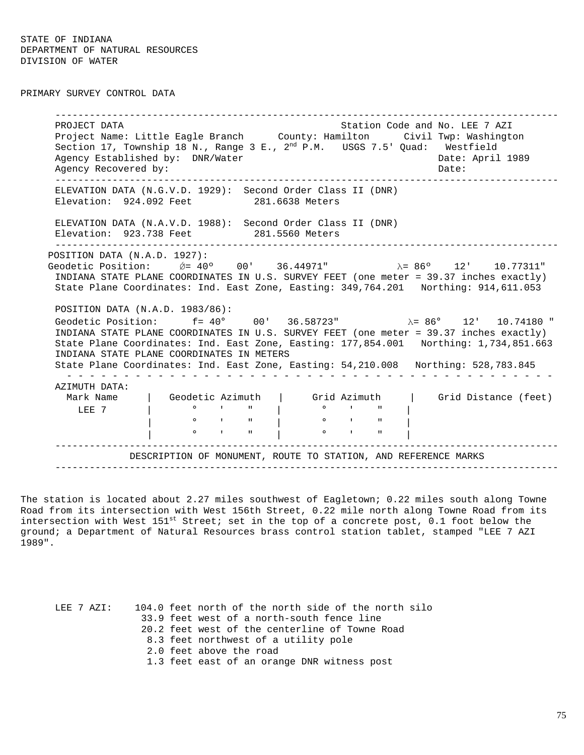STATE OF INDIANA
DEPARTMENT OF NATURAL RESOURCES
DIVISION OF WATER

PRIMARY SURVEY CONTROL DATA

---

PROJECT DATA — Station Code and No. LEE 7 AZI

Project Name: Little Eagle Branch    County: Hamilton    Civil Twp: Washington

Section 17, Township 18 N., Range 3 E., 2nd P.M.    USGS 7.5' Quad: Westfield

Agency Established by: DNR/Water    Date: April 1989

Agency Recovered by:    Date:

---

ELEVATION DATA (N.G.V.D. 1929): Second Order Class II (DNR)

Elevation: 924.092 Feet    281.6638 Meters

ELEVATION DATA (N.A.V.D. 1988): Second Order Class II (DNR)

Elevation: 923.738 Feet    281.5560 Meters

---

POSITION DATA (N.A.D. 1927):

Geodetic Position: Ø= 40° 00' 36.44971"    λ= 86° 12' 10.77311"

INDIANA STATE PLANE COORDINATES IN U.S. SURVEY FEET (one meter = 39.37 inches exactly)

State Plane Coordinates: Ind. East Zone, Easting: 349,764.201    Northing: 914,611.053

POSITION DATA (N.A.D. 1983/86):

Geodetic Position: f= 40° 00' 36.58723"    λ= 86° 12' 10.74180 "

INDIANA STATE PLANE COORDINATES IN U.S. SURVEY FEET (one meter = 39.37 inches exactly)

State Plane Coordinates: Ind. East Zone, Easting: 177,854.001    Northing: 1,734,851.663

INDIANA STATE PLANE COORDINATES IN METERS

State Plane Coordinates: Ind. East Zone, Easting: 54,210.008    Northing: 528,783.845

AZIMUTH DATA:

| Mark Name | Geodetic Azimuth | Grid Azimuth | Grid Distance (feet) |
|---|---|---|---|
| LEE 7 | ° ' " | ° ' " | |
| | ° ' " | ° ' " | |
| | ° ' " | ° ' " | |

---

DESCRIPTION OF MONUMENT, ROUTE TO STATION, AND REFERENCE MARKS

---

The station is located about 2.27 miles southwest of Eagletown; 0.22 miles south along Towne Road from its intersection with West 156th Street, 0.22 mile north along Towne Road from its intersection with West 151st Street; set in the top of a concrete post, 0.1 foot below the ground; a Department of Natural Resources brass control station tablet, stamped "LEE 7 AZI 1989".

LEE 7 AZI:
- 104.0 feet north of the north side of the north silo
- 33.9 feet west of a north-south fence line
- 20.2 feet west of the centerline of Towne Road
- 8.3 feet northwest of a utility pole
- 2.0 feet above the road
- 1.3 feet east of an orange DNR witness post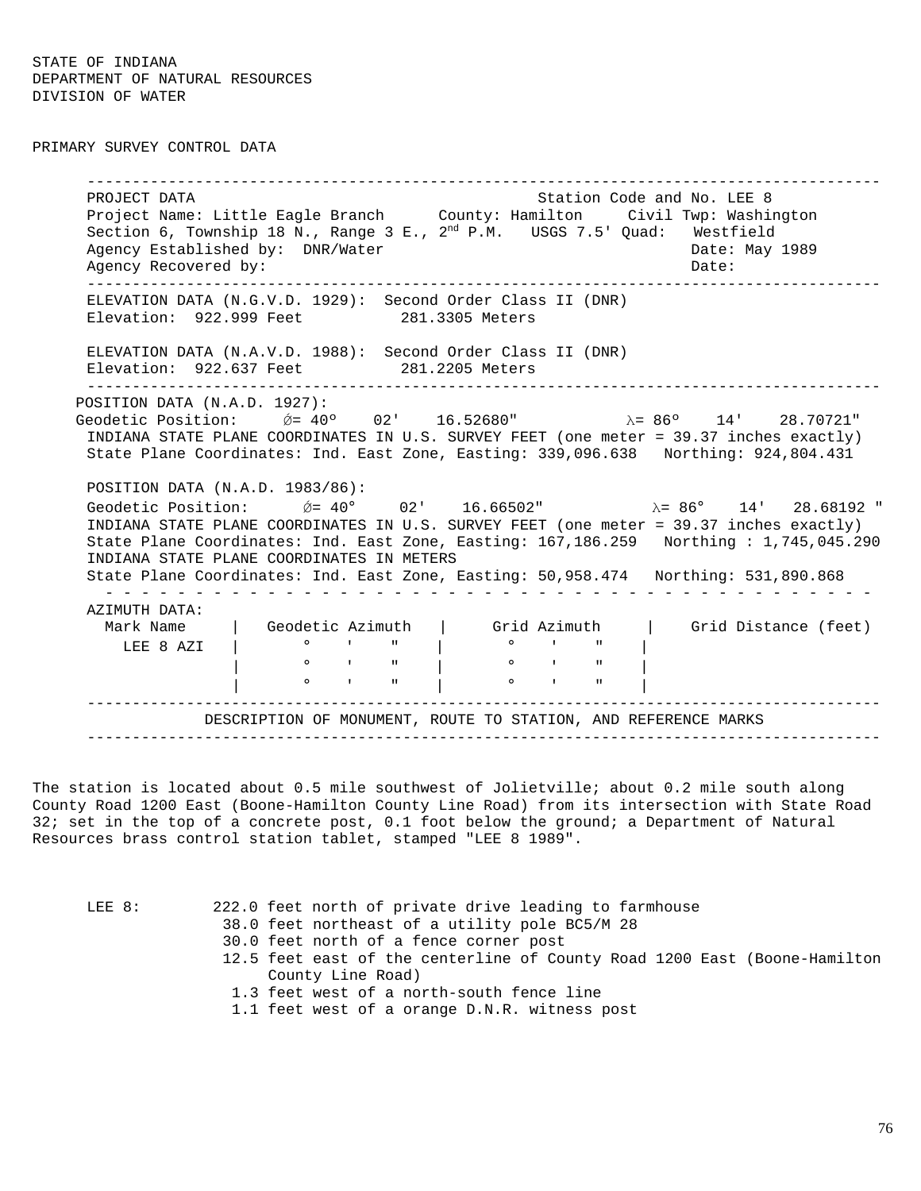STATE OF INDIANA
DEPARTMENT OF NATURAL RESOURCES
DIVISION OF WATER

PRIMARY SURVEY CONTROL DATA

---

PROJECT DATA — Station Code and No. LEE 8

Project Name: Little Eagle Branch    County: Hamilton    Civil Twp: Washington

Section 6, Township 18 N., Range 3 E., 2nd P.M.    USGS 7.5' Quad: Westfield

Agency Established by: DNR/Water    Date: May 1989

Agency Recovered by:    Date:

---

ELEVATION DATA (N.G.V.D. 1929): Second Order Class II (DNR)

Elevation: 922.999 Feet    281.3305 Meters

ELEVATION DATA (N.A.V.D. 1988): Second Order Class II (DNR)

Elevation: 922.637 Feet    281.2205 Meters

---

POSITION DATA (N.A.D. 1927):

Geodetic Position: Ø= 40º 02' 16.52680"    λ= 86º 14' 28.70721"

INDIANA STATE PLANE COORDINATES IN U.S. SURVEY FEET (one meter = 39.37 inches exactly)

State Plane Coordinates: Ind. East Zone, Easting: 339,096.638   Northing: 924,804.431

POSITION DATA (N.A.D. 1983/86):

Geodetic Position: Ø= 40° 02' 16.66502"    λ= 86° 14' 28.68192 "

INDIANA STATE PLANE COORDINATES IN U.S. SURVEY FEET (one meter = 39.37 inches exactly)

State Plane Coordinates: Ind. East Zone, Easting: 167,186.259   Northing : 1,745,045.290

INDIANA STATE PLANE COORDINATES IN METERS

State Plane Coordinates: Ind. East Zone, Easting: 50,958.474   Northing: 531,890.868

AZIMUTH DATA:

| Mark Name | Geodetic Azimuth | Grid Azimuth | Grid Distance (feet) |
|---|---|---|---|
| LEE 8 AZI | ° ' " | ° ' " | |
| | ° ' " | ° ' " | |
| | ° ' " | ° ' " | |

---

DESCRIPTION OF MONUMENT, ROUTE TO STATION, AND REFERENCE MARKS

---

The station is located about 0.5 mile southwest of Jolietville; about 0.2 mile south along County Road 1200 East (Boone-Hamilton County Line Road) from its intersection with State Road 32; set in the top of a concrete post, 0.1 foot below the ground; a Department of Natural Resources brass control station tablet, stamped "LEE 8 1989".

LEE 8:
- 222.0 feet north of private drive leading to farmhouse
- 38.0 feet northeast of a utility pole BC5/M 28
- 30.0 feet north of a fence corner post
- 12.5 feet east of the centerline of County Road 1200 East (Boone-Hamilton County Line Road)
- 1.3 feet west of a north-south fence line
- 1.1 feet west of a orange D.N.R. witness post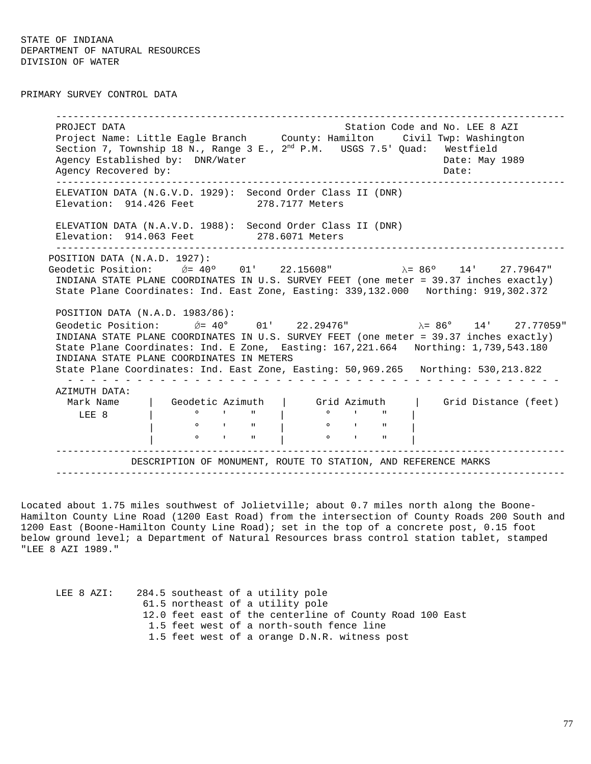STATE OF INDIANA
DEPARTMENT OF NATURAL RESOURCES
DIVISION OF WATER

PRIMARY SURVEY CONTROL DATA

---

PROJECT DATA                                                    Station Code and No. LEE 8 AZI
Project Name: Little Eagle Branch      County: Hamilton     Civil Twp: Washington
Section 7, Township 18 N., Range 3 E., 2nd P.M.   USGS 7.5' Quad:   Westfield
Agency Established by:  DNR/Water                                    Date: May 1989
Agency Recovered by:                                                 Date:

---

ELEVATION DATA (N.G.V.D. 1929):  Second Order Class II (DNR)
Elevation:  914.426 Feet          278.7177 Meters

ELEVATION DATA (N.A.V.D. 1988):  Second Order Class II (DNR)
Elevation:  914.063 Feet          278.6071 Meters

---

POSITION DATA (N.A.D. 1927):
Geodetic Position:     Ø= 40° 01' 22.15608"          λ= 86° 14' 27.79647"
INDIANA STATE PLANE COORDINATES IN U.S. SURVEY FEET (one meter = 39.37 inches exactly)
State Plane Coordinates: Ind. East Zone, Easting: 339,132.000   Northing: 919,302.372

POSITION DATA (N.A.D. 1983/86):
Geodetic Position:     Ø= 40° 01' 22.29476"          λ= 86° 14' 27.77059"
INDIANA STATE PLANE COORDINATES IN U.S. SURVEY FEET (one meter = 39.37 inches exactly)
State Plane Coordinates: Ind. E Zone,  Easting: 167,221.664   Northing: 1,739,543.180
INDIANA STATE PLANE COORDINATES IN METERS
State Plane Coordinates: Ind. East Zone, Easting: 50,969.265   Northing: 530,213.822

AZIMUTH DATA:

| Mark Name | Geodetic Azimuth | Grid Azimuth | Grid Distance (feet) |
|---|---|---|---|
| LEE 8 | ° ' " | ° ' " | |
| | ° ' " | ° ' " | |
| | ° ' " | ° ' " | |

---

DESCRIPTION OF MONUMENT, ROUTE TO STATION, AND REFERENCE MARKS

---

Located about 1.75 miles southwest of Jolietville; about 0.7 miles north along the Boone-Hamilton County Line Road (1200 East Road) from the intersection of County Roads 200 South and 1200 East (Boone-Hamilton County Line Road); set in the top of a concrete post, 0.15 foot below ground level; a Department of Natural Resources brass control station tablet, stamped "LEE 8 AZI 1989."

LEE 8 AZI:
- 284.5 southeast of a utility pole
- 61.5 northeast of a utility pole
- 12.0 feet east of the centerline of County Road 100 East
- 1.5 feet west of a north-south fence line
- 1.5 feet west of a orange D.N.R. witness post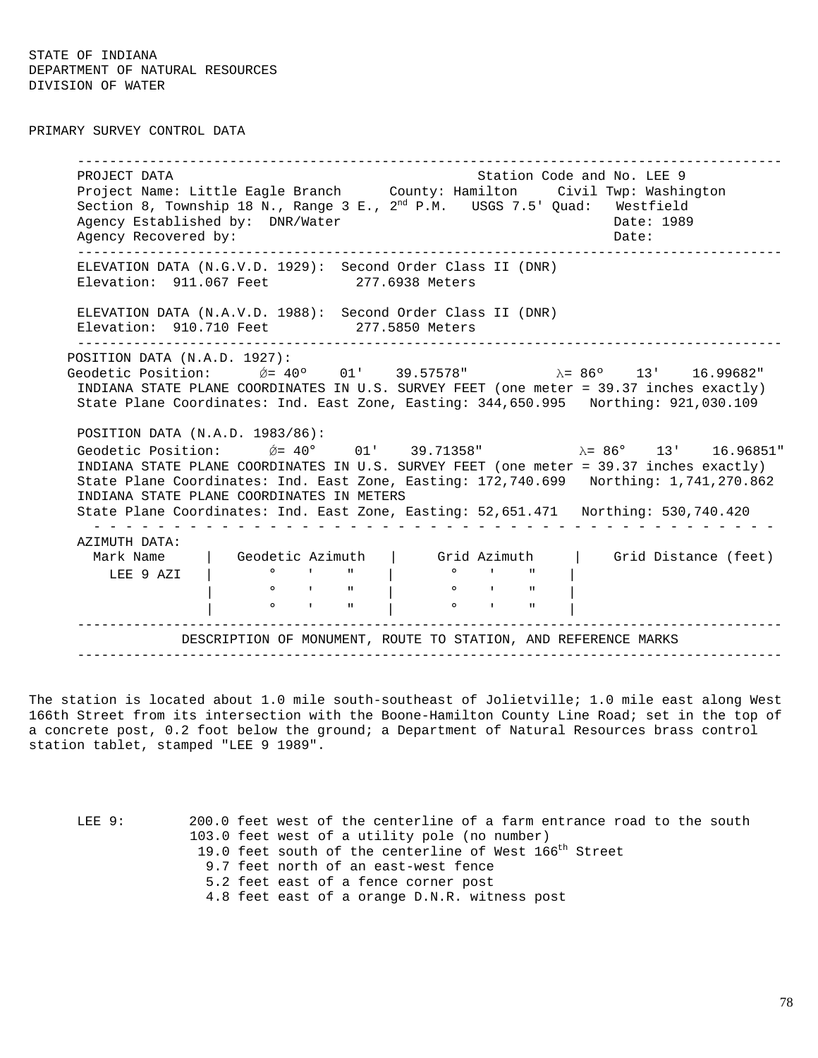STATE OF INDIANA
DEPARTMENT OF NATURAL RESOURCES
DIVISION OF WATER

PRIMARY SURVEY CONTROL DATA

---

PROJECT DATA Station Code and No. LEE 9
Project Name: Little Eagle Branch County: Hamilton Civil Twp: Washington
Section 8, Township 18 N., Range 3 E., 2nd P.M. USGS 7.5' Quad: Westfield
Agency Established by: DNR/Water Date: 1989
Agency Recovered by: Date:

---

ELEVATION DATA (N.G.V.D. 1929): Second Order Class II (DNR)
Elevation: 911.067 Feet 277.6938 Meters

ELEVATION DATA (N.A.V.D. 1988): Second Order Class II (DNR)
Elevation: 910.710 Feet 277.5850 Meters

---

POSITION DATA (N.A.D. 1927):
Geodetic Position: Ǿ= 40° 01' 39.57578" λ= 86° 13' 16.99682"
INDIANA STATE PLANE COORDINATES IN U.S. SURVEY FEET (one meter = 39.37 inches exactly)
State Plane Coordinates: Ind. East Zone, Easting: 344,650.995 Northing: 921,030.109

POSITION DATA (N.A.D. 1983/86):
Geodetic Position: Ǿ= 40° 01' 39.71358" λ= 86° 13' 16.96851"
INDIANA STATE PLANE COORDINATES IN U.S. SURVEY FEET (one meter = 39.37 inches exactly)
State Plane Coordinates: Ind. East Zone, Easting: 172,740.699 Northing: 1,741,270.862
INDIANA STATE PLANE COORDINATES IN METERS
State Plane Coordinates: Ind. East Zone, Easting: 52,651.471 Northing: 530,740.420

AZIMUTH DATA:

| Mark Name | Geodetic Azimuth | Grid Azimuth | Grid Distance (feet) |
|---|---|---|---|
| LEE 9 AZI | ° ' " | ° ' " | |
| | ° ' " | ° ' " | |
| | ° ' " | ° ' " | |

---

DESCRIPTION OF MONUMENT, ROUTE TO STATION, AND REFERENCE MARKS

---

The station is located about 1.0 mile south-southeast of Jolietville; 1.0 mile east along West 166th Street from its intersection with the Boone-Hamilton County Line Road; set in the top of a concrete post, 0.2 foot below the ground; a Department of Natural Resources brass control station tablet, stamped "LEE 9 1989".

LEE 9:
200.0 feet west of the centerline of a farm entrance road to the south
103.0 feet west of a utility pole (no number)
19.0 feet south of the centerline of West 166th Street
9.7 feet north of an east-west fence
5.2 feet east of a fence corner post
4.8 feet east of a orange D.N.R. witness post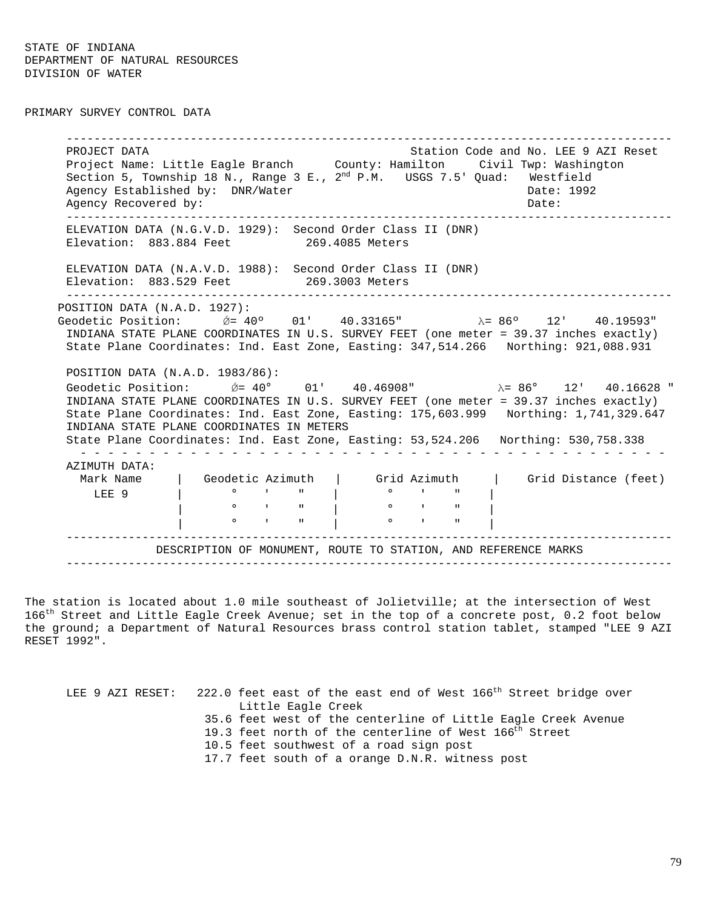STATE OF INDIANA
DEPARTMENT OF NATURAL RESOURCES
DIVISION OF WATER

PRIMARY SURVEY CONTROL DATA

---

PROJECT DATA — Station Code and No. LEE 9 AZI Reset

Project Name: Little Eagle Branch — County: Hamilton — Civil Twp: Washington

Section 5, Township 18 N., Range 3 E., 2nd P.M. — USGS 7.5' Quad: Westfield

Agency Established by: DNR/Water — Date: 1992

Agency Recovered by: — Date:

---

ELEVATION DATA (N.G.V.D. 1929): Second Order Class II (DNR)
Elevation: 883.884 Feet — 269.4085 Meters

ELEVATION DATA (N.A.V.D. 1988): Second Order Class II (DNR)
Elevation: 883.529 Feet — 269.3003 Meters

---

POSITION DATA (N.A.D. 1927):
Geodetic Position: Ø= 40° 01' 40.33165" λ= 86° 12' 40.19593"
INDIANA STATE PLANE COORDINATES IN U.S. SURVEY FEET (one meter = 39.37 inches exactly)
State Plane Coordinates: Ind. East Zone, Easting: 347,514.266 Northing: 921,088.931

POSITION DATA (N.A.D. 1983/86):
Geodetic Position: Ø= 40° 01' 40.46908" λ= 86° 12' 40.16628 "
INDIANA STATE PLANE COORDINATES IN U.S. SURVEY FEET (one meter = 39.37 inches exactly)
State Plane Coordinates: Ind. East Zone, Easting: 175,603.999 Northing: 1,741,329.647
INDIANA STATE PLANE COORDINATES IN METERS
State Plane Coordinates: Ind. East Zone, Easting: 53,524.206 Northing: 530,758.338

---

AZIMUTH DATA:

| Mark Name | Geodetic Azimuth | Grid Azimuth | Grid Distance (feet) |
|---|---|---|---|
| LEE 9 | ° ' " | ° ' " | |
| | ° ' " | ° ' " | |
| | ° ' " | ° ' " | |

---

DESCRIPTION OF MONUMENT, ROUTE TO STATION, AND REFERENCE MARKS

---

The station is located about 1.0 mile southeast of Jolietville; at the intersection of West 166th Street and Little Eagle Creek Avenue; set in the top of a concrete post, 0.2 foot below the ground; a Department of Natural Resources brass control station tablet, stamped "LEE 9 AZI RESET 1992".

LEE 9 AZI RESET:
- 222.0 feet east of the east end of West 166th Street bridge over Little Eagle Creek
- 35.6 feet west of the centerline of Little Eagle Creek Avenue
- 19.3 feet north of the centerline of West 166th Street
- 10.5 feet southwest of a road sign post
- 17.7 feet south of a orange D.N.R. witness post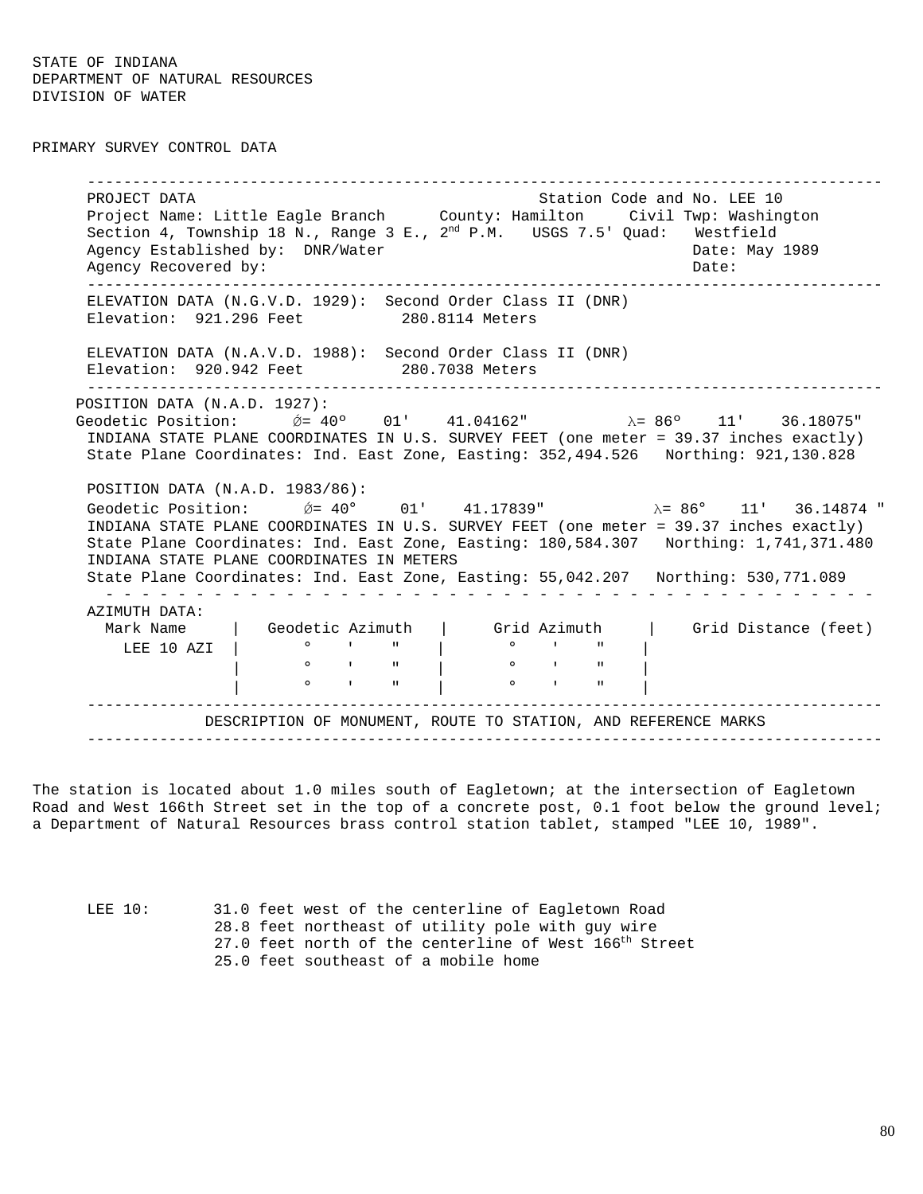STATE OF INDIANA
DEPARTMENT OF NATURAL RESOURCES
DIVISION OF WATER

PRIMARY SURVEY CONTROL DATA

---

PROJECT DATA — Station Code and No. LEE 10

Project Name: Little Eagle Branch    County: Hamilton    Civil Twp: Washington
Section 4, Township 18 N., Range 3 E., 2nd P.M.    USGS 7.5' Quad: Westfield
Agency Established by: DNR/Water    Date: May 1989
Agency Recovered by:    Date:

---

ELEVATION DATA (N.G.V.D. 1929): Second Order Class II (DNR)
Elevation: 921.296 Feet    280.8114 Meters

ELEVATION DATA (N.A.V.D. 1988): Second Order Class II (DNR)
Elevation: 920.942 Feet    280.7038 Meters

---

POSITION DATA (N.A.D. 1927):
Geodetic Position: Ø= 40° 01' 41.04162"    λ= 86° 11' 36.18075"
INDIANA STATE PLANE COORDINATES IN U.S. SURVEY FEET (one meter = 39.37 inches exactly)
State Plane Coordinates: Ind. East Zone, Easting: 352,494.526    Northing: 921,130.828

POSITION DATA (N.A.D. 1983/86):
Geodetic Position: Ø= 40° 01' 41.17839"    λ= 86° 11' 36.14874 "
INDIANA STATE PLANE COORDINATES IN U.S. SURVEY FEET (one meter = 39.37 inches exactly)
State Plane Coordinates: Ind. East Zone, Easting: 180,584.307    Northing: 1,741,371.480
INDIANA STATE PLANE COORDINATES IN METERS
State Plane Coordinates: Ind. East Zone, Easting: 55,042.207    Northing: 530,771.089

---

AZIMUTH DATA:

| Mark Name | Geodetic Azimuth | Grid Azimuth | Grid Distance (feet) |
|---|---|---|---|
| LEE 10 AZI | ° ' " | ° ' " | |
| | ° ' " | ° ' " | |
| | ° ' " | ° ' " | |

---

DESCRIPTION OF MONUMENT, ROUTE TO STATION, AND REFERENCE MARKS

---

The station is located about 1.0 miles south of Eagletown; at the intersection of Eagletown Road and West 166th Street set in the top of a concrete post, 0.1 foot below the ground level; a Department of Natural Resources brass control station tablet, stamped "LEE 10, 1989".

LEE 10:
31.0 feet west of the centerline of Eagletown Road
28.8 feet northeast of utility pole with guy wire
27.0 feet north of the centerline of West 166th Street
25.0 feet southeast of a mobile home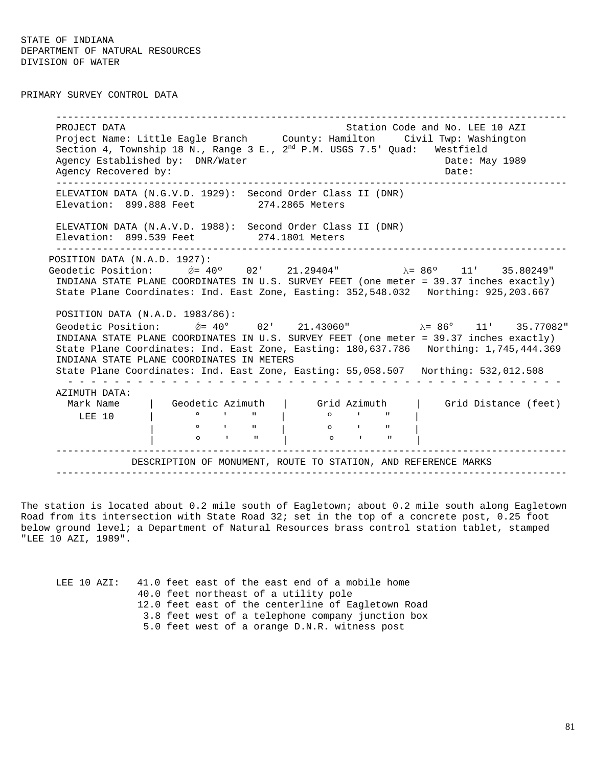STATE OF INDIANA
DEPARTMENT OF NATURAL RESOURCES
DIVISION OF WATER

PRIMARY SURVEY CONTROL DATA

---

PROJECT DATA                                                    Station Code and No. LEE 10 AZI
Project Name: Little Eagle Branch      County: Hamilton     Civil Twp: Washington
Section 4, Township 18 N., Range 3 E., 2nd P.M. USGS 7.5' Quad:   Westfield
Agency Established by:  DNR/Water                                   Date: May 1989
Agency Recovered by:                                                Date:

---

ELEVATION DATA (N.G.V.D. 1929):  Second Order Class II (DNR)
Elevation:  899.888 Feet          274.2865 Meters

ELEVATION DATA (N.A.V.D. 1988):  Second Order Class II (DNR)
Elevation:  899.539 Feet          274.1801 Meters

---

POSITION DATA (N.A.D. 1927):
Geodetic Position:      Ø= 40º    02'    21.29404"          λ= 86º    11'    35.80249"
INDIANA STATE PLANE COORDINATES IN U.S. SURVEY FEET (one meter = 39.37 inches exactly)
State Plane Coordinates: Ind. East Zone, Easting: 352,548.032   Northing: 925,203.667

POSITION DATA (N.A.D. 1983/86):
Geodetic Position:      Ø= 40°    02'    21.43060"          λ= 86°    11'    35.77082"
INDIANA STATE PLANE COORDINATES IN U.S. SURVEY FEET (one meter = 39.37 inches exactly)
State Plane Coordinates: Ind. East Zone, Easting: 180,637.786   Northing: 1,745,444.369
INDIANA STATE PLANE COORDINATES IN METERS
State Plane Coordinates: Ind. East Zone, Easting: 55,058.507   Northing: 532,012.508

AZIMUTH DATA:

| Mark Name | Geodetic Azimuth | Grid Azimuth | Grid Distance (feet) |
|---|---|---|---|
| LEE 10 | °  '  " | o  '  " | |
| | °  '  " | o  '  " | |
| | o  '  " | o  '  " | |

---

DESCRIPTION OF MONUMENT, ROUTE TO STATION, AND REFERENCE MARKS

---

The station is located about 0.2 mile south of Eagletown; about 0.2 mile south along Eagletown Road from its intersection with State Road 32; set in the top of a concrete post, 0.25 foot below ground level; a Department of Natural Resources brass control station tablet, stamped "LEE 10 AZI, 1989".

LEE 10 AZI:
- 41.0 feet east of the east end of a mobile home
- 40.0 feet northeast of a utility pole
- 12.0 feet east of the centerline of Eagletown Road
- 3.8 feet west of a telephone company junction box
- 5.0 feet west of a orange D.N.R. witness post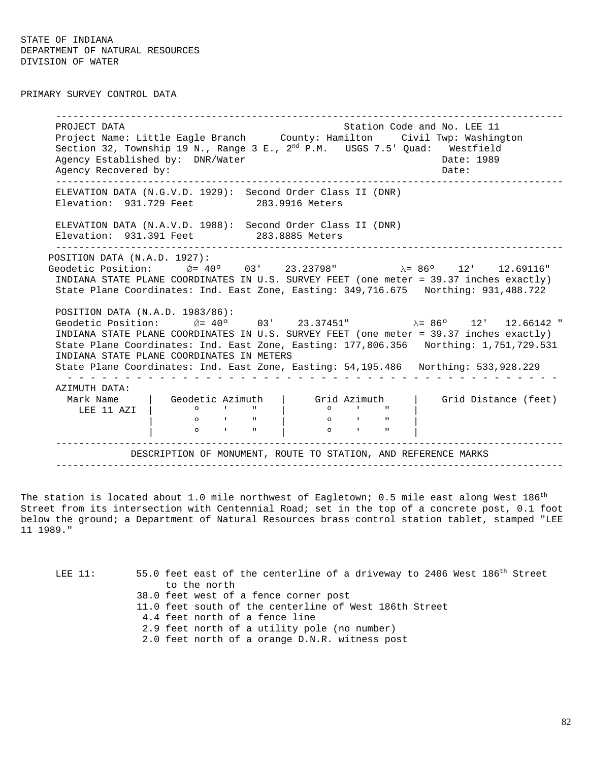STATE OF INDIANA
DEPARTMENT OF NATURAL RESOURCES
DIVISION OF WATER

PRIMARY SURVEY CONTROL DATA

---

PROJECT DATA — Station Code and No. LEE 11

Project Name: Little Eagle Branch — County: Hamilton — Civil Twp: Washington
Section 32, Township 19 N., Range 3 E., 2nd P.M. — USGS 7.5' Quad: Westfield
Agency Established by: DNR/Water — Date: 1989
Agency Recovered by: — Date:

---

ELEVATION DATA (N.G.V.D. 1929): Second Order Class II (DNR)
Elevation: 931.729 Feet — 283.9916 Meters

ELEVATION DATA (N.A.V.D. 1988): Second Order Class II (DNR)
Elevation: 931.391 Feet — 283.8885 Meters

---

POSITION DATA (N.A.D. 1927):
Geodetic Position: Ǿ= 40º 03' 23.23798" λ= 86º 12' 12.69116"
INDIANA STATE PLANE COORDINATES IN U.S. SURVEY FEET (one meter = 39.37 inches exactly)
State Plane Coordinates: Ind. East Zone, Easting: 349,716.675 Northing: 931,488.722

POSITION DATA (N.A.D. 1983/86):
Geodetic Position: Ǿ= 40º 03' 23.37451" λ= 86º 12' 12.66142 "
INDIANA STATE PLANE COORDINATES IN U.S. SURVEY FEET (one meter = 39.37 inches exactly)
State Plane Coordinates: Ind. East Zone, Easting: 177,806.356 Northing: 1,751,729.531
INDIANA STATE PLANE COORDINATES IN METERS
State Plane Coordinates: Ind. East Zone, Easting: 54,195.486 Northing: 533,928.229

AZIMUTH DATA:

| Mark Name | Geodetic Azimuth | Grid Azimuth | Grid Distance (feet) |
|---|---|---|---|
| LEE 11 AZI | º ' " | º ' " | |
| | º ' " | º ' " | |
| | º ' " | º ' " | |

---

DESCRIPTION OF MONUMENT, ROUTE TO STATION, AND REFERENCE MARKS

---

The station is located about 1.0 mile northwest of Eagletown; 0.5 mile east along West 186th Street from its intersection with Centennial Road; set in the top of a concrete post, 0.1 foot below the ground; a Department of Natural Resources brass control station tablet, stamped "LEE 11 1989."

LEE 11:
- 55.0 feet east of the centerline of a driveway to 2406 West 186th Street to the north
- 38.0 feet west of a fence corner post
- 11.0 feet south of the centerline of West 186th Street
- 4.4 feet north of a fence line
- 2.9 feet north of a utility pole (no number)
- 2.0 feet north of a orange D.N.R. witness post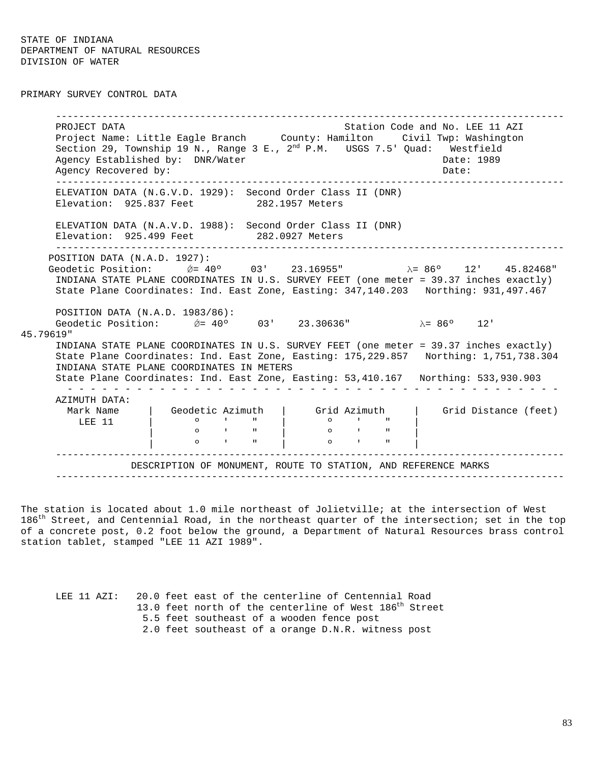STATE OF INDIANA
DEPARTMENT OF NATURAL RESOURCES
DIVISION OF WATER

PRIMARY SURVEY CONTROL DATA

---

PROJECT DATA — Station Code and No. LEE 11 AZI

Project Name: Little Eagle Branch  County: Hamilton  Civil Twp: Washington
Section 29, Township 19 N., Range 3 E., 2nd P.M.  USGS 7.5' Quad: Westfield
Agency Established by: DNR/Water  Date: 1989
Agency Recovered by:  Date:

---

ELEVATION DATA (N.G.V.D. 1929): Second Order Class II (DNR)
Elevation: 925.837 Feet  282.1957 Meters

ELEVATION DATA (N.A.V.D. 1988): Second Order Class II (DNR)
Elevation: 925.499 Feet  282.0927 Meters

---

POSITION DATA (N.A.D. 1927):
Geodetic Position: Ø= 40º 03' 23.16955"  λ= 86º 12' 45.82468"
INDIANA STATE PLANE COORDINATES IN U.S. SURVEY FEET (one meter = 39.37 inches exactly)
State Plane Coordinates: Ind. East Zone, Easting: 347,140.203  Northing: 931,497.467

POSITION DATA (N.A.D. 1983/86):
Geodetic Position: Ø= 40º 03' 23.30636"  λ= 86º 12' 45.79619"
INDIANA STATE PLANE COORDINATES IN U.S. SURVEY FEET (one meter = 39.37 inches exactly)
State Plane Coordinates: Ind. East Zone, Easting: 175,229.857  Northing: 1,751,738.304
INDIANA STATE PLANE COORDINATES IN METERS
State Plane Coordinates: Ind. East Zone, Easting: 53,410.167  Northing: 533,930.903

AZIMUTH DATA:

| Mark Name | Geodetic Azimuth | Grid Azimuth | Grid Distance (feet) |
|---|---|---|---|
| LEE 11 | º ' " | º ' " | |
| | º ' " | º ' " | |
| | º ' " | º ' " | |

---

DESCRIPTION OF MONUMENT, ROUTE TO STATION, AND REFERENCE MARKS

---

The station is located about 1.0 mile northeast of Jolietville; at the intersection of West 186th Street, and Centennial Road, in the northeast quarter of the intersection; set in the top of a concrete post, 0.2 foot below the ground, a Department of Natural Resources brass control station tablet, stamped "LEE 11 AZI 1989".

LEE 11 AZI:
20.0 feet east of the centerline of Centennial Road
13.0 feet north of the centerline of West 186th Street
5.5 feet southeast of a wooden fence post
2.0 feet southeast of a orange D.N.R. witness post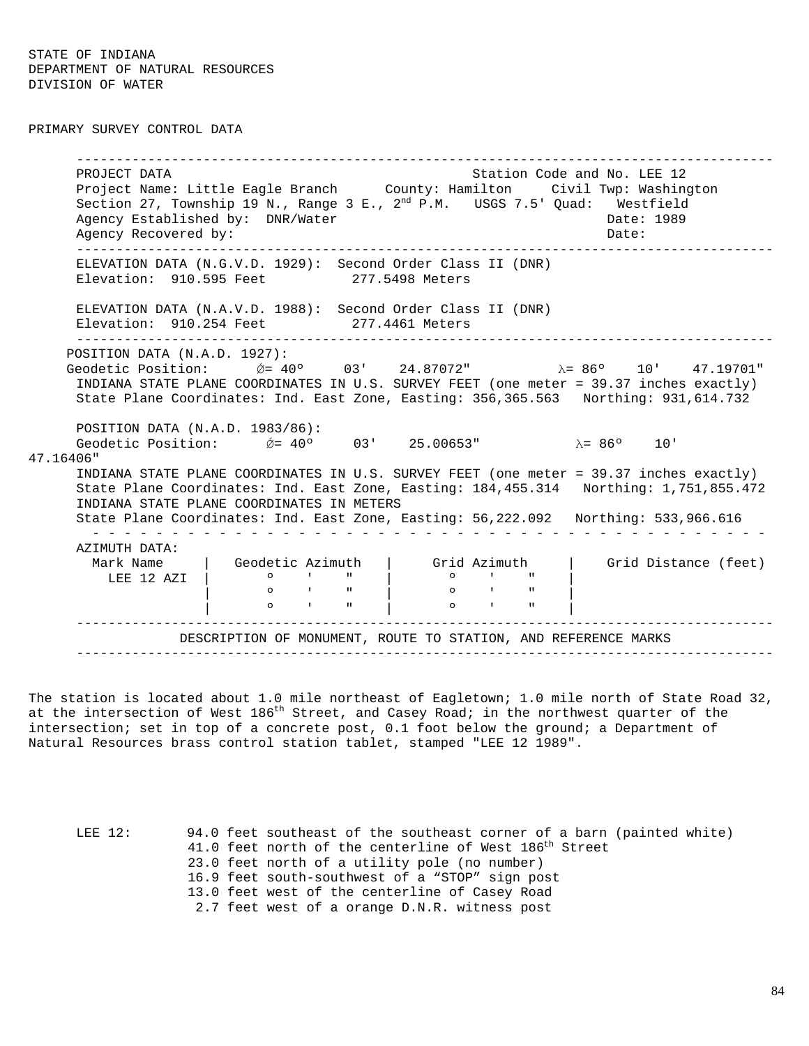STATE OF INDIANA
DEPARTMENT OF NATURAL RESOURCES
DIVISION OF WATER

PRIMARY SURVEY CONTROL DATA

---

PROJECT DATA                                                    Station Code and No. LEE 12

Project Name: Little Eagle Branch      County: Hamilton     Civil Twp: Washington

Section 27, Township 19 N., Range 3 E., 2nd P.M.   USGS 7.5' Quad:   Westfield

Agency Established by:  DNR/Water                                      Date: 1989

Agency Recovered by:                                                    Date:

---

ELEVATION DATA (N.G.V.D. 1929):  Second Order Class II (DNR)

Elevation:  910.595 Feet          277.5498 Meters

ELEVATION DATA (N.A.V.D. 1988):  Second Order Class II (DNR)

Elevation:  910.254 Feet          277.4461 Meters

---

POSITION DATA (N.A.D. 1927):

Geodetic Position:      Ǿ= 40º     03'    24.87072"          λ= 86º    10'    47.19701"

INDIANA STATE PLANE COORDINATES IN U.S. SURVEY FEET (one meter = 39.37 inches exactly)

State Plane Coordinates: Ind. East Zone, Easting: 356,365.563   Northing: 931,614.732

POSITION DATA (N.A.D. 1983/86):

Geodetic Position:      Ǿ= 40º     03'    25.00653"          λ= 86º    10'    47.16406"

INDIANA STATE PLANE COORDINATES IN U.S. SURVEY FEET (one meter = 39.37 inches exactly)

State Plane Coordinates: Ind. East Zone, Easting: 184,455.314   Northing: 1,751,855.472

INDIANA STATE PLANE COORDINATES IN METERS

State Plane Coordinates: Ind. East Zone, Easting: 56,222.092   Northing: 533,966.616

AZIMUTH DATA:

| Mark Name | Geodetic Azimuth | Grid Azimuth | Grid Distance (feet) |
|---|---|---|---|
| LEE 12 AZI | º ' " | º ' " | |
| | º ' " | º ' " | |
| | º ' " | º ' " | |

---

DESCRIPTION OF MONUMENT, ROUTE TO STATION, AND REFERENCE MARKS

---

The station is located about 1.0 mile northeast of Eagletown; 1.0 mile north of State Road 32, at the intersection of West 186th Street, and Casey Road; in the northwest quarter of the intersection; set in top of a concrete post, 0.1 foot below the ground; a Department of Natural Resources brass control station tablet, stamped "LEE 12 1989".

LEE 12:
- 94.0 feet southeast of the southeast corner of a barn (painted white)
- 41.0 feet north of the centerline of West 186th Street
- 23.0 feet north of a utility pole (no number)
- 16.9 feet south-southwest of a “STOP” sign post
- 13.0 feet west of the centerline of Casey Road
- 2.7 feet west of a orange D.N.R. witness post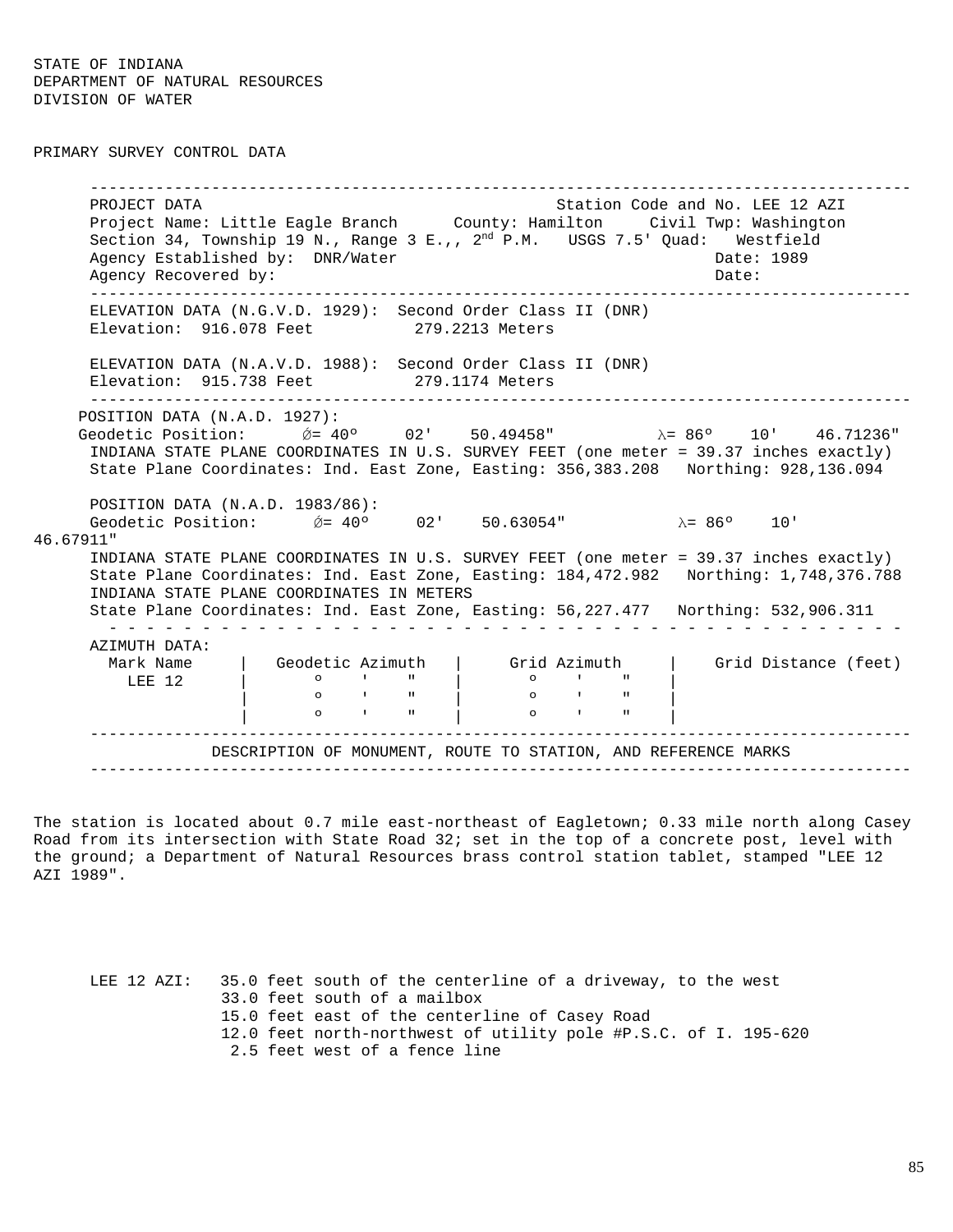STATE OF INDIANA
DEPARTMENT OF NATURAL RESOURCES
DIVISION OF WATER

PRIMARY SURVEY CONTROL DATA

---

PROJECT DATA — Station Code and No. LEE 12 AZI

Project Name: Little Eagle Branch  County: Hamilton  Civil Twp: Washington

Section 34, Township 19 N., Range 3 E.,, 2nd P.M.  USGS 7.5' Quad: Westfield

Agency Established by: DNR/Water  Date: 1989

Agency Recovered by:  Date:

---

ELEVATION DATA (N.G.V.D. 1929): Second Order Class II (DNR)

Elevation: 916.078 Feet  279.2213 Meters

ELEVATION DATA (N.A.V.D. 1988): Second Order Class II (DNR)

Elevation: 915.738 Feet  279.1174 Meters

---

POSITION DATA (N.A.D. 1927):

Geodetic Position: Ø= 40º 02' 50.49458"  λ= 86º 10' 46.71236"

INDIANA STATE PLANE COORDINATES IN U.S. SURVEY FEET (one meter = 39.37 inches exactly)

State Plane Coordinates: Ind. East Zone, Easting: 356,383.208  Northing: 928,136.094

POSITION DATA (N.A.D. 1983/86):

Geodetic Position: Ø= 40º 02' 50.63054"  λ= 86º 10' 46.67911"

INDIANA STATE PLANE COORDINATES IN U.S. SURVEY FEET (one meter = 39.37 inches exactly)

State Plane Coordinates: Ind. East Zone, Easting: 184,472.982  Northing: 1,748,376.788

INDIANA STATE PLANE COORDINATES IN METERS

State Plane Coordinates: Ind. East Zone, Easting: 56,227.477  Northing: 532,906.311

AZIMUTH DATA:

| Mark Name | Geodetic Azimuth | Grid Azimuth | Grid Distance (feet) |
|---|---|---|---|
| LEE 12 | º ' " | º ' " | |
| | º ' " | º ' " | |
| | º ' " | º ' " | |

---

DESCRIPTION OF MONUMENT, ROUTE TO STATION, AND REFERENCE MARKS

---

The station is located about 0.7 mile east-northeast of Eagletown; 0.33 mile north along Casey Road from its intersection with State Road 32; set in the top of a concrete post, level with the ground; a Department of Natural Resources brass control station tablet, stamped "LEE 12 AZI 1989".

LEE 12 AZI:
- 35.0 feet south of the centerline of a driveway, to the west
- 33.0 feet south of a mailbox
- 15.0 feet east of the centerline of Casey Road
- 12.0 feet north-northwest of utility pole #P.S.C. of I. 195-620
- 2.5 feet west of a fence line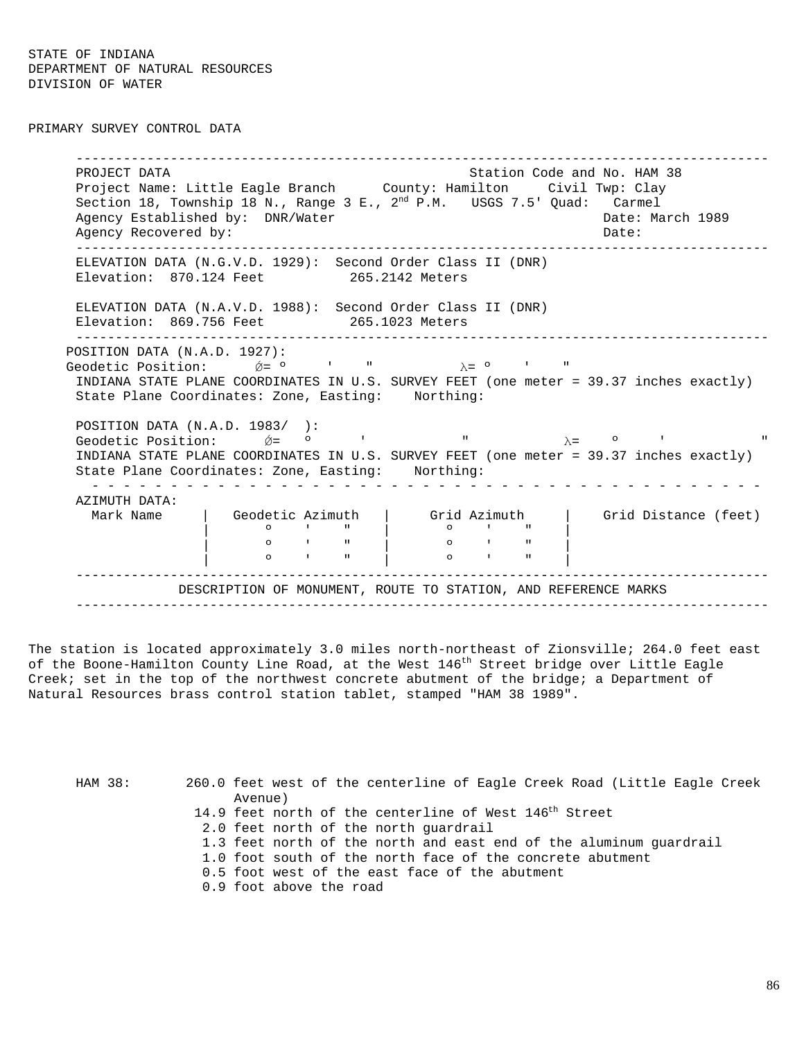STATE OF INDIANA
DEPARTMENT OF NATURAL RESOURCES
DIVISION OF WATER

PRIMARY SURVEY CONTROL DATA

---

PROJECT DATA — Station Code and No. HAM 38

Project Name: Little Eagle Branch    County: Hamilton    Civil Twp: Clay

Section 18, Township 18 N., Range 3 E., 2nd P.M.    USGS 7.5' Quad: Carmel

Agency Established by: DNR/Water    Date: March 1989

Agency Recovered by:    Date:

---

ELEVATION DATA (N.G.V.D. 1929): Second Order Class II (DNR)

Elevation: 870.124 Feet    265.2142 Meters

ELEVATION DATA (N.A.V.D. 1988): Second Order Class II (DNR)

Elevation: 869.756 Feet    265.1023 Meters

---

POSITION DATA (N.A.D. 1927):

Geodetic Position: Ø= º ' "    λ= º ' "

INDIANA STATE PLANE COORDINATES IN U.S. SURVEY FEET (one meter = 39.37 inches exactly)

State Plane Coordinates: Zone, Easting:    Northing:

POSITION DATA (N.A.D. 1983/ ):

Geodetic Position: Ø= º ' "    λ= º ' "

INDIANA STATE PLANE COORDINATES IN U.S. SURVEY FEET (one meter = 39.37 inches exactly)

State Plane Coordinates: Zone, Easting:    Northing:

AZIMUTH DATA:

| Mark Name | Geodetic Azimuth | Grid Azimuth | Grid Distance (feet) |
|---|---|---|---|
| | º ' " | º ' " | |
| | º ' " | º ' " | |
| | º ' " | º ' " | |

---

DESCRIPTION OF MONUMENT, ROUTE TO STATION, AND REFERENCE MARKS

---

The station is located approximately 3.0 miles north-northeast of Zionsville; 264.0 feet east of the Boone-Hamilton County Line Road, at the West 146th Street bridge over Little Eagle Creek; set in the top of the northwest concrete abutment of the bridge; a Department of Natural Resources brass control station tablet, stamped "HAM 38 1989".

HAM 38:
- 260.0 feet west of the centerline of Eagle Creek Road (Little Eagle Creek Avenue)
- 14.9 feet north of the centerline of West 146th Street
- 2.0 feet north of the north guardrail
- 1.3 feet north of the north and east end of the aluminum guardrail
- 1.0 foot south of the north face of the concrete abutment
- 0.5 foot west of the east face of the abutment
- 0.9 foot above the road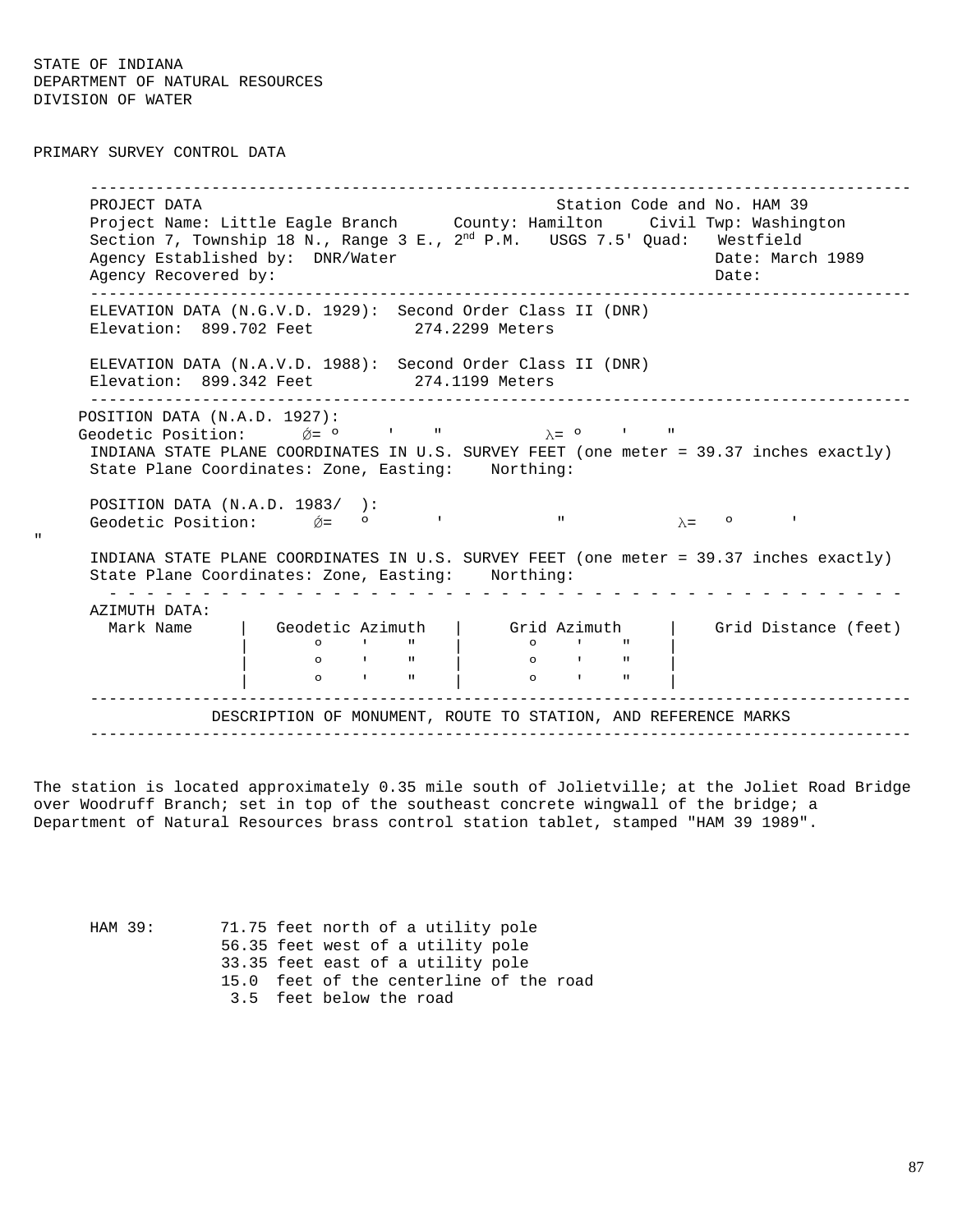STATE OF INDIANA
DEPARTMENT OF NATURAL RESOURCES
DIVISION OF WATER

PRIMARY SURVEY CONTROL DATA

---

PROJECT DATA — Station Code and No. HAM 39
Project Name: Little Eagle Branch    County: Hamilton    Civil Twp: Washington
Section 7, Township 18 N., Range 3 E., 2nd P.M.    USGS 7.5' Quad: Westfield
Agency Established by: DNR/Water    Date: March 1989
Agency Recovered by:    Date:

---

ELEVATION DATA (N.G.V.D. 1929): Second Order Class II (DNR)
Elevation: 899.702 Feet    274.2299 Meters

ELEVATION DATA (N.A.V.D. 1988): Second Order Class II (DNR)
Elevation: 899.342 Feet    274.1199 Meters

---

POSITION DATA (N.A.D. 1927):
Geodetic Position: Ø= º ' "    λ= º ' "
INDIANA STATE PLANE COORDINATES IN U.S. SURVEY FEET (one meter = 39.37 inches exactly)
State Plane Coordinates: Zone, Easting:    Northing:

POSITION DATA (N.A.D. 1983/ ):
Geodetic Position: Ø= º ' "    λ= º ' "
INDIANA STATE PLANE COORDINATES IN U.S. SURVEY FEET (one meter = 39.37 inches exactly)
State Plane Coordinates: Zone, Easting:    Northing:

---

AZIMUTH DATA:

| Mark Name | Geodetic Azimuth | Grid Azimuth | Grid Distance (feet) |
|---|---|---|---|
| | o ' " | o ' " | |
| | o ' " | o ' " | |
| | o ' " | o ' " | |

---

DESCRIPTION OF MONUMENT, ROUTE TO STATION, AND REFERENCE MARKS

---

The station is located approximately 0.35 mile south of Jolietville; at the Joliet Road Bridge over Woodruff Branch; set in top of the southeast concrete wingwall of the bridge; a Department of Natural Resources brass control station tablet, stamped "HAM 39 1989".

HAM 39:
- 71.75 feet north of a utility pole
- 56.35 feet west of a utility pole
- 33.35 feet east of a utility pole
- 15.0 feet of the centerline of the road
- 3.5 feet below the road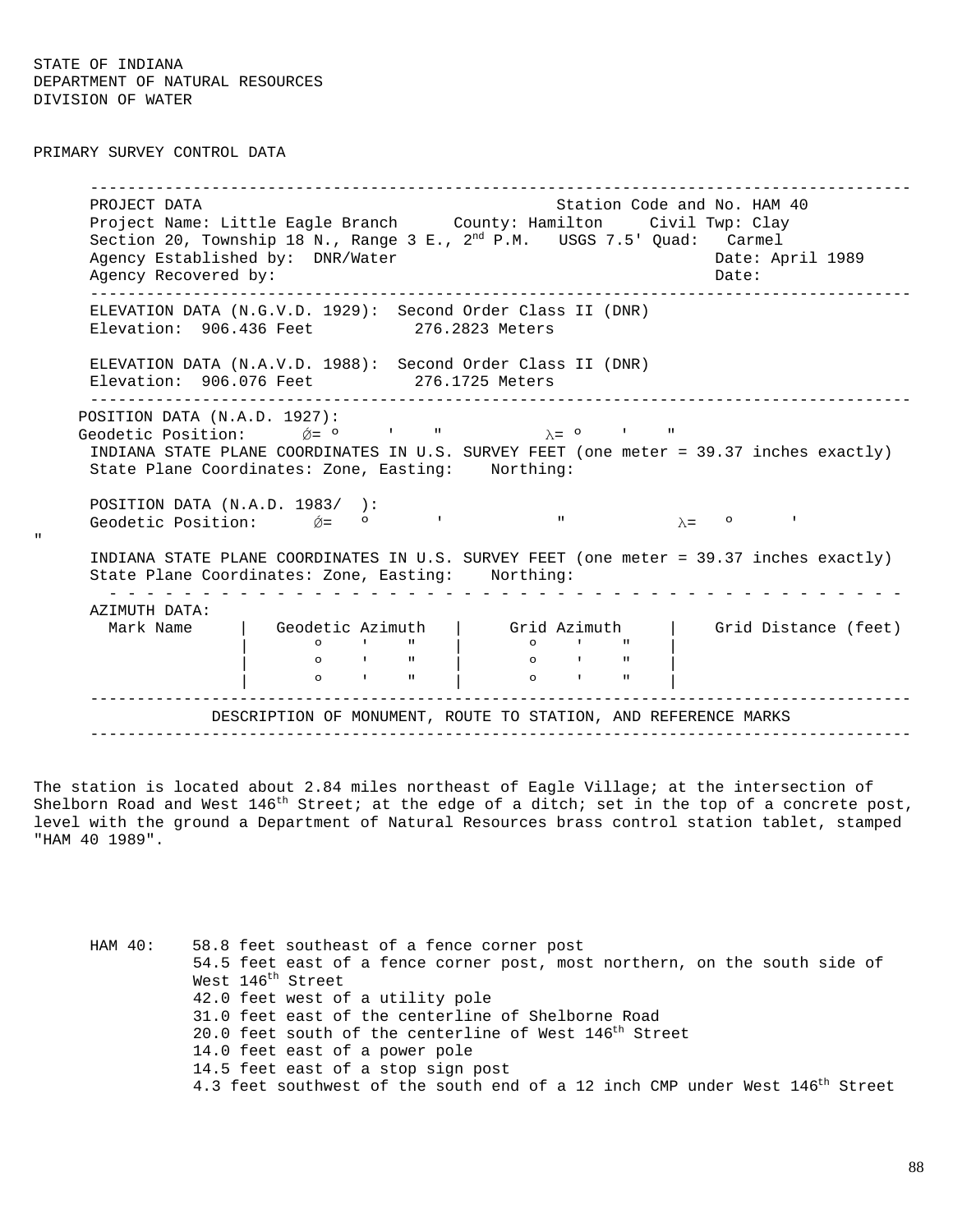STATE OF INDIANA
DEPARTMENT OF NATURAL RESOURCES
DIVISION OF WATER

PRIMARY SURVEY CONTROL DATA

---

PROJECT DATA Station Code and No. HAM 40
Project Name: Little Eagle Branch County: Hamilton Civil Twp: Clay
Section 20, Township 18 N., Range 3 E., 2nd P.M. USGS 7.5' Quad: Carmel
Agency Established by: DNR/Water Date: April 1989
Agency Recovered by: Date:

---

ELEVATION DATA (N.G.V.D. 1929): Second Order Class II (DNR)
Elevation: 906.436 Feet 276.2823 Meters

ELEVATION DATA (N.A.V.D. 1988): Second Order Class II (DNR)
Elevation: 906.076 Feet 276.1725 Meters

---

POSITION DATA (N.A.D. 1927):
Geodetic Position: Ǿ= º ' " λ= º ' "
INDIANA STATE PLANE COORDINATES IN U.S. SURVEY FEET (one meter = 39.37 inches exactly)
State Plane Coordinates: Zone, Easting: Northing:

POSITION DATA (N.A.D. 1983/ ):
Geodetic Position: Ǿ= º ' " λ= º ' "
INDIANA STATE PLANE COORDINATES IN U.S. SURVEY FEET (one meter = 39.37 inches exactly)
State Plane Coordinates: Zone, Easting: Northing:

AZIMUTH DATA:

| Mark Name | Geodetic Azimuth | Grid Azimuth | Grid Distance (feet) |
|---|---|---|---|
| | º ' " | º ' " | |
| | º ' " | º ' " | |
| | º ' " | º ' " | |

---

DESCRIPTION OF MONUMENT, ROUTE TO STATION, AND REFERENCE MARKS

---

The station is located about 2.84 miles northeast of Eagle Village; at the intersection of Shelborn Road and West 146th Street; at the edge of a ditch; set in the top of a concrete post, level with the ground a Department of Natural Resources brass control station tablet, stamped "HAM 40 1989".

HAM 40: 58.8 feet southeast of a fence corner post
54.5 feet east of a fence corner post, most northern, on the south side of West 146th Street
42.0 feet west of a utility pole
31.0 feet east of the centerline of Shelborne Road
20.0 feet south of the centerline of West 146th Street
14.0 feet east of a power pole
14.5 feet east of a stop sign post
4.3 feet southwest of the south end of a 12 inch CMP under West 146th Street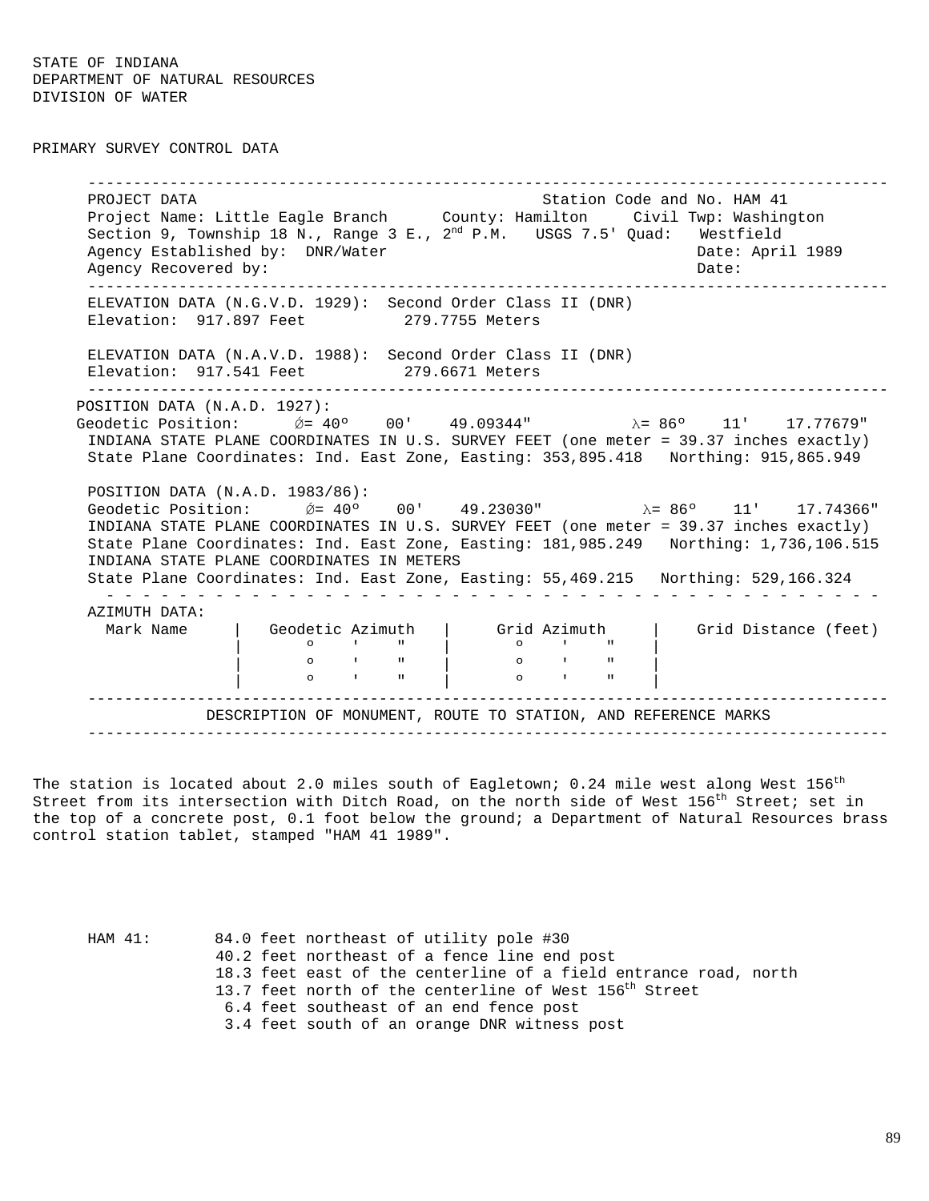STATE OF INDIANA
DEPARTMENT OF NATURAL RESOURCES
DIVISION OF WATER

PRIMARY SURVEY CONTROL DATA

---

PROJECT DATA — Station Code and No. HAM 41

Project Name: Little Eagle Branch    County: Hamilton    Civil Twp: Washington

Section 9, Township 18 N., Range 3 E., 2nd P.M.    USGS 7.5' Quad: Westfield

Agency Established by: DNR/Water    Date: April 1989

Agency Recovered by:    Date:

---

ELEVATION DATA (N.G.V.D. 1929): Second Order Class II (DNR)

Elevation: 917.897 Feet    279.7755 Meters

ELEVATION DATA (N.A.V.D. 1988): Second Order Class II (DNR)

Elevation: 917.541 Feet    279.6671 Meters

---

POSITION DATA (N.A.D. 1927):

Geodetic Position: $\phi$= 40° 00' 49.09344"    $\lambda$= 86° 11' 17.77679"

INDIANA STATE PLANE COORDINATES IN U.S. SURVEY FEET (one meter = 39.37 inches exactly)

State Plane Coordinates: Ind. East Zone, Easting: 353,895.418   Northing: 915,865.949

POSITION DATA (N.A.D. 1983/86):

Geodetic Position: $\phi$= 40° 00' 49.23030"    $\lambda$= 86° 11' 17.74366"

INDIANA STATE PLANE COORDINATES IN U.S. SURVEY FEET (one meter = 39.37 inches exactly)

State Plane Coordinates: Ind. East Zone, Easting: 181,985.249   Northing: 1,736,106.515

INDIANA STATE PLANE COORDINATES IN METERS

State Plane Coordinates: Ind. East Zone, Easting: 55,469.215   Northing: 529,166.324

AZIMUTH DATA:

| Mark Name | Geodetic Azimuth | Grid Azimuth | Grid Distance (feet) |
|---|---|---|---|
| | ° ' " | ° ' " | |
| | ° ' " | ° ' " | |
| | ° ' " | ° ' " | |

---

DESCRIPTION OF MONUMENT, ROUTE TO STATION, AND REFERENCE MARKS

---

The station is located about 2.0 miles south of Eagletown; 0.24 mile west along West 156th Street from its intersection with Ditch Road, on the north side of West 156th Street; set in the top of a concrete post, 0.1 foot below the ground; a Department of Natural Resources brass control station tablet, stamped "HAM 41 1989".

HAM 41:
- 84.0 feet northeast of utility pole #30
- 40.2 feet northeast of a fence line end post
- 18.3 feet east of the centerline of a field entrance road, north
- 13.7 feet north of the centerline of West 156th Street
- 6.4 feet southeast of an end fence post
- 3.4 feet south of an orange DNR witness post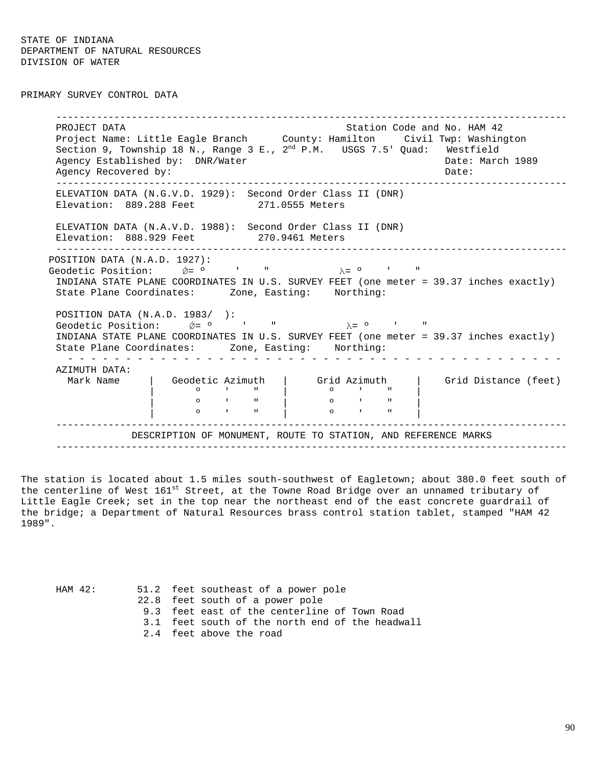STATE OF INDIANA
DEPARTMENT OF NATURAL RESOURCES
DIVISION OF WATER

PRIMARY SURVEY CONTROL DATA

---

PROJECT DATA — Station Code and No. HAM 42

Project Name: Little Eagle Branch — County: Hamilton — Civil Twp: Washington

Section 9, Township 18 N., Range 3 E., 2nd P.M. — USGS 7.5' Quad: Westfield

Agency Established by: DNR/Water — Date: March 1989

Agency Recovered by: — Date:

---

ELEVATION DATA (N.G.V.D. 1929): Second Order Class II (DNR)
Elevation: 889.288 Feet — 271.0555 Meters

ELEVATION DATA (N.A.V.D. 1988): Second Order Class II (DNR)
Elevation: 888.929 Feet — 270.9461 Meters

---

POSITION DATA (N.A.D. 1927):
Geodetic Position: Ø= º ' " λ= º ' "
INDIANA STATE PLANE COORDINATES IN U.S. SURVEY FEET (one meter = 39.37 inches exactly)
State Plane Coordinates: Zone, Easting: Northing:

POSITION DATA (N.A.D. 1983/ ):
Geodetic Position: Ø= º ' " λ= º ' "
INDIANA STATE PLANE COORDINATES IN U.S. SURVEY FEET (one meter = 39.37 inches exactly)
State Plane Coordinates: Zone, Easting: Northing:

AZIMUTH DATA:

| Mark Name | Geodetic Azimuth | Grid Azimuth | Grid Distance (feet) |
|---|---|---|---|
| | o ' " | o ' " | |
| | o ' " | o ' " | |
| | o ' " | o ' " | |

---

DESCRIPTION OF MONUMENT, ROUTE TO STATION, AND REFERENCE MARKS

---

The station is located about 1.5 miles south-southwest of Eagletown; about 380.0 feet south of the centerline of West 161st Street, at the Towne Road Bridge over an unnamed tributary of Little Eagle Creek; set in the top near the northeast end of the east concrete guardrail of the bridge; a Department of Natural Resources brass control station tablet, stamped "HAM 42 1989".

HAM 42:
- 51.2 feet southeast of a power pole
- 22.8 feet south of a power pole
- 9.3 feet east of the centerline of Town Road
- 3.1 feet south of the north end of the headwall
- 2.4 feet above the road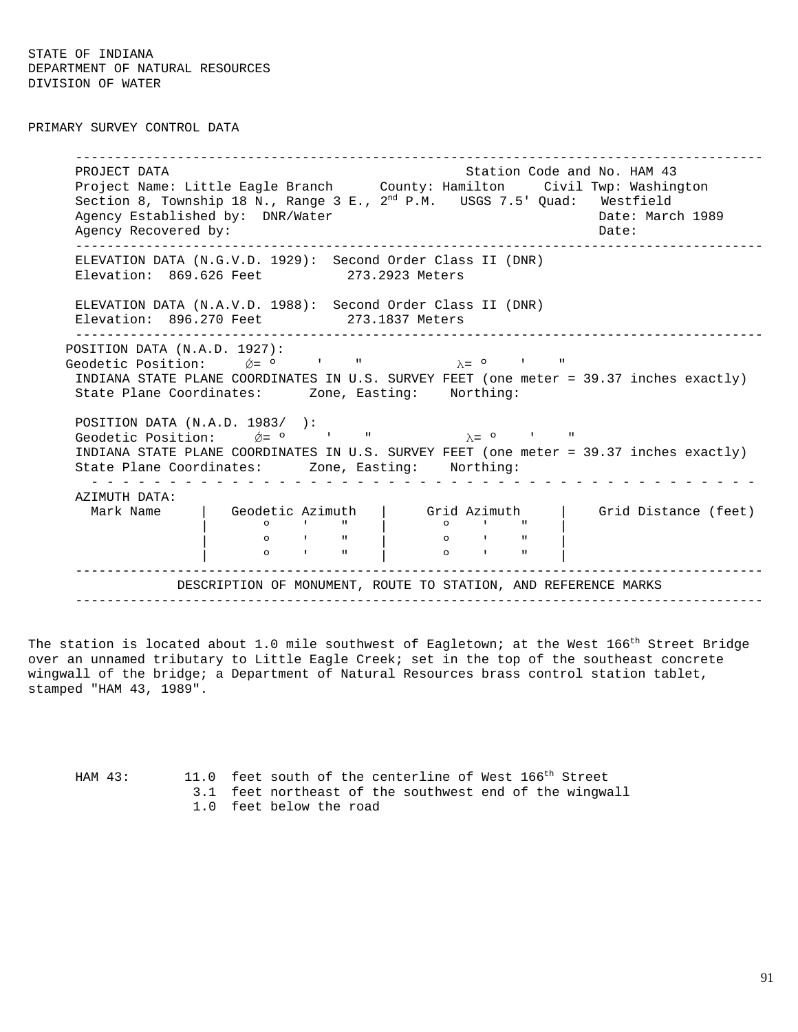STATE OF INDIANA
DEPARTMENT OF NATURAL RESOURCES
DIVISION OF WATER

PRIMARY SURVEY CONTROL DATA

---

PROJECT DATA Station Code and No. HAM 43
Project Name: Little Eagle Branch County: Hamilton Civil Twp: Washington
Section 8, Township 18 N., Range 3 E., 2nd P.M. USGS 7.5' Quad: Westfield
Agency Established by: DNR/Water Date: March 1989
Agency Recovered by: Date:

---

ELEVATION DATA (N.G.V.D. 1929): Second Order Class II (DNR)
Elevation: 869.626 Feet 273.2923 Meters

ELEVATION DATA (N.A.V.D. 1988): Second Order Class II (DNR)
Elevation: 896.270 Feet 273.1837 Meters

---

POSITION DATA (N.A.D. 1927):
Geodetic Position: Ø= º ' " λ= º ' "
INDIANA STATE PLANE COORDINATES IN U.S. SURVEY FEET (one meter = 39.37 inches exactly)
State Plane Coordinates: Zone, Easting: Northing:

POSITION DATA (N.A.D. 1983/ ):
Geodetic Position: Ø= º ' " λ= º ' "
INDIANA STATE PLANE COORDINATES IN U.S. SURVEY FEET (one meter = 39.37 inches exactly)
State Plane Coordinates: Zone, Easting: Northing:

AZIMUTH DATA:

| Mark Name | Geodetic Azimuth | Grid Azimuth | Grid Distance (feet) |
|---|---|---|---|
| | º ' " | º ' " | |
| | º ' " | º ' " | |
| | º ' " | º ' " | |

---

DESCRIPTION OF MONUMENT, ROUTE TO STATION, AND REFERENCE MARKS

---

The station is located about 1.0 mile southwest of Eagletown; at the West 166th Street Bridge over an unnamed tributary to Little Eagle Creek; set in the top of the southeast concrete wingwall of the bridge; a Department of Natural Resources brass control station tablet, stamped "HAM 43, 1989".

HAM 43: 11.0 feet south of the centerline of West 166th Street
3.1 feet northeast of the southwest end of the wingwall
1.0 feet below the road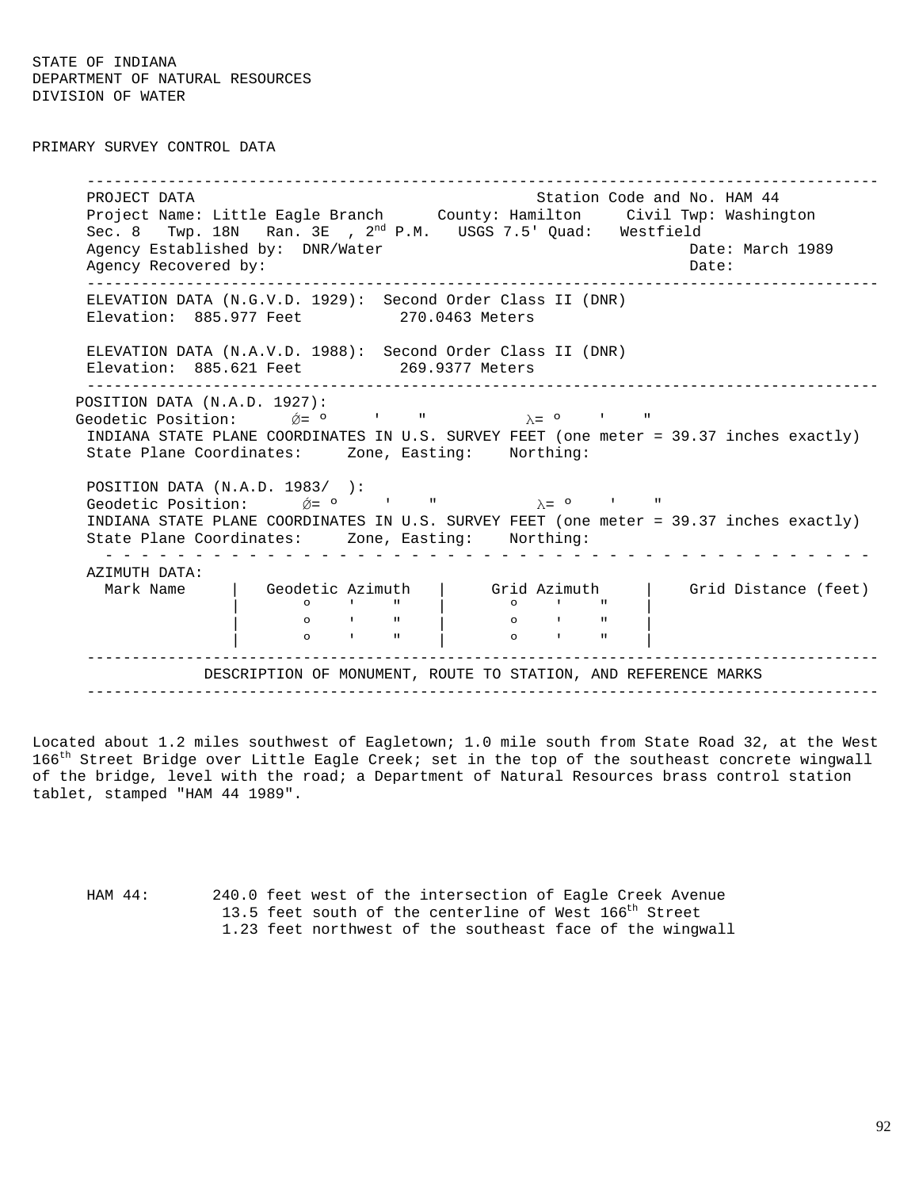STATE OF INDIANA
DEPARTMENT OF NATURAL RESOURCES
DIVISION OF WATER

PRIMARY SURVEY CONTROL DATA

---

PROJECT DATA Station Code and No. HAM 44
Project Name: Little Eagle Branch County: Hamilton Civil Twp: Washington
Sec. 8 Twp. 18N Ran. 3E , 2nd P.M. USGS 7.5' Quad: Westfield
Agency Established by: DNR/Water Date: March 1989
Agency Recovered by: Date:

---

ELEVATION DATA (N.G.V.D. 1929): Second Order Class II (DNR)
Elevation: 885.977 Feet 270.0463 Meters

ELEVATION DATA (N.A.V.D. 1988): Second Order Class II (DNR)
Elevation: 885.621 Feet 269.9377 Meters

---

POSITION DATA (N.A.D. 1927):
Geodetic Position: Ø= º ' " λ= º ' "
INDIANA STATE PLANE COORDINATES IN U.S. SURVEY FEET (one meter = 39.37 inches exactly)
State Plane Coordinates: Zone, Easting: Northing:

POSITION DATA (N.A.D. 1983/ ):
Geodetic Position: Ø= º ' " λ= º ' "
INDIANA STATE PLANE COORDINATES IN U.S. SURVEY FEET (one meter = 39.37 inches exactly)
State Plane Coordinates: Zone, Easting: Northing:

AZIMUTH DATA:

| Mark Name | Geodetic Azimuth | Grid Azimuth | Grid Distance (feet) |
|---|---|---|---|
| | o ' " | o ' " | |
| | o ' " | o ' " | |
| | o ' " | o ' " | |

---

DESCRIPTION OF MONUMENT, ROUTE TO STATION, AND REFERENCE MARKS

---

Located about 1.2 miles southwest of Eagletown; 1.0 mile south from State Road 32, at the West 166th Street Bridge over Little Eagle Creek; set in the top of the southeast concrete wingwall of the bridge, level with the road; a Department of Natural Resources brass control station tablet, stamped "HAM 44 1989".

HAM 44: 240.0 feet west of the intersection of Eagle Creek Avenue
13.5 feet south of the centerline of West 166th Street
1.23 feet northwest of the southeast face of the wingwall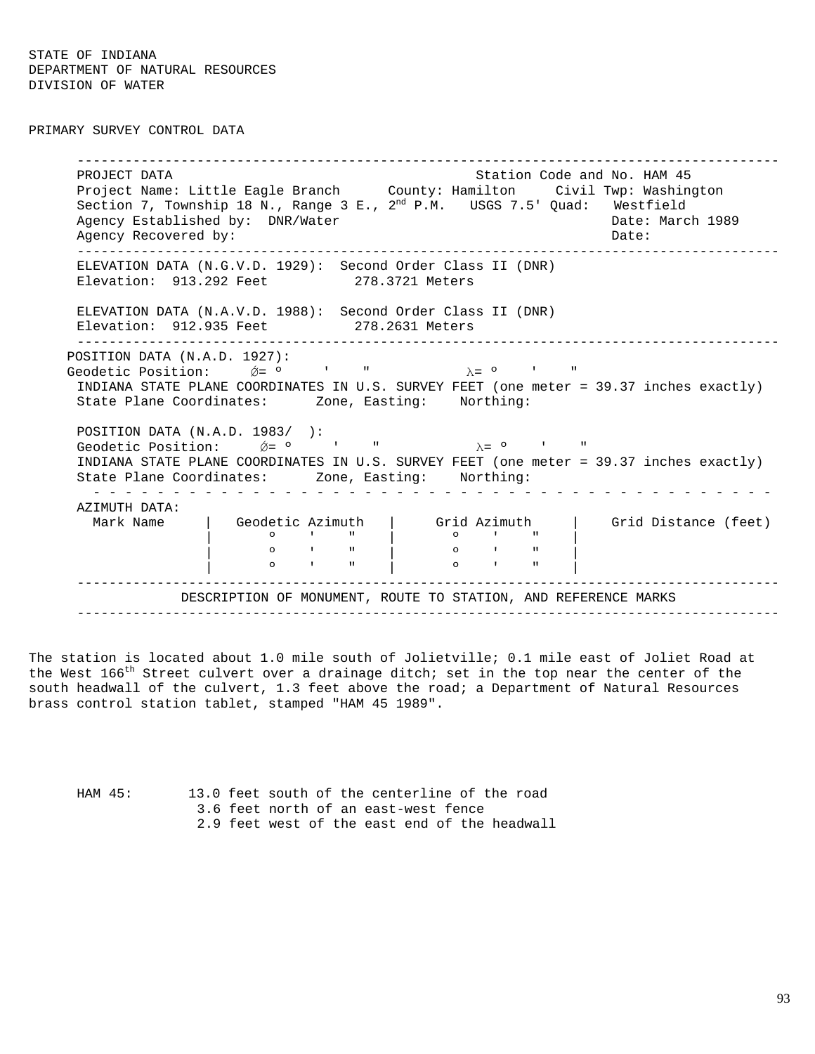STATE OF INDIANA
DEPARTMENT OF NATURAL RESOURCES
DIVISION OF WATER

PRIMARY SURVEY CONTROL DATA

---

PROJECT DATA                                                    Station Code and No. HAM 45
Project Name: Little Eagle Branch      County: Hamilton     Civil Twp: Washington
Section 7, Township 18 N., Range 3 E., 2nd P.M.   USGS 7.5' Quad:   Westfield
Agency Established by:  DNR/Water                                   Date: March 1989
Agency Recovered by:                                                Date:

---

ELEVATION DATA (N.G.V.D. 1929):  Second Order Class II (DNR)
Elevation:  913.292 Feet          278.3721 Meters

ELEVATION DATA (N.A.V.D. 1988):  Second Order Class II (DNR)
Elevation:  912.935 Feet          278.2631 Meters

---

POSITION DATA (N.A.D. 1927):
Geodetic Position:     Ø= º     '    "           λ= º    '    "
INDIANA STATE PLANE COORDINATES IN U.S. SURVEY FEET (one meter = 39.37 inches exactly)
State Plane Coordinates:      Zone, Easting:    Northing:

POSITION DATA (N.A.D. 1983/  ):
Geodetic Position:     Ø= º     '    "           λ= º    '    "
INDIANA STATE PLANE COORDINATES IN U.S. SURVEY FEET (one meter = 39.37 inches exactly)
State Plane Coordinates:      Zone, Easting:    Northing:

AZIMUTH DATA:

| Mark Name | Geodetic Azimuth | Grid Azimuth | Grid Distance (feet) |
|---|---|---|---|
| | º ' " | º ' " | |
| | º ' " | º ' " | |
| | º ' " | º ' " | |

---

DESCRIPTION OF MONUMENT, ROUTE TO STATION, AND REFERENCE MARKS

---

The station is located about 1.0 mile south of Jolietville; 0.1 mile east of Joliet Road at the West 166th Street culvert over a drainage ditch; set in the top near the center of the south headwall of the culvert, 1.3 feet above the road; a Department of Natural Resources brass control station tablet, stamped "HAM 45 1989".

HAM 45:
- 13.0 feet south of the centerline of the road
- 3.6 feet north of an east-west fence
- 2.9 feet west of the east end of the headwall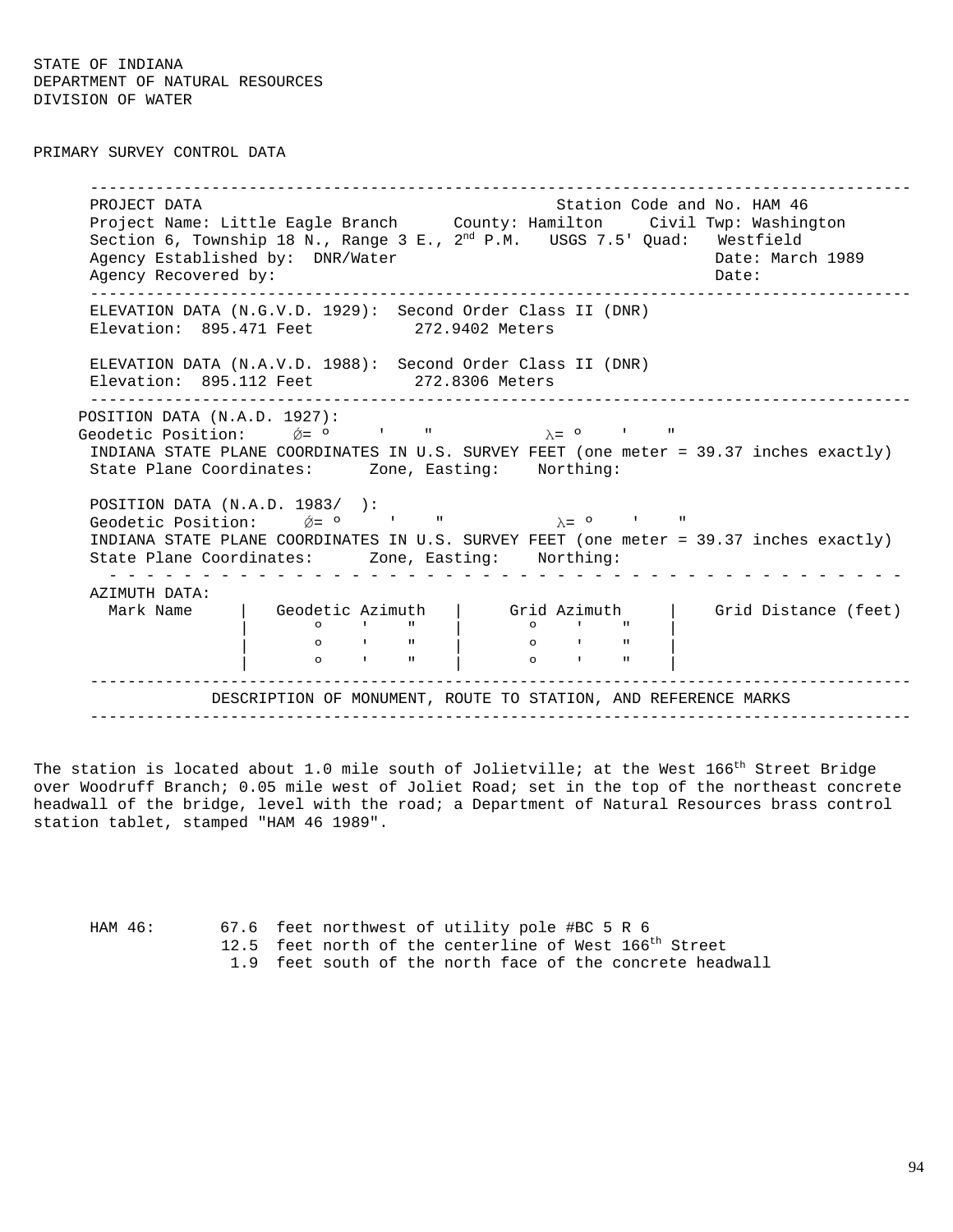STATE OF INDIANA
DEPARTMENT OF NATURAL RESOURCES
DIVISION OF WATER

PRIMARY SURVEY CONTROL DATA

---

PROJECT DATA　　　　　　　　　　　　　　　Station Code and No. HAM 46
Project Name: Little Eagle Branch　　County: Hamilton　　Civil Twp: Washington
Section 6, Township 18 N., Range 3 E., 2nd P.M.　USGS 7.5' Quad:　Westfield
Agency Established by:　DNR/Water　　　　　　　　　　　　Date: March 1989
Agency Recovered by:　　　　　　　　　　　　　　　　　　　Date:

---

ELEVATION DATA (N.G.V.D. 1929):　Second Order Class II (DNR)
Elevation:　895.471 Feet　　　272.9402 Meters

ELEVATION DATA (N.A.V.D. 1988):　Second Order Class II (DNR)
Elevation:　895.112 Feet　　　272.8306 Meters

---

POSITION DATA (N.A.D. 1927):
Geodetic Position:　　Ø= º　　'　　"　　　　λ= º　　'　　"
INDIANA STATE PLANE COORDINATES IN U.S. SURVEY FEET (one meter = 39.37 inches exactly)
State Plane Coordinates:　　Zone, Easting:　　Northing:

POSITION DATA (N.A.D. 1983/　):
Geodetic Position:　　Ø= º　　'　　"　　　　λ= º　　'　　"
INDIANA STATE PLANE COORDINATES IN U.S. SURVEY FEET (one meter = 39.37 inches exactly)
State Plane Coordinates:　　Zone, Easting:　　Northing:

AZIMUTH DATA:

| Mark Name | Geodetic Azimuth | Grid Azimuth | Grid Distance (feet) |
|---|---|---|---|
| | º ' " | º ' " | |
| | º ' " | º ' " | |
| | º ' " | º ' " | |

---

DESCRIPTION OF MONUMENT, ROUTE TO STATION, AND REFERENCE MARKS

---

The station is located about 1.0 mile south of Jolietville; at the West 166th Street Bridge over Woodruff Branch; 0.05 mile west of Joliet Road; set in the top of the northeast concrete headwall of the bridge, level with the road; a Department of Natural Resources brass control station tablet, stamped "HAM 46 1989".

HAM 46:　67.6 feet northwest of utility pole #BC 5 R 6
　　　　　12.5 feet north of the centerline of West 166th Street
　　　　　1.9 feet south of the north face of the concrete headwall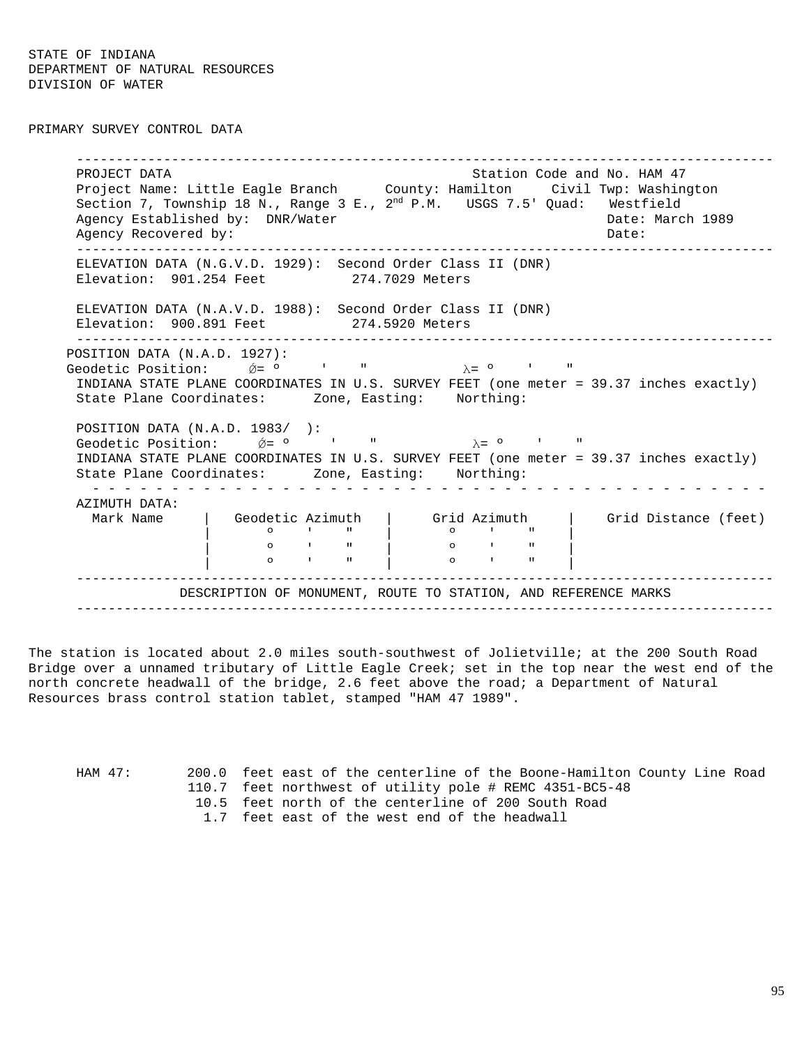STATE OF INDIANA
DEPARTMENT OF NATURAL RESOURCES
DIVISION OF WATER

PRIMARY SURVEY CONTROL DATA

---

PROJECT DATA — Station Code and No. HAM 47

Project Name: Little Eagle Branch — County: Hamilton — Civil Twp: Washington

Section 7, Township 18 N., Range 3 E., 2nd P.M. — USGS 7.5' Quad: Westfield

Agency Established by: DNR/Water — Date: March 1989

Agency Recovered by: — Date:

---

ELEVATION DATA (N.G.V.D. 1929): Second Order Class II (DNR)
Elevation: 901.254 Feet — 274.7029 Meters

ELEVATION DATA (N.A.V.D. 1988): Second Order Class II (DNR)
Elevation: 900.891 Feet — 274.5920 Meters

---

POSITION DATA (N.A.D. 1927):
Geodetic Position: Ǿ= º ' " λ= º ' "
INDIANA STATE PLANE COORDINATES IN U.S. SURVEY FEET (one meter = 39.37 inches exactly)
State Plane Coordinates: Zone, Easting: Northing:

POSITION DATA (N.A.D. 1983/ ):
Geodetic Position: Ǿ= º ' " λ= º ' "
INDIANA STATE PLANE COORDINATES IN U.S. SURVEY FEET (one meter = 39.37 inches exactly)
State Plane Coordinates: Zone, Easting: Northing:

AZIMUTH DATA:

| Mark Name | Geodetic Azimuth | Grid Azimuth | Grid Distance (feet) |
|---|---|---|---|
| | º ' " | º ' " | |
| | º ' " | º ' " | |
| | º ' " | º ' " | |

---

DESCRIPTION OF MONUMENT, ROUTE TO STATION, AND REFERENCE MARKS

---

The station is located about 2.0 miles south-southwest of Jolietville; at the 200 South Road Bridge over a unnamed tributary of Little Eagle Creek; set in the top near the west end of the north concrete headwall of the bridge, 2.6 feet above the road; a Department of Natural Resources brass control station tablet, stamped "HAM 47 1989".

HAM 47:
- 200.0 feet east of the centerline of the Boone-Hamilton County Line Road
- 110.7 feet northwest of utility pole # REMC 4351-BC5-48
- 10.5 feet north of the centerline of 200 South Road
- 1.7 feet east of the west end of the headwall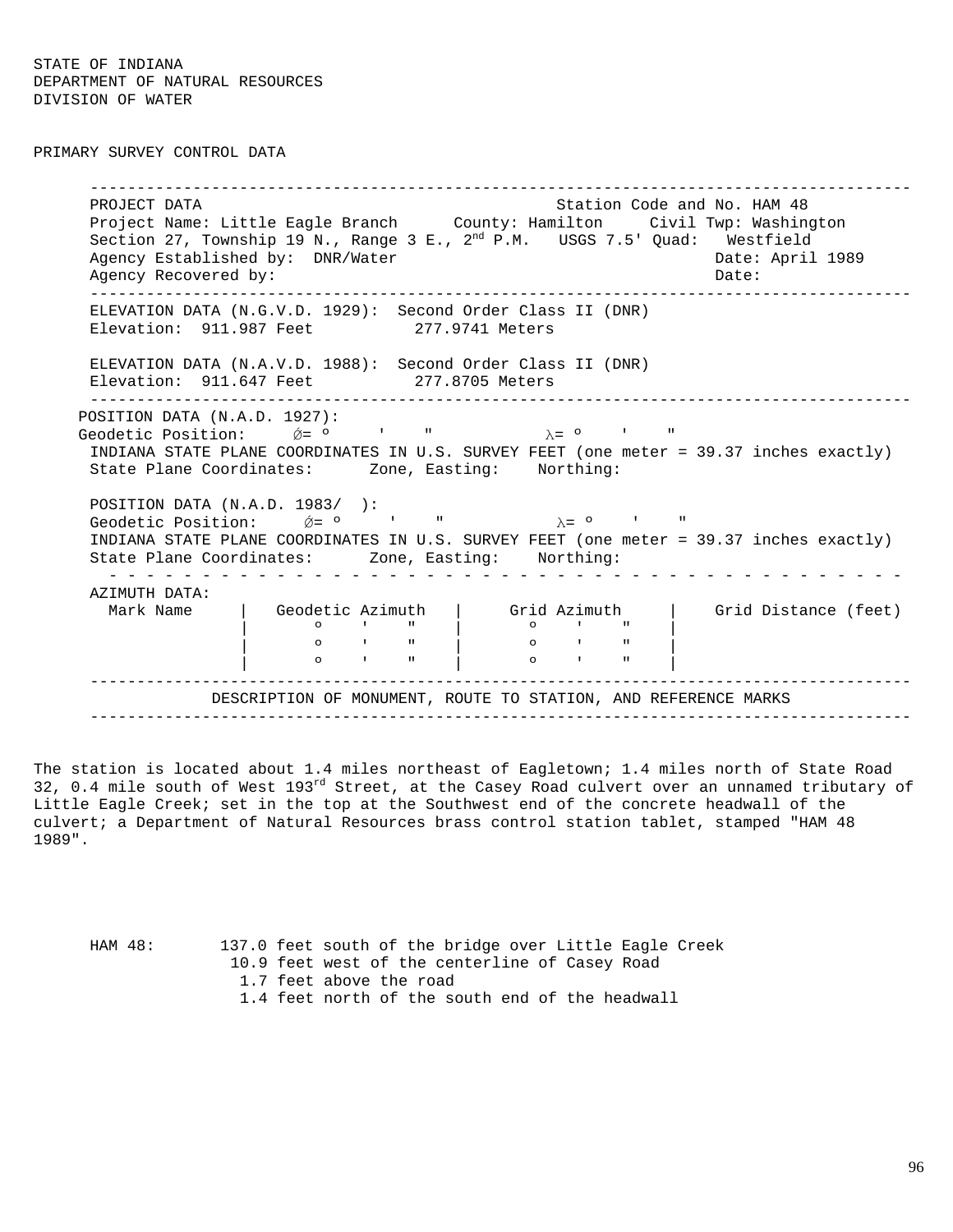STATE OF INDIANA
DEPARTMENT OF NATURAL RESOURCES
DIVISION OF WATER

PRIMARY SURVEY CONTROL DATA

---

PROJECT DATA — Station Code and No. HAM 48

Project Name: Little Eagle Branch    County: Hamilton    Civil Twp: Washington
Section 27, Township 19 N., Range 3 E., 2nd P.M.    USGS 7.5' Quad: Westfield
Agency Established by: DNR/Water    Date: April 1989
Agency Recovered by:    Date:

---

ELEVATION DATA (N.G.V.D. 1929): Second Order Class II (DNR)
Elevation: 911.987 Feet    277.9741 Meters

ELEVATION DATA (N.A.V.D. 1988): Second Order Class II (DNR)
Elevation: 911.647 Feet    277.8705 Meters

---

POSITION DATA (N.A.D. 1927):
Geodetic Position: Ø= º ' "    λ= º ' "
INDIANA STATE PLANE COORDINATES IN U.S. SURVEY FEET (one meter = 39.37 inches exactly)
State Plane Coordinates: Zone, Easting: Northing:

POSITION DATA (N.A.D. 1983/ ):
Geodetic Position: Ø= º ' "    λ= º ' "
INDIANA STATE PLANE COORDINATES IN U.S. SURVEY FEET (one meter = 39.37 inches exactly)
State Plane Coordinates: Zone, Easting: Northing:

AZIMUTH DATA:

| Mark Name | Geodetic Azimuth | Grid Azimuth | Grid Distance (feet) |
|---|---|---|---|
| | º ' " | º ' " | |
| | º ' " | º ' " | |
| | º ' " | º ' " | |

---

DESCRIPTION OF MONUMENT, ROUTE TO STATION, AND REFERENCE MARKS

---

The station is located about 1.4 miles northeast of Eagletown; 1.4 miles north of State Road 32, 0.4 mile south of West 193rd Street, at the Casey Road culvert over an unnamed tributary of Little Eagle Creek; set in the top at the Southwest end of the concrete headwall of the culvert; a Department of Natural Resources brass control station tablet, stamped "HAM 48 1989".

HAM 48:
- 137.0 feet south of the bridge over Little Eagle Creek
- 10.9 feet west of the centerline of Casey Road
- 1.7 feet above the road
- 1.4 feet north of the south end of the headwall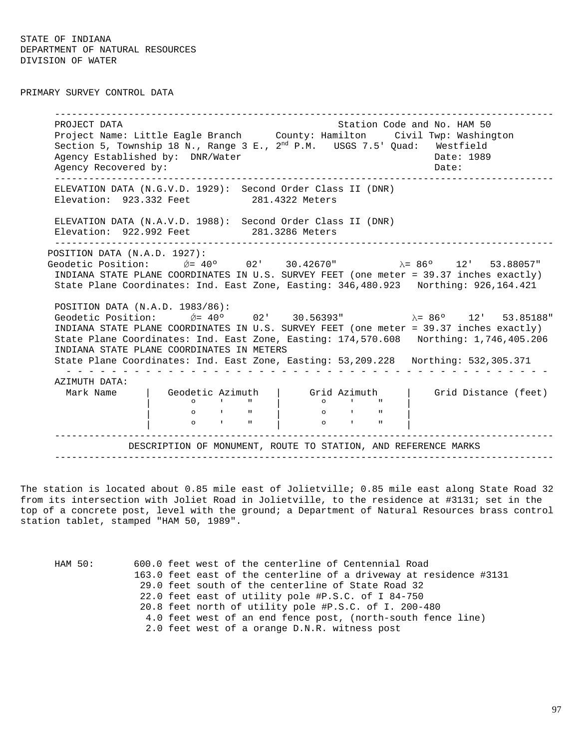STATE OF INDIANA
DEPARTMENT OF NATURAL RESOURCES
DIVISION OF WATER

PRIMARY SURVEY CONTROL DATA

---

PROJECT DATA — Station Code and No. HAM 50

Project Name: Little Eagle Branch  County: Hamilton  Civil Twp: Washington
Section 5, Township 18 N., Range 3 E., 2nd P.M.  USGS 7.5' Quad: Westfield
Agency Established by: DNR/Water  Date: 1989
Agency Recovered by:  Date:

---

ELEVATION DATA (N.G.V.D. 1929): Second Order Class II (DNR)
Elevation: 923.332 Feet  281.4322 Meters

ELEVATION DATA (N.A.V.D. 1988): Second Order Class II (DNR)
Elevation: 922.992 Feet  281.3286 Meters

---

POSITION DATA (N.A.D. 1927):
Geodetic Position: Ø= 40º 02' 30.42670"  λ= 86º 12' 53.88057"
INDIANA STATE PLANE COORDINATES IN U.S. SURVEY FEET (one meter = 39.37 inches exactly)
State Plane Coordinates: Ind. East Zone, Easting: 346,480.923  Northing: 926,164.421

POSITION DATA (N.A.D. 1983/86):
Geodetic Position: Ø= 40º 02' 30.56393"  λ= 86º 12' 53.85188"
INDIANA STATE PLANE COORDINATES IN U.S. SURVEY FEET (one meter = 39.37 inches exactly)
State Plane Coordinates: Ind. East Zone, Easting: 174,570.608  Northing: 1,746,405.206
INDIANA STATE PLANE COORDINATES IN METERS
State Plane Coordinates: Ind. East Zone, Easting: 53,209.228  Northing: 532,305.371

AZIMUTH DATA:

| Mark Name | Geodetic Azimuth | Grid Azimuth | Grid Distance (feet) |
|---|---|---|---|
| | º ' " | º ' " | |
| | º ' " | º ' " | |
| | º ' " | º ' " | |

---

DESCRIPTION OF MONUMENT, ROUTE TO STATION, AND REFERENCE MARKS

---

The station is located about 0.85 mile east of Jolietville; 0.85 mile east along State Road 32 from its intersection with Joliet Road in Jolietville, to the residence at #3131; set in the top of a concrete post, level with the ground; a Department of Natural Resources brass control station tablet, stamped "HAM 50, 1989".

HAM 50:
- 600.0 feet west of the centerline of Centennial Road
- 163.0 feet east of the centerline of a driveway at residence #3131
- 29.0 feet south of the centerline of State Road 32
- 22.0 feet east of utility pole #P.S.C. of I 84-750
- 20.8 feet north of utility pole #P.S.C. of I. 200-480
- 4.0 feet west of an end fence post, (north-south fence line)
- 2.0 feet west of a orange D.N.R. witness post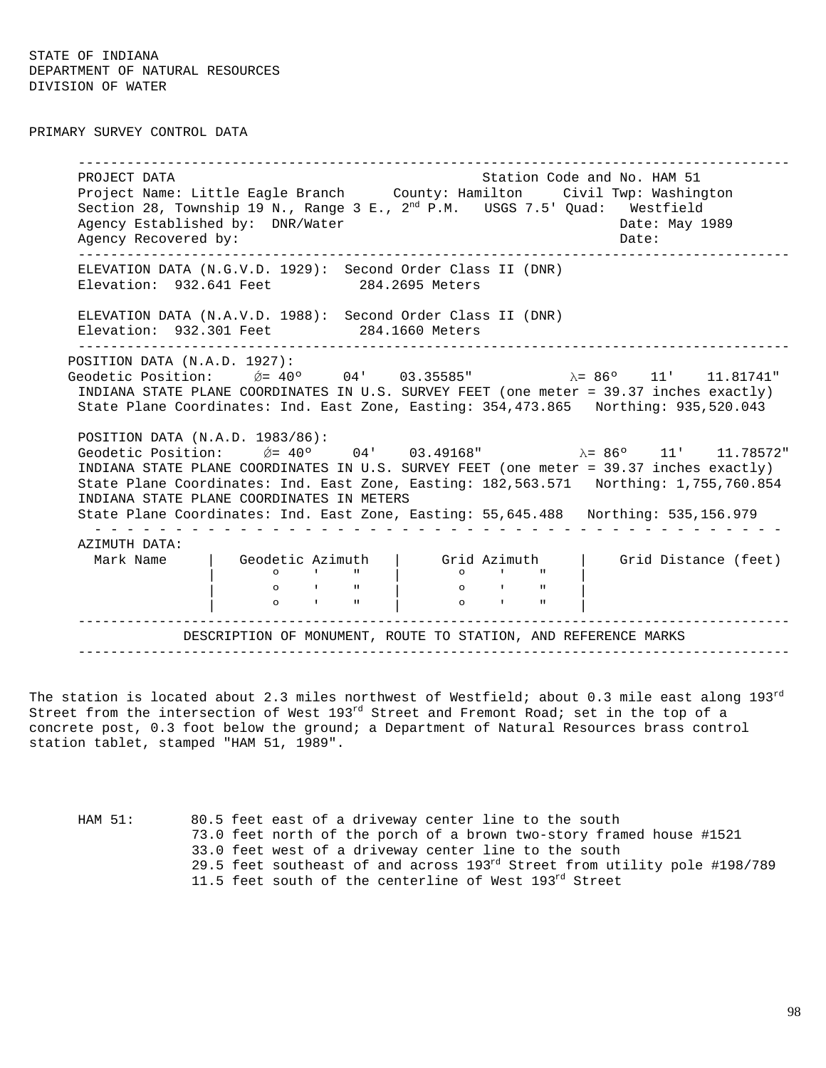STATE OF INDIANA
DEPARTMENT OF NATURAL RESOURCES
DIVISION OF WATER

PRIMARY SURVEY CONTROL DATA

---

PROJECT DATA — Station Code and No. HAM 51

Project Name: Little Eagle Branch    County: Hamilton    Civil Twp: Washington
Section 28, Township 19 N., Range 3 E., 2nd P.M.    USGS 7.5' Quad: Westfield
Agency Established by: DNR/Water    Date: May 1989
Agency Recovered by:    Date:

---

ELEVATION DATA (N.G.V.D. 1929): Second Order Class II (DNR)
Elevation: 932.641 Feet    284.2695 Meters

ELEVATION DATA (N.A.V.D. 1988): Second Order Class II (DNR)
Elevation: 932.301 Feet    284.1660 Meters

---

POSITION DATA (N.A.D. 1927):
Geodetic Position: Ø= 40º 04' 03.35585"    λ= 86º 11' 11.81741"
INDIANA STATE PLANE COORDINATES IN U.S. SURVEY FEET (one meter = 39.37 inches exactly)
State Plane Coordinates: Ind. East Zone, Easting: 354,473.865    Northing: 935,520.043

POSITION DATA (N.A.D. 1983/86):
Geodetic Position: Ø= 40º 04' 03.49168"    λ= 86º 11' 11.78572"
INDIANA STATE PLANE COORDINATES IN U.S. SURVEY FEET (one meter = 39.37 inches exactly)
State Plane Coordinates: Ind. East Zone, Easting: 182,563.571    Northing: 1,755,760.854
INDIANA STATE PLANE COORDINATES IN METERS
State Plane Coordinates: Ind. East Zone, Easting: 55,645.488    Northing: 535,156.979

AZIMUTH DATA:

| Mark Name | Geodetic Azimuth | Grid Azimuth | Grid Distance (feet) |
|---|---|---|---|
| | º ' " | º ' " | |
| | º ' " | º ' " | |
| | º ' " | º ' " | |

---

DESCRIPTION OF MONUMENT, ROUTE TO STATION, AND REFERENCE MARKS

---

The station is located about 2.3 miles northwest of Westfield; about 0.3 mile east along 193rd Street from the intersection of West 193rd Street and Fremont Road; set in the top of a concrete post, 0.3 foot below the ground; a Department of Natural Resources brass control station tablet, stamped "HAM 51, 1989".

HAM 51:
- 80.5 feet east of a driveway center line to the south
- 73.0 feet north of the porch of a brown two-story framed house #1521
- 33.0 feet west of a driveway center line to the south
- 29.5 feet southeast of and across 193rd Street from utility pole #198/789
- 11.5 feet south of the centerline of West 193rd Street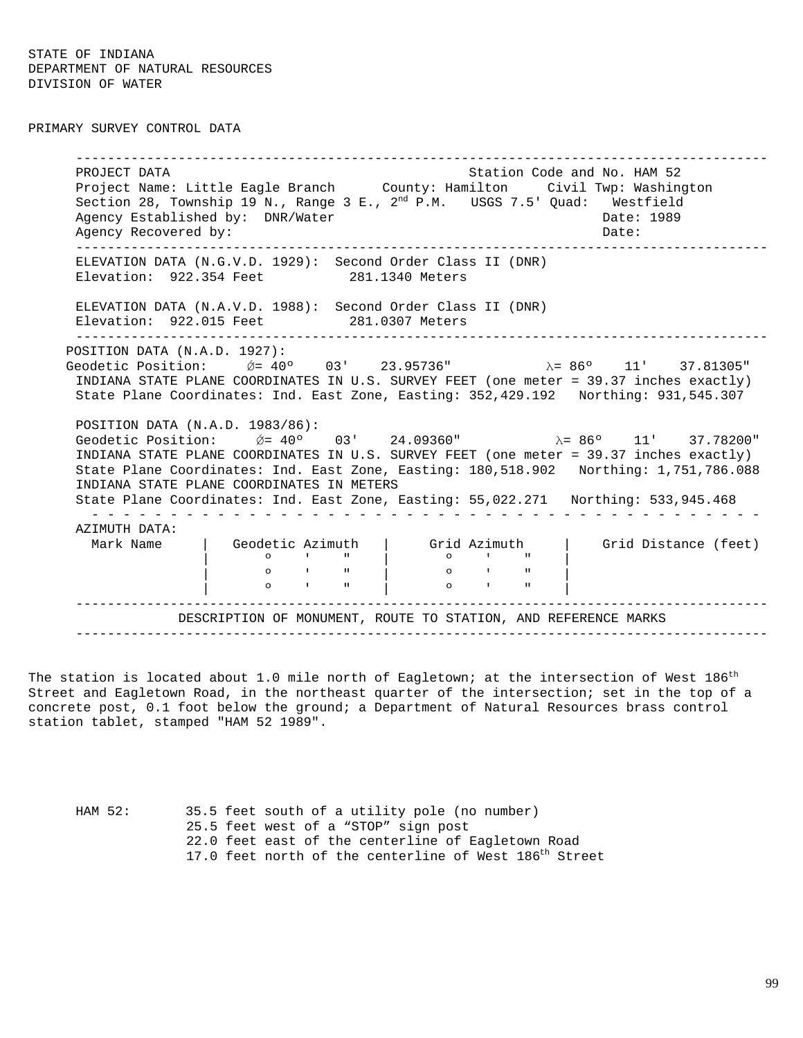STATE OF INDIANA
DEPARTMENT OF NATURAL RESOURCES
DIVISION OF WATER

PRIMARY SURVEY CONTROL DATA

---

PROJECT DATA — Station Code and No. HAM 52

Project Name: Little Eagle Branch — County: Hamilton — Civil Twp: Washington

Section 28, Township 19 N., Range 3 E., 2nd P.M. — USGS 7.5' Quad: Westfield

Agency Established by: DNR/Water — Date: 1989

Agency Recovered by: — Date:

---

ELEVATION DATA (N.G.V.D. 1929): Second Order Class II (DNR)
Elevation: 922.354 Feet — 281.1340 Meters

ELEVATION DATA (N.A.V.D. 1988): Second Order Class II (DNR)
Elevation: 922.015 Feet — 281.0307 Meters

---

POSITION DATA (N.A.D. 1927):
Geodetic Position: Ø= 40º 03' 23.95736" λ= 86º 11' 37.81305"
INDIANA STATE PLANE COORDINATES IN U.S. SURVEY FEET (one meter = 39.37 inches exactly)
State Plane Coordinates: Ind. East Zone, Easting: 352,429.192 Northing: 931,545.307

POSITION DATA (N.A.D. 1983/86):
Geodetic Position: Ø= 40º 03' 24.09360" λ= 86º 11' 37.78200"
INDIANA STATE PLANE COORDINATES IN U.S. SURVEY FEET (one meter = 39.37 inches exactly)
State Plane Coordinates: Ind. East Zone, Easting: 180,518.902 Northing: 1,751,786.088
INDIANA STATE PLANE COORDINATES IN METERS
State Plane Coordinates: Ind. East Zone, Easting: 55,022.271 Northing: 533,945.468

AZIMUTH DATA:

| Mark Name | Geodetic Azimuth | Grid Azimuth | Grid Distance (feet) |
|---|---|---|---|
| | º ' " | º ' " | |
| | º ' " | º ' " | |
| | º ' " | º ' " | |

---

DESCRIPTION OF MONUMENT, ROUTE TO STATION, AND REFERENCE MARKS

---

The station is located about 1.0 mile north of Eagletown; at the intersection of West 186th Street and Eagletown Road, in the northeast quarter of the intersection; set in the top of a concrete post, 0.1 foot below the ground; a Department of Natural Resources brass control station tablet, stamped "HAM 52 1989".

HAM 52:
- 35.5 feet south of a utility pole (no number)
- 25.5 feet west of a "STOP" sign post
- 22.0 feet east of the centerline of Eagletown Road
- 17.0 feet north of the centerline of West 186th Street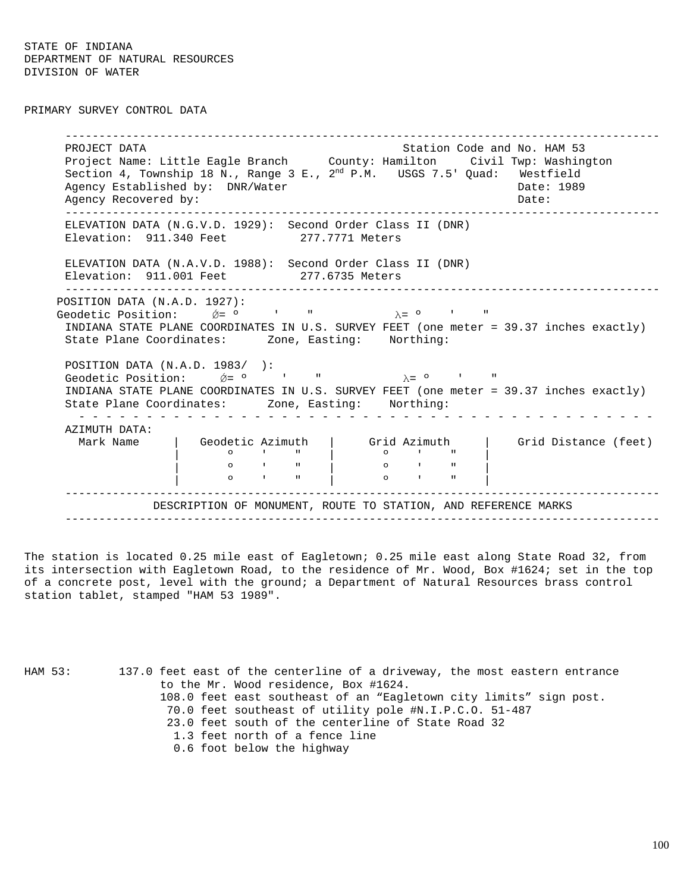STATE OF INDIANA
DEPARTMENT OF NATURAL RESOURCES
DIVISION OF WATER

PRIMARY SURVEY CONTROL DATA

---

PROJECT DATA                                    Station Code and No. HAM 53
Project Name: Little Eagle Branch      County: Hamilton     Civil Twp: Washington
Section 4, Township 18 N., Range 3 E., 2nd P.M.   USGS 7.5' Quad:   Westfield
Agency Established by:  DNR/Water                                     Date: 1989
Agency Recovered by:                                                  Date:

---

ELEVATION DATA (N.G.V.D. 1929):  Second Order Class II (DNR)
Elevation:  911.340 Feet          277.7771 Meters

ELEVATION DATA (N.A.V.D. 1988):  Second Order Class II (DNR)
Elevation:  911.001 Feet          277.6735 Meters

---

POSITION DATA (N.A.D. 1927):
Geodetic Position:     Ø= º     '    "           λ= º    '    "
INDIANA STATE PLANE COORDINATES IN U.S. SURVEY FEET (one meter = 39.37 inches exactly)
State Plane Coordinates:      Zone, Easting:    Northing:

POSITION DATA (N.A.D. 1983/  ):
Geodetic Position:     Ø= º     '    "           λ= º    '    "
INDIANA STATE PLANE COORDINATES IN U.S. SURVEY FEET (one meter = 39.37 inches exactly)
State Plane Coordinates:      Zone, Easting:    Northing:

AZIMUTH DATA:

| Mark Name | Geodetic Azimuth | Grid Azimuth | Grid Distance (feet) |
|---|---|---|---|
| | o ' " | o ' " | |
| | o ' " | o ' " | |
| | o ' " | o ' " | |

---

DESCRIPTION OF MONUMENT, ROUTE TO STATION, AND REFERENCE MARKS

---

The station is located 0.25 mile east of Eagletown; 0.25 mile east along State Road 32, from its intersection with Eagletown Road, to the residence of Mr. Wood, Box #1624; set in the top of a concrete post, level with the ground; a Department of Natural Resources brass control station tablet, stamped "HAM 53 1989".

HAM 53:
- 137.0 feet east of the centerline of a driveway, the most eastern entrance to the Mr. Wood residence, Box #1624.
- 108.0 feet east southeast of an “Eagletown city limits” sign post.
- 70.0 feet southeast of utility pole #N.I.P.C.O. 51-487
- 23.0 feet south of the centerline of State Road 32
- 1.3 feet north of a fence line
- 0.6 foot below the highway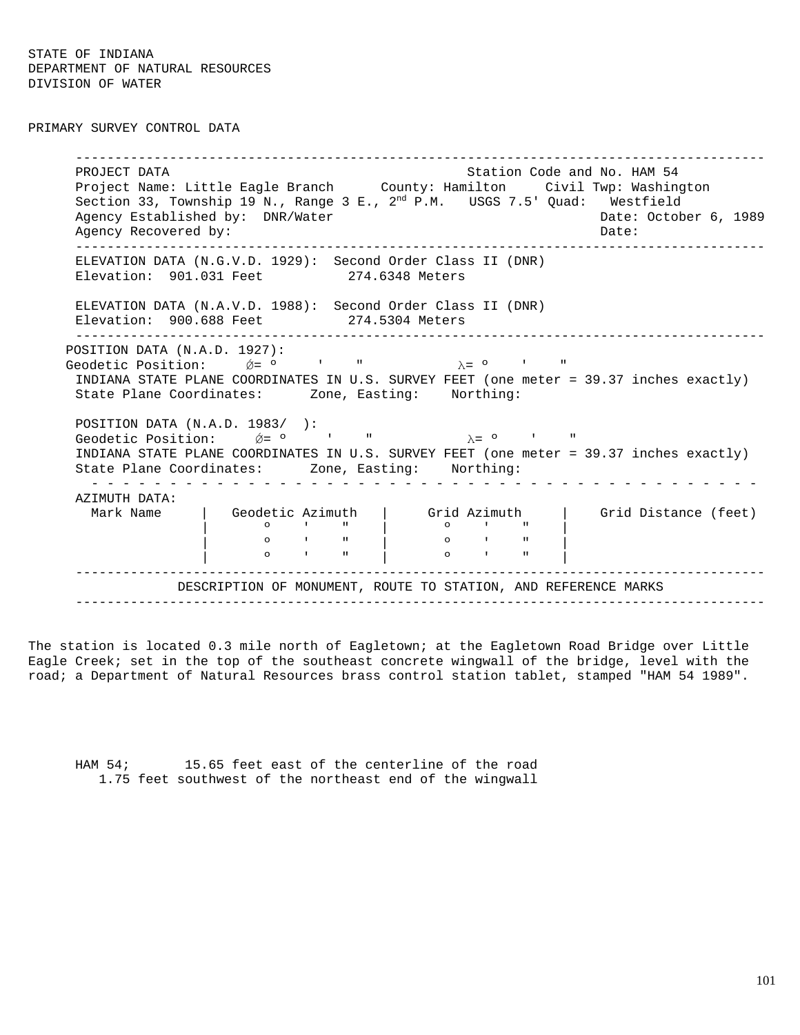STATE OF INDIANA
DEPARTMENT OF NATURAL RESOURCES
DIVISION OF WATER

PRIMARY SURVEY CONTROL DATA

---

PROJECT DATA Station Code and No. HAM 54
Project Name: Little Eagle Branch County: Hamilton Civil Twp: Washington
Section 33, Township 19 N., Range 3 E., 2nd P.M. USGS 7.5' Quad: Westfield
Agency Established by: DNR/Water Date: October 6, 1989
Agency Recovered by: Date:

---

ELEVATION DATA (N.G.V.D. 1929): Second Order Class II (DNR)
Elevation: 901.031 Feet 274.6348 Meters

ELEVATION DATA (N.A.V.D. 1988): Second Order Class II (DNR)
Elevation: 900.688 Feet 274.5304 Meters

---

POSITION DATA (N.A.D. 1927):
Geodetic Position: Ǿ= º ' " λ= º ' "
INDIANA STATE PLANE COORDINATES IN U.S. SURVEY FEET (one meter = 39.37 inches exactly)
State Plane Coordinates: Zone, Easting: Northing:

POSITION DATA (N.A.D. 1983/ ):
Geodetic Position: Ǿ= º ' " λ= º ' "
INDIANA STATE PLANE COORDINATES IN U.S. SURVEY FEET (one meter = 39.37 inches exactly)
State Plane Coordinates: Zone, Easting: Northing:

AZIMUTH DATA:

| Mark Name | Geodetic Azimuth | Grid Azimuth | Grid Distance (feet) |
|---|---|---|---|
| | º ' " | º ' " | |
| | º ' " | º ' " | |
| | º ' " | º ' " | |

---

DESCRIPTION OF MONUMENT, ROUTE TO STATION, AND REFERENCE MARKS

---

The station is located 0.3 mile north of Eagletown; at the Eagletown Road Bridge over Little Eagle Creek; set in the top of the southeast concrete wingwall of the bridge, level with the road; a Department of Natural Resources brass control station tablet, stamped "HAM 54 1989".

HAM 54; 15.65 feet east of the centerline of the road
1.75 feet southwest of the northeast end of the wingwall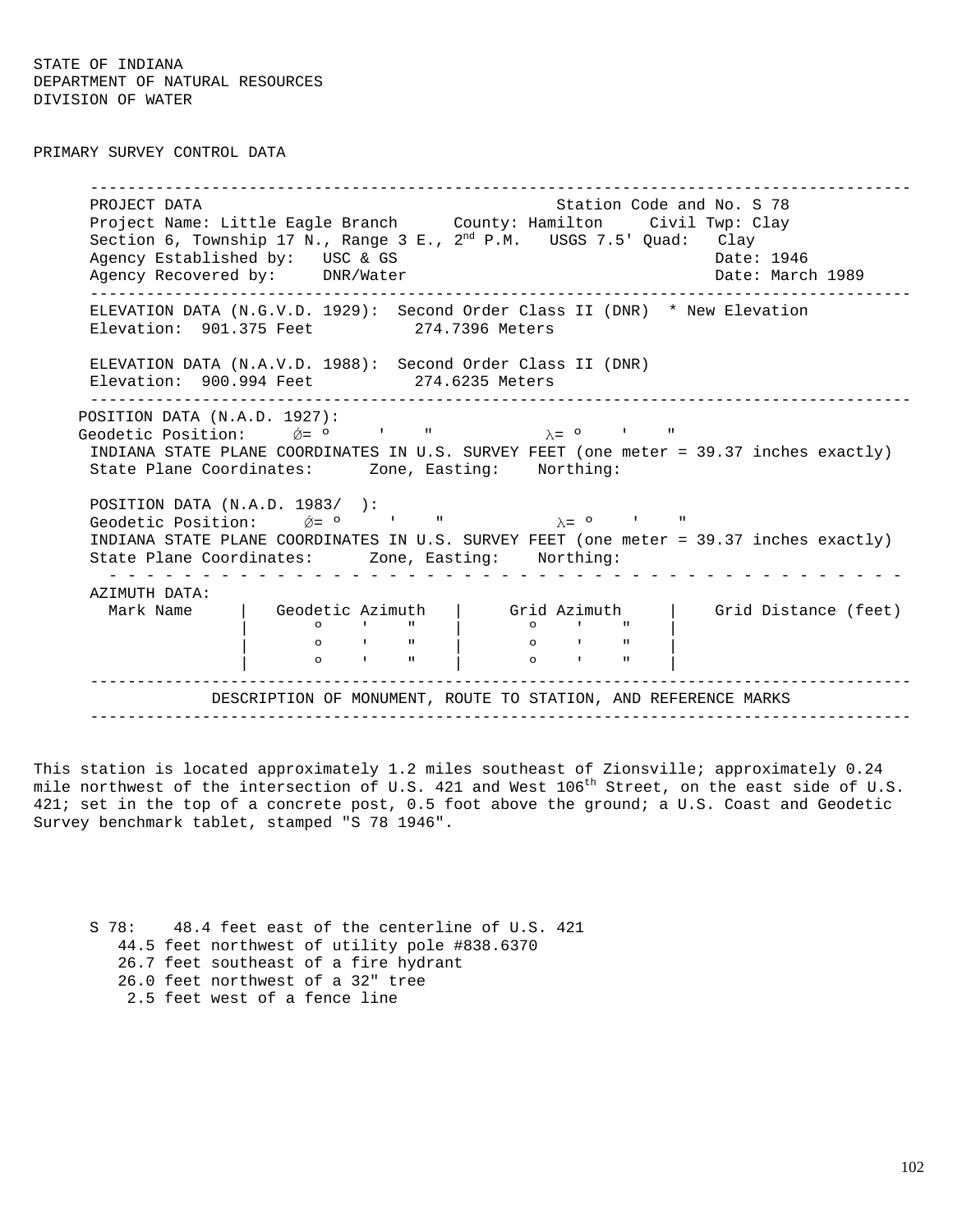STATE OF INDIANA
DEPARTMENT OF NATURAL RESOURCES
DIVISION OF WATER

PRIMARY SURVEY CONTROL DATA

---

PROJECT DATA — Station Code and No. S 78

Project Name: Little Eagle Branch — County: Hamilton — Civil Twp: Clay

Section 6, Township 17 N., Range 3 E., 2nd P.M. — USGS 7.5' Quad: Clay

Agency Established by: USC & GS — Date: 1946

Agency Recovered by: DNR/Water — Date: March 1989

---

ELEVATION DATA (N.G.V.D. 1929): Second Order Class II (DNR) * New Elevation

Elevation: 901.375 Feet — 274.7396 Meters

ELEVATION DATA (N.A.V.D. 1988): Second Order Class II (DNR)

Elevation: 900.994 Feet — 274.6235 Meters

---

POSITION DATA (N.A.D. 1927):

Geodetic Position: Ø= º ' " λ= º ' "

INDIANA STATE PLANE COORDINATES IN U.S. SURVEY FEET (one meter = 39.37 inches exactly)

State Plane Coordinates: Zone, Easting: Northing:

POSITION DATA (N.A.D. 1983/ ):

Geodetic Position: Ø= º ' " λ= º ' "

INDIANA STATE PLANE COORDINATES IN U.S. SURVEY FEET (one meter = 39.37 inches exactly)

State Plane Coordinates: Zone, Easting: Northing:

AZIMUTH DATA:

| Mark Name | Geodetic Azimuth | Grid Azimuth | Grid Distance (feet) |
|---|---|---|---|
| | º ' " | º ' " | |
| | º ' " | º ' " | |
| | º ' " | º ' " | |

---

DESCRIPTION OF MONUMENT, ROUTE TO STATION, AND REFERENCE MARKS

---

This station is located approximately 1.2 miles southeast of Zionsville; approximately 0.24 mile northwest of the intersection of U.S. 421 and West 106th Street, on the east side of U.S. 421; set in the top of a concrete post, 0.5 foot above the ground; a U.S. Coast and Geodetic Survey benchmark tablet, stamped "S 78 1946".

S 78: 48.4 feet east of the centerline of U.S. 421
44.5 feet northwest of utility pole #838.6370
26.7 feet southeast of a fire hydrant
26.0 feet northwest of a 32" tree
2.5 feet west of a fence line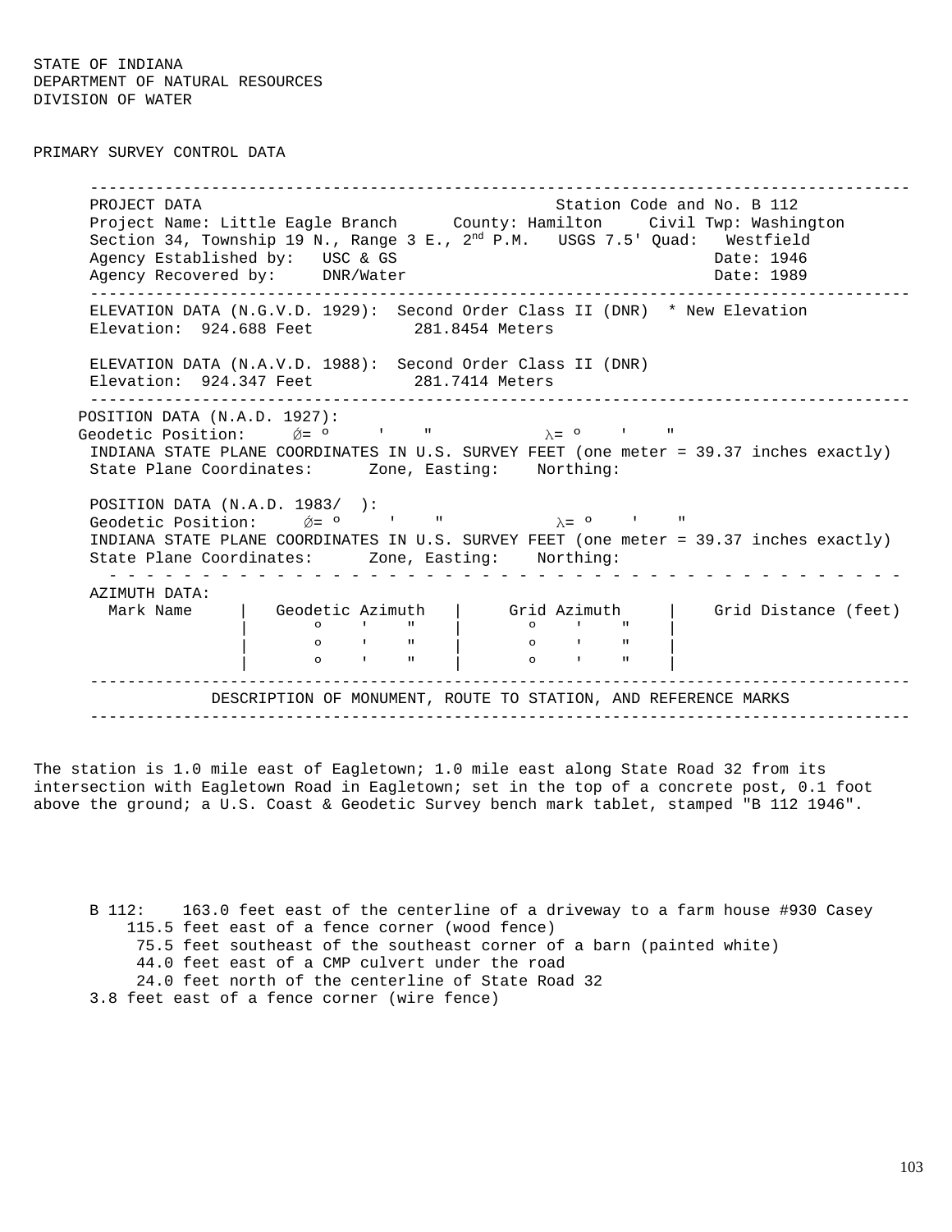STATE OF INDIANA
DEPARTMENT OF NATURAL RESOURCES
DIVISION OF WATER

PRIMARY SURVEY CONTROL DATA

---

PROJECT DATA Station Code and No. B 112
Project Name: Little Eagle Branch County: Hamilton Civil Twp: Washington
Section 34, Township 19 N., Range 3 E., 2nd P.M. USGS 7.5' Quad: Westfield
Agency Established by: USC & GS Date: 1946
Agency Recovered by: DNR/Water Date: 1989

---

ELEVATION DATA (N.G.V.D. 1929): Second Order Class II (DNR) * New Elevation
Elevation: 924.688 Feet 281.8454 Meters

ELEVATION DATA (N.A.V.D. 1988): Second Order Class II (DNR)
Elevation: 924.347 Feet 281.7414 Meters

---

POSITION DATA (N.A.D. 1927):
Geodetic Position: Ø= º ' " λ= º ' "
INDIANA STATE PLANE COORDINATES IN U.S. SURVEY FEET (one meter = 39.37 inches exactly)
State Plane Coordinates: Zone, Easting: Northing:

POSITION DATA (N.A.D. 1983/ ):
Geodetic Position: Ø= º ' " λ= º ' "
INDIANA STATE PLANE COORDINATES IN U.S. SURVEY FEET (one meter = 39.37 inches exactly)
State Plane Coordinates: Zone, Easting: Northing:

AZIMUTH DATA:

| Mark Name | Geodetic Azimuth | Grid Azimuth | Grid Distance (feet) |
|---|---|---|---|
| | º ' " | º ' " | |
| | º ' " | º ' " | |
| | º ' " | º ' " | |

---

DESCRIPTION OF MONUMENT, ROUTE TO STATION, AND REFERENCE MARKS

---

The station is 1.0 mile east of Eagletown; 1.0 mile east along State Road 32 from its intersection with Eagletown Road in Eagletown; set in the top of a concrete post, 0.1 foot above the ground; a U.S. Coast & Geodetic Survey bench mark tablet, stamped "B 112 1946".

B 112: 163.0 feet east of the centerline of a driveway to a farm house #930 Casey
115.5 feet east of a fence corner (wood fence)
75.5 feet southeast of the southeast corner of a barn (painted white)
44.0 feet east of a CMP culvert under the road
24.0 feet north of the centerline of State Road 32
3.8 feet east of a fence corner (wire fence)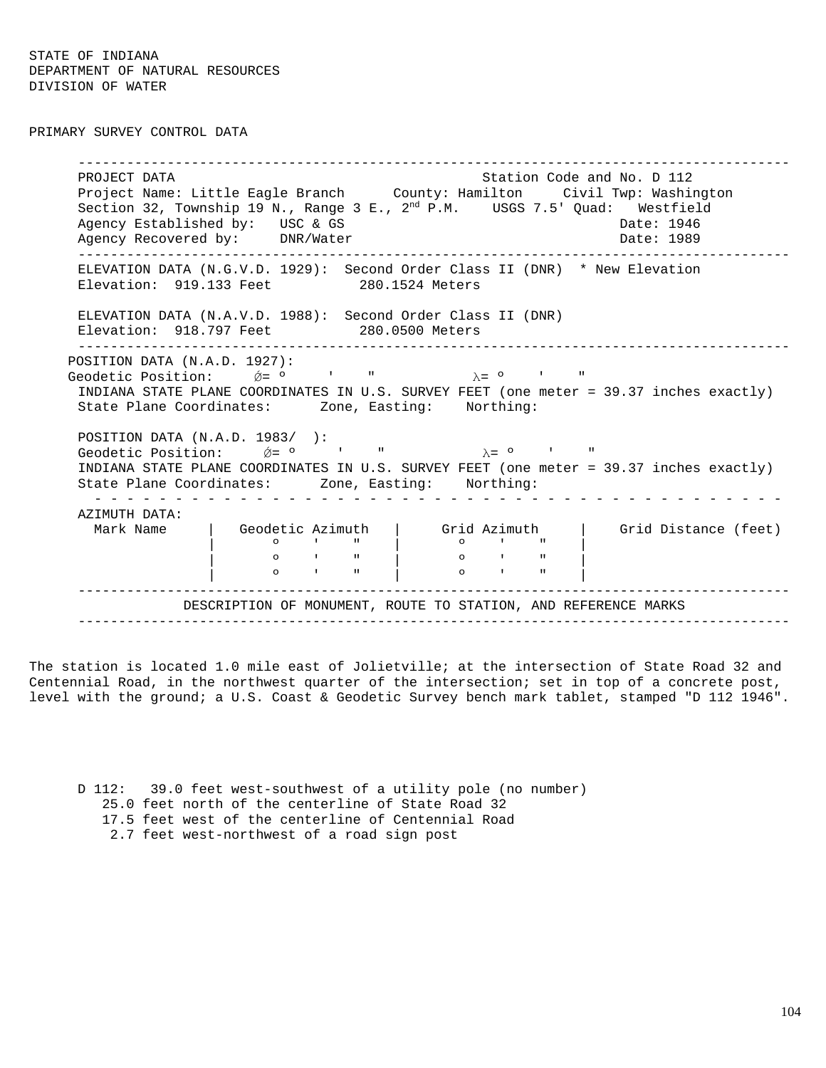STATE OF INDIANA
DEPARTMENT OF NATURAL RESOURCES
DIVISION OF WATER

PRIMARY SURVEY CONTROL DATA

---

PROJECT DATA — Station Code and No. D 112

Project Name: Little Eagle Branch    County: Hamilton    Civil Twp: Washington
Section 32, Township 19 N., Range 3 E., 2nd P.M.    USGS 7.5' Quad: Westfield
Agency Established by: USC & GS    Date: 1946
Agency Recovered by: DNR/Water    Date: 1989

---

ELEVATION DATA (N.G.V.D. 1929): Second Order Class II (DNR) * New Elevation
Elevation: 919.133 Feet    280.1524 Meters

ELEVATION DATA (N.A.V.D. 1988): Second Order Class II (DNR)
Elevation: 918.797 Feet    280.0500 Meters

---

POSITION DATA (N.A.D. 1927):
Geodetic Position: Ø= º ' "    λ= º ' "
INDIANA STATE PLANE COORDINATES IN U.S. SURVEY FEET (one meter = 39.37 inches exactly)
State Plane Coordinates: Zone, Easting: Northing:

POSITION DATA (N.A.D. 1983/ ):
Geodetic Position: Ø= º ' "    λ= º ' "
INDIANA STATE PLANE COORDINATES IN U.S. SURVEY FEET (one meter = 39.37 inches exactly)
State Plane Coordinates: Zone, Easting: Northing:

AZIMUTH DATA:

| Mark Name | Geodetic Azimuth | Grid Azimuth | Grid Distance (feet) |
|---|---|---|---|
| | º ' " | º ' " | |
| | º ' " | º ' " | |
| | º ' " | º ' " | |

---

DESCRIPTION OF MONUMENT, ROUTE TO STATION, AND REFERENCE MARKS

---

The station is located 1.0 mile east of Jolietville; at the intersection of State Road 32 and Centennial Road, in the northwest quarter of the intersection; set in top of a concrete post, level with the ground; a U.S. Coast & Geodetic Survey bench mark tablet, stamped "D 112 1946".

D 112: 39.0 feet west-southwest of a utility pole (no number)
25.0 feet north of the centerline of State Road 32
17.5 feet west of the centerline of Centennial Road
2.7 feet west-northwest of a road sign post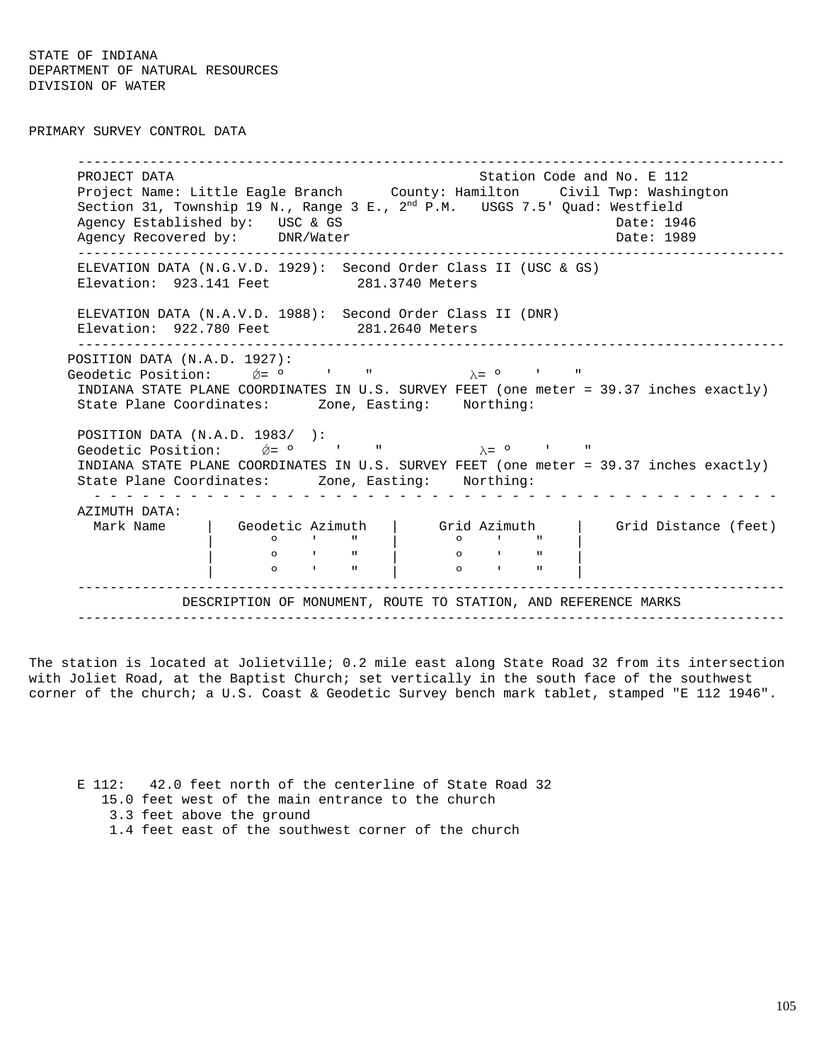STATE OF INDIANA
DEPARTMENT OF NATURAL RESOURCES
DIVISION OF WATER

PRIMARY SURVEY CONTROL DATA

---

PROJECT DATA                                                    Station Code and No. E 112
Project Name: Little Eagle Branch      County: Hamilton     Civil Twp: Washington
Section 31, Township 19 N., Range 3 E., 2nd P.M.   USGS 7.5' Quad: Westfield
Agency Established by:   USC & GS                                    Date: 1946
Agency Recovered by:     DNR/Water                                   Date: 1989

---

ELEVATION DATA (N.G.V.D. 1929):  Second Order Class II (USC & GS)
Elevation:  923.141 Feet          281.3740 Meters

ELEVATION DATA (N.A.V.D. 1988):  Second Order Class II (DNR)
Elevation:  922.780 Feet          281.2640 Meters

---

POSITION DATA (N.A.D. 1927):
Geodetic Position:     Ǿ= º     '    "           λ= º    '    "
INDIANA STATE PLANE COORDINATES IN U.S. SURVEY FEET (one meter = 39.37 inches exactly)
State Plane Coordinates:      Zone, Easting:    Northing:

POSITION DATA (N.A.D. 1983/  ):
Geodetic Position:     Ǿ= º     '    "           λ= º    '    "
INDIANA STATE PLANE COORDINATES IN U.S. SURVEY FEET (one meter = 39.37 inches exactly)
State Plane Coordinates:      Zone, Easting:    Northing:

AZIMUTH DATA:

| Mark Name | Geodetic Azimuth | Grid Azimuth | Grid Distance (feet) |
|---|---|---|---|
| | º ' " | º ' " | |
| | º ' " | º ' " | |
| | º ' " | º ' " | |

---

DESCRIPTION OF MONUMENT, ROUTE TO STATION, AND REFERENCE MARKS

---

The station is located at Jolietville; 0.2 mile east along State Road 32 from its intersection with Joliet Road, at the Baptist Church; set vertically in the south face of the southwest corner of the church; a U.S. Coast & Geodetic Survey bench mark tablet, stamped "E 112 1946".

E 112:   42.0 feet north of the centerline of State Road 32
15.0 feet west of the main entrance to the church
3.3 feet above the ground
1.4 feet east of the southwest corner of the church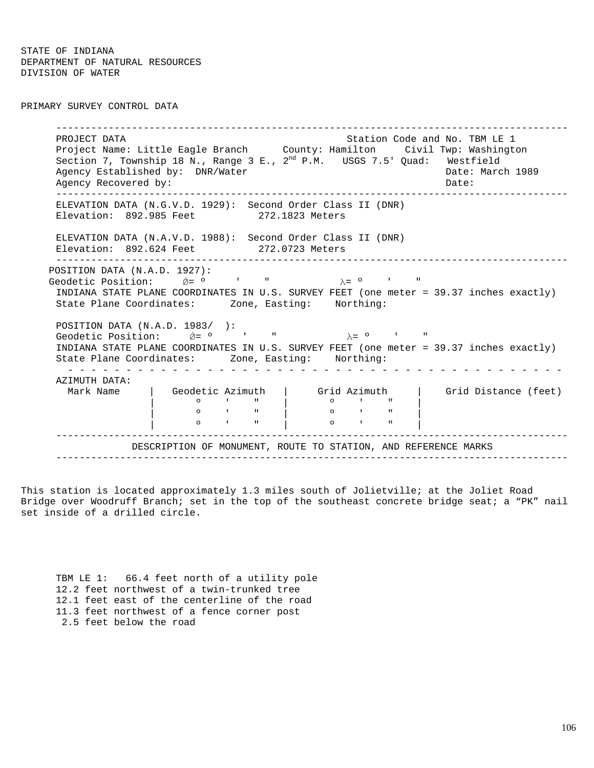STATE OF INDIANA
DEPARTMENT OF NATURAL RESOURCES
DIVISION OF WATER

PRIMARY SURVEY CONTROL DATA

---

PROJECT DATA                                    Station Code and No. TBM LE 1
Project Name: Little Eagle Branch      County: Hamilton     Civil Twp: Washington
Section 7, Township 18 N., Range 3 E., 2nd P.M.   USGS 7.5' Quad:   Westfield
Agency Established by:  DNR/Water                                    Date: March 1989
Agency Recovered by:                                                 Date:

---

ELEVATION DATA (N.G.V.D. 1929):  Second Order Class II (DNR)
Elevation:  892.985 Feet          272.1823 Meters

ELEVATION DATA (N.A.V.D. 1988):  Second Order Class II (DNR)
Elevation:  892.624 Feet          272.0723 Meters

---

POSITION DATA (N.A.D. 1927):
Geodetic Position:     $\phi$= º     '    "           $\lambda$= º    '    "
INDIANA STATE PLANE COORDINATES IN U.S. SURVEY FEET (one meter = 39.37 inches exactly)
State Plane Coordinates:      Zone, Easting:    Northing:

POSITION DATA (N.A.D. 1983/  ):
Geodetic Position:     $\phi$= º     '    "           $\lambda$= º    '    "
INDIANA STATE PLANE COORDINATES IN U.S. SURVEY FEET (one meter = 39.37 inches exactly)
State Plane Coordinates:      Zone, Easting:    Northing:

AZIMUTH DATA:

| Mark Name | Geodetic Azimuth | Grid Azimuth | Grid Distance (feet) |
|---|---|---|---|
| | o ' " | o ' " | |
| | o ' " | o ' " | |
| | o ' " | o ' " | |

---

DESCRIPTION OF MONUMENT, ROUTE TO STATION, AND REFERENCE MARKS

---

This station is located approximately 1.3 miles south of Jolietville; at the Joliet Road Bridge over Woodruff Branch; set in the top of the southeast concrete bridge seat; a "PK" nail set inside of a drilled circle.

TBM LE 1:   66.4 feet north of a utility pole
12.2 feet northwest of a twin-trunked tree
12.1 feet east of the centerline of the road
11.3 feet northwest of a fence corner post
2.5 feet below the road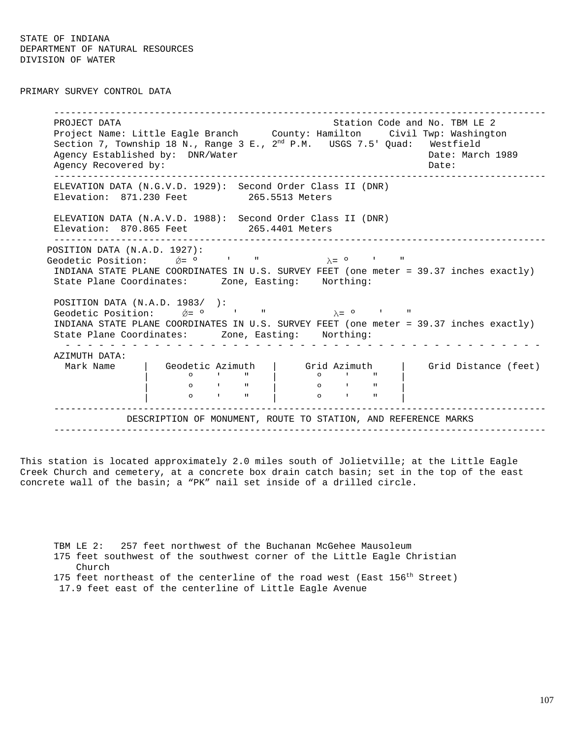STATE OF INDIANA
DEPARTMENT OF NATURAL RESOURCES
DIVISION OF WATER

PRIMARY SURVEY CONTROL DATA

---

PROJECT DATA                                                      Station Code and No. TBM LE 2
Project Name: Little Eagle Branch      County: Hamilton     Civil Twp: Washington
Section 7, Township 18 N., Range 3 E., 2nd P.M.   USGS 7.5' Quad:   Westfield
Agency Established by:  DNR/Water                                 Date: March 1989
Agency Recovered by:                                              Date:

---

ELEVATION DATA (N.G.V.D. 1929):  Second Order Class II (DNR)
Elevation:  871.230 Feet          265.5513 Meters

ELEVATION DATA (N.A.V.D. 1988):  Second Order Class II (DNR)
Elevation:  870.865 Feet          265.4401 Meters

---

POSITION DATA (N.A.D. 1927):
Geodetic Position:     Ø= º     '    "           λ= º    '    "
INDIANA STATE PLANE COORDINATES IN U.S. SURVEY FEET (one meter = 39.37 inches exactly)
State Plane Coordinates:      Zone, Easting:    Northing:

POSITION DATA (N.A.D. 1983/  ):
Geodetic Position:     Ø= º     '    "           λ= º    '    "
INDIANA STATE PLANE COORDINATES IN U.S. SURVEY FEET (one meter = 39.37 inches exactly)
State Plane Coordinates:      Zone, Easting:    Northing:

AZIMUTH DATA:

| Mark Name | Geodetic Azimuth | Grid Azimuth | Grid Distance (feet) |
|---|---|---|---|
| | º ' " | º ' " | |
| | º ' " | º ' " | |
| | º ' " | º ' " | |

---

DESCRIPTION OF MONUMENT, ROUTE TO STATION, AND REFERENCE MARKS

---

This station is located approximately 2.0 miles south of Jolietville; at the Little Eagle Creek Church and cemetery, at a concrete box drain catch basin; set in the top of the east concrete wall of the basin; a “PK” nail set inside of a drilled circle.

TBM LE 2:   257 feet northwest of the Buchanan McGehee Mausoleum
175 feet southwest of the southwest corner of the Little Eagle Christian Church
175 feet northeast of the centerline of the road west (East 156th Street)
17.9 feet east of the centerline of Little Eagle Avenue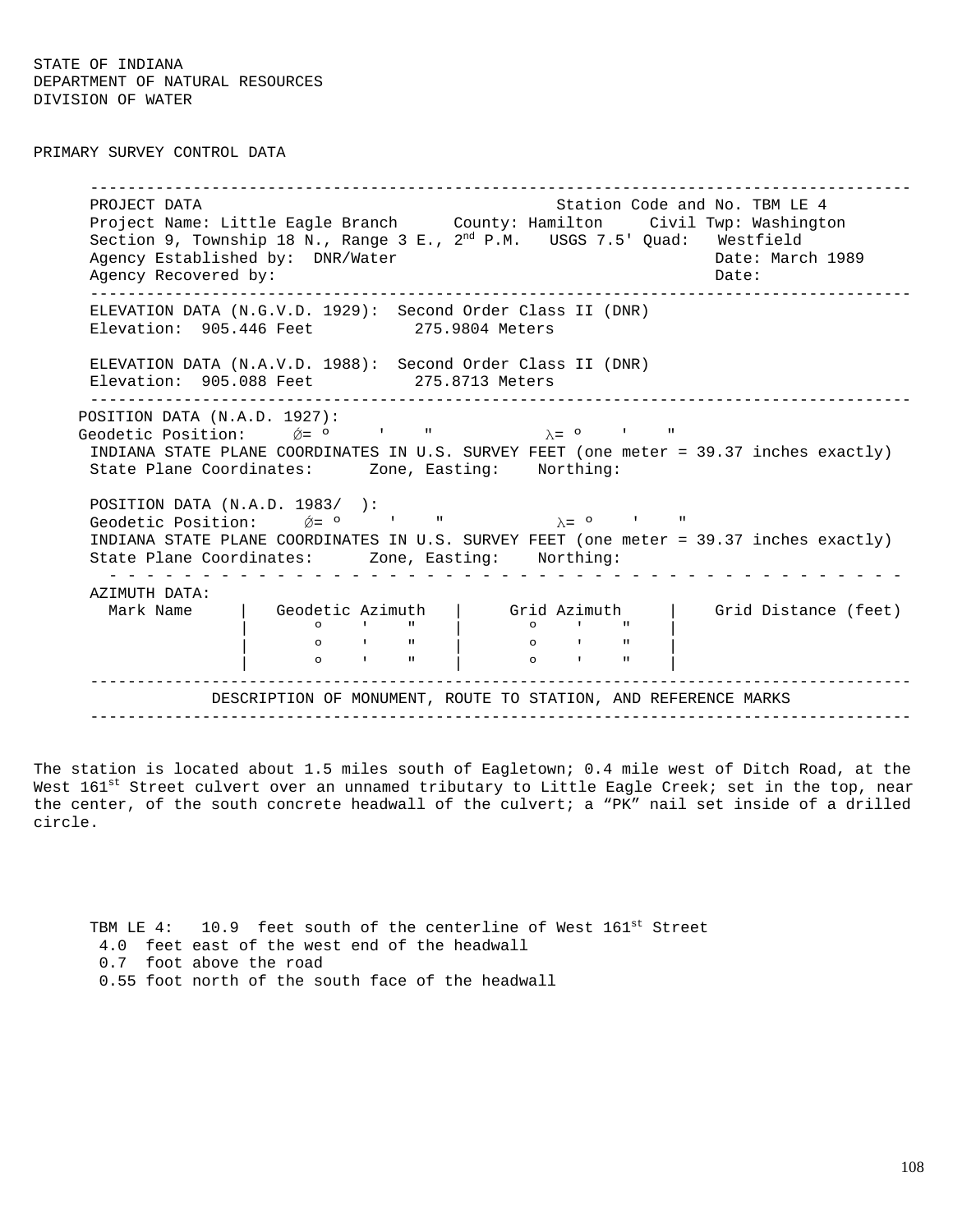STATE OF INDIANA
DEPARTMENT OF NATURAL RESOURCES
DIVISION OF WATER

PRIMARY SURVEY CONTROL DATA

---

PROJECT DATA                                                    Station Code and No. TBM LE 4

Project Name: Little Eagle Branch      County: Hamilton     Civil Twp: Washington

Section 9, Township 18 N., Range 3 E., 2nd P.M.   USGS 7.5' Quad:   Westfield

Agency Established by:  DNR/Water                                        Date: March 1989

Agency Recovered by:                                                     Date:

---

ELEVATION DATA (N.G.V.D. 1929):  Second Order Class II (DNR)

Elevation:  905.446 Feet          275.9804 Meters

ELEVATION DATA (N.A.V.D. 1988):  Second Order Class II (DNR)

Elevation:  905.088 Feet          275.8713 Meters

---

POSITION DATA (N.A.D. 1927):

Geodetic Position:     Ǿ= º     '    "           λ= º    '    "

INDIANA STATE PLANE COORDINATES IN U.S. SURVEY FEET (one meter = 39.37 inches exactly)

State Plane Coordinates:      Zone, Easting:    Northing:

POSITION DATA (N.A.D. 1983/  ):

Geodetic Position:     Ǿ= º     '    "           λ= º    '    "

INDIANA STATE PLANE COORDINATES IN U.S. SURVEY FEET (one meter = 39.37 inches exactly)

State Plane Coordinates:      Zone, Easting:    Northing:

---

AZIMUTH DATA:

| Mark Name | Geodetic Azimuth | Grid Azimuth | Grid Distance (feet) |
|---|---|---|---|
| | º ' " | º ' " | |
| | º ' " | º ' " | |
| | º ' " | º ' " | |

---

DESCRIPTION OF MONUMENT, ROUTE TO STATION, AND REFERENCE MARKS

---

The station is located about 1.5 miles south of Eagletown; 0.4 mile west of Ditch Road, at the West 161st Street culvert over an unnamed tributary to Little Eagle Creek; set in the top, near the center, of the south concrete headwall of the culvert; a “PK” nail set inside of a drilled circle.

TBM LE 4:   10.9  feet south of the centerline of West 161st Street
4.0  feet east of the west end of the headwall
0.7  foot above the road
0.55 foot north of the south face of the headwall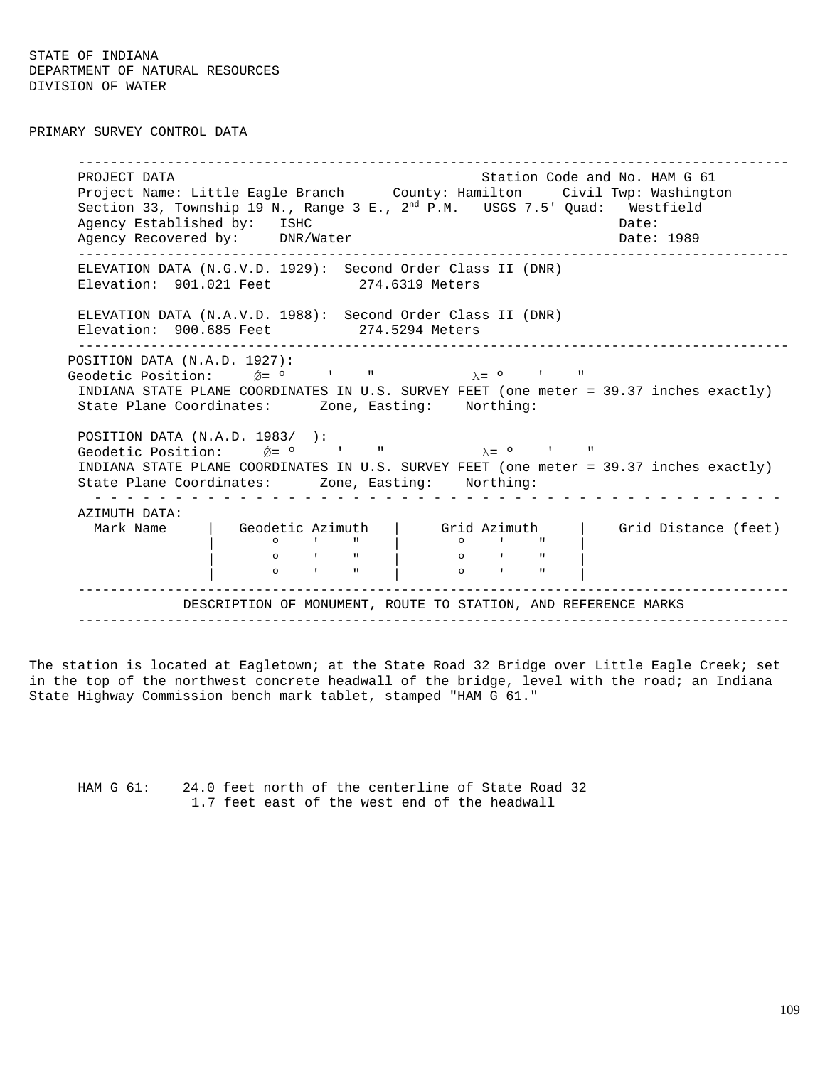STATE OF INDIANA
DEPARTMENT OF NATURAL RESOURCES
DIVISION OF WATER

PRIMARY SURVEY CONTROL DATA

---

PROJECT DATA                                                    Station Code and No. HAM G 61

Project Name: Little Eagle Branch      County: Hamilton     Civil Twp: Washington

Section 33, Township 19 N., Range 3 E., 2nd P.M.   USGS 7.5' Quad:   Westfield

Agency Established by:   ISHC                                      Date:

Agency Recovered by:     DNR/Water                                 Date: 1989

---

ELEVATION DATA (N.G.V.D. 1929):  Second Order Class II (DNR)

Elevation:  901.021 Feet          274.6319 Meters

ELEVATION DATA (N.A.V.D. 1988):  Second Order Class II (DNR)

Elevation:  900.685 Feet          274.5294 Meters

---

POSITION DATA (N.A.D. 1927):

Geodetic Position:     Ø= º     '    "           λ= º    '    "

INDIANA STATE PLANE COORDINATES IN U.S. SURVEY FEET (one meter = 39.37 inches exactly)

State Plane Coordinates:      Zone, Easting:    Northing:

POSITION DATA (N.A.D. 1983/  ):

Geodetic Position:     Ø= º     '    "           λ= º    '    "

INDIANA STATE PLANE COORDINATES IN U.S. SURVEY FEET (one meter = 39.37 inches exactly)

State Plane Coordinates:      Zone, Easting:    Northing:

---

AZIMUTH DATA:

| Mark Name | Geodetic Azimuth | Grid Azimuth | Grid Distance (feet) |
|---|---|---|---|
| | º ' " | º ' " | |
| | º ' " | º ' " | |
| | º ' " | º ' " | |

---

DESCRIPTION OF MONUMENT, ROUTE TO STATION, AND REFERENCE MARKS

---

The station is located at Eagletown; at the State Road 32 Bridge over Little Eagle Creek; set in the top of the northwest concrete headwall of the bridge, level with the road; an Indiana State Highway Commission bench mark tablet, stamped "HAM G 61."

HAM G 61:    24.0 feet north of the centerline of State Road 32
             1.7 feet east of the west end of the headwall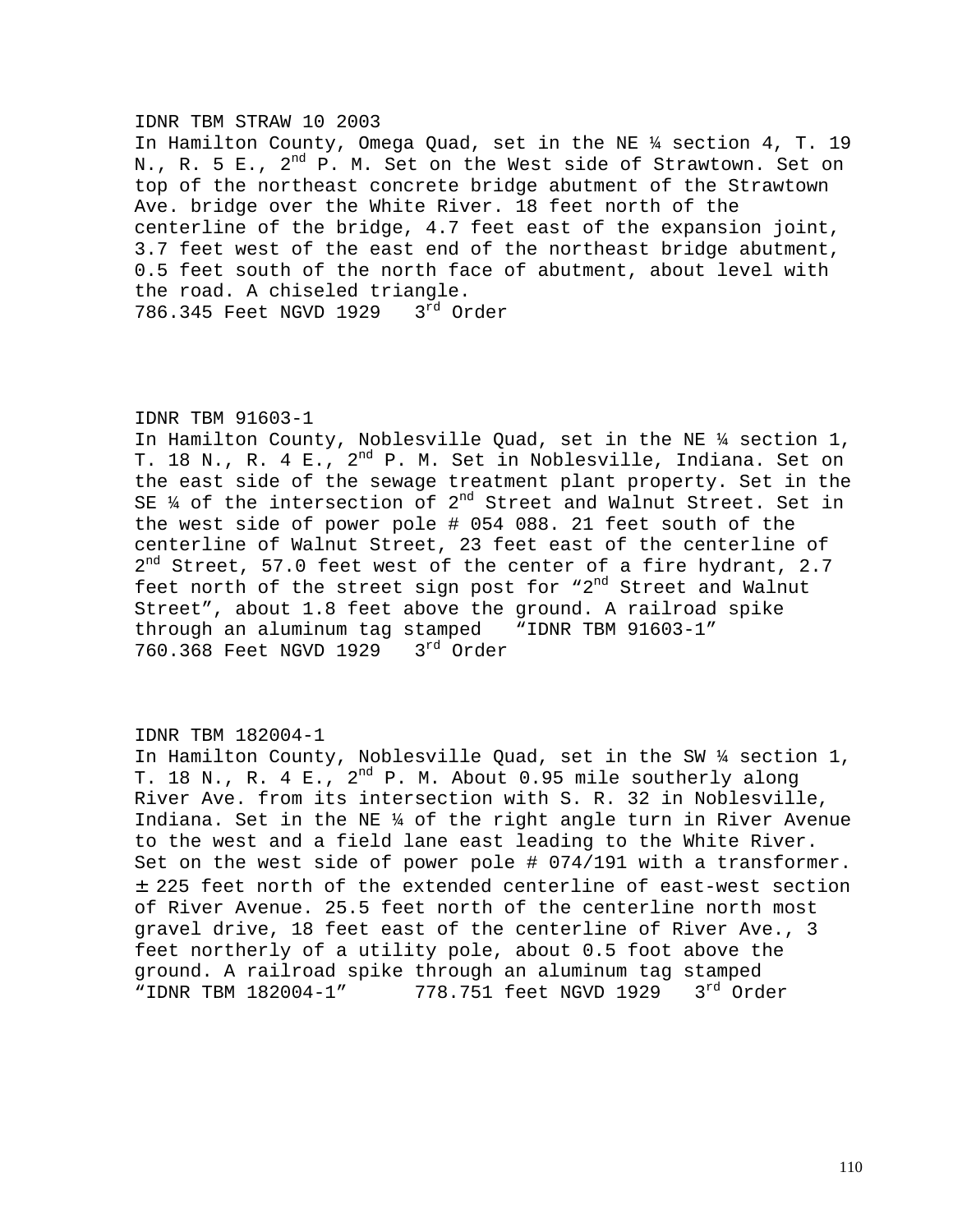IDNR TBM STRAW 10 2003

In Hamilton County, Omega Quad, set in the NE ¼ section 4, T. 19 N., R. 5 E., 2nd P. M. Set on the West side of Strawtown. Set on top of the northeast concrete bridge abutment of the Strawtown Ave. bridge over the White River. 18 feet north of the centerline of the bridge, 4.7 feet east of the expansion joint, 3.7 feet west of the east end of the northeast bridge abutment, 0.5 feet south of the north face of abutment, about level with the road. A chiseled triangle.

786.345 Feet NGVD 1929   3rd Order

IDNR TBM 91603-1

In Hamilton County, Noblesville Quad, set in the NE ¼ section 1, T. 18 N., R. 4 E., 2nd P. M. Set in Noblesville, Indiana. Set on the east side of the sewage treatment plant property. Set in the SE ¼ of the intersection of 2nd Street and Walnut Street. Set in the west side of power pole # 054 088. 21 feet south of the centerline of Walnut Street, 23 feet east of the centerline of 2nd Street, 57.0 feet west of the center of a fire hydrant, 2.7 feet north of the street sign post for "2nd Street and Walnut Street", about 1.8 feet above the ground. A railroad spike through an aluminum tag stamped "IDNR TBM 91603-1"

760.368 Feet NGVD 1929   3rd Order

IDNR TBM 182004-1

In Hamilton County, Noblesville Quad, set in the SW ¼ section 1, T. 18 N., R. 4 E., 2nd P. M. About 0.95 mile southerly along River Ave. from its intersection with S. R. 32 in Noblesville, Indiana. Set in the NE ¼ of the right angle turn in River Avenue to the west and a field lane east leading to the White River. Set on the west side of power pole # 074/191 with a transformer. ±225 feet north of the extended centerline of east-west section of River Avenue. 25.5 feet north of the centerline north most gravel drive, 18 feet east of the centerline of River Ave., 3 feet northerly of a utility pole, about 0.5 foot above the ground. A railroad spike through an aluminum tag stamped "IDNR TBM 182004-1"   778.751 feet NGVD 1929   3rd Order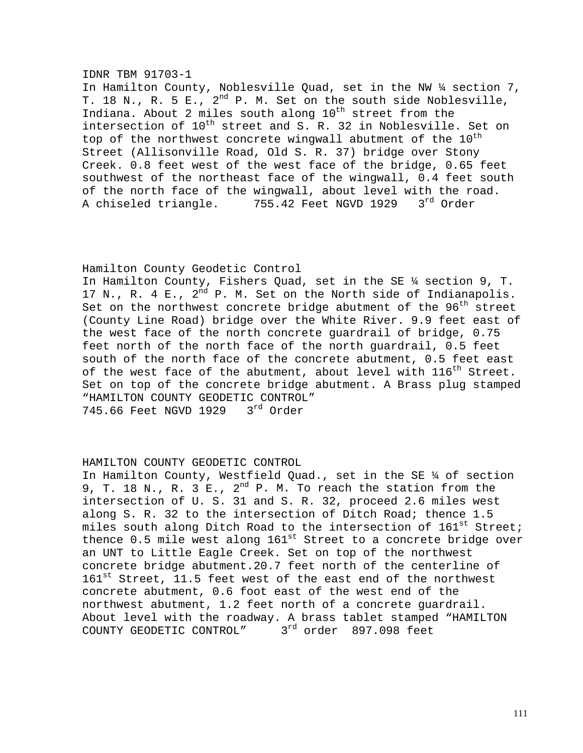IDNR TBM 91703-1
In Hamilton County, Noblesville Quad, set in the NW ¼ section 7, T. 18 N., R. 5 E., 2nd P. M. Set on the south side Noblesville, Indiana. About 2 miles south along 10th street from the intersection of 10th street and S. R. 32 in Noblesville. Set on top of the northwest concrete wingwall abutment of the 10th Street (Allisonville Road, Old S. R. 37) bridge over Stony Creek. 0.8 feet west of the west face of the bridge, 0.65 feet southwest of the northeast face of the wingwall, 0.4 feet south of the north face of the wingwall, about level with the road. A chiseled triangle.     755.42 Feet NGVD 1929   3rd Order

Hamilton County Geodetic Control
In Hamilton County, Fishers Quad, set in the SE ¼ section 9, T. 17 N., R. 4 E., 2nd P. M. Set on the North side of Indianapolis. Set on the northwest concrete bridge abutment of the 96th street (County Line Road) bridge over the White River. 9.9 feet east of the west face of the north concrete guardrail of bridge, 0.75 feet north of the north face of the north guardrail, 0.5 feet south of the north face of the concrete abutment, 0.5 feet east of the west face of the abutment, about level with 116th Street. Set on top of the concrete bridge abutment. A Brass plug stamped “HAMILTON COUNTY GEODETIC CONTROL”
745.66 Feet NGVD 1929   3rd Order

HAMILTON COUNTY GEODETIC CONTROL
In Hamilton County, Westfield Quad., set in the SE ¼ of section 9, T. 18 N., R. 3 E., 2nd P. M. To reach the station from the intersection of U. S. 31 and S. R. 32, proceed 2.6 miles west along S. R. 32 to the intersection of Ditch Road; thence 1.5 miles south along Ditch Road to the intersection of 161st Street; thence 0.5 mile west along 161st Street to a concrete bridge over an UNT to Little Eagle Creek. Set on top of the northwest concrete bridge abutment.20.7 feet north of the centerline of 161st Street, 11.5 feet west of the east end of the northwest concrete abutment, 0.6 foot east of the west end of the northwest abutment, 1.2 feet north of a concrete guardrail. About level with the roadway. A brass tablet stamped “HAMILTON COUNTY GEODETIC CONTROL”     3rd order  897.098 feet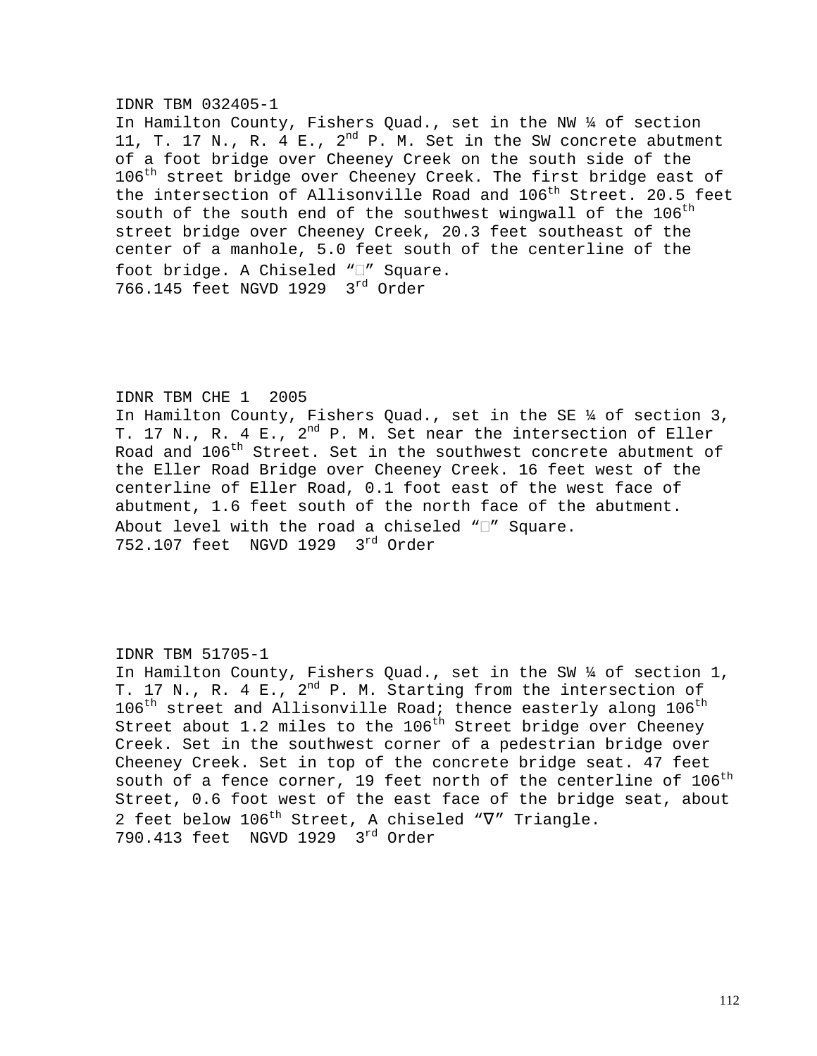IDNR TBM 032405-1
In Hamilton County, Fishers Quad., set in the NW ¼ of section 11, T. 17 N., R. 4 E., 2nd P. M. Set in the SW concrete abutment of a foot bridge over Cheeney Creek on the south side of the 106th street bridge over Cheeney Creek. The first bridge east of the intersection of Allisonville Road and 106th Street. 20.5 feet south of the south end of the southwest wingwall of the 106th street bridge over Cheeney Creek, 20.3 feet southeast of the center of a manhole, 5.0 feet south of the centerline of the foot bridge. A Chiseled "□" Square.
766.145 feet NGVD 1929 3rd Order

IDNR TBM CHE 1 2005
In Hamilton County, Fishers Quad., set in the SE ¼ of section 3, T. 17 N., R. 4 E., 2nd P. M. Set near the intersection of Eller Road and 106th Street. Set in the southwest concrete abutment of the Eller Road Bridge over Cheeney Creek. 16 feet west of the centerline of Eller Road, 0.1 foot east of the west face of abutment, 1.6 feet south of the north face of the abutment. About level with the road a chiseled "□" Square.
752.107 feet NGVD 1929 3rd Order

IDNR TBM 51705-1
In Hamilton County, Fishers Quad., set in the SW ¼ of section 1, T. 17 N., R. 4 E., 2nd P. M. Starting from the intersection of 106th street and Allisonville Road; thence easterly along 106th Street about 1.2 miles to the 106th Street bridge over Cheeney Creek. Set in the southwest corner of a pedestrian bridge over Cheeney Creek. Set in top of the concrete bridge seat. 47 feet south of a fence corner, 19 feet north of the centerline of 106th Street, 0.6 foot west of the east face of the bridge seat, about 2 feet below 106th Street, A chiseled "∇" Triangle.
790.413 feet NGVD 1929 3rd Order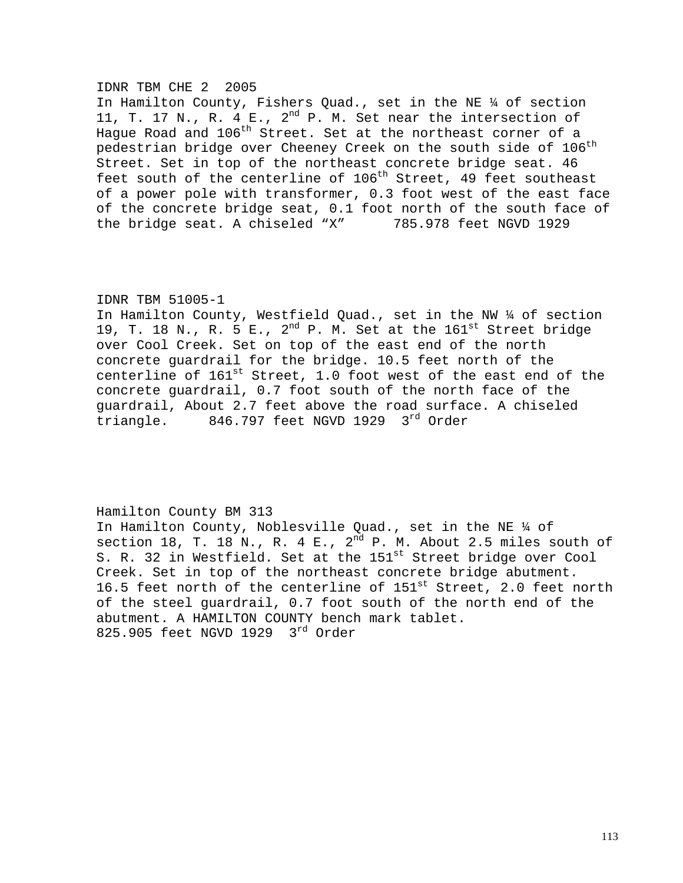IDNR TBM CHE 2  2005
In Hamilton County, Fishers Quad., set in the NE ¼ of section 11, T. 17 N., R. 4 E., 2nd P. M. Set near the intersection of Hague Road and 106th Street. Set at the northeast corner of a pedestrian bridge over Cheeney Creek on the south side of 106th Street. Set in top of the northeast concrete bridge seat. 46 feet south of the centerline of 106th Street, 49 feet southeast of a power pole with transformer, 0.3 foot west of the east face of the concrete bridge seat, 0.1 foot north of the south face of the bridge seat. A chiseled “X”      785.978 feet NGVD 1929

IDNR TBM 51005-1
In Hamilton County, Westfield Quad., set in the NW ¼ of section 19, T. 18 N., R. 5 E., 2nd P. M. Set at the 161st Street bridge over Cool Creek. Set on top of the east end of the north concrete guardrail for the bridge. 10.5 feet north of the centerline of 161st Street, 1.0 foot west of the east end of the concrete guardrail, 0.7 foot south of the north face of the guardrail, About 2.7 feet above the road surface. A chiseled triangle.     846.797 feet NGVD 1929  3rd Order

Hamilton County BM 313
In Hamilton County, Noblesville Quad., set in the NE ¼ of section 18, T. 18 N., R. 4 E., 2nd P. M. About 2.5 miles south of S. R. 32 in Westfield. Set at the 151st Street bridge over Cool Creek. Set in top of the northeast concrete bridge abutment. 16.5 feet north of the centerline of 151st Street, 2.0 feet north of the steel guardrail, 0.7 foot south of the north end of the abutment. A HAMILTON COUNTY bench mark tablet.
825.905 feet NGVD 1929  3rd Order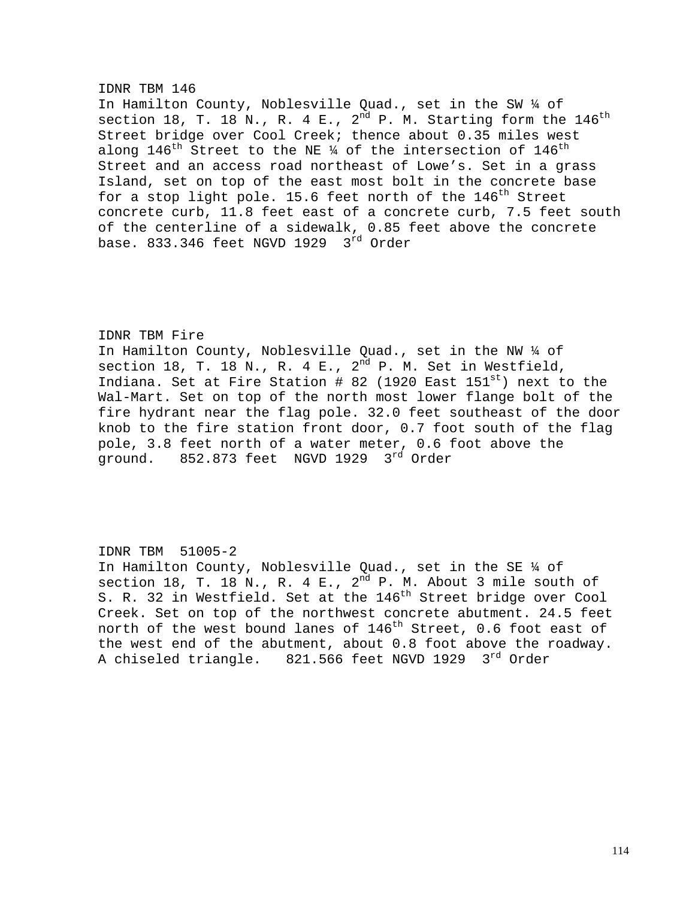IDNR TBM 146
In Hamilton County, Noblesville Quad., set in the SW ¼ of section 18, T. 18 N., R. 4 E., 2nd P. M. Starting form the 146th Street bridge over Cool Creek; thence about 0.35 miles west along 146th Street to the NE ¼ of the intersection of 146th Street and an access road northeast of Lowe's. Set in a grass Island, set on top of the east most bolt in the concrete base for a stop light pole. 15.6 feet north of the 146th Street concrete curb, 11.8 feet east of a concrete curb, 7.5 feet south of the centerline of a sidewalk, 0.85 feet above the concrete base. 833.346 feet NGVD 1929 3rd Order

IDNR TBM Fire
In Hamilton County, Noblesville Quad., set in the NW ¼ of section 18, T. 18 N., R. 4 E., 2nd P. M. Set in Westfield, Indiana. Set at Fire Station # 82 (1920 East 151st) next to the Wal-Mart. Set on top of the north most lower flange bolt of the fire hydrant near the flag pole. 32.0 feet southeast of the door knob to the fire station front door, 0.7 foot south of the flag pole, 3.8 feet north of a water meter, 0.6 foot above the ground. 852.873 feet NGVD 1929 3rd Order

IDNR TBM 51005-2
In Hamilton County, Noblesville Quad., set in the SE ¼ of section 18, T. 18 N., R. 4 E., 2nd P. M. About 3 mile south of S. R. 32 in Westfield. Set at the 146th Street bridge over Cool Creek. Set on top of the northwest concrete abutment. 24.5 feet north of the west bound lanes of 146th Street, 0.6 foot east of the west end of the abutment, about 0.8 foot above the roadway. A chiseled triangle. 821.566 feet NGVD 1929 3rd Order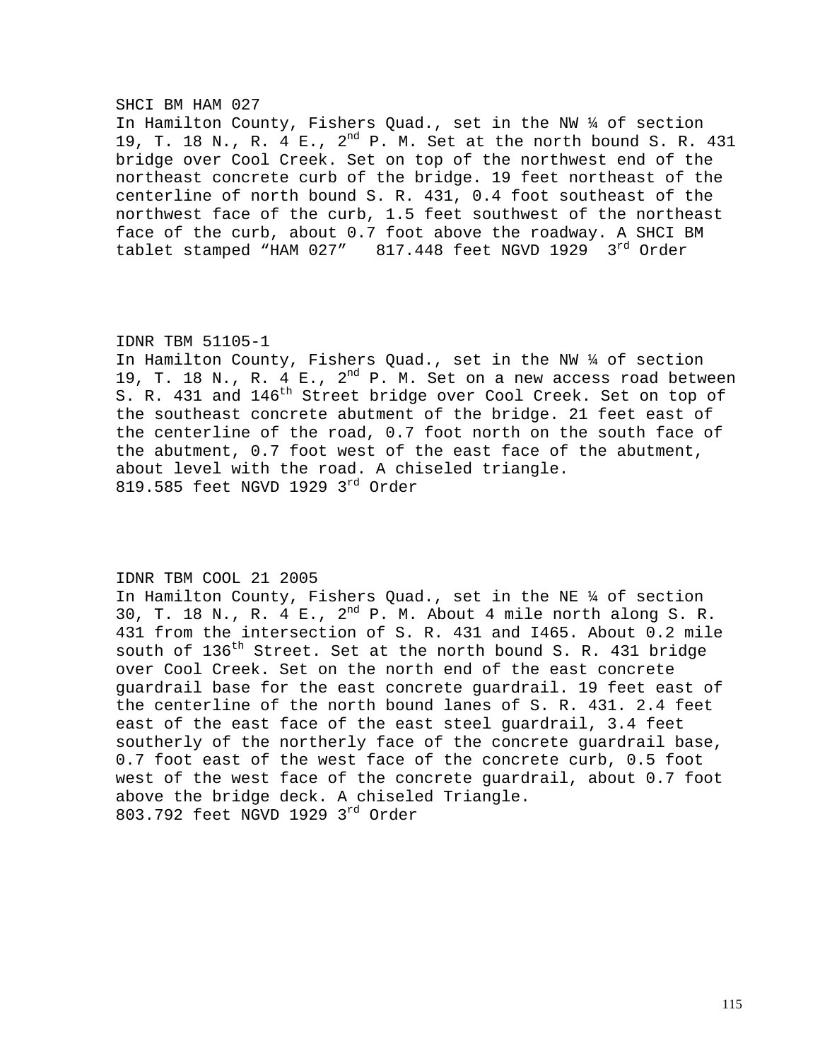SHCI BM HAM 027

In Hamilton County, Fishers Quad., set in the NW ¼ of section 19, T. 18 N., R. 4 E., 2nd P. M. Set at the north bound S. R. 431 bridge over Cool Creek. Set on top of the northwest end of the northeast concrete curb of the bridge. 19 feet northeast of the centerline of north bound S. R. 431, 0.4 foot southeast of the northwest face of the curb, 1.5 feet southwest of the northeast face of the curb, about 0.7 foot above the roadway. A SHCI BM tablet stamped “HAM 027” 817.448 feet NGVD 1929 3rd Order

IDNR TBM 51105-1

In Hamilton County, Fishers Quad., set in the NW ¼ of section 19, T. 18 N., R. 4 E., 2nd P. M. Set on a new access road between S. R. 431 and 146th Street bridge over Cool Creek. Set on top of the southeast concrete abutment of the bridge. 21 feet east of the centerline of the road, 0.7 foot north on the south face of the abutment, 0.7 foot west of the east face of the abutment, about level with the road. A chiseled triangle.
819.585 feet NGVD 1929 3rd Order

IDNR TBM COOL 21 2005

In Hamilton County, Fishers Quad., set in the NE ¼ of section 30, T. 18 N., R. 4 E., 2nd P. M. About 4 mile north along S. R. 431 from the intersection of S. R. 431 and I465. About 0.2 mile south of 136th Street. Set at the north bound S. R. 431 bridge over Cool Creek. Set on the north end of the east concrete guardrail base for the east concrete guardrail. 19 feet east of the centerline of the north bound lanes of S. R. 431. 2.4 feet east of the east face of the east steel guardrail, 3.4 feet southerly of the northerly face of the concrete guardrail base, 0.7 foot east of the west face of the concrete curb, 0.5 foot west of the west face of the concrete guardrail, about 0.7 foot above the bridge deck. A chiseled Triangle.
803.792 feet NGVD 1929 3rd Order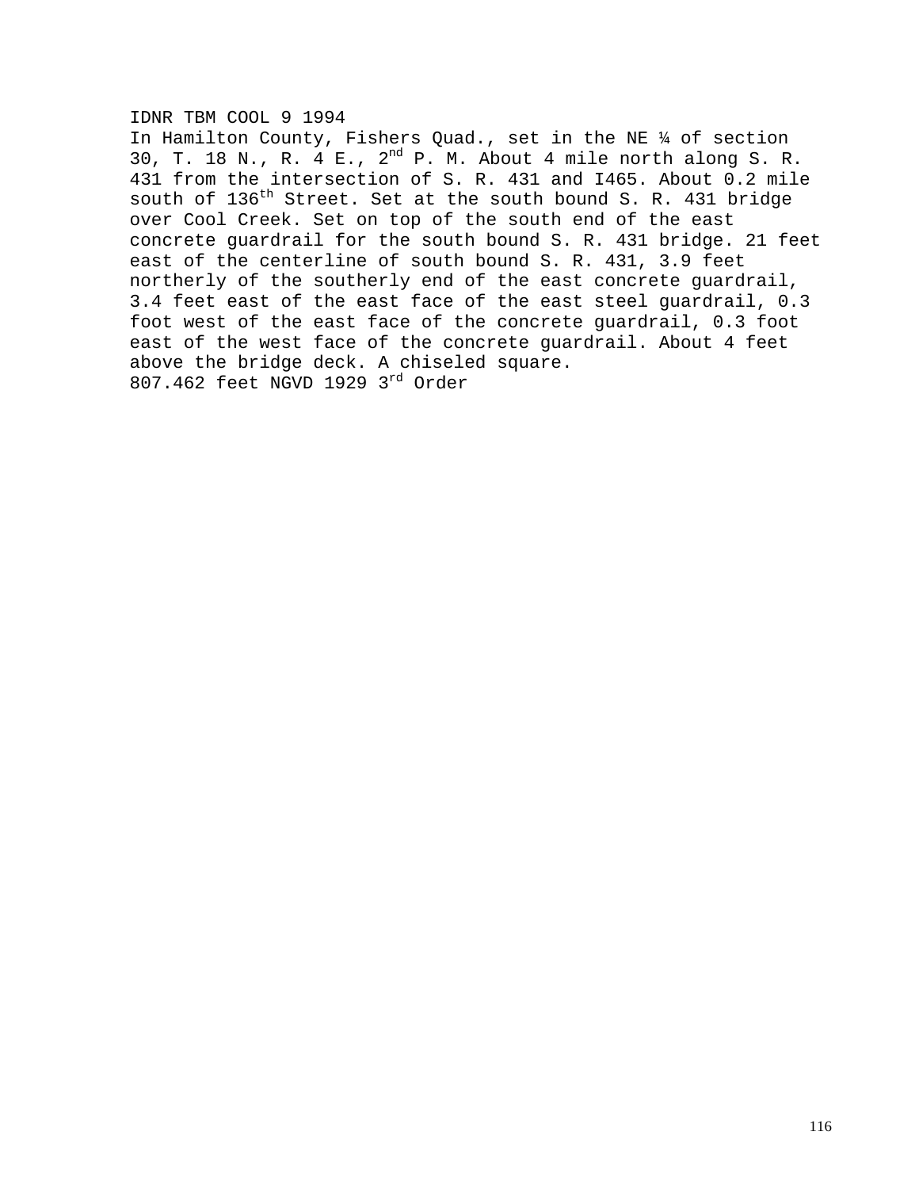IDNR TBM COOL 9 1994

In Hamilton County, Fishers Quad., set in the NE ¼ of section 30, T. 18 N., R. 4 E., 2nd P. M. About 4 mile north along S. R. 431 from the intersection of S. R. 431 and I465. About 0.2 mile south of 136th Street. Set at the south bound S. R. 431 bridge over Cool Creek. Set on top of the south end of the east concrete guardrail for the south bound S. R. 431 bridge. 21 feet east of the centerline of south bound S. R. 431, 3.9 feet northerly of the southerly end of the east concrete guardrail, 3.4 feet east of the east face of the east steel guardrail, 0.3 foot west of the east face of the concrete guardrail, 0.3 foot east of the west face of the concrete guardrail. About 4 feet above the bridge deck. A chiseled square.

807.462 feet NGVD 1929 3rd Order